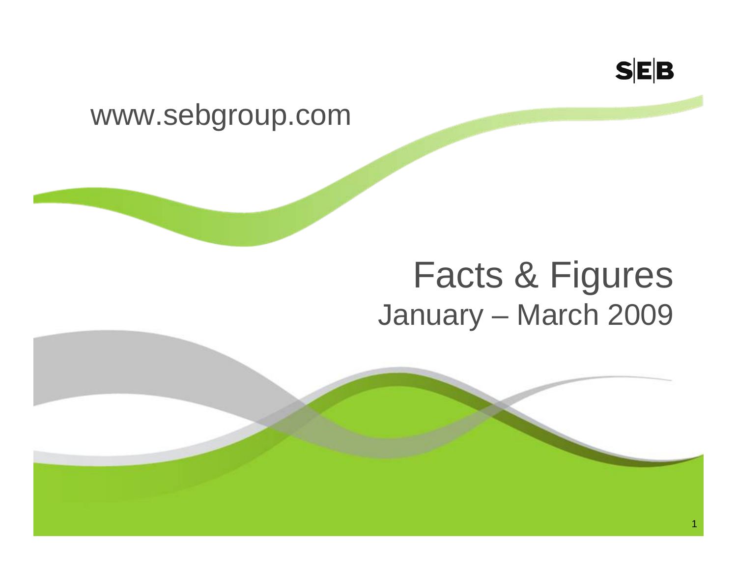SEB

www.sebgroup.com

# Facts & Figures

## January – March 2009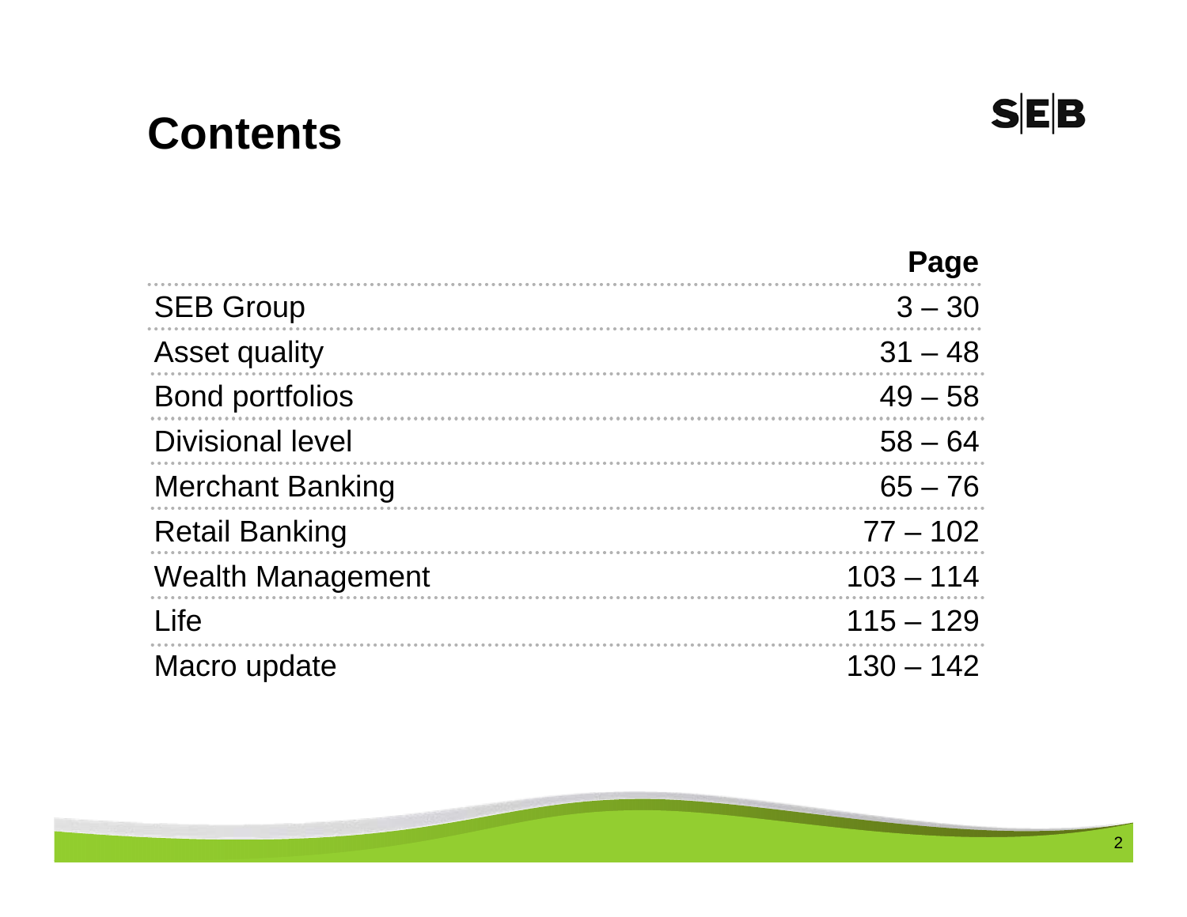# Contents

| | Page |
|---|---|
| SEB Group | 3 – 30 |
| Asset quality | 31 – 48 |
| Bond portfolios | 49 – 58 |
| Divisional level | 58 – 64 |
| Merchant Banking | 65 – 76 |
| Retail Banking | 77 – 102 |
| Wealth Management | 103 – 114 |
| Life | 115 – 129 |
| Macro update | 130 – 142 |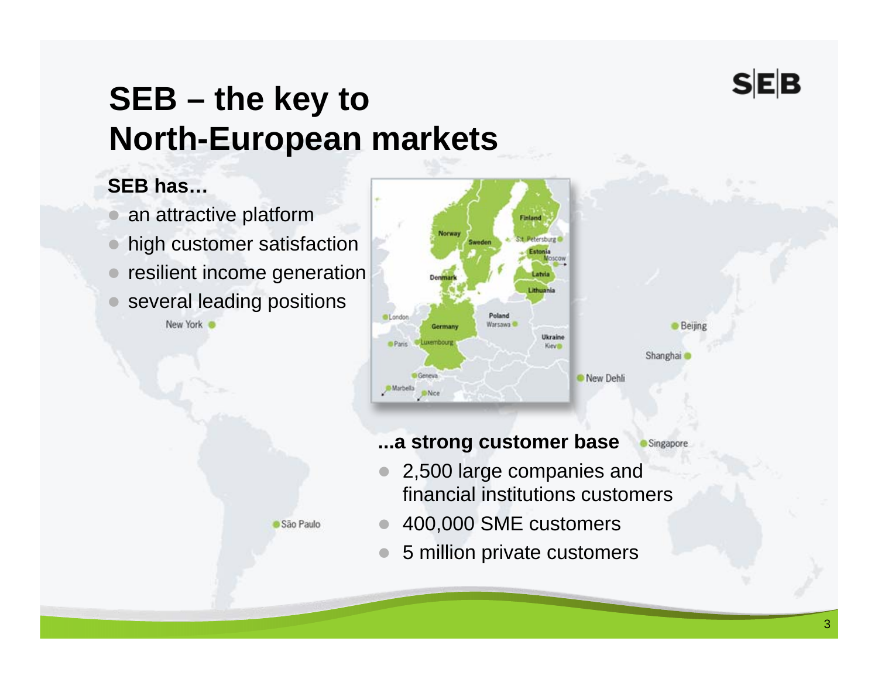# SEB – the key to North-European markets

**SEB has…**

- an attractive platform
- high customer satisfaction
- resilient income generation
- several leading positions

**...a strong customer base**

- 2,500 large companies and financial institutions customers
- 400,000 SME customers
- 5 million private customers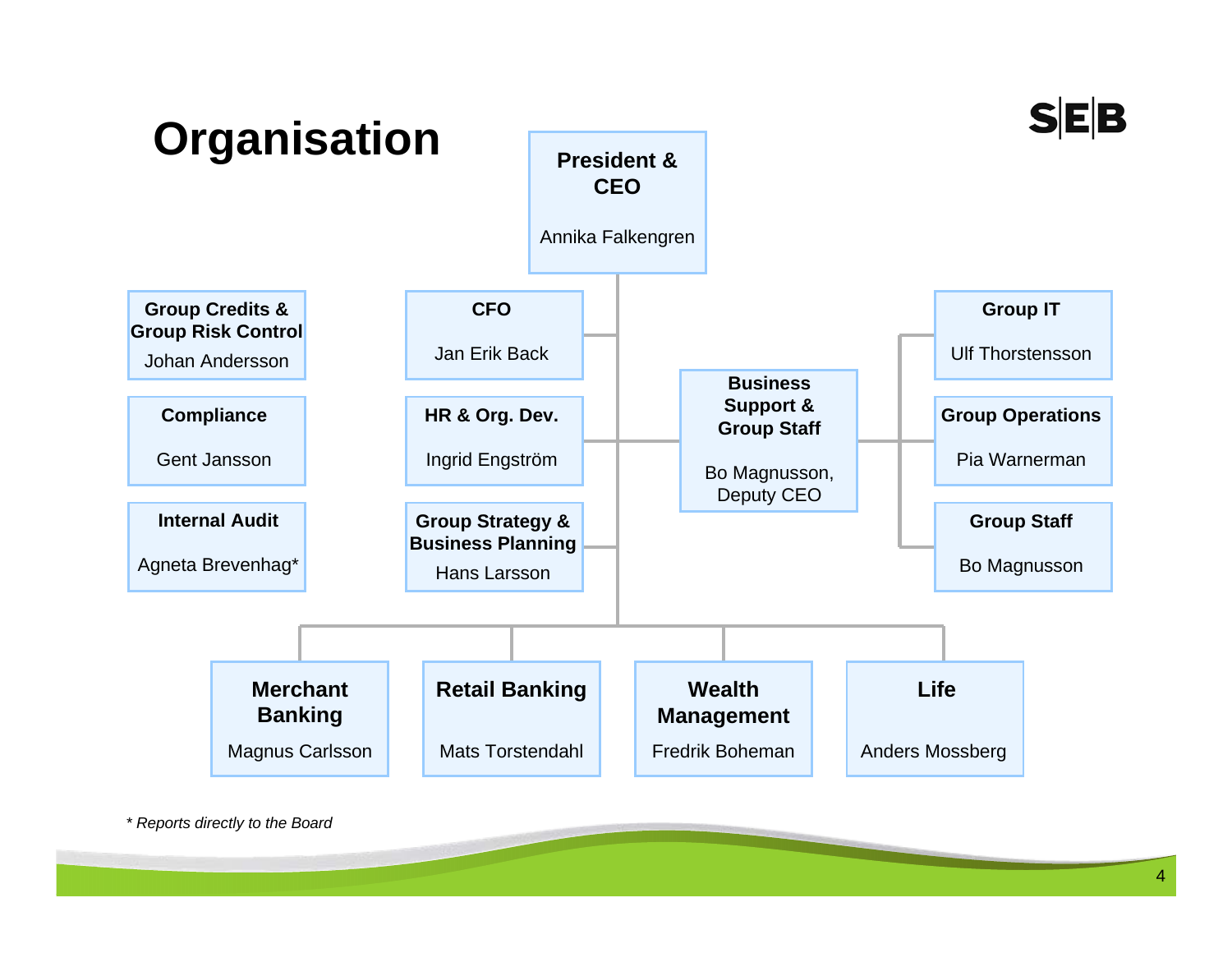# Organisation

**President & CEO**
Annika Falkengren

**Group Credits & Group Risk Control**
Johan Andersson

**Compliance**
Gent Jansson

**Internal Audit**
Agneta Brevenhag*

**CFO**
Jan Erik Back

**HR & Org. Dev.**
Ingrid Engström

**Group Strategy & Business Planning**
Hans Larsson

**Business Support & Group Staff**
Bo Magnusson, Deputy CEO

**Group IT**
Ulf Thorstensson

**Group Operations**
Pia Warnerman

**Group Staff**
Bo Magnusson

**Merchant Banking**
Magnus Carlsson

**Retail Banking**
Mats Torstendahl

**Wealth Management**
Fredrik Boheman

**Life**
Anders Mossberg

*\* Reports directly to the Board*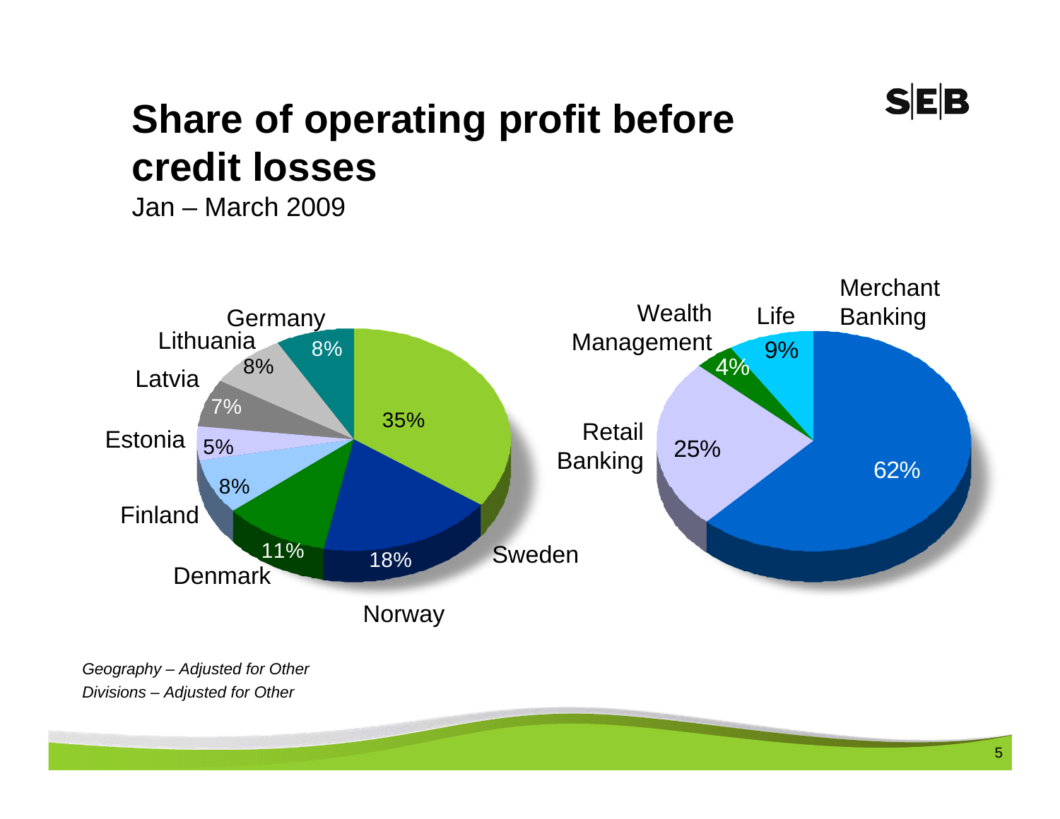# Share of operating profit before credit losses

Jan – March 2009

Germany 8%
Lithuania 8%
Latvia 7%
Estonia 5%
Finland 8%
Denmark 11%
Norway 18%
Sweden 35%

Wealth Management 4%
Life 9%
Merchant Banking 62%
Retail Banking 25%

*Geography – Adjusted for Other*
*Divisions – Adjusted for Other*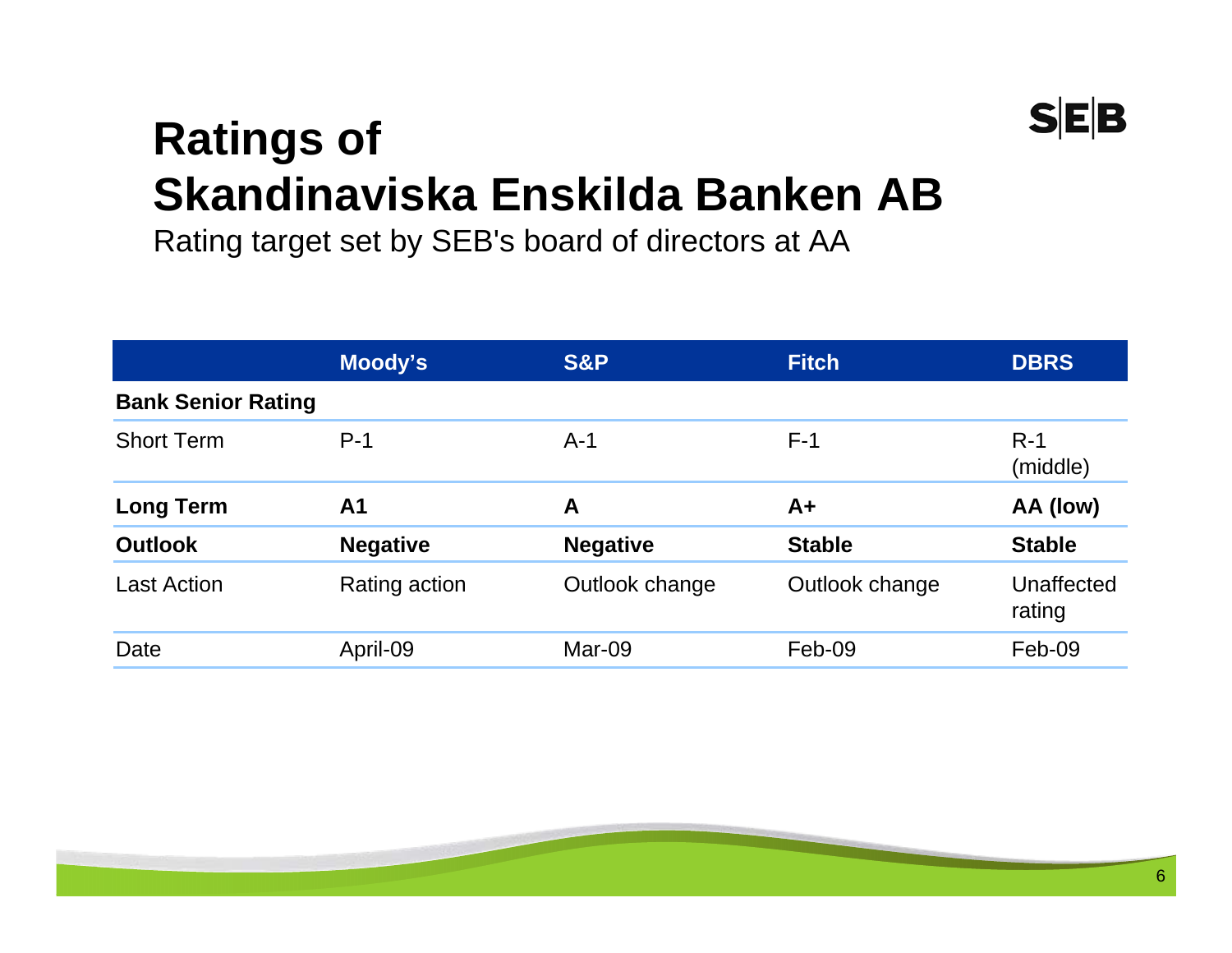# Ratings of Skandinaviska Enskilda Banken AB

Rating target set by SEB's board of directors at AA

| | Moody's | S&P | Fitch | DBRS |
|---|---|---|---|---|
| **Bank Senior Rating** | | | | |
| Short Term | P-1 | A-1 | F-1 | R-1 (middle) |
| **Long Term** | **A1** | **A** | **A+** | **AA (low)** |
| **Outlook** | **Negative** | **Negative** | **Stable** | **Stable** |
| Last Action | Rating action | Outlook change | Outlook change | Unaffected rating |
| Date | April-09 | Mar-09 | Feb-09 | Feb-09 |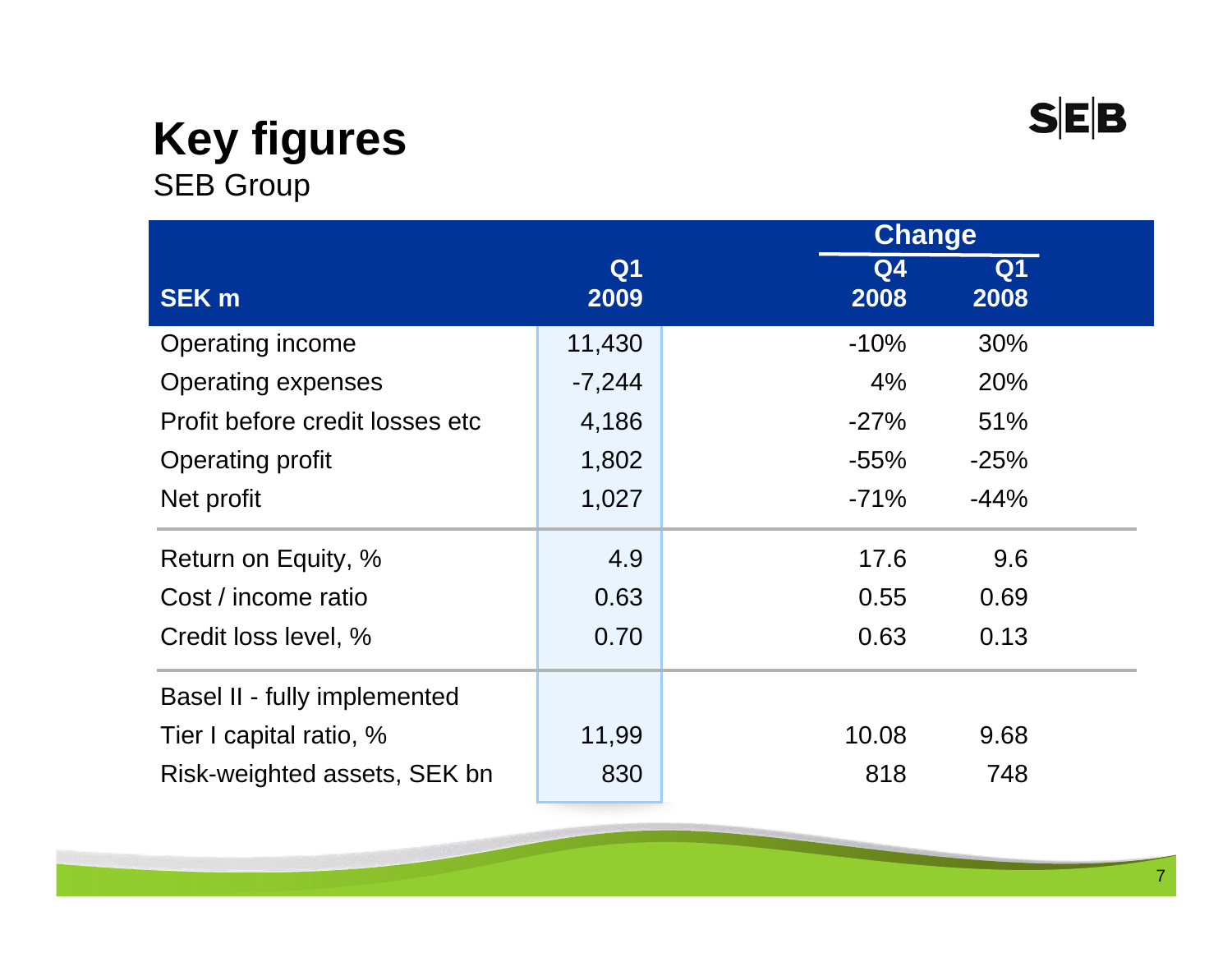# Key figures

SEB Group

| SEK m | Q1 2009 | Change Q4 2008 | Change Q1 2008 |
|---|---|---|---|
| Operating income | 11,430 | -10% | 30% |
| Operating expenses | -7,244 | 4% | 20% |
| Profit before credit losses etc | 4,186 | -27% | 51% |
| Operating profit | 1,802 | -55% | -25% |
| Net profit | 1,027 | -71% | -44% |
| Return on Equity, % | 4.9 | 17.6 | 9.6 |
| Cost / income ratio | 0.63 | 0.55 | 0.69 |
| Credit loss level, % | 0.70 | 0.63 | 0.13 |
| Basel II - fully implemented | | | |
| Tier I capital ratio, % | 11,99 | 10.08 | 9.68 |
| Risk-weighted assets, SEK bn | 830 | 818 | 748 |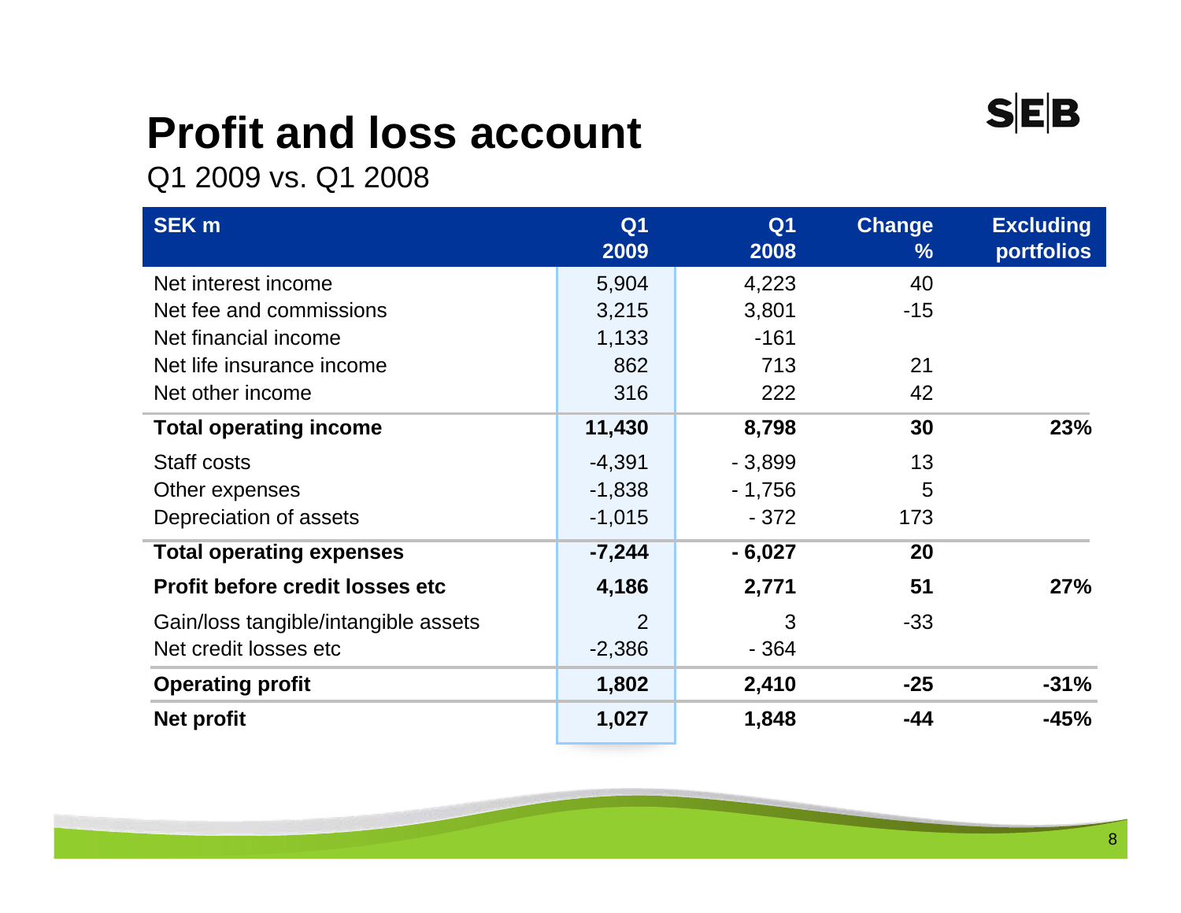# Profit and loss account

Q1 2009 vs. Q1 2008

| SEK m | Q1 2009 | Q1 2008 | Change % | Excluding portfolios |
|---|---|---|---|---|
| Net interest income | 5,904 | 4,223 | 40 | |
| Net fee and commissions | 3,215 | 3,801 | -15 | |
| Net financial income | 1,133 | -161 | | |
| Net life insurance income | 862 | 713 | 21 | |
| Net other income | 316 | 222 | 42 | |
| **Total operating income** | **11,430** | **8,798** | **30** | **23%** |
| Staff costs | -4,391 | - 3,899 | 13 | |
| Other expenses | -1,838 | - 1,756 | 5 | |
| Depreciation of assets | -1,015 | - 372 | 173 | |
| **Total operating expenses** | **-7,244** | **- 6,027** | **20** | |
| **Profit before credit losses etc** | **4,186** | **2,771** | **51** | **27%** |
| Gain/loss tangible/intangible assets | 2 | 3 | -33 | |
| Net credit losses etc | -2,386 | - 364 | | |
| **Operating profit** | **1,802** | **2,410** | **-25** | **-31%** |
| **Net profit** | **1,027** | **1,848** | **-44** | **-45%** |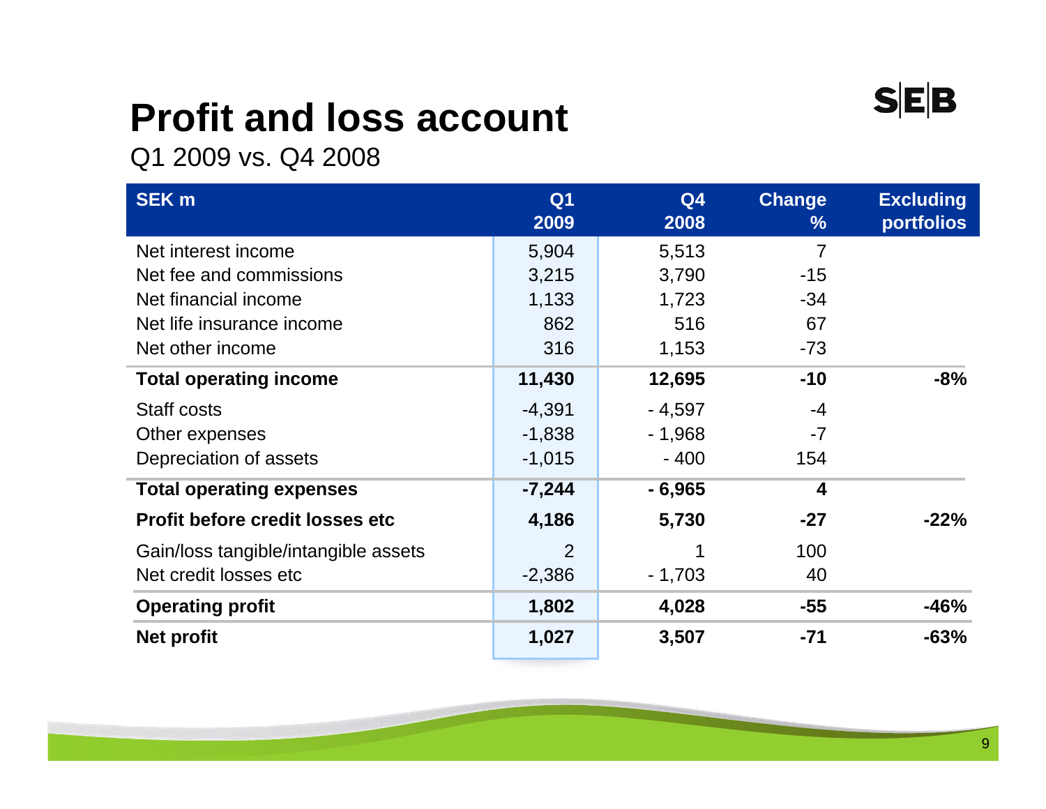# Profit and loss account

Q1 2009 vs. Q4 2008

| SEK m | Q1 2009 | Q4 2008 | Change % | Excluding portfolios |
|---|---|---|---|---|
| Net interest income | 5,904 | 5,513 | 7 | |
| Net fee and commissions | 3,215 | 3,790 | -15 | |
| Net financial income | 1,133 | 1,723 | -34 | |
| Net life insurance income | 862 | 516 | 67 | |
| Net other income | 316 | 1,153 | -73 | |
| **Total operating income** | **11,430** | **12,695** | **-10** | **-8%** |
| Staff costs | -4,391 | - 4,597 | -4 | |
| Other expenses | -1,838 | - 1,968 | -7 | |
| Depreciation of assets | -1,015 | - 400 | 154 | |
| **Total operating expenses** | **-7,244** | **- 6,965** | **4** | |
| **Profit before credit losses etc** | **4,186** | **5,730** | **-27** | **-22%** |
| Gain/loss tangible/intangible assets | 2 | 1 | 100 | |
| Net credit losses etc | -2,386 | - 1,703 | 40 | |
| **Operating profit** | **1,802** | **4,028** | **-55** | **-46%** |
| **Net profit** | **1,027** | **3,507** | **-71** | **-63%** |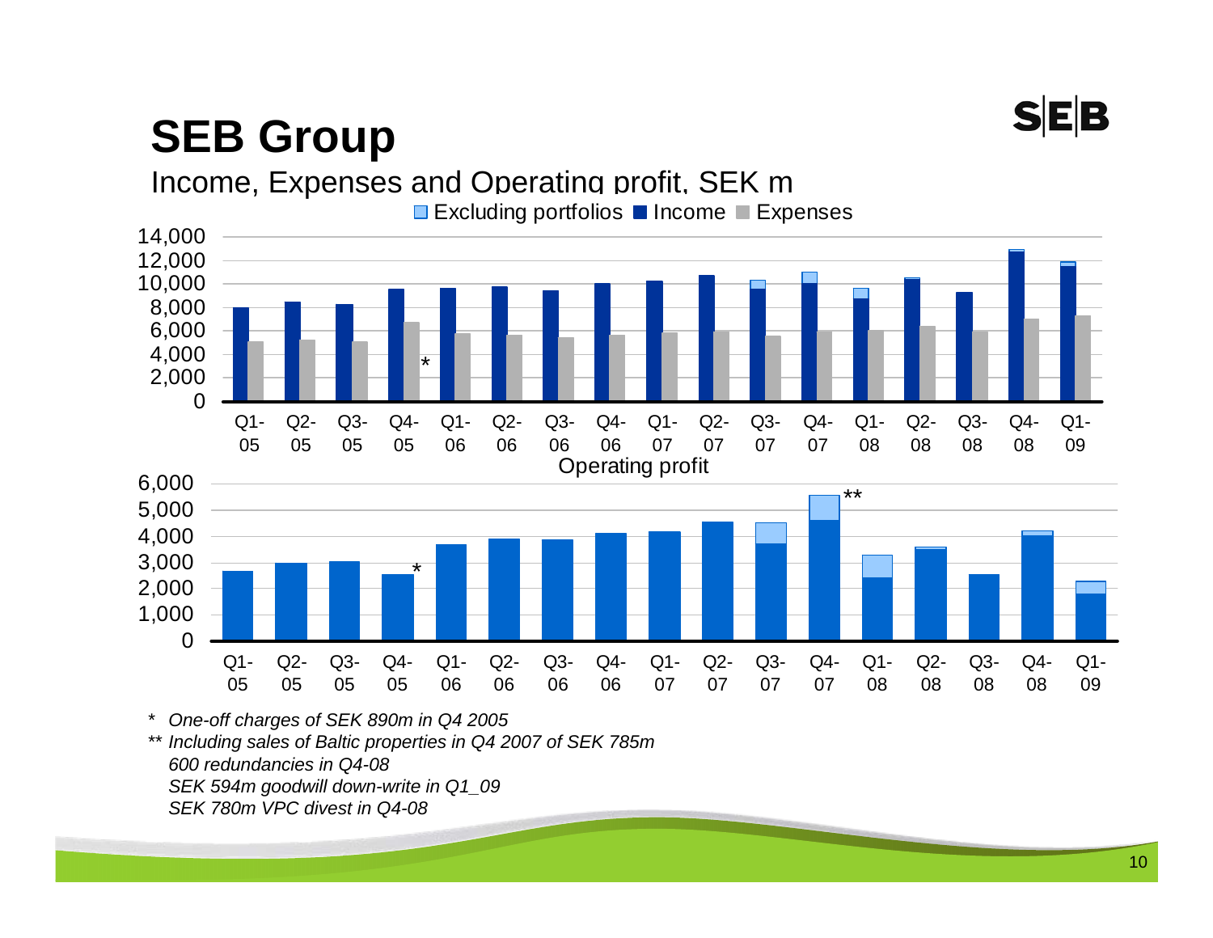# SEB Group

Income, Expenses and Operating profit, SEK m

Excluding portfolios ■ Income ■ Expenses

Operating profit

\* *One-off charges of SEK 890m in Q4 2005*

\*\* *Including sales of Baltic properties in Q4 2007 of SEK 785m*
*600 redundancies in Q4-08*
*SEK 594m goodwill down-write in Q1_09*
*SEK 780m VPC divest in Q4-08*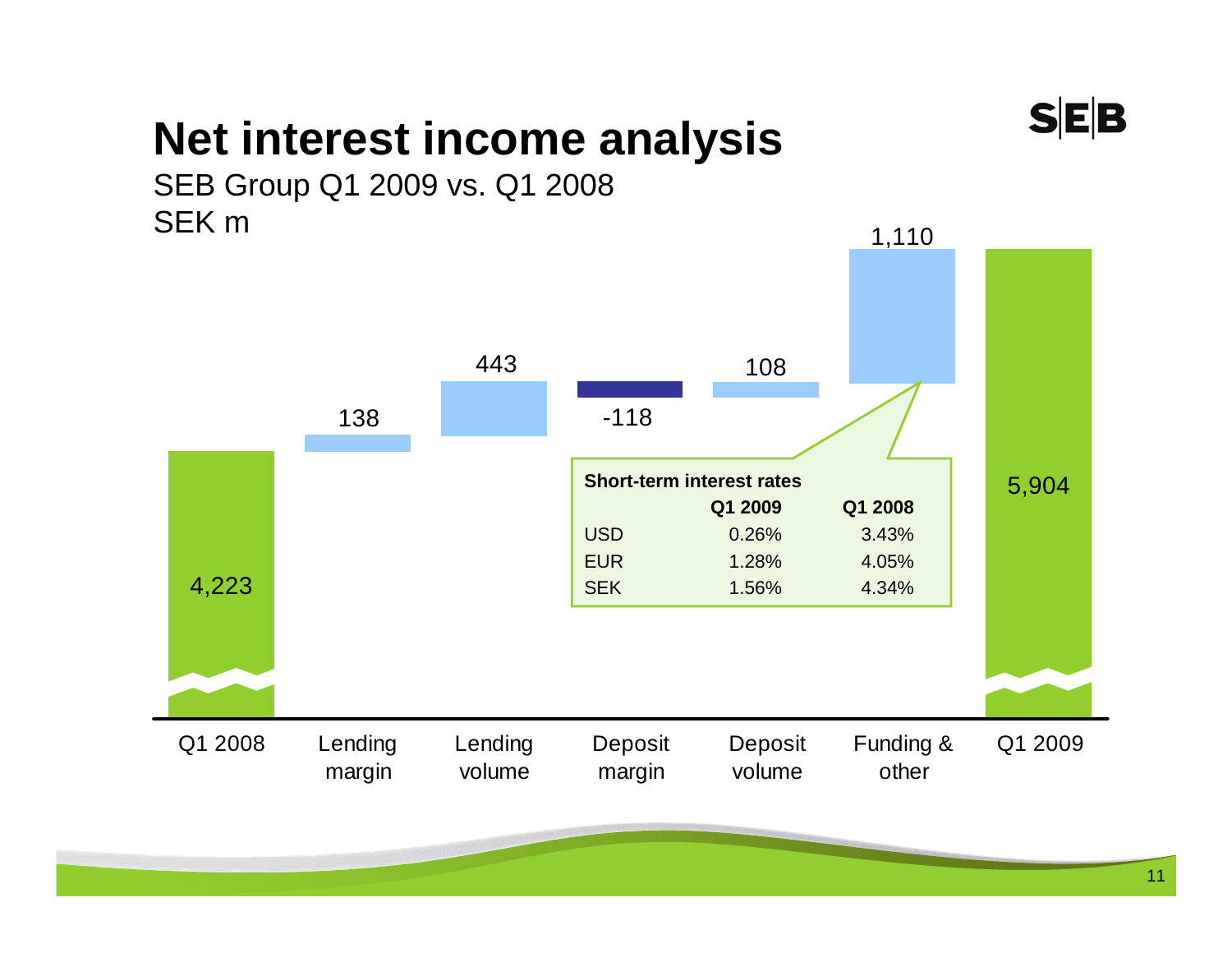# Net interest income analysis

SEB Group Q1 2009 vs. Q1 2008

SEK m

| Q1 2008 | Lending margin | Lending volume | Deposit margin | Deposit volume | Funding & other | Q1 2009 |
|---|---|---|---|---|---|---|
| 4,223 | 138 | 443 | -118 | 108 | 1,110 | 5,904 |

**Short-term interest rates**

| | Q1 2009 | Q1 2008 |
|---|---|---|
| USD | 0.26% | 3.43% |
| EUR | 1.28% | 4.05% |
| SEK | 1.56% | 4.34% |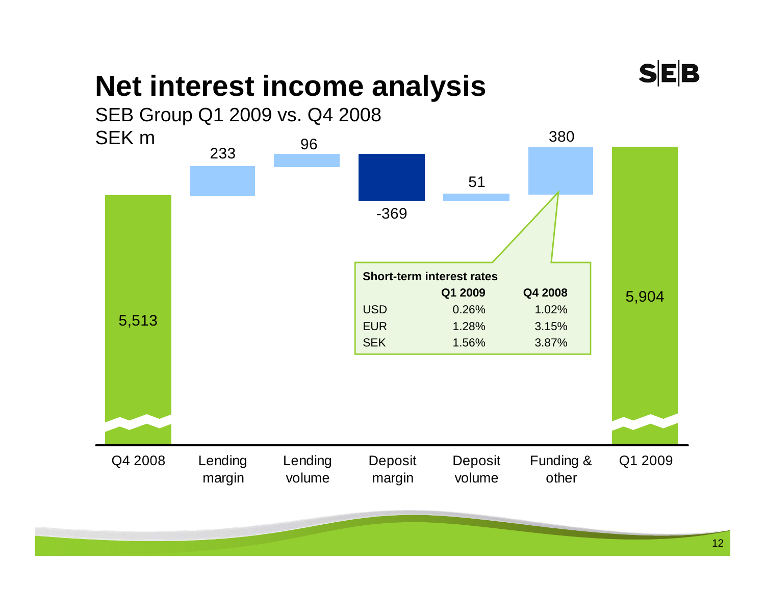# Net interest income analysis

SEB Group Q1 2009 vs. Q4 2008

SEK m

| Q4 2008 | Lending margin | Lending volume | Deposit margin | Deposit volume | Funding & other | Q1 2009 |
|---|---|---|---|---|---|---|
| 5,513 | 233 | 96 | -369 | 51 | 380 | 5,904 |

**Short-term interest rates**

| | **Q1 2009** | **Q4 2008** |
|---|---|---|
| USD | 0.26% | 1.02% |
| EUR | 1.28% | 3.15% |
| SEK | 1.56% | 3.87% |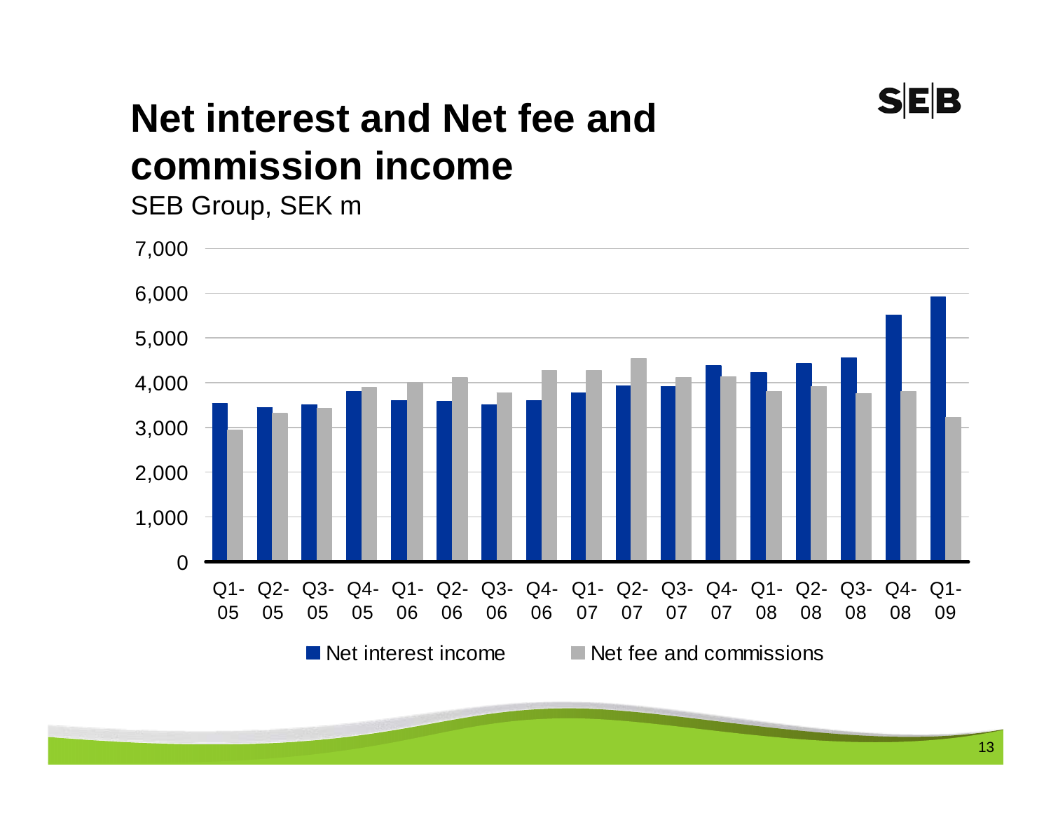# Net interest and Net fee and commission income

SEB Group, SEK m

| | Net interest income | Net fee and commissions |
|---|---|---|
| Q1-05 | 3,550 | 2,950 |
| Q2-05 | 3,450 | 3,320 |
| Q3-05 | 3,510 | 3,430 |
| Q4-05 | 3,810 | 3,900 |
| Q1-06 | 3,600 | 4,000 |
| Q2-06 | 3,590 | 4,120 |
| Q3-06 | 3,510 | 3,780 |
| Q4-06 | 3,600 | 4,280 |
| Q1-07 | 3,780 | 4,280 |
| Q2-07 | 3,940 | 4,540 |
| Q3-07 | 3,920 | 4,120 |
| Q4-07 | 4,390 | 4,140 |
| Q1-08 | 4,230 | 3,800 |
| Q2-08 | 4,440 | 3,920 |
| Q3-08 | 4,560 | 3,760 |
| Q4-08 | 5,510 | 3,800 |
| Q1-09 | 5,920 | 3,220 |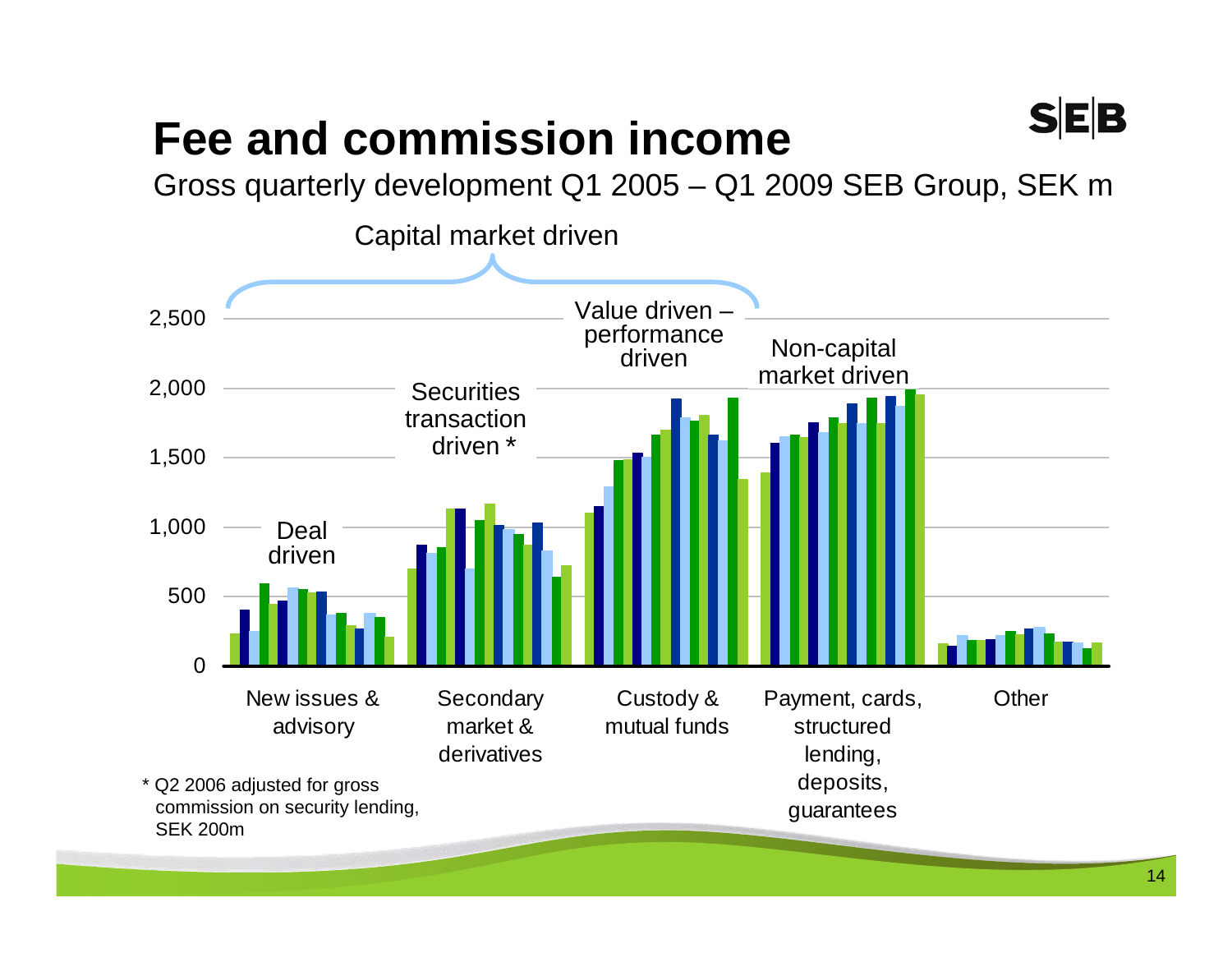# Fee and commission income

Gross quarterly development Q1 2005 – Q1 2009 SEB Group, SEK m

Capital market driven

Deal driven

Securities transaction driven *

Value driven – performance driven

Non-capital market driven

2,500
2,000
1,500
1,000
500
0

New issues & advisory

Secondary market & derivatives

Custody & mutual funds

Payment, cards, structured lending, deposits, guarantees

Other

\* Q2 2006 adjusted for gross commission on security lending, SEK 200m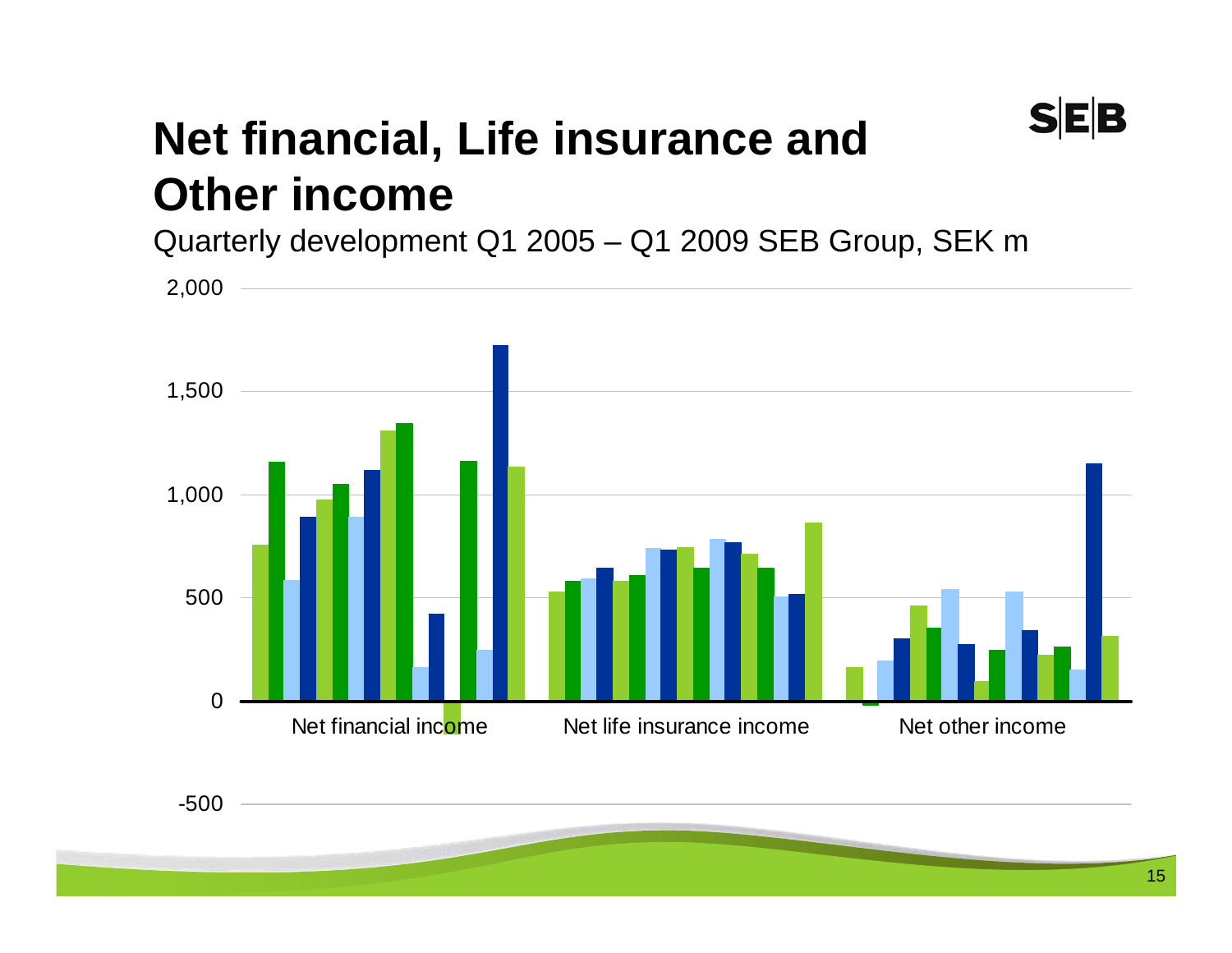# Net financial, Life insurance and Other income

Quarterly development Q1 2005 – Q1 2009 SEB Group, SEK m

2,000

1,500

1,000

500

0

-500

Net financial income

Net life insurance income

Net other income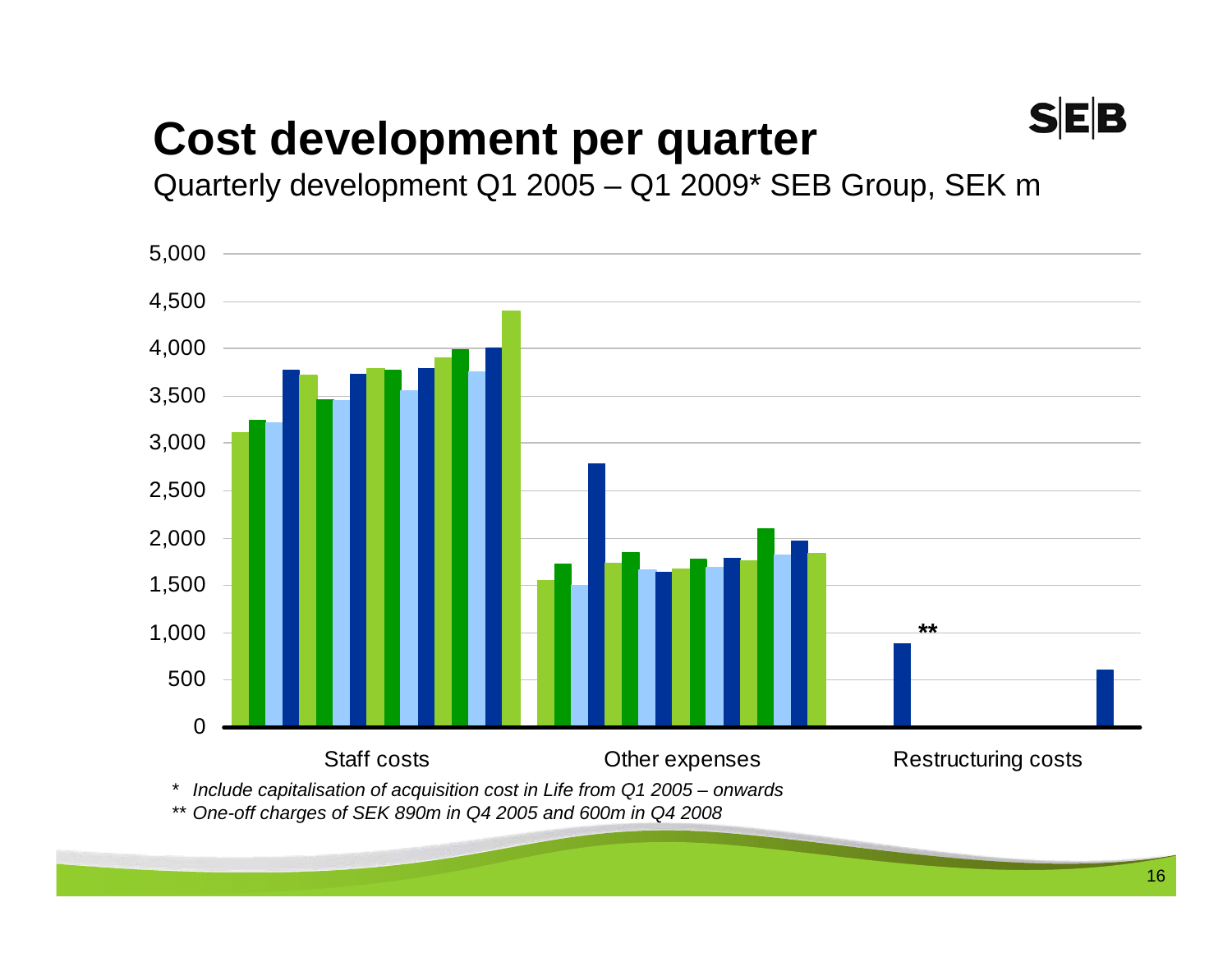# Cost development per quarter

Quarterly development Q1 2005 – Q1 2009* SEB Group, SEK m

5,000
4,500
4,000
3,500
3,000
2,500
2,000
1,500
1,000
500
0

**

Staff costs    Other expenses    Restructuring costs

*Include capitalisation of acquisition cost in Life from Q1 2005 – onwards*

*\*\* One-off charges of SEK 890m in Q4 2005 and 600m in Q4 2008*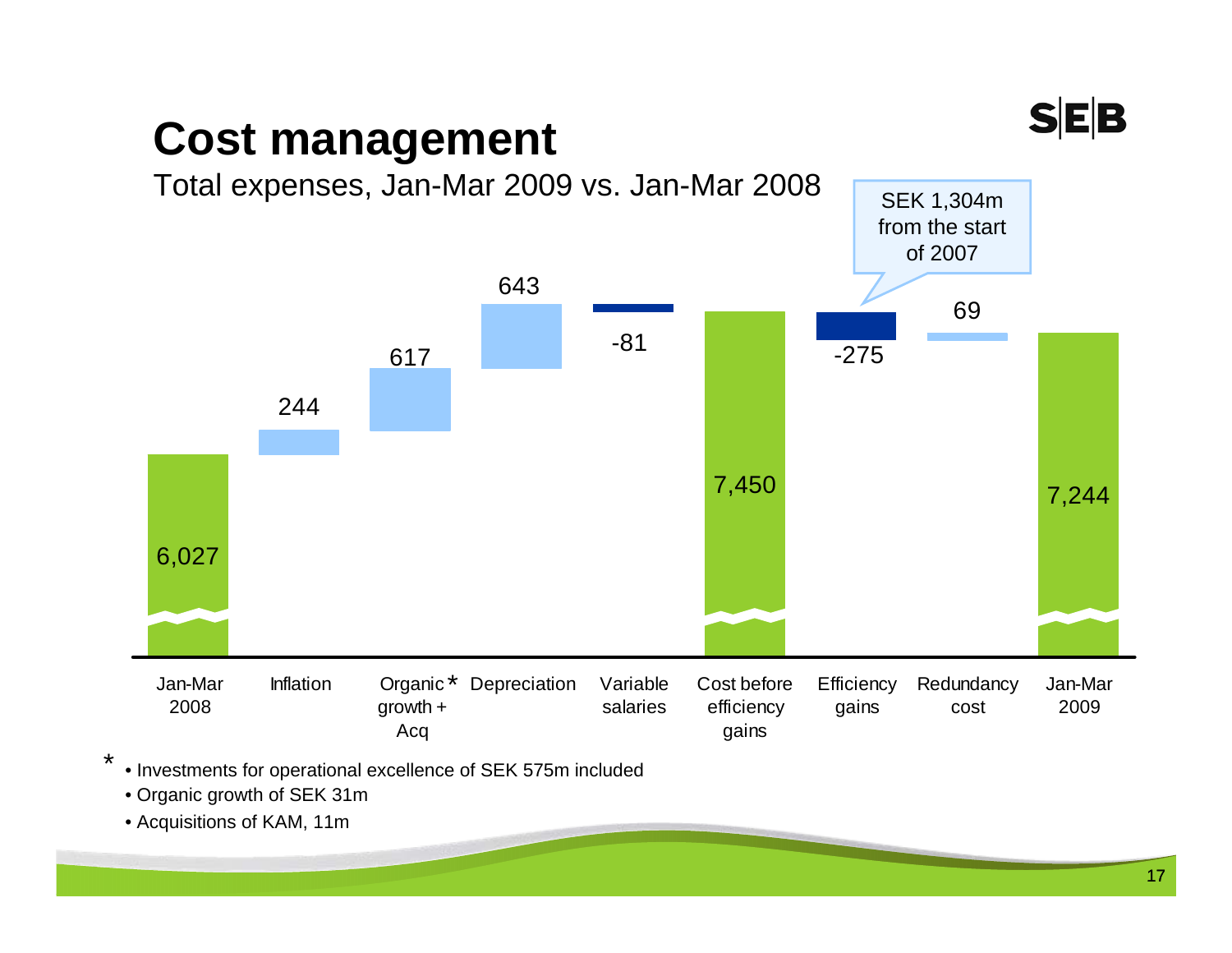# Cost management

Total expenses, Jan-Mar 2009 vs. Jan-Mar 2008

| | Value |
|---|---|
| Jan-Mar 2008 | 6,027 |
| Inflation | 244 |
| Organic growth + Acq* | 617 |
| Depreciation | 643 |
| Variable salaries | -81 |
| Cost before efficiency gains | 7,450 |
| Efficiency gains | -275 |
| Redundancy cost | 69 |
| Jan-Mar 2009 | 7,244 |

SEK 1,304m from the start of 2007

*
- Investments for operational excellence of SEK 575m included
- Organic growth of SEK 31m
- Acquisitions of KAM, 11m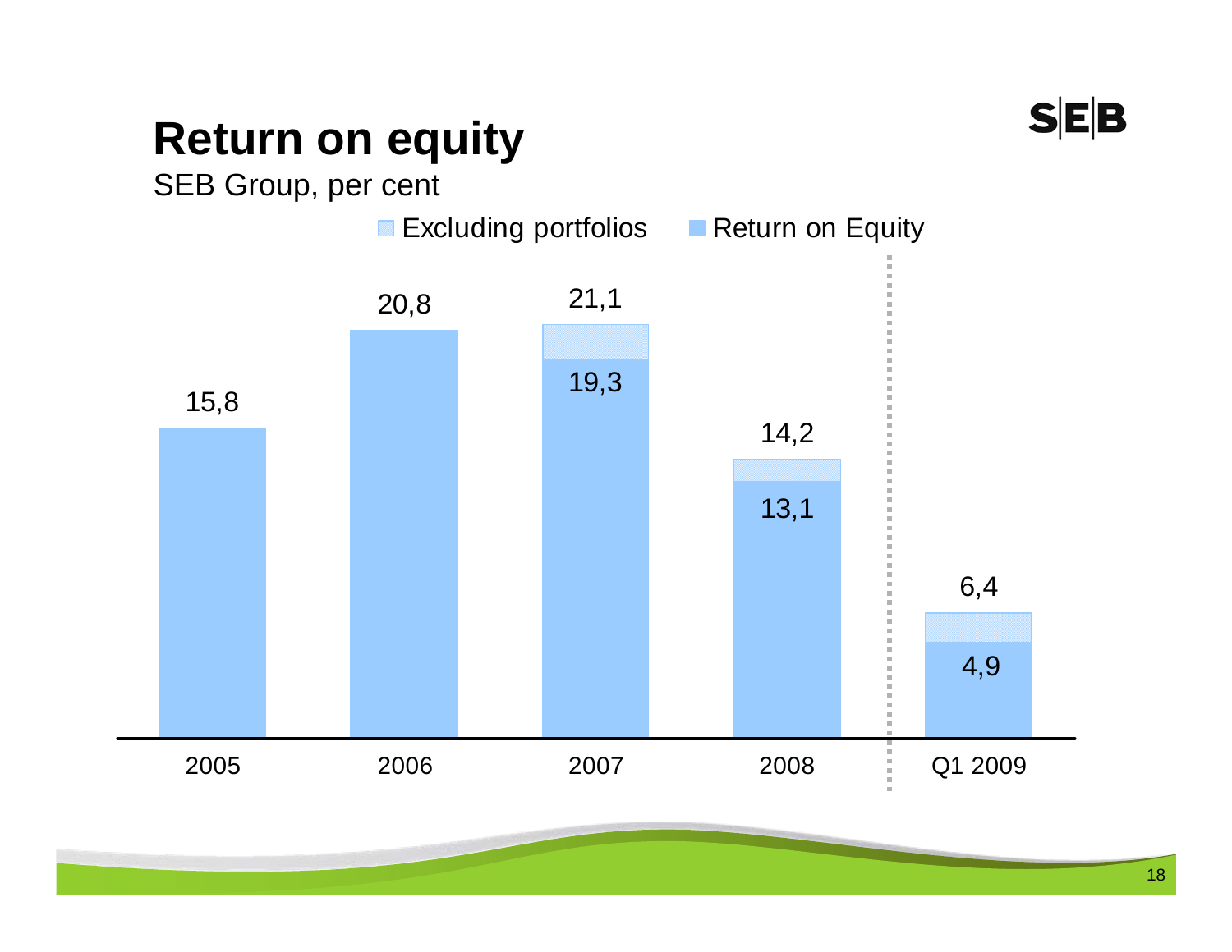# Return on equity

SEB Group, per cent

| | 2005 | 2006 | 2007 | 2008 | Q1 2009 |
|---|---|---|---|---|---|
| Return on Equity | 15,8 | 20,8 | 21,1 | 14,2 | 6,4 |
| Excluding portfolios | | | 19,3 | 13,1 | 4,9 |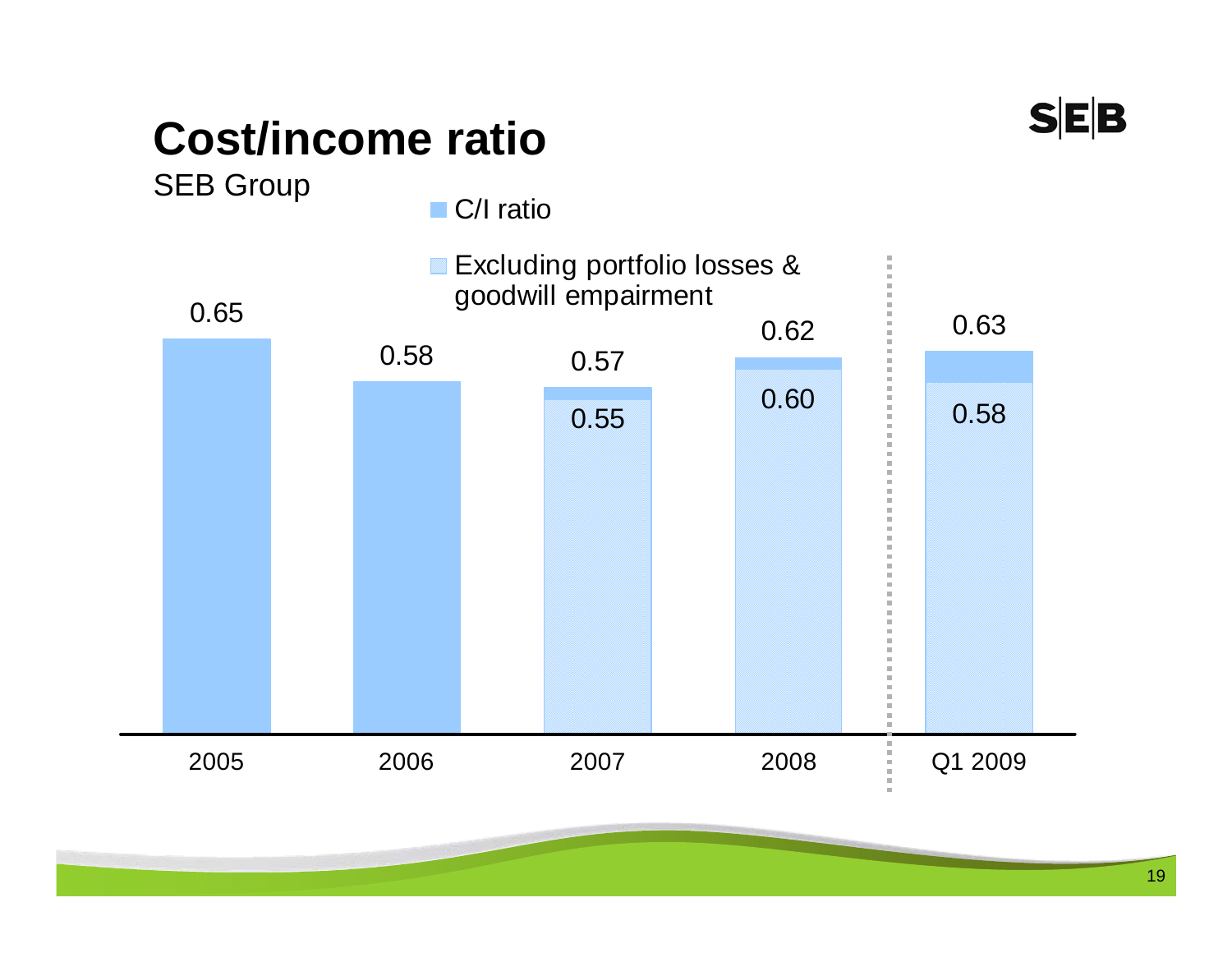# Cost/income ratio

SEB Group

| | C/I ratio | Excluding portfolio losses & goodwill empairment |
|---|---|---|
| 2005 | 0.65 | |
| 2006 | 0.58 | |
| 2007 | 0.57 | 0.55 |
| 2008 | 0.62 | 0.60 |
| Q1 2009 | 0.63 | 0.58 |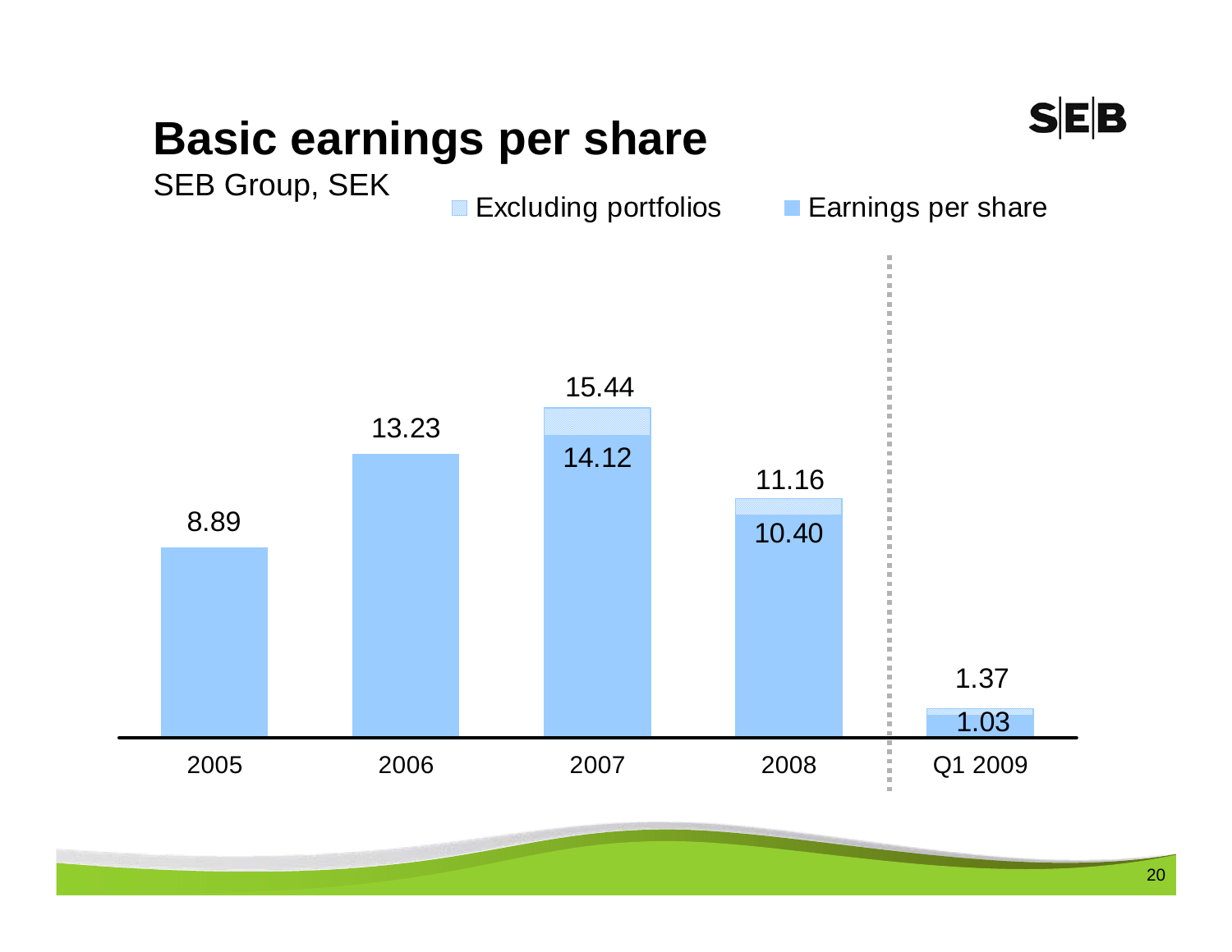# Basic earnings per share

SEB Group, SEK

| | 2005 | 2006 | 2007 | 2008 | Q1 2009 |
|---|---|---|---|---|---|
| Excluding portfolios | | | 15.44 | 11.16 | 1.37 |
| Earnings per share | 8.89 | 13.23 | 14.12 | 10.40 | 1.03 |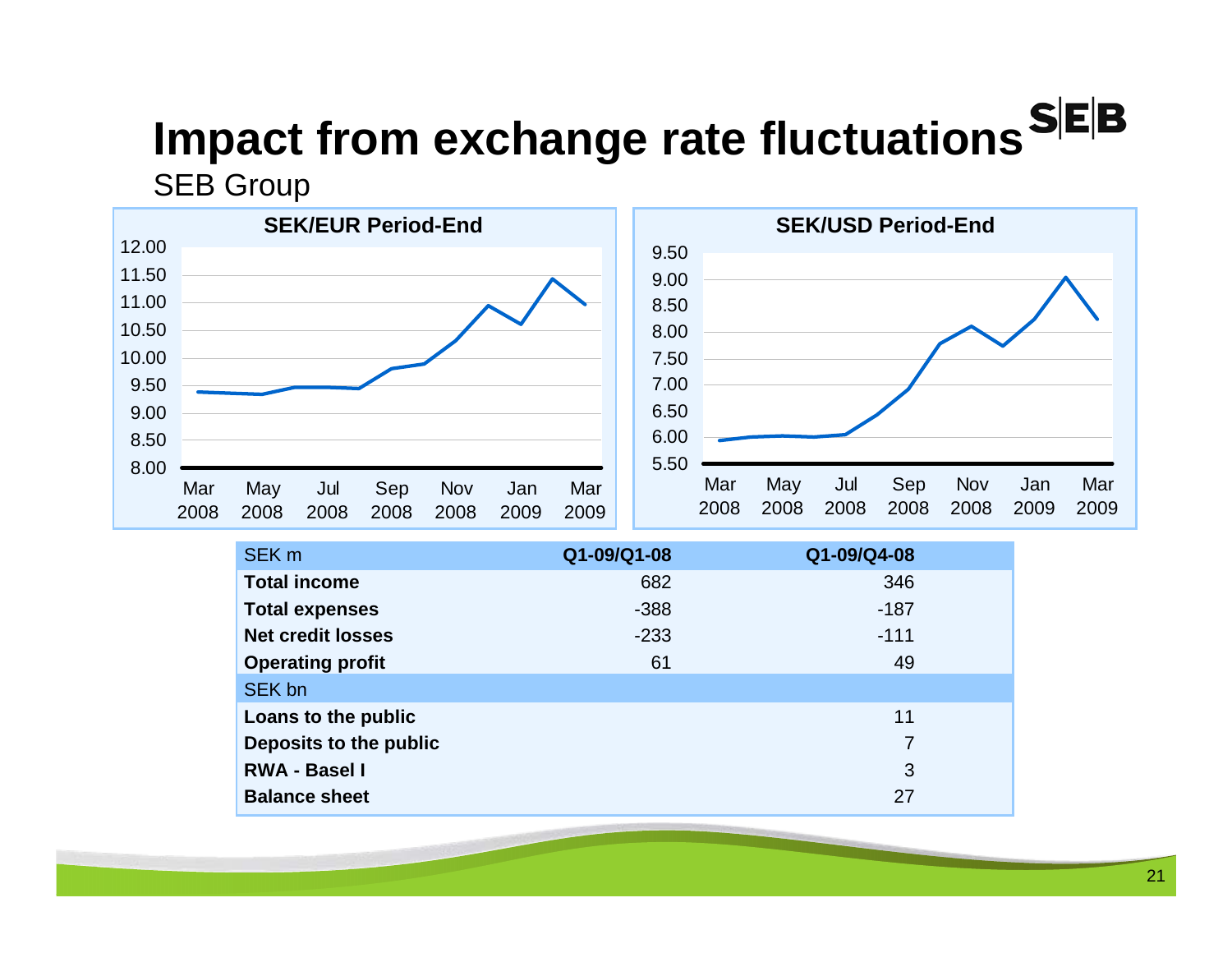# Impact from exchange rate fluctuations

SEB Group

**SEK/EUR Period-End**

**SEK/USD Period-End**

| SEK m | Q1-09/Q1-08 | Q1-09/Q4-08 |
|---|---|---|
| **Total income** | 682 | 346 |
| **Total expenses** | -388 | -187 |
| **Net credit losses** | -233 | -111 |
| **Operating profit** | 61 | 49 |
| SEK bn | | |
| **Loans to the public** | | 11 |
| **Deposits to the public** | | 7 |
| **RWA - Basel I** | | 3 |
| **Balance sheet** | | 27 |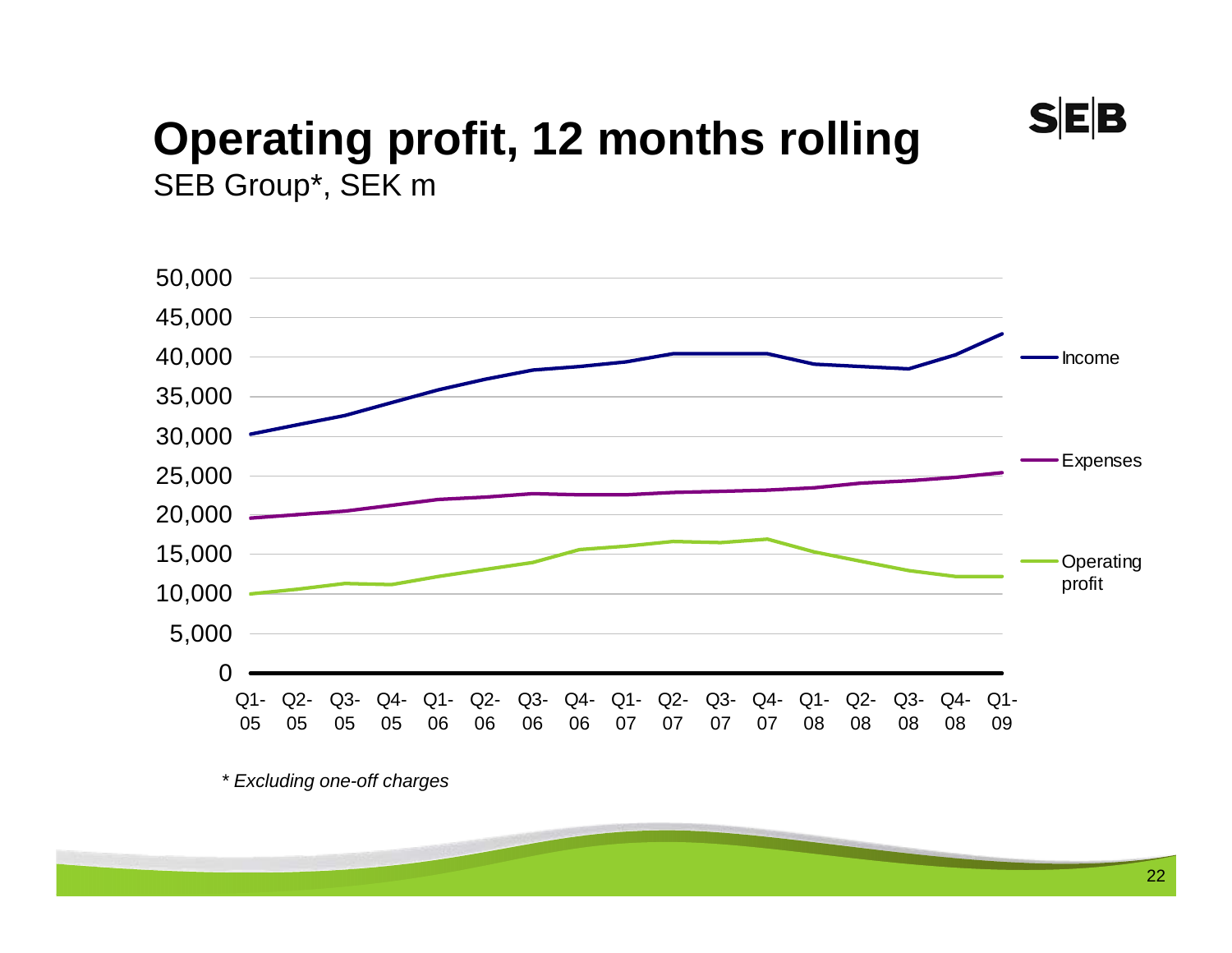# Operating profit, 12 months rolling

SEB Group*, SEK m

50,000
45,000
40,000
35,000
30,000
25,000
20,000
15,000
10,000
5,000
0

Q1-05 Q2-05 Q3-05 Q4-05 Q1-06 Q2-06 Q3-06 Q4-06 Q1-07 Q2-07 Q3-07 Q4-07 Q1-08 Q2-08 Q3-08 Q4-08 Q1-09

Income

Expenses

Operating profit

*\* Excluding one-off charges*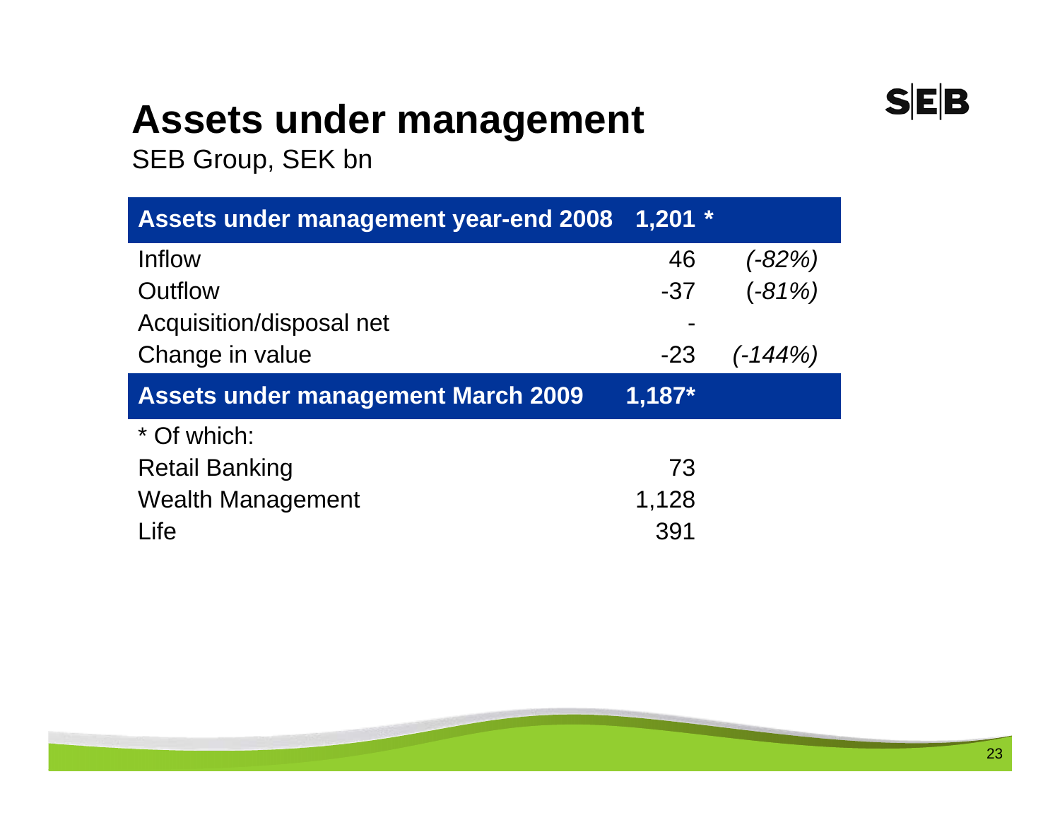# Assets under management

SEB Group, SEK bn

| Assets under management year-end 2008 | 1,201 * | |
|---|---|---|
| Inflow | 46 | *(-82%)* |
| Outflow | -37 | *(-81%)* |
| Acquisition/disposal net | - | |
| Change in value | -23 | *(-144%)* |
| **Assets under management March 2009** | **1,187*** | |
| * Of which: | | |
| Retail Banking | 73 | |
| Wealth Management | 1,128 | |
| Life | 391 | |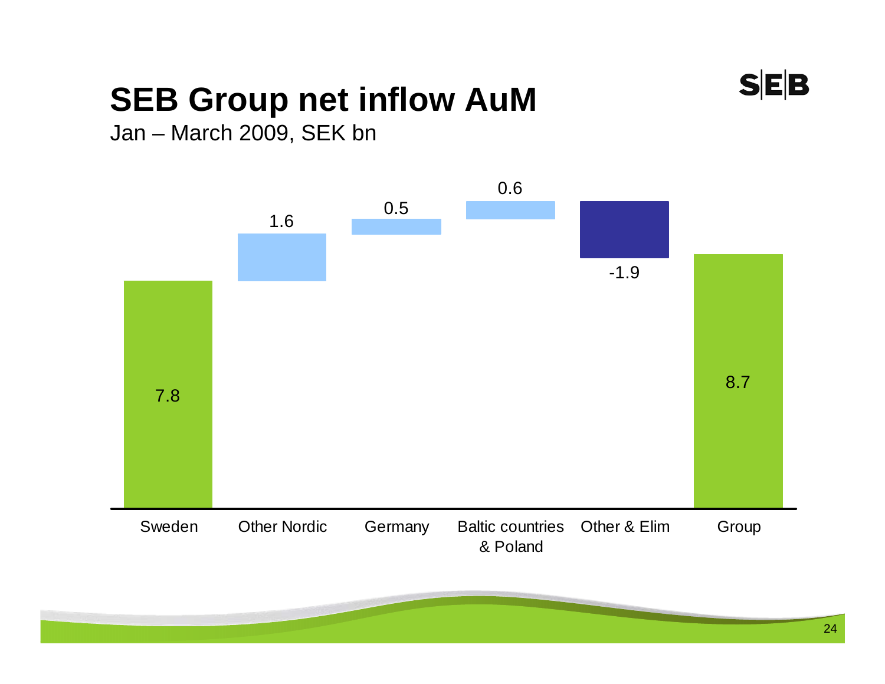# SEB Group net inflow AuM

Jan – March 2009, SEK bn

| Sweden | Other Nordic | Germany | Baltic countries & Poland | Other & Elim | Group |
|---|---|---|---|---|---|
| 7.8 | 1.6 | 0.5 | 0.6 | -1.9 | 8.7 |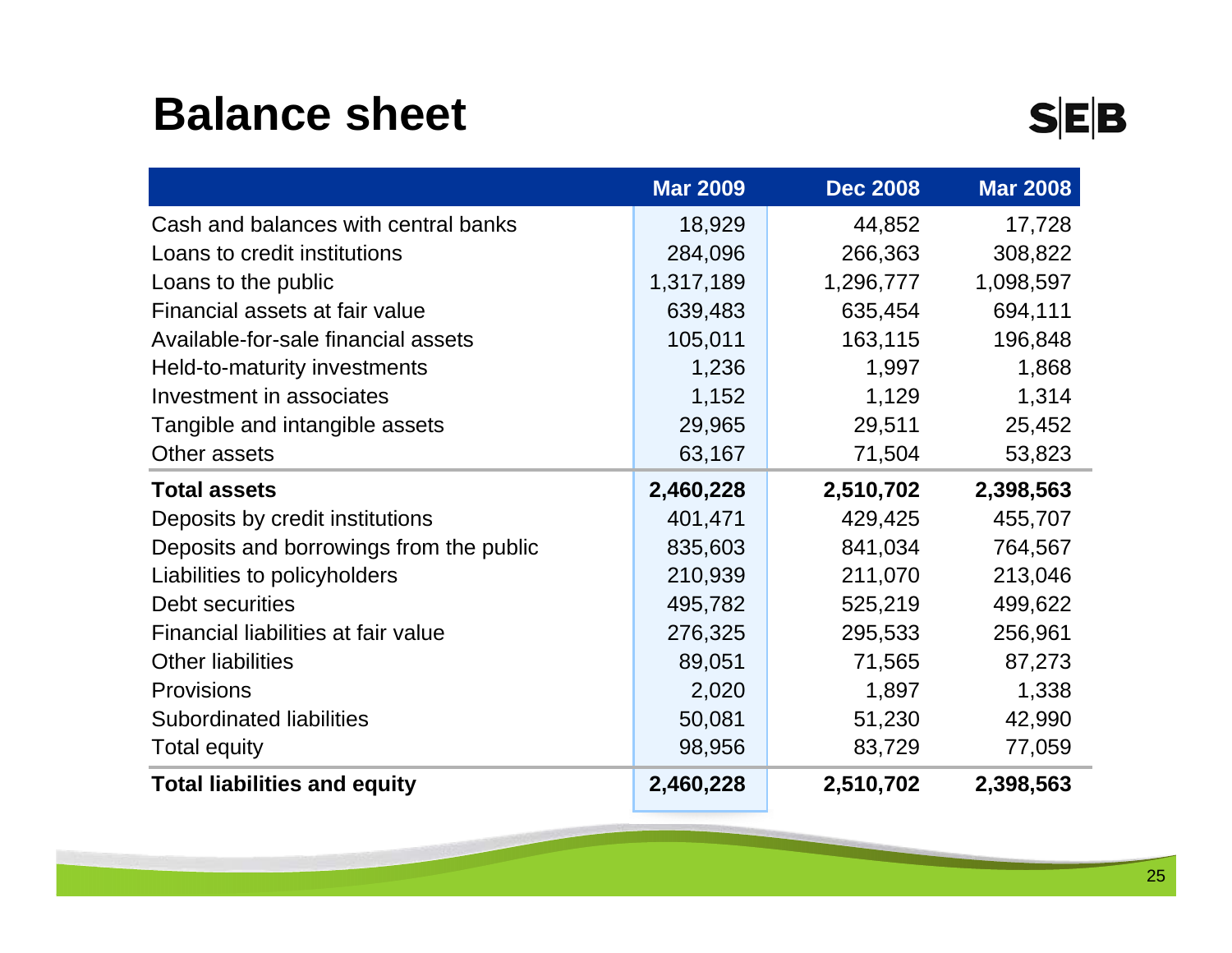# Balance sheet

| | Mar 2009 | Dec 2008 | Mar 2008 |
|---|---|---|---|
| Cash and balances with central banks | 18,929 | 44,852 | 17,728 |
| Loans to credit institutions | 284,096 | 266,363 | 308,822 |
| Loans to the public | 1,317,189 | 1,296,777 | 1,098,597 |
| Financial assets at fair value | 639,483 | 635,454 | 694,111 |
| Available-for-sale financial assets | 105,011 | 163,115 | 196,848 |
| Held-to-maturity investments | 1,236 | 1,997 | 1,868 |
| Investment in associates | 1,152 | 1,129 | 1,314 |
| Tangible and intangible assets | 29,965 | 29,511 | 25,452 |
| Other assets | 63,167 | 71,504 | 53,823 |
| **Total assets** | **2,460,228** | **2,510,702** | **2,398,563** |
| Deposits by credit institutions | 401,471 | 429,425 | 455,707 |
| Deposits and borrowings from the public | 835,603 | 841,034 | 764,567 |
| Liabilities to policyholders | 210,939 | 211,070 | 213,046 |
| Debt securities | 495,782 | 525,219 | 499,622 |
| Financial liabilities at fair value | 276,325 | 295,533 | 256,961 |
| Other liabilities | 89,051 | 71,565 | 87,273 |
| Provisions | 2,020 | 1,897 | 1,338 |
| Subordinated liabilities | 50,081 | 51,230 | 42,990 |
| Total equity | 98,956 | 83,729 | 77,059 |
| **Total liabilities and equity** | **2,460,228** | **2,510,702** | **2,398,563** |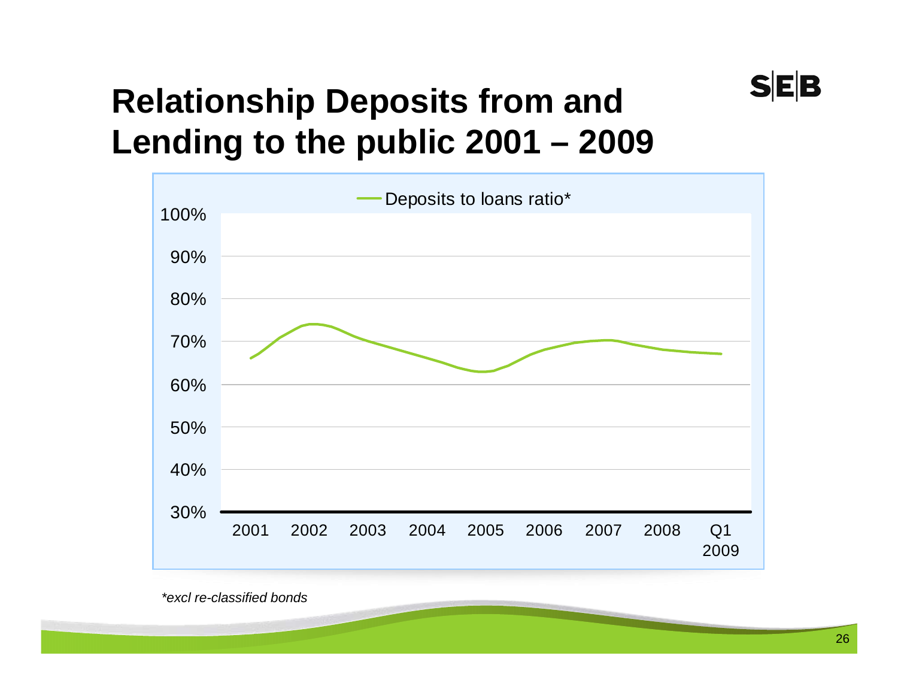# Relationship Deposits from and Lending to the public 2001 – 2009

Deposits to loans ratio*

100%
90%
80%
70%
60%
50%
40%
30%

2001 2002 2003 2004 2005 2006 2007 2008 Q1 2009

*\*excl re-classified bonds*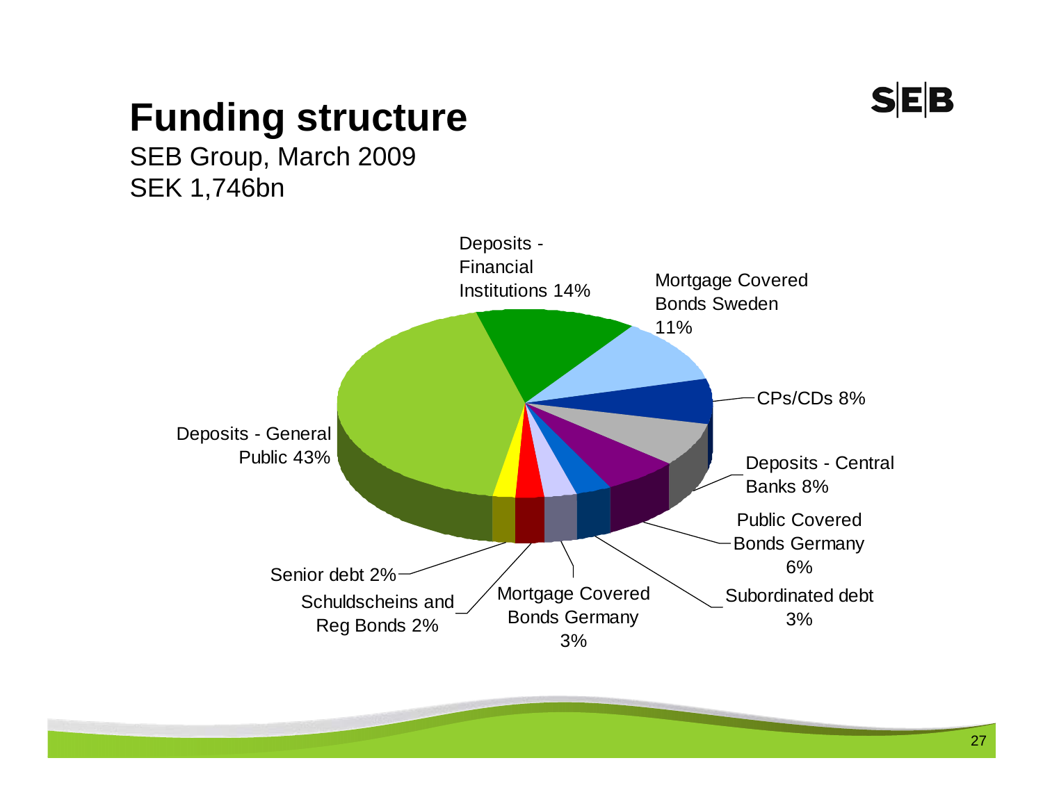# Funding structure

SEB Group, March 2009
SEK 1,746bn

| Category | Share |
| --- | --- |
| Deposits - General Public | 43% |
| Deposits - Financial Institutions | 14% |
| Mortgage Covered Bonds Sweden | 11% |
| CPs/CDs | 8% |
| Deposits - Central Banks | 8% |
| Public Covered Bonds Germany | 6% |
| Subordinated debt | 3% |
| Mortgage Covered Bonds Germany | 3% |
| Schuldscheins and Reg Bonds | 2% |
| Senior debt | 2% |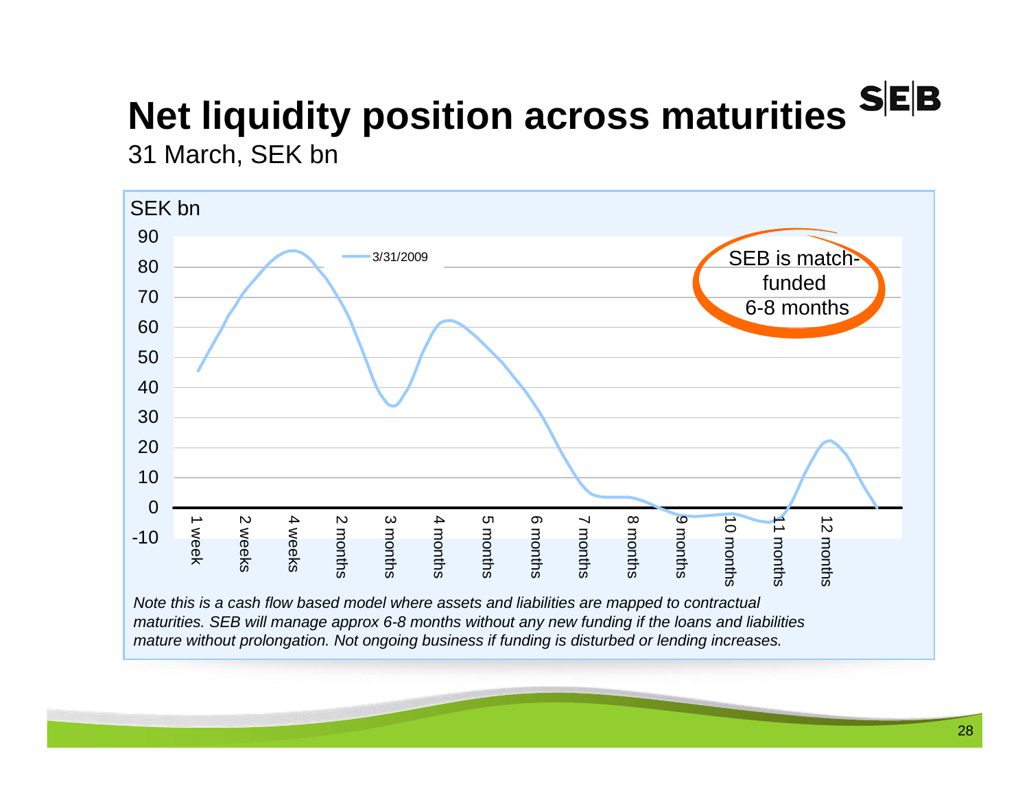# Net liquidity position across maturities

31 March, SEK bn

SEK bn

3/31/2009

SEB is match-funded 6-8 months

| | 1 week | 2 weeks | 4 weeks | 2 months | 3 months | 4 months | 5 months | 6 months | 7 months | 8 months | 9 months | 10 months | 11 months | 12 months |
|---|---|---|---|---|---|---|---|---|---|---|---|---|---|---|

*Note this is a cash flow based model where assets and liabilities are mapped to contractual maturities. SEB will manage approx 6-8 months without any new funding if the loans and liabilities mature without prolongation. Not ongoing business if funding is disturbed or lending increases.*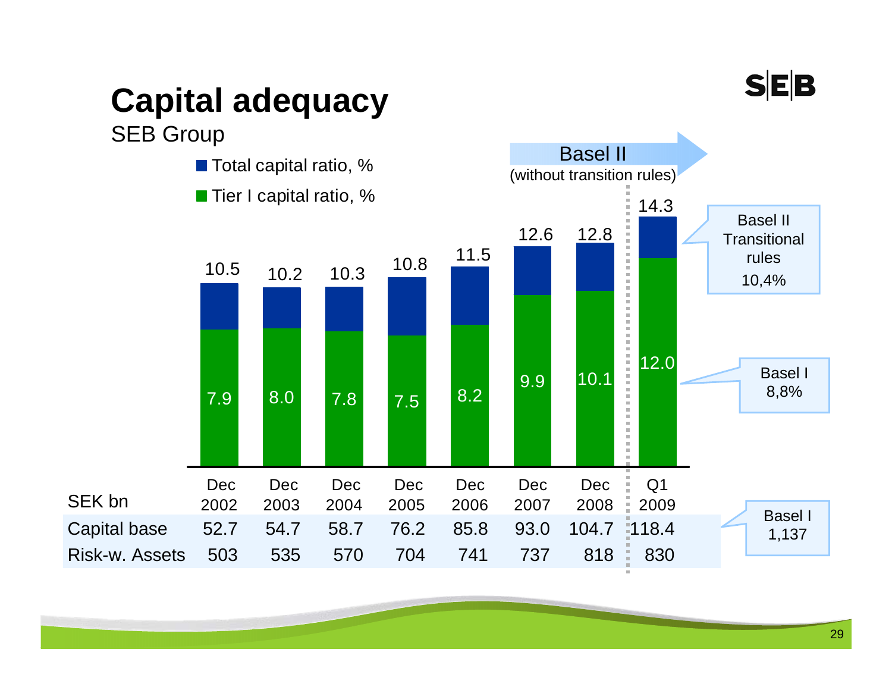# Capital adequacy

SEB Group

- Total capital ratio, %
- Tier I capital ratio, %

Basel II (without transition rules)

| | Dec 2002 | Dec 2003 | Dec 2004 | Dec 2005 | Dec 2006 | Dec 2007 | Dec 2008 | Q1 2009 |
|---|---|---|---|---|---|---|---|---|
| Total capital ratio, % | 10.5 | 10.2 | 10.3 | 10.8 | 11.5 | 12.6 | 12.8 | 14.3 |
| Tier I capital ratio, % | 7.9 | 8.0 | 7.8 | 7.5 | 8.2 | 9.9 | 10.1 | 12.0 |

Basel II Transitional rules 10,4%

Basel I 8,8%

| SEK bn | Dec 2002 | Dec 2003 | Dec 2004 | Dec 2005 | Dec 2006 | Dec 2007 | Dec 2008 | Q1 2009 |
|---|---|---|---|---|---|---|---|---|
| Capital base | 52.7 | 54.7 | 58.7 | 76.2 | 85.8 | 93.0 | 104.7 | 118.4 |
| Risk-w. Assets | 503 | 535 | 570 | 704 | 741 | 737 | 818 | 830 |

Basel I 1,137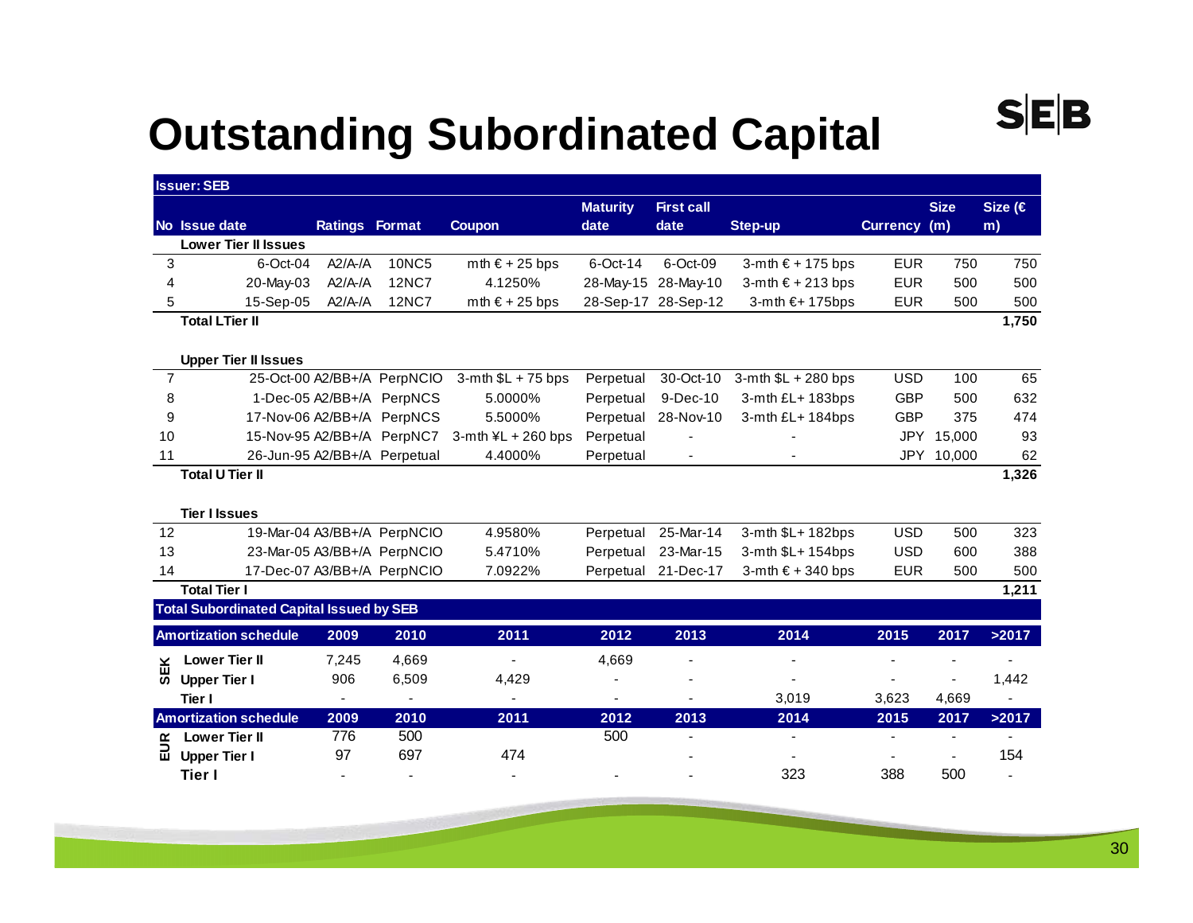# Outstanding Subordinated Capital

**Issuer: SEB**

| No | Issue date | Ratings | Format | Coupon | Maturity date | First call date | Step-up | Currency | Size (m) | Size (€ m) |
|---|---|---|---|---|---|---|---|---|---|---|
| | **Lower Tier II Issues** | | | | | | | | | |
| 3 | 6-Oct-04 | A2/A-/A | 10NC5 | mth € + 25 bps | 6-Oct-14 | 6-Oct-09 | 3-mth € + 175 bps | EUR | 750 | 750 |
| 4 | 20-May-03 | A2/A-/A | 12NC7 | 4.1250% | 28-May-15 | 28-May-10 | 3-mth € + 213 bps | EUR | 500 | 500 |
| 5 | 15-Sep-05 | A2/A-/A | 12NC7 | mth € + 25 bps | 28-Sep-17 | 28-Sep-12 | 3-mth €+ 175bps | EUR | 500 | 500 |
| | **Total LTier II** | | | | | | | | | **1,750** |
| | **Upper Tier II Issues** | | | | | | | | | |
| 7 | 25-Oct-00 | A2/BB+/A | PerpNCIO | 3-mth $L + 75 bps | Perpetual | 30-Oct-10 | 3-mth $L + 280 bps | USD | 100 | 65 |
| 8 | 1-Dec-05 | A2/BB+/A | PerpNCS | 5.0000% | Perpetual | 9-Dec-10 | 3-mth £L+ 183bps | GBP | 500 | 632 |
| 9 | 17-Nov-06 | A2/BB+/A | PerpNCS | 5.5000% | Perpetual | 28-Nov-10 | 3-mth £L+ 184bps | GBP | 375 | 474 |
| 10 | 15-Nov-95 | A2/BB+/A | PerpNC7 | 3-mth ¥L + 260 bps | Perpetual | - | - | JPY | 15,000 | 93 |
| 11 | 26-Jun-95 | A2/BB+/A | Perpetual | 4.4000% | Perpetual | - | - | JPY | 10,000 | 62 |
| | **Total U Tier II** | | | | | | | | | **1,326** |
| | **Tier I Issues** | | | | | | | | | |
| 12 | 19-Mar-04 | A3/BB+/A | PerpNCIO | 4.9580% | Perpetual | 25-Mar-14 | 3-mth $L+ 182bps | USD | 500 | 323 |
| 13 | 23-Mar-05 | A3/BB+/A | PerpNCIO | 5.4710% | Perpetual | 23-Mar-15 | 3-mth $L+ 154bps | USD | 600 | 388 |
| 14 | 17-Dec-07 | A3/BB+/A | PerpNCIO | 7.0922% | Perpetual | 21-Dec-17 | 3-mth € + 340 bps | EUR | 500 | 500 |
| | **Total Tier I** | | | | | | | | | **1,211** |

**Total Subordinated Capital Issued by SEB**

| | Amortization schedule | 2009 | 2010 | 2011 | 2012 | 2013 | 2014 | 2015 | 2017 | >2017 |
|---|---|---|---|---|---|---|---|---|---|---|
| SEK | **Lower Tier II** | 7,245 | 4,669 | - | 4,669 | - | - | - | - | - |
| SEK | **Upper Tier I** | 906 | 6,509 | 4,429 | - | - | - | - | - | 1,442 |
| SEK | **Tier I** | - | - | - | - | - | 3,019 | 3,623 | 4,669 | - |

| | Amortization schedule | 2009 | 2010 | 2011 | 2012 | 2013 | 2014 | 2015 | 2017 | >2017 |
|---|---|---|---|---|---|---|---|---|---|---|
| EUR | **Lower Tier II** | 776 | 500 | | 500 | - | - | - | - | - |
| EUR | **Upper Tier I** | 97 | 697 | 474 | | - | - | - | - | 154 |
| EUR | **Tier I** | - | - | - | - | - | 323 | 388 | 500 | - |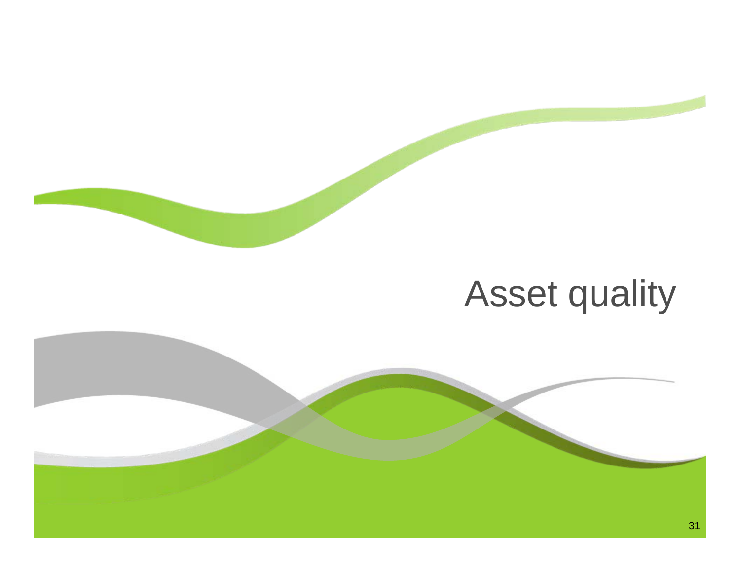# Asset quality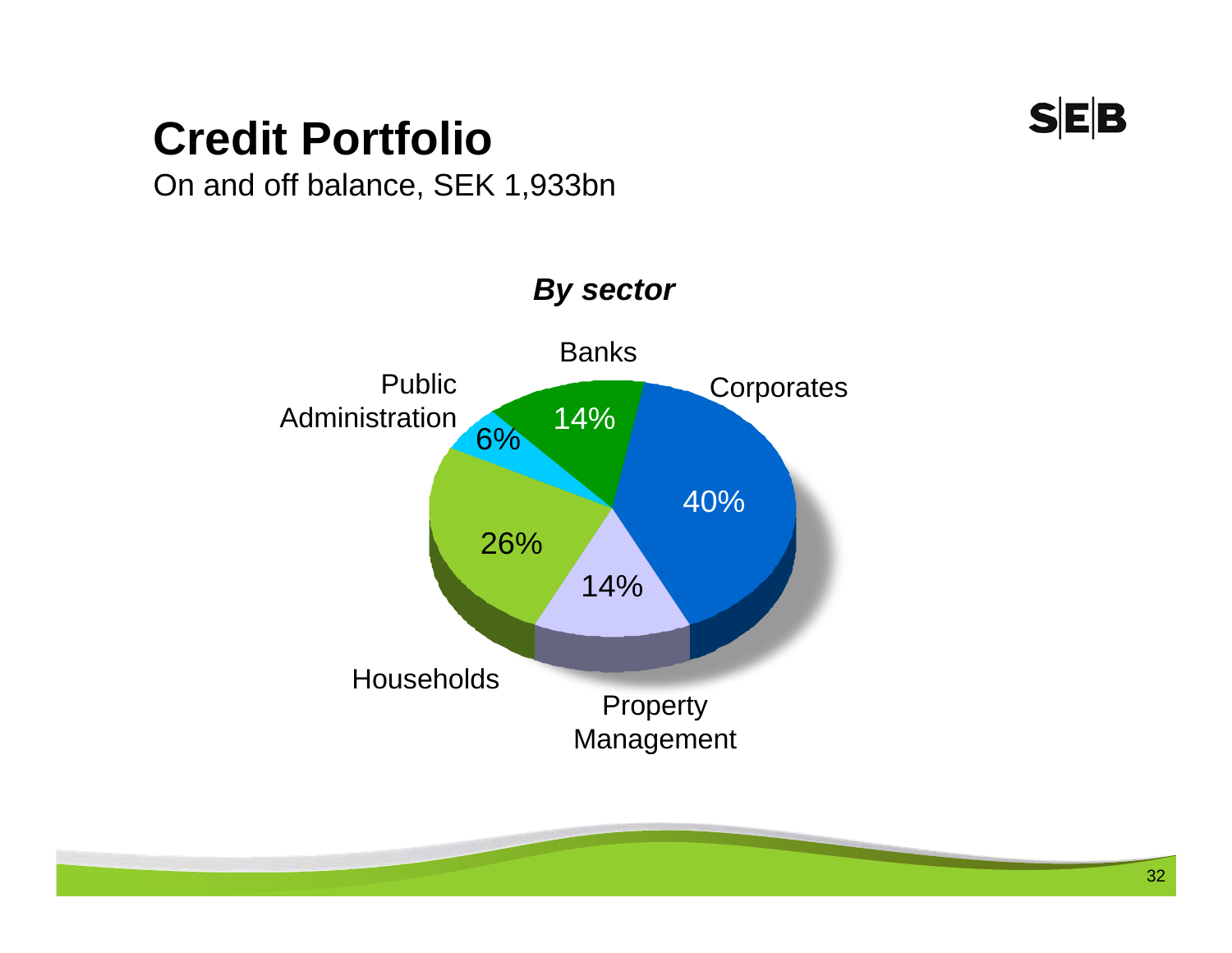# Credit Portfolio

On and off balance, SEK 1,933bn

***By sector***

| Sector | Share |
|---|---|
| Corporates | 40% |
| Property Management | 14% |
| Households | 26% |
| Public Administration | 6% |
| Banks | 14% |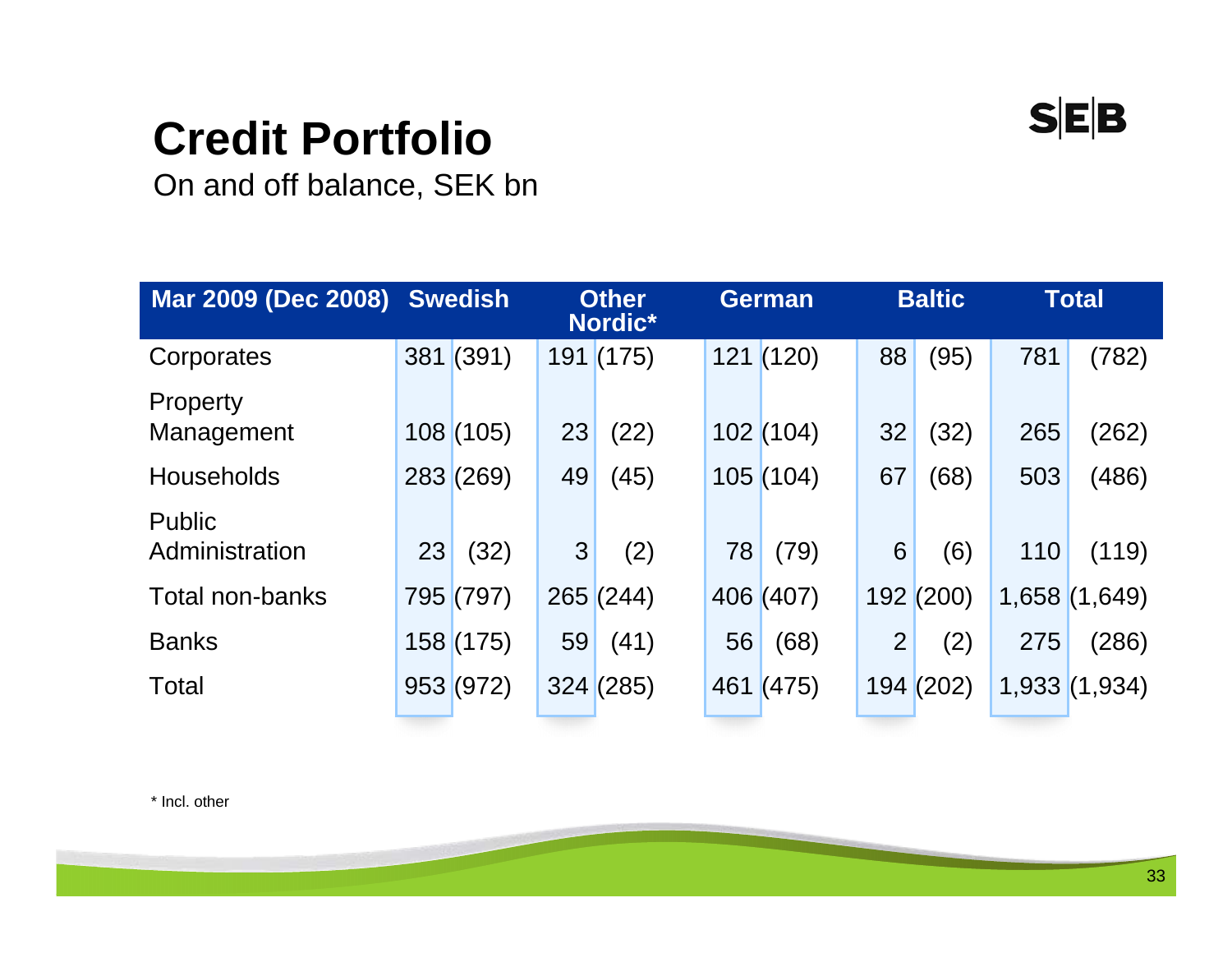# Credit Portfolio

On and off balance, SEK bn

| Mar 2009 (Dec 2008) | Swedish | | Other Nordic* | | German | | Baltic | | Total | |
|---|---|---|---|---|---|---|---|---|---|---|
| Corporates | 381 | (391) | 191 | (175) | 121 | (120) | 88 | (95) | 781 | (782) |
| Property Management | 108 | (105) | 23 | (22) | 102 | (104) | 32 | (32) | 265 | (262) |
| Households | 283 | (269) | 49 | (45) | 105 | (104) | 67 | (68) | 503 | (486) |
| Public Administration | 23 | (32) | 3 | (2) | 78 | (79) | 6 | (6) | 110 | (119) |
| Total non-banks | 795 | (797) | 265 | (244) | 406 | (407) | 192 | (200) | 1,658 | (1,649) |
| Banks | 158 | (175) | 59 | (41) | 56 | (68) | 2 | (2) | 275 | (286) |
| Total | 953 | (972) | 324 | (285) | 461 | (475) | 194 | (202) | 1,933 | (1,934) |

* Incl. other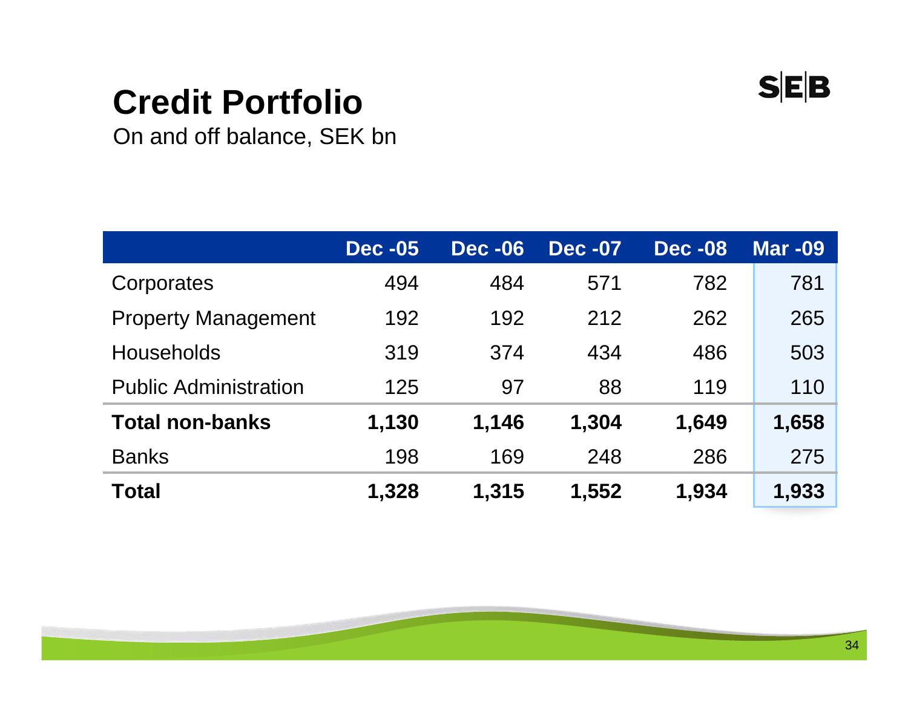# Credit Portfolio

On and off balance, SEK bn

| | Dec -05 | Dec -06 | Dec -07 | Dec -08 | Mar -09 |
|---|---|---|---|---|---|
| Corporates | 494 | 484 | 571 | 782 | 781 |
| Property Management | 192 | 192 | 212 | 262 | 265 |
| Households | 319 | 374 | 434 | 486 | 503 |
| Public Administration | 125 | 97 | 88 | 119 | 110 |
| **Total non-banks** | **1,130** | **1,146** | **1,304** | **1,649** | **1,658** |
| Banks | 198 | 169 | 248 | 286 | 275 |
| **Total** | **1,328** | **1,315** | **1,552** | **1,934** | **1,933** |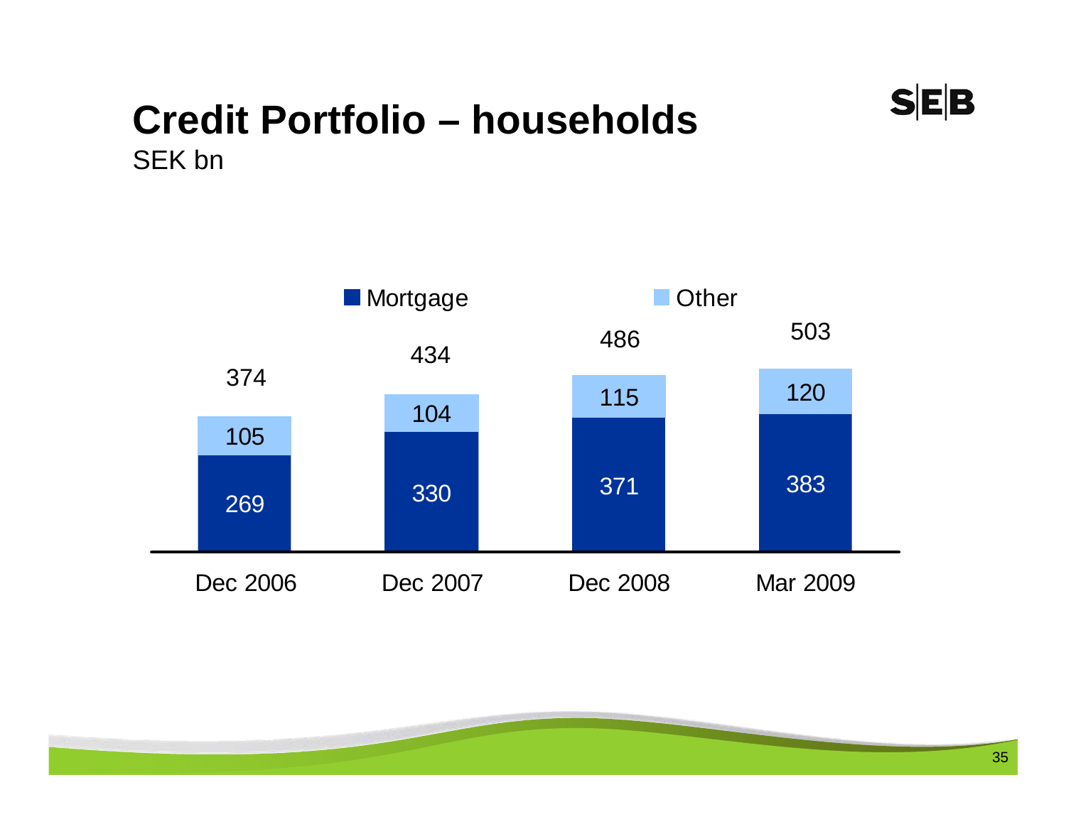# Credit Portfolio – households

SEK bn

| | Dec 2006 | Dec 2007 | Dec 2008 | Mar 2009 |
|---|---|---|---|---|
| Mortgage | 269 | 330 | 371 | 383 |
| Other | 105 | 104 | 115 | 120 |
| Total | 374 | 434 | 486 | 503 |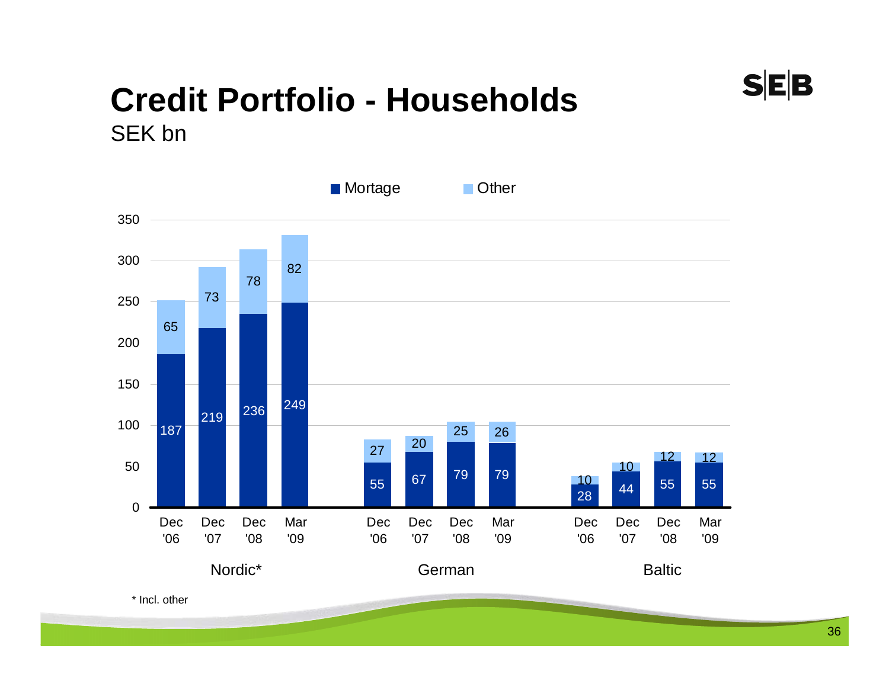# Credit Portfolio - Households

SEK bn

| | Nordic* | | | | German | | | | Baltic | | | |
|---|---|---|---|---|---|---|---|---|---|---|---|---|
| | Dec '06 | Dec '07 | Dec '08 | Mar '09 | Dec '06 | Dec '07 | Dec '08 | Mar '09 | Dec '06 | Dec '07 | Dec '08 | Mar '09 |
| Mortage | 187 | 219 | 236 | 249 | 55 | 67 | 79 | 79 | 28 | 44 | 55 | 55 |
| Other | 65 | 73 | 78 | 82 | 27 | 20 | 25 | 26 | 10 | 10 | 12 | 12 |

\* Incl. other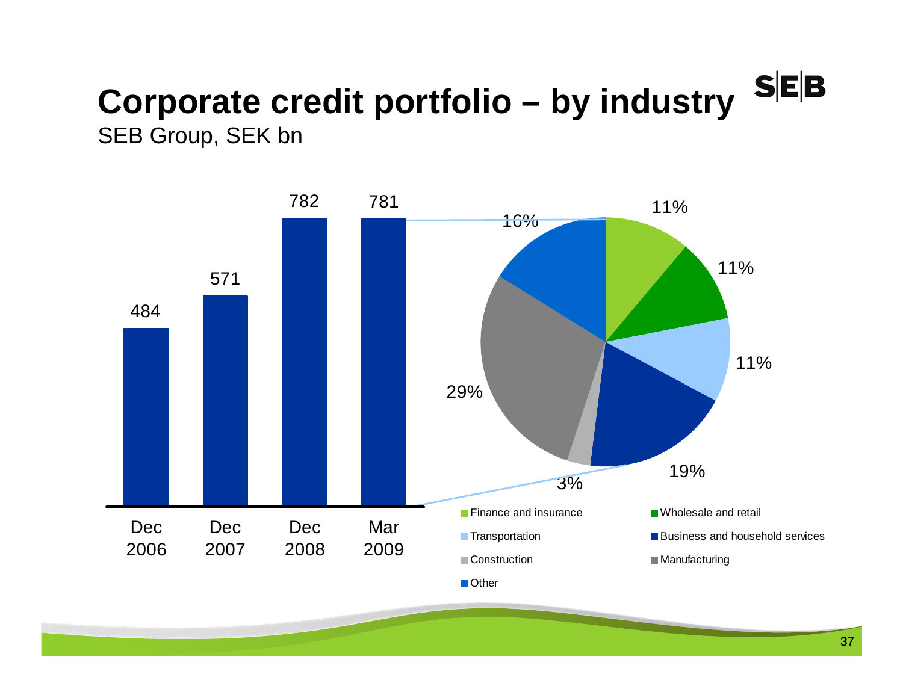# Corporate credit portfolio – by industry

SEB Group, SEK bn

| | Dec 2006 | Dec 2007 | Dec 2008 | Mar 2009 |
|---|---|---|---|---|
| SEK bn | 484 | 571 | 782 | 781 |

| Industry | Share |
|---|---|
| Finance and insurance | 11% |
| Wholesale and retail | 11% |
| Transportation | 11% |
| Business and household services | 19% |
| Construction | 3% |
| Manufacturing | 29% |
| Other | 16% |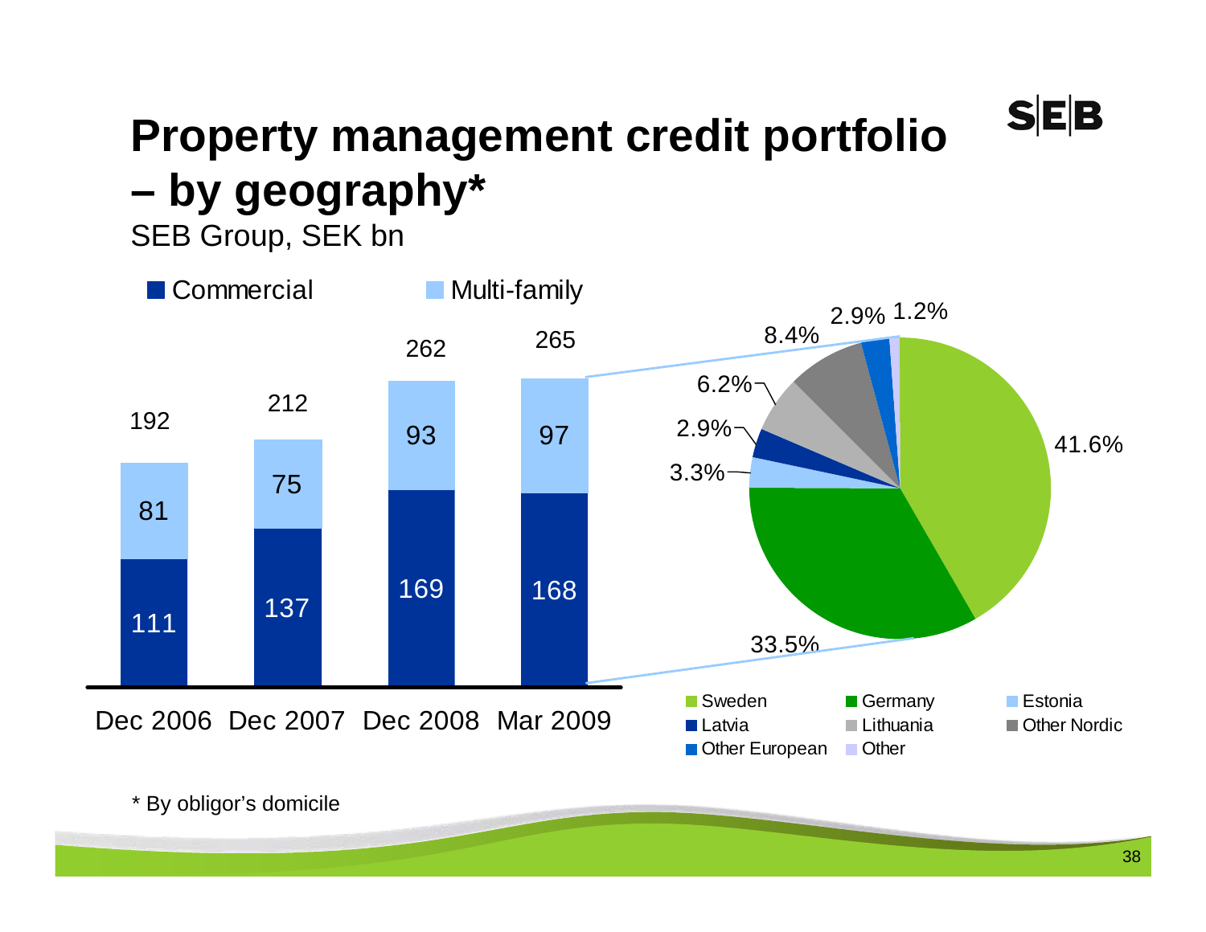# Property management credit portfolio – by geography*

SEB Group, SEK bn

| | Dec 2006 | Dec 2007 | Dec 2008 | Mar 2009 |
|---|---|---|---|---|
| Commercial | 111 | 137 | 169 | 168 |
| Multi-family | 81 | 75 | 93 | 97 |
| Total | 192 | 212 | 262 | 265 |

| Geography | Share |
|---|---|
| Sweden | 41.6% |
| Germany | 33.5% |
| Estonia | 3.3% |
| Latvia | 2.9% |
| Lithuania | 6.2% |
| Other Nordic | 8.4% |
| Other European | 2.9% |
| Other | 1.2% |

\* By obligor's domicile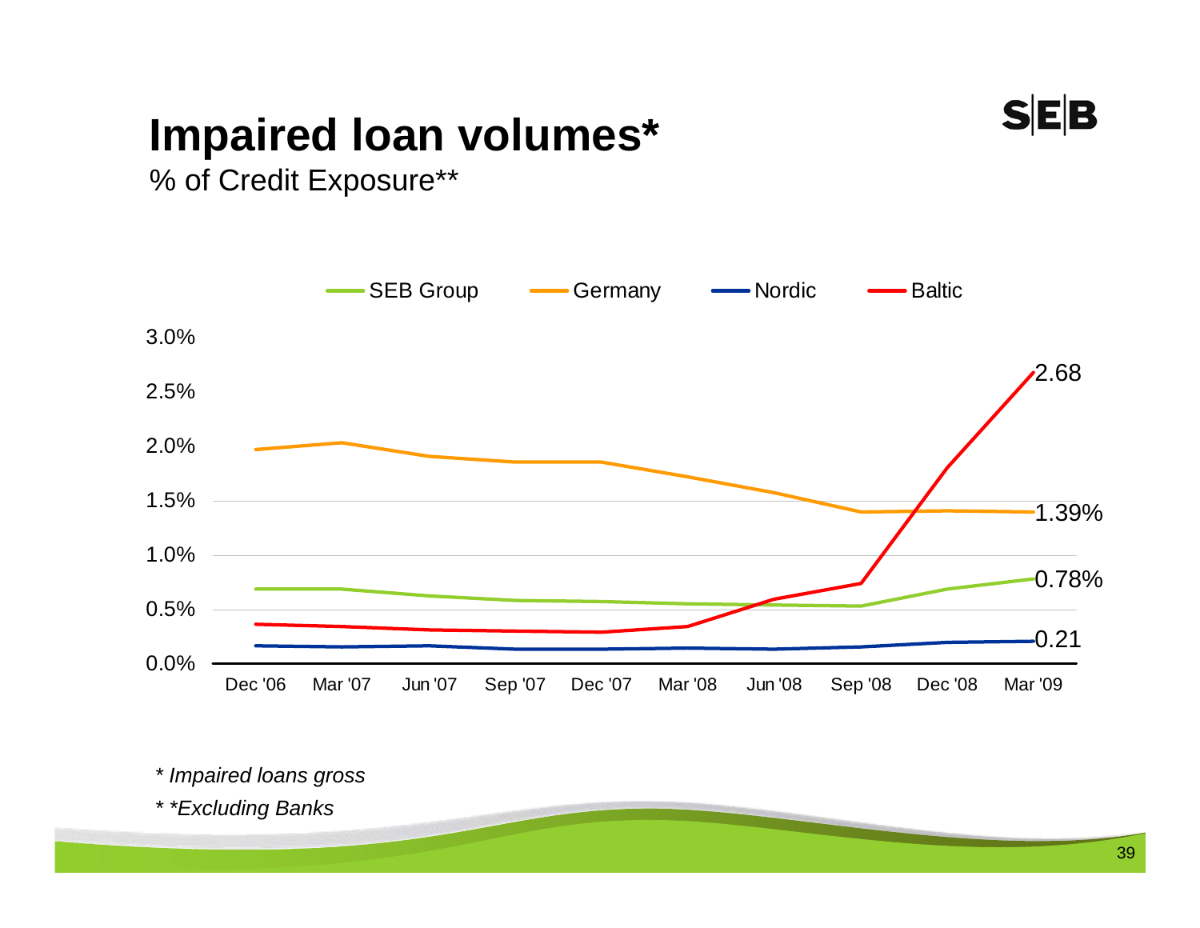# Impaired loan volumes*

% of Credit Exposure**

SEB Group | Germany | Nordic | Baltic

3.0%
2.5%
2.0%
1.5%
1.0%
0.5%
0.0%

Dec '06 | Mar '07 | Jun '07 | Sep '07 | Dec '07 | Mar '08 | Jun '08 | Sep '08 | Dec '08 | Mar '09

2.68

1.39%

0.78%

0.21

*\* Impaired loans gross*

*\* \*Excluding Banks*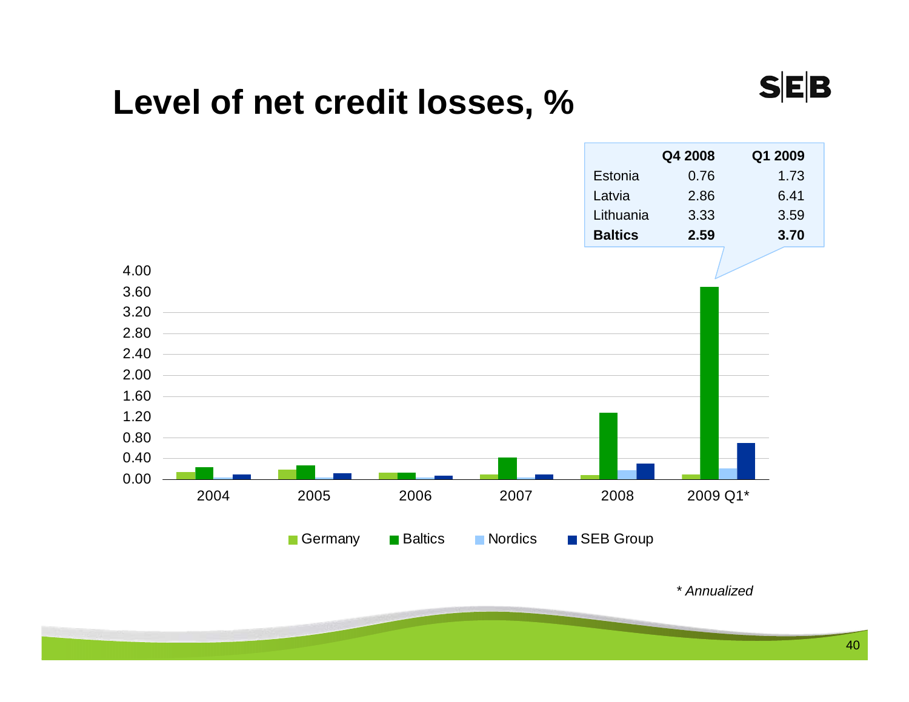# Level of net credit losses, %

| | Q4 2008 | Q1 2009 |
|---|---|---|
| Estonia | 0.76 | 1.73 |
| Latvia | 2.86 | 6.41 |
| Lithuania | 3.33 | 3.59 |
| **Baltics** | **2.59** | **3.70** |

Chart: Germany, Baltics, Nordics, SEB Group — 2004, 2005, 2006, 2007, 2008, 2009 Q1*

*\* Annualized*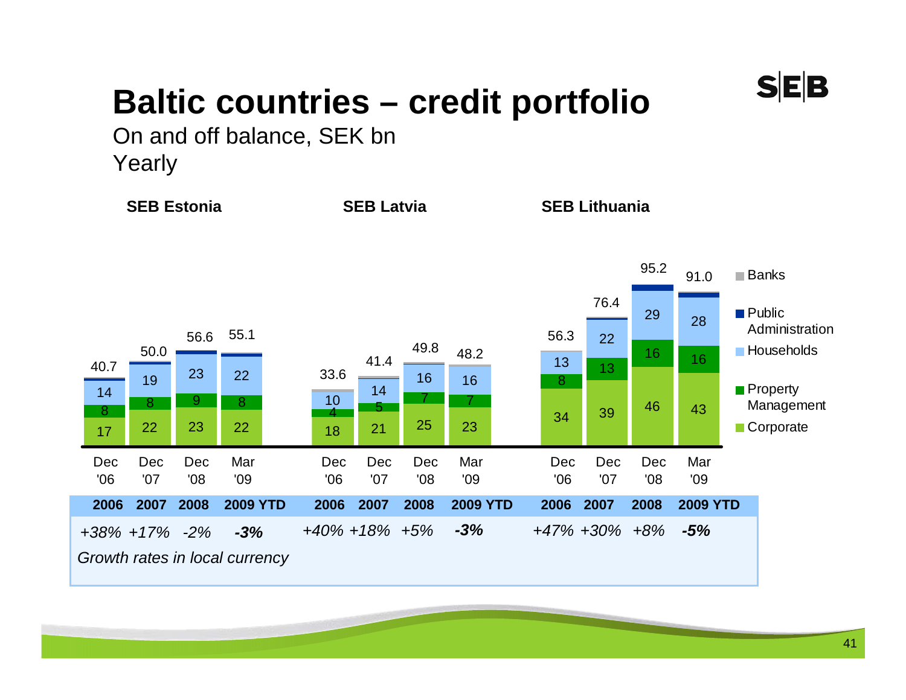# Baltic countries – credit portfolio

On and off balance, SEK bn

Yearly

**SEB Estonia**

| | Dec '06 | Dec '07 | Dec '08 | Mar '09 |
|---|---|---|---|---|
| Total | 40.7 | 50.0 | 56.6 | 55.1 |
| Households | 14 | 19 | 23 | 22 |
| Property Management | 8 | 8 | 9 | 8 |
| Corporate | 17 | 22 | 23 | 22 |

**SEB Latvia**

| | Dec '06 | Dec '07 | Dec '08 | Mar '09 |
|---|---|---|---|---|
| Total | 33.6 | 41.4 | 49.8 | 48.2 |
| Households | 10 | 14 | 16 | 16 |
| Property Management | 4 | 5 | 7 | 7 |
| Corporate | 18 | 21 | 25 | 23 |

**SEB Lithuania**

| | Dec '06 | Dec '07 | Dec '08 | Mar '09 |
|---|---|---|---|---|
| Total | 56.3 | 76.4 | 95.2 | 91.0 |
| Households | 13 | 22 | 29 | 28 |
| Property Management | 8 | 13 | 16 | 16 |
| Corporate | 34 | 39 | 46 | 43 |

Legend: Banks, Public Administration, Households, Property Management, Corporate

| | 2006 | 2007 | 2008 | 2009 YTD |
|---|---|---|---|---|
| SEB Estonia | *+38%* | *+17%* | *-2%* | ***-3%*** |
| SEB Latvia | *+40%* | *+18%* | *+5%* | ***-3%*** |
| SEB Lithuania | *+47%* | *+30%* | *+8%* | ***-5%*** |

*Growth rates in local currency*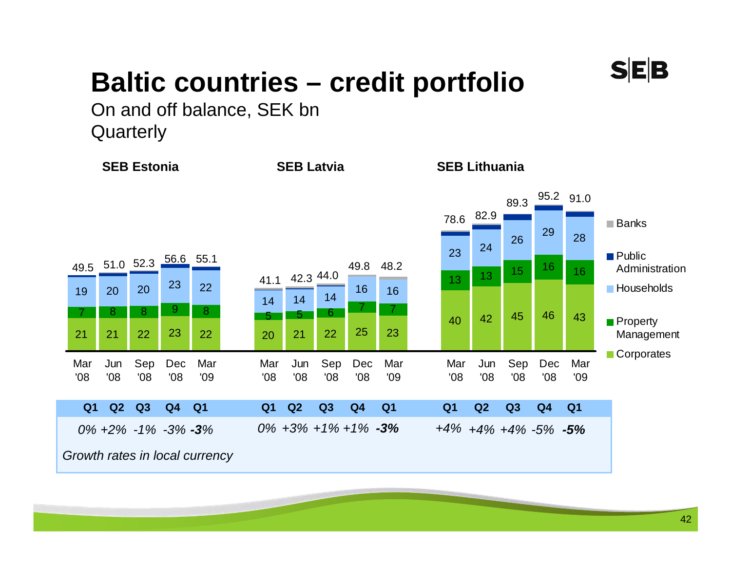# Baltic countries – credit portfolio

On and off balance, SEK bn
Quarterly

### SEB Estonia

| | Mar '08 | Jun '08 | Sep '08 | Dec '08 | Mar '09 |
|---|---|---|---|---|---|
| Total | 49.5 | 51.0 | 52.3 | 56.6 | 55.1 |
| Households | 19 | 20 | 20 | 23 | 22 |
| Property Management | 7 | 8 | 8 | 9 | 8 |
| Corporates | 21 | 21 | 22 | 23 | 22 |

### SEB Latvia

| | Mar '08 | Jun '08 | Sep '08 | Dec '08 | Mar '09 |
|---|---|---|---|---|---|
| Total | 41.1 | 42.3 | 44.0 | 49.8 | 48.2 |
| Households | 14 | 14 | 14 | 16 | 16 |
| Property Management | 5 | 5 | 6 | 7 | 7 |
| Corporates | 20 | 21 | 22 | 25 | 23 |

### SEB Lithuania

| | Mar '08 | Jun '08 | Sep '08 | Dec '08 | Mar '09 |
|---|---|---|---|---|---|
| Total | 78.6 | 82.9 | 89.3 | 95.2 | 91.0 |
| Households | 23 | 24 | 26 | 29 | 28 |
| Property Management | 13 | 13 | 15 | 16 | 16 |
| Corporates | 40 | 42 | 45 | 46 | 43 |

Legend: Banks, Public Administration, Households, Property Management, Corporates

| | Q1 | Q2 | Q3 | Q4 | Q1 |
|---|---|---|---|---|---|
| SEB Estonia | *0%* | *+2%* | *-1%* | *-3%* | ***-3%*** |
| SEB Latvia | *0%* | *+3%* | *+1%* | *+1%* | ***-3%*** |
| SEB Lithuania | *+4%* | *+4%* | *+4%* | *-5%* | ***-5%*** |

*Growth rates in local currency*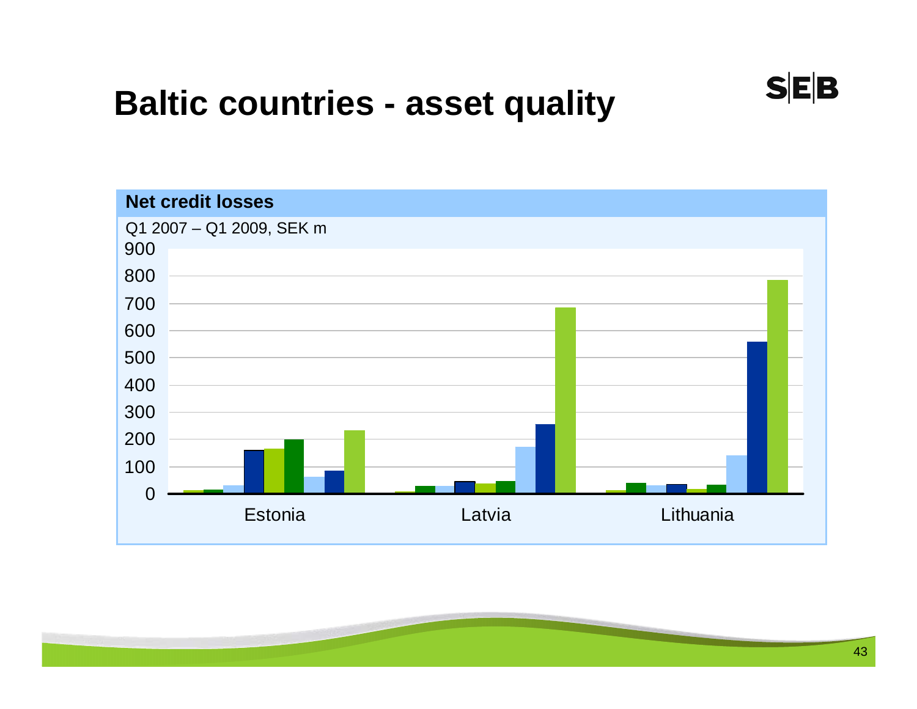# Baltic countries - asset quality

**Net credit losses**

Q1 2007 – Q1 2009, SEK m

900
800
700
600
500
400
300
200
100
0

Estonia　　Latvia　　Lithuania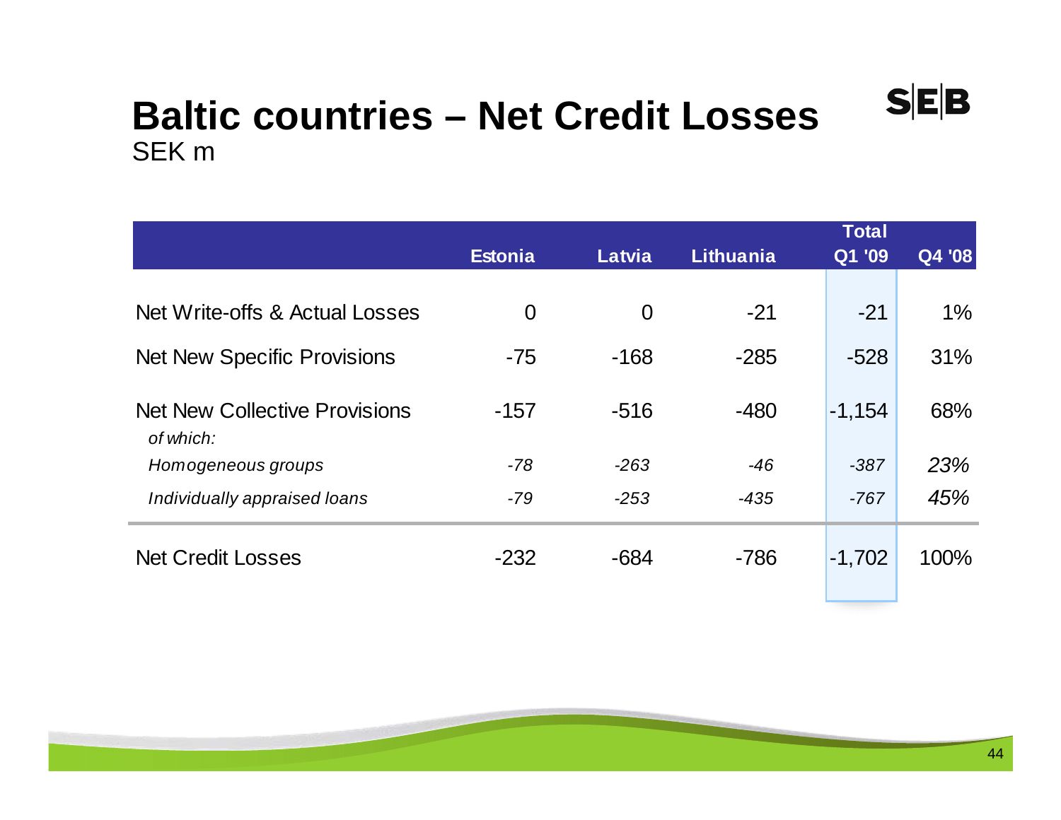# Baltic countries – Net Credit Losses

SEK m

| | Estonia | Latvia | Lithuania | Total Q1 '09 | Q4 '08 |
|---|---|---|---|---|---|
| Net Write-offs & Actual Losses | 0 | 0 | -21 | -21 | 1% |
| Net New Specific Provisions | -75 | -168 | -285 | -528 | 31% |
| Net New Collective Provisions | -157 | -516 | -480 | -1,154 | 68% |
| *of which:* | | | | | |
| *Homogeneous groups* | *-78* | *-263* | *-46* | *-387* | *23%* |
| *Individually appraised loans* | *-79* | *-253* | *-435* | *-767* | *45%* |
| Net Credit Losses | -232 | -684 | -786 | -1,702 | 100% |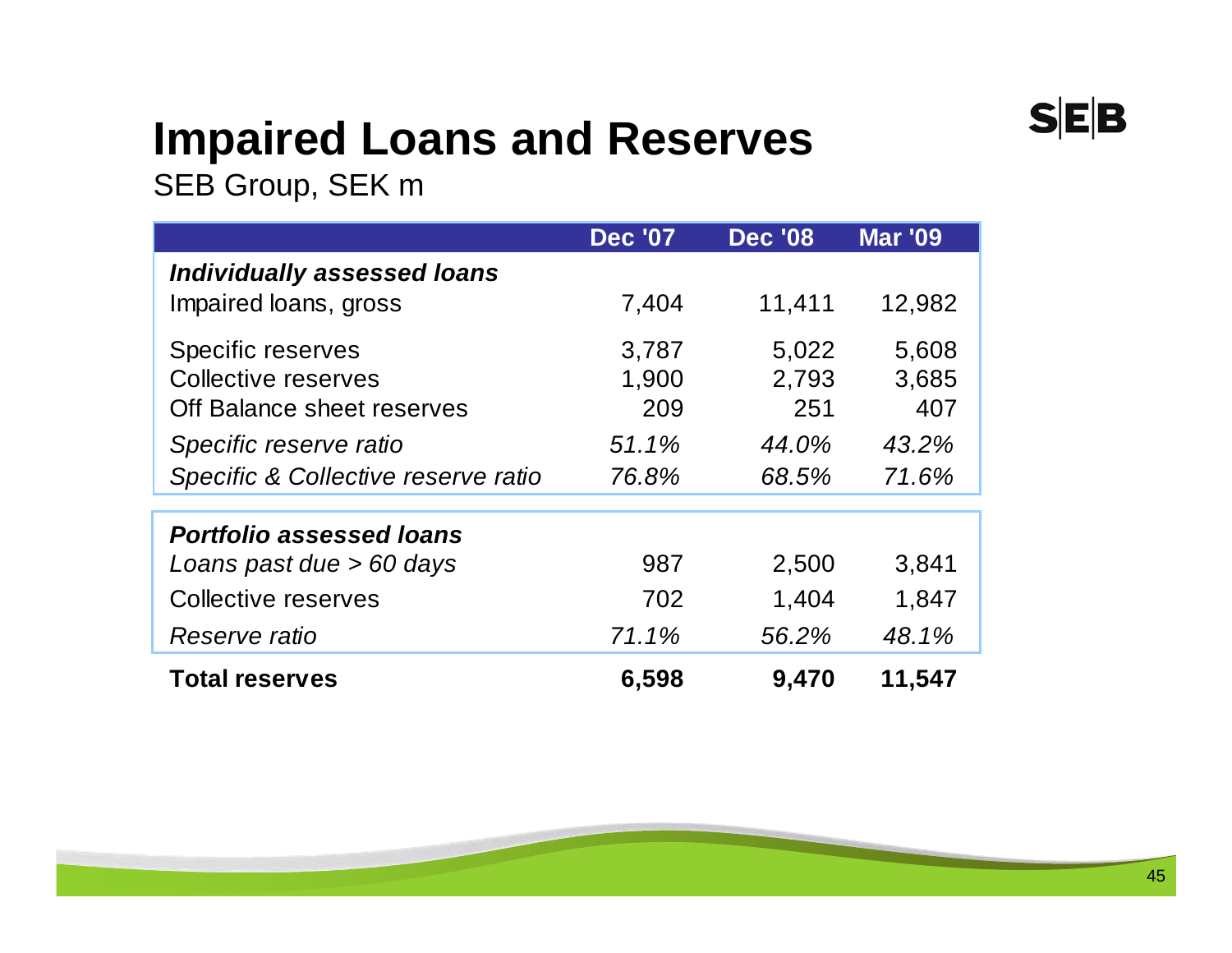# Impaired Loans and Reserves

SEB Group, SEK m

| | Dec '07 | Dec '08 | Mar '09 |
|---|---|---|---|
| ***Individually assessed loans*** | | | |
| Impaired loans, gross | 7,404 | 11,411 | 12,982 |
| Specific reserves | 3,787 | 5,022 | 5,608 |
| Collective reserves | 1,900 | 2,793 | 3,685 |
| Off Balance sheet reserves | 209 | 251 | 407 |
| *Specific reserve ratio* | *51.1%* | *44.0%* | *43.2%* |
| *Specific & Collective reserve ratio* | *76.8%* | *68.5%* | *71.6%* |
| ***Portfolio assessed loans*** | | | |
| *Loans past due > 60 days* | 987 | 2,500 | 3,841 |
| Collective reserves | 702 | 1,404 | 1,847 |
| *Reserve ratio* | *71.1%* | *56.2%* | *48.1%* |
| **Total reserves** | **6,598** | **9,470** | **11,547** |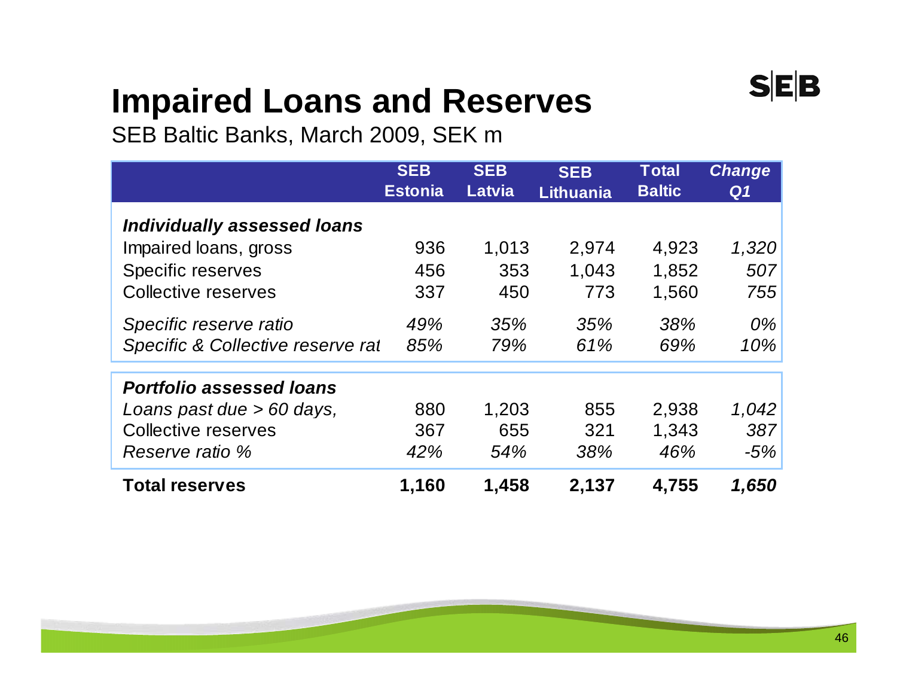# Impaired Loans and Reserves

SEB Baltic Banks, March 2009, SEK m

| | SEB Estonia | SEB Latvia | SEB Lithuania | Total Baltic | *Change Q1* |
|---|---|---|---|---|---|
| ***Individually assessed loans*** | | | | | |
| Impaired loans, gross | 936 | 1,013 | 2,974 | 4,923 | *1,320* |
| Specific reserves | 456 | 353 | 1,043 | 1,852 | *507* |
| Collective reserves | 337 | 450 | 773 | 1,560 | *755* |
| *Specific reserve ratio* | *49%* | *35%* | *35%* | *38%* | *0%* |
| *Specific & Collective reserve rat* | *85%* | *79%* | *61%* | *69%* | *10%* |
| ***Portfolio assessed loans*** | | | | | |
| *Loans past due > 60 days,* | 880 | 1,203 | 855 | 2,938 | *1,042* |
| Collective reserves | 367 | 655 | 321 | 1,343 | *387* |
| *Reserve ratio %* | *42%* | *54%* | *38%* | *46%* | *-5%* |
| **Total reserves** | **1,160** | **1,458** | **2,137** | **4,755** | ***1,650*** |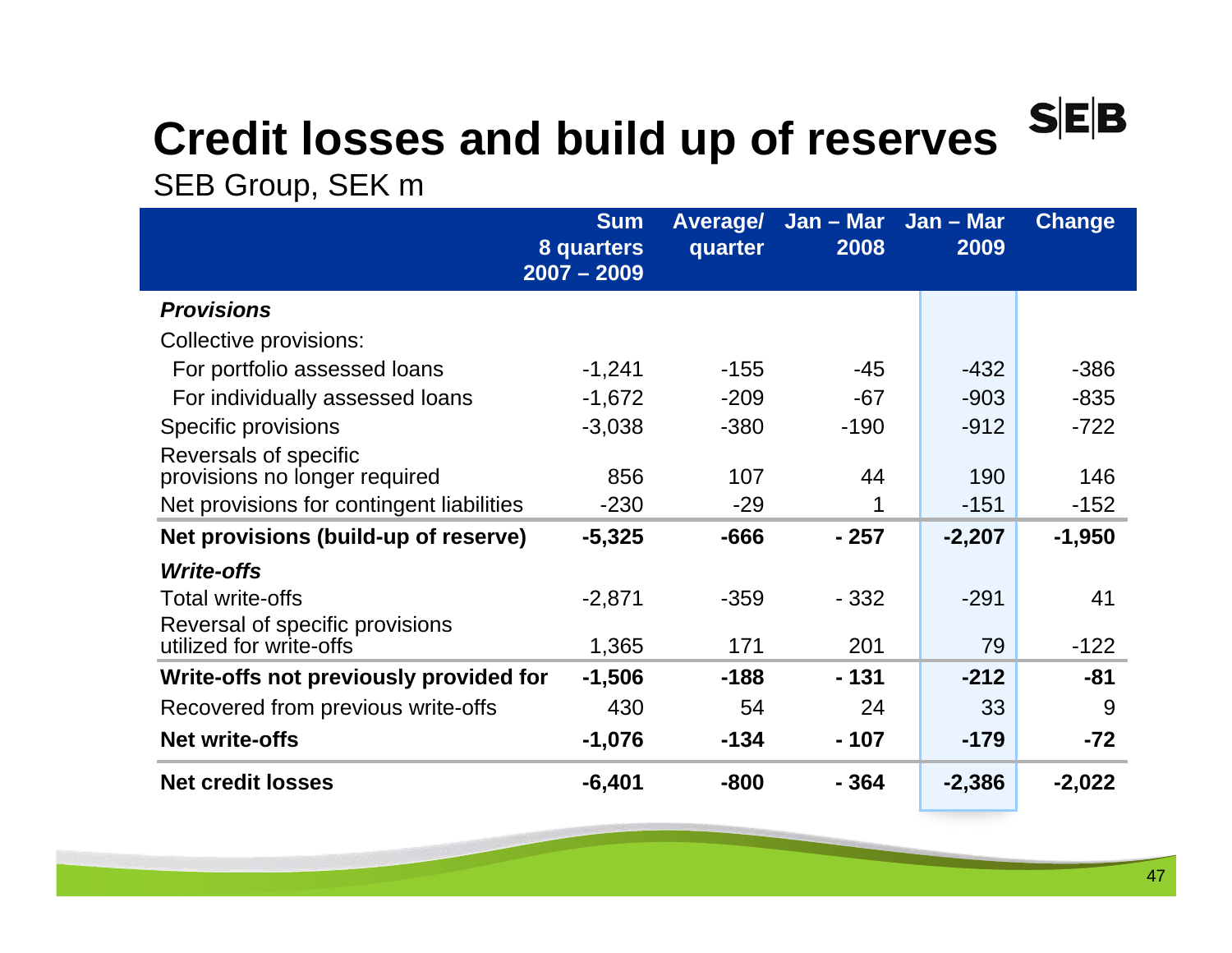# Credit losses and build up of reserves

SEB Group, SEK m

| | Sum 8 quarters 2007 – 2009 | Average/ quarter | Jan – Mar 2008 | Jan – Mar 2009 | Change |
|---|---|---|---|---|---|
| ***Provisions*** | | | | | |
| Collective provisions: | | | | | |
| For portfolio assessed loans | -1,241 | -155 | -45 | -432 | -386 |
| For individually assessed loans | -1,672 | -209 | -67 | -903 | -835 |
| Specific provisions | -3,038 | -380 | -190 | -912 | -722 |
| Reversals of specific provisions no longer required | 856 | 107 | 44 | 190 | 146 |
| Net provisions for contingent liabilities | -230 | -29 | 1 | -151 | -152 |
| **Net provisions (build-up of reserve)** | **-5,325** | **-666** | **- 257** | **-2,207** | **-1,950** |
| ***Write-offs*** | | | | | |
| Total write-offs | -2,871 | -359 | - 332 | -291 | 41 |
| Reversal of specific provisions utilized for write-offs | 1,365 | 171 | 201 | 79 | -122 |
| **Write-offs not previously provided for** | **-1,506** | **-188** | **- 131** | **-212** | **-81** |
| Recovered from previous write-offs | 430 | 54 | 24 | 33 | 9 |
| **Net write-offs** | **-1,076** | **-134** | **- 107** | **-179** | **-72** |
| **Net credit losses** | **-6,401** | **-800** | **- 364** | **-2,386** | **-2,022** |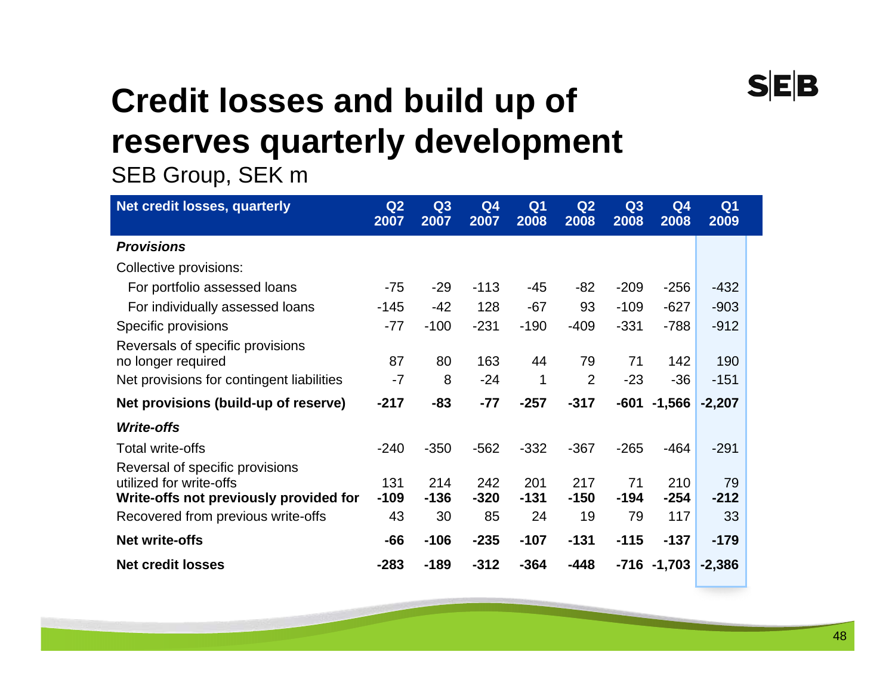# Credit losses and build up of reserves quarterly development

SEB Group, SEK m

| **Net credit losses, quarterly** | **Q2 2007** | **Q3 2007** | **Q4 2007** | **Q1 2008** | **Q2 2008** | **Q3 2008** | **Q4 2008** | **Q1 2009** |
|---|---|---|---|---|---|---|---|---|
| ***Provisions*** | | | | | | | | |
| Collective provisions: | | | | | | | | |
| For portfolio assessed loans | -75 | -29 | -113 | -45 | -82 | -209 | -256 | -432 |
| For individually assessed loans | -145 | -42 | 128 | -67 | 93 | -109 | -627 | -903 |
| Specific provisions | -77 | -100 | -231 | -190 | -409 | -331 | -788 | -912 |
| Reversals of specific provisions no longer required | 87 | 80 | 163 | 44 | 79 | 71 | 142 | 190 |
| Net provisions for contingent liabilities | -7 | 8 | -24 | 1 | 2 | -23 | -36 | -151 |
| **Net provisions (build-up of reserve)** | **-217** | **-83** | **-77** | **-257** | **-317** | **-601** | **-1,566** | **-2,207** |
| ***Write-offs*** | | | | | | | | |
| Total write-offs | -240 | -350 | -562 | -332 | -367 | -265 | -464 | -291 |
| Reversal of specific provisions utilized for write-offs | 131 | 214 | 242 | 201 | 217 | 71 | 210 | 79 |
| **Write-offs not previously provided for** | **-109** | **-136** | **-320** | **-131** | **-150** | **-194** | **-254** | **-212** |
| Recovered from previous write-offs | 43 | 30 | 85 | 24 | 19 | 79 | 117 | 33 |
| **Net write-offs** | **-66** | **-106** | **-235** | **-107** | **-131** | **-115** | **-137** | **-179** |
| **Net credit losses** | **-283** | **-189** | **-312** | **-364** | **-448** | **-716** | **-1,703** | **-2,386** |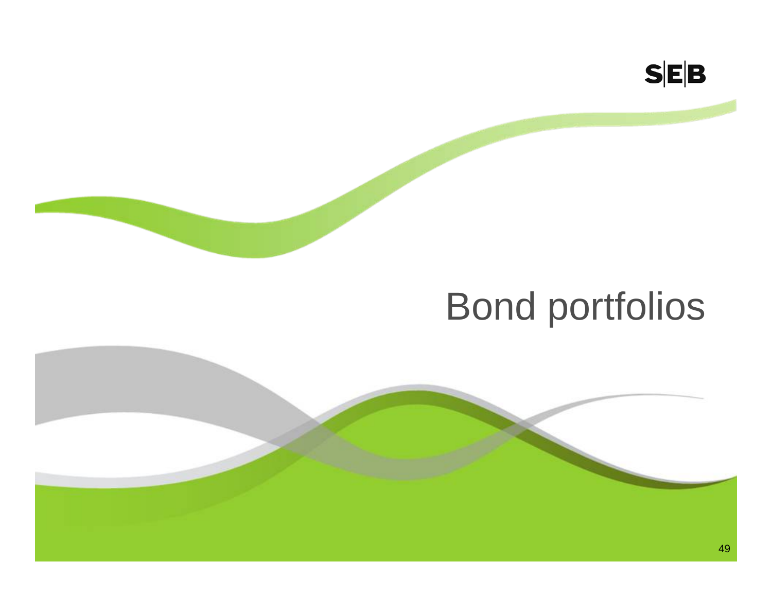# Bond portfolios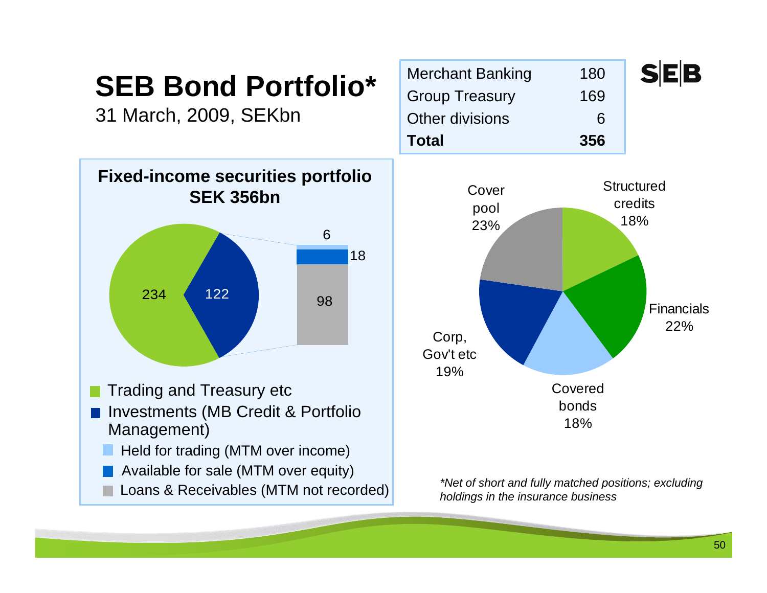# SEB Bond Portfolio*

31 March, 2009, SEKbn

| | |
|---|---|
| Merchant Banking | 180 |
| Group Treasury | 169 |
| Other divisions | 6 |
| **Total** | **356** |

**Fixed-income securities portfolio SEK 356bn**

- Trading and Treasury etc: 234
- Investments (MB Credit & Portfolio Management): 122
  - Held for trading (MTM over income): 6
  - Available for sale (MTM over equity): 18
  - Loans & Receivables (MTM not recorded): 98

| Category | Share |
|---|---|
| Structured credits | 18% |
| Financials | 22% |
| Covered bonds | 18% |
| Corp, Gov't etc | 19% |
| Cover pool | 23% |

*\*Net of short and fully matched positions; excluding holdings in the insurance business*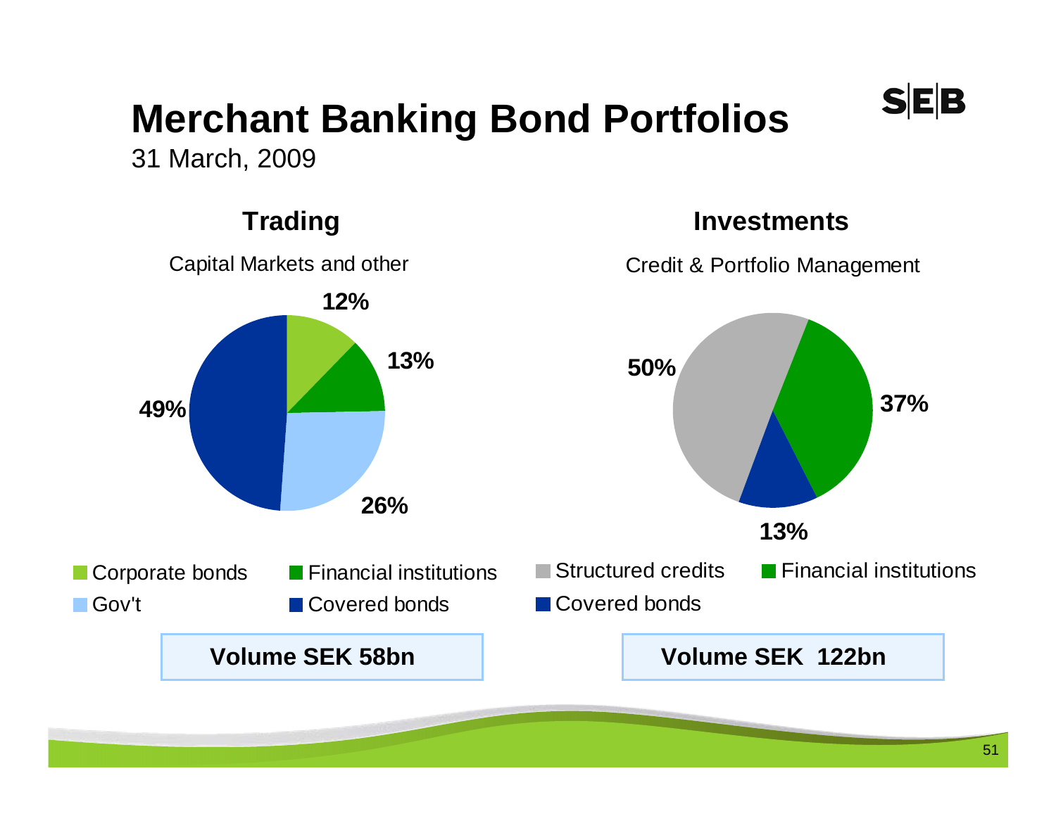# Merchant Banking Bond Portfolios

31 March, 2009

## Trading

Capital Markets and other

| Category | Share |
| --- | --- |
| Corporate bonds | 12% |
| Financial institutions | 13% |
| Gov't | 26% |
| Covered bonds | 49% |

**Volume SEK 58bn**

## Investments

Credit & Portfolio Management

| Category | Share |
| --- | --- |
| Structured credits | 50% |
| Financial institutions | 37% |
| Covered bonds | 13% |

**Volume SEK 122bn**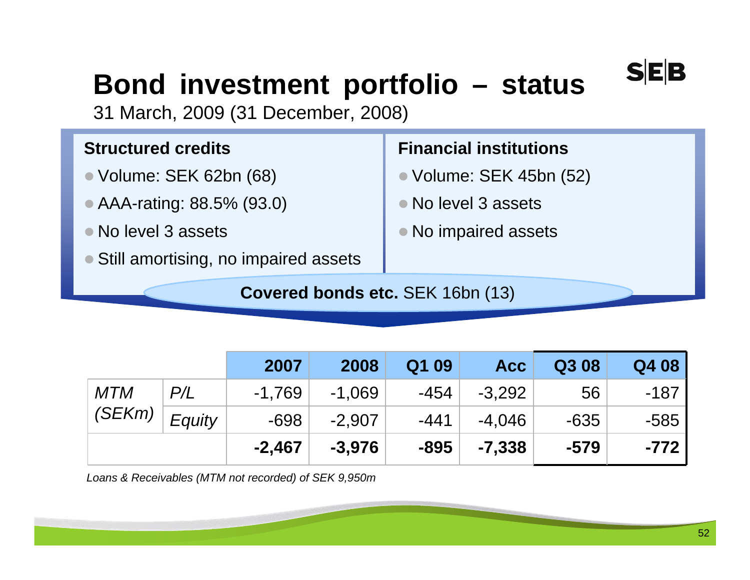# Bond investment portfolio – status

31 March, 2009 (31 December, 2008)

**Structured credits**

- Volume: SEK 62bn (68)
- AAA-rating: 88.5% (93.0)
- No level 3 assets
- Still amortising, no impaired assets

**Financial institutions**

- Volume: SEK 45bn (52)
- No level 3 assets
- No impaired assets

**Covered bonds etc.** SEK 16bn (13)

| | | 2007 | 2008 | Q1 09 | Acc | Q3 08 | Q4 08 |
|---|---|---|---|---|---|---|---|
| *MTM (SEKm)* | *P/L* | -1,769 | -1,069 | -454 | -3,292 | 56 | -187 |
| | *Equity* | -698 | -2,907 | -441 | -4,046 | -635 | -585 |
| | | **-2,467** | **-3,976** | **-895** | **-7,338** | **-579** | **-772** |

*Loans & Receivables (MTM not recorded) of SEK 9,950m*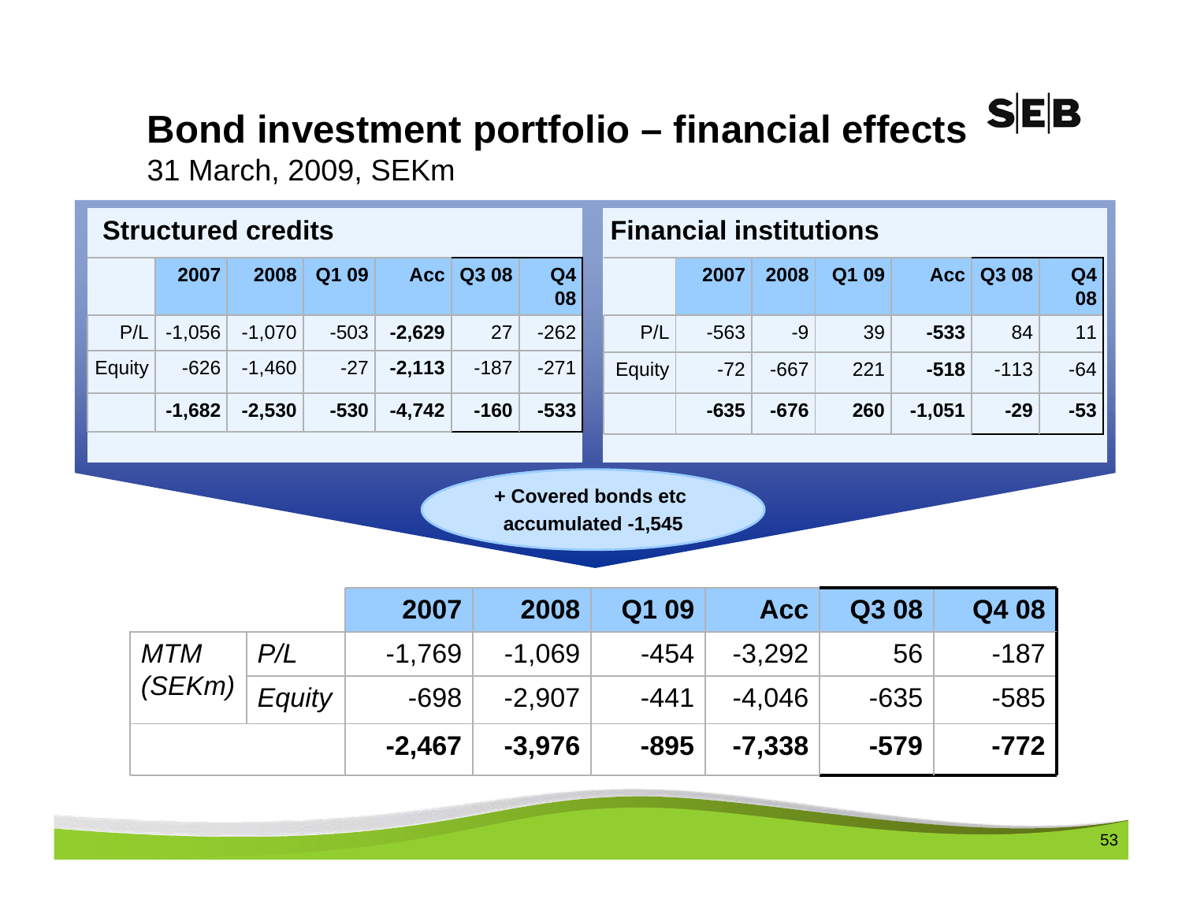# Bond investment portfolio – financial effects

31 March, 2009, SEKm

### Structured credits

| | 2007 | 2008 | Q1 09 | Acc | Q3 08 | Q4 08 |
|---|---|---|---|---|---|---|
| P/L | -1,056 | -1,070 | -503 | **-2,629** | 27 | -262 |
| Equity | -626 | -1,460 | -27 | **-2,113** | -187 | -271 |
| | **-1,682** | **-2,530** | **-530** | **-4,742** | **-160** | **-533** |

### Financial institutions

| | 2007 | 2008 | Q1 09 | Acc | Q3 08 | Q4 08 |
|---|---|---|---|---|---|---|
| P/L | -563 | -9 | 39 | **-533** | 84 | 11 |
| Equity | -72 | -667 | 221 | **-518** | -113 | -64 |
| | **-635** | **-676** | **260** | **-1,051** | **-29** | **-53** |

**+ Covered bonds etc accumulated -1,545**

| | | 2007 | 2008 | Q1 09 | Acc | Q3 08 | Q4 08 |
|---|---|---|---|---|---|---|---|
| *MTM (SEKm)* | *P/L* | -1,769 | -1,069 | -454 | -3,292 | 56 | -187 |
| | *Equity* | -698 | -2,907 | -441 | -4,046 | -635 | -585 |
| | | **-2,467** | **-3,976** | **-895** | **-7,338** | **-579** | **-772** |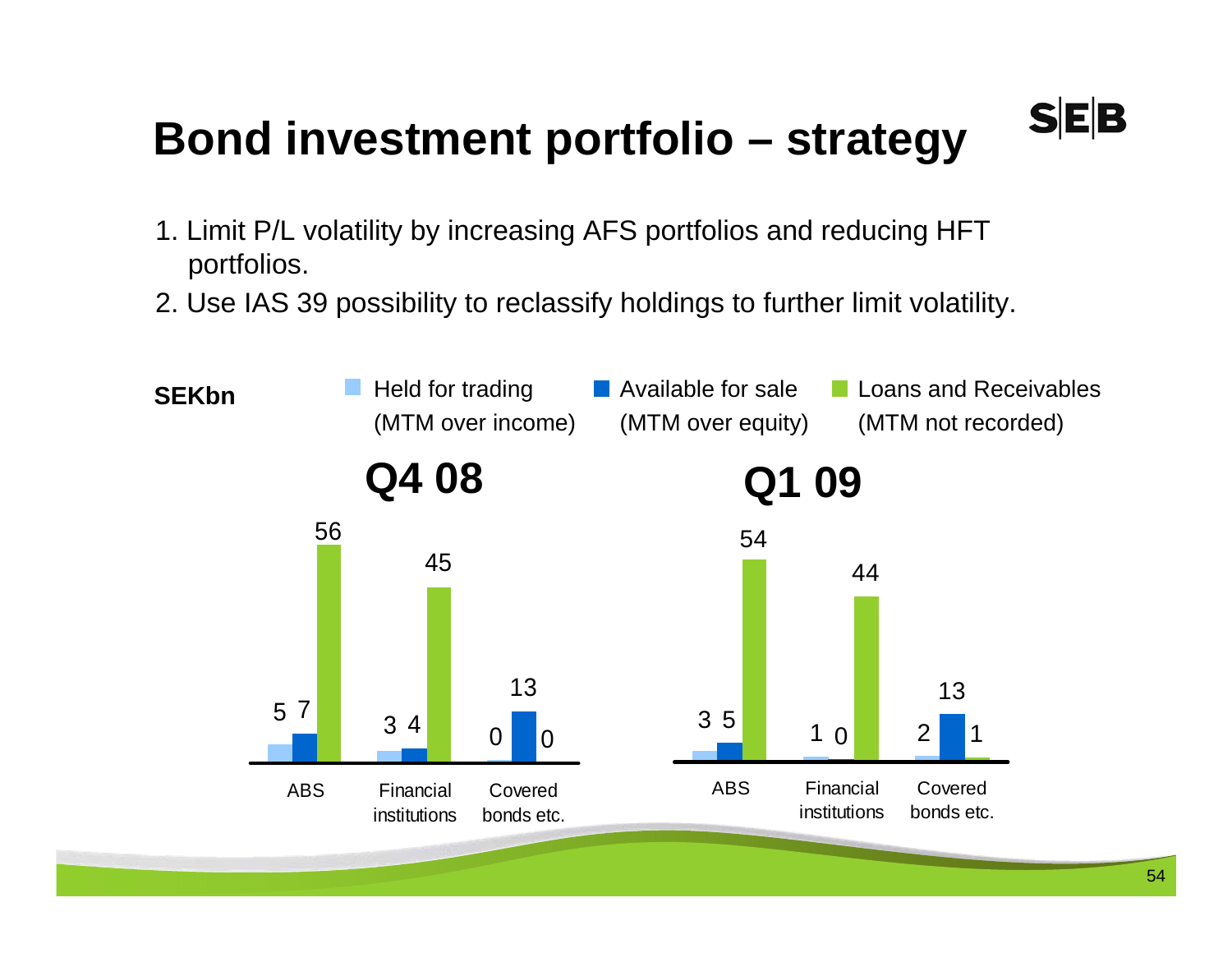# Bond investment portfolio – strategy

1. Limit P/L volatility by increasing AFS portfolios and reducing HFT portfolios.
2. Use IAS 39 possibility to reclassify holdings to further limit volatility.

**SEKbn**

| | Held for trading (MTM over income) | Available for sale (MTM over equity) | Loans and Receivables (MTM not recorded) |
|---|---|---|---|
| **Q4 08** | | | |
| ABS | 5 | 7 | 56 |
| Financial institutions | 3 | 4 | 45 |
| Covered bonds etc. | 0 | 13 | 0 |
| **Q1 09** | | | |
| ABS | 3 | 5 | 54 |
| Financial institutions | 1 | 0 | 44 |
| Covered bonds etc. | 2 | 13 | 1 |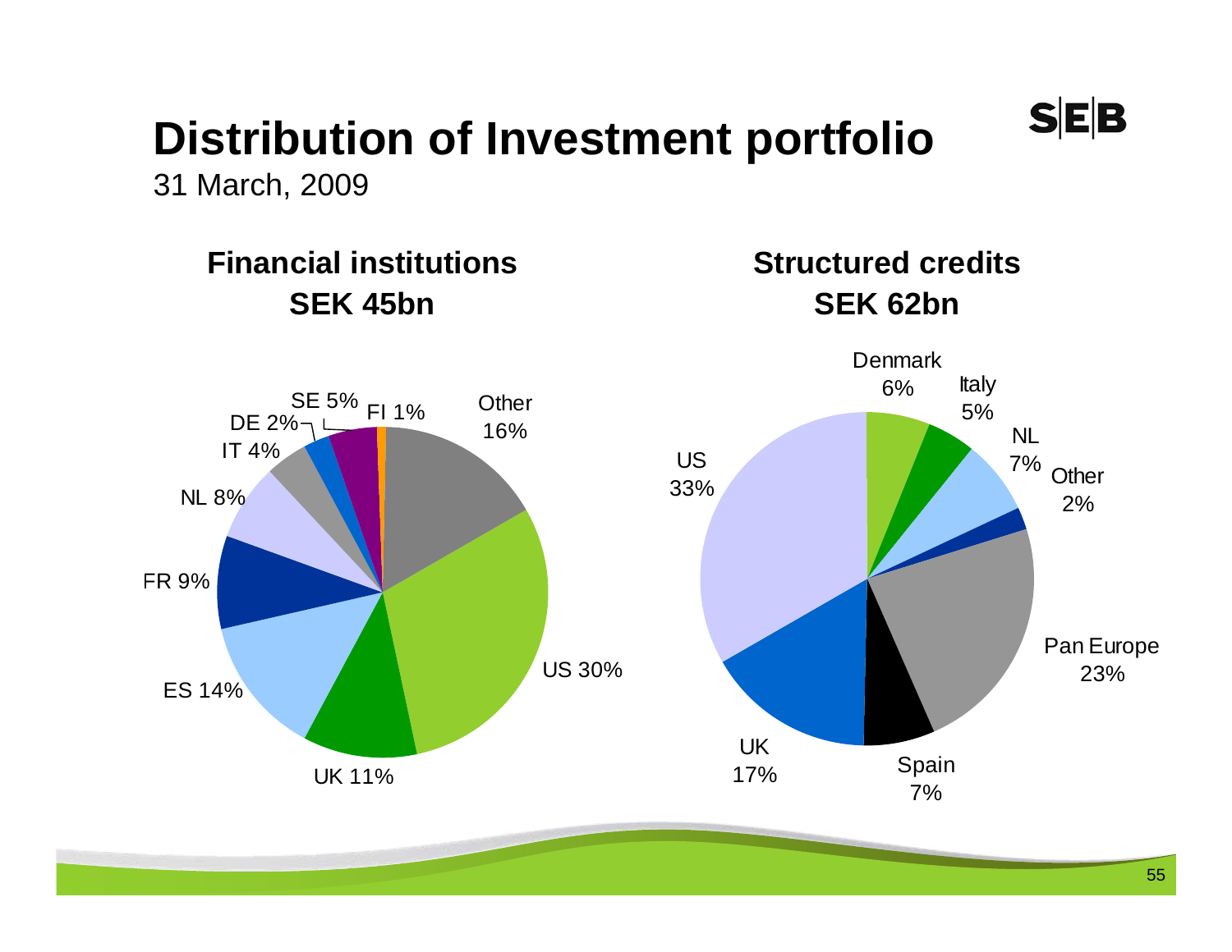# Distribution of Investment portfolio

31 March, 2009

## Financial institutions SEK 45bn

| Country | Share |
|---|---|
| Other | 16% |
| US | 30% |
| UK | 11% |
| ES | 14% |
| FR | 9% |
| NL | 8% |
| IT | 4% |
| DE | 2% |
| SE | 5% |
| FI | 1% |

## Structured credits SEK 62bn

| Country | Share |
|---|---|
| Denmark | 6% |
| Italy | 5% |
| NL | 7% |
| Other | 2% |
| Pan Europe | 23% |
| Spain | 7% |
| UK | 17% |
| US | 33% |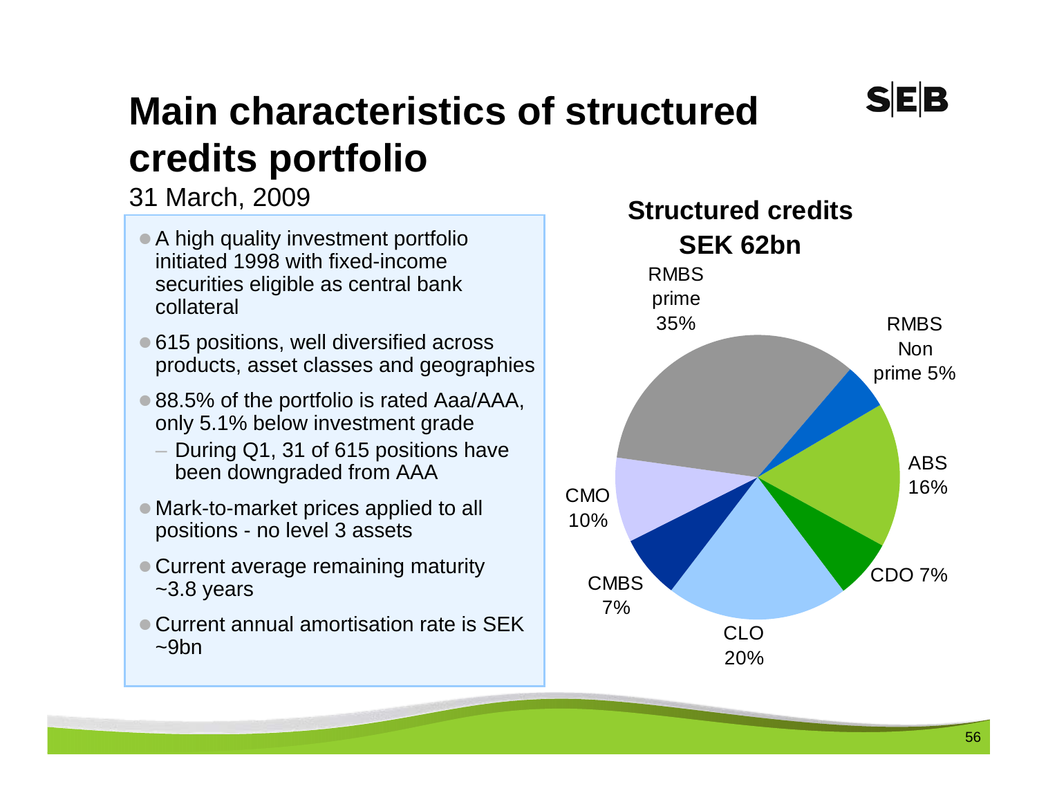# Main characteristics of structured credits portfolio

31 March, 2009

- A high quality investment portfolio initiated 1998 with fixed-income securities eligible as central bank collateral
- 615 positions, well diversified across products, asset classes and geographies
- 88.5% of the portfolio is rated Aaa/AAA, only 5.1% below investment grade
  - During Q1, 31 of 615 positions have been downgraded from AAA
- Mark-to-market prices applied to all positions - no level 3 assets
- Current average remaining maturity ~3.8 years
- Current annual amortisation rate is SEK ~9bn

**Structured credits SEK 62bn**

| Category | Share |
|---|---|
| RMBS prime | 35% |
| RMBS Non prime | 5% |
| ABS | 16% |
| CDO | 7% |
| CLO | 20% |
| CMBS | 7% |
| CMO | 10% |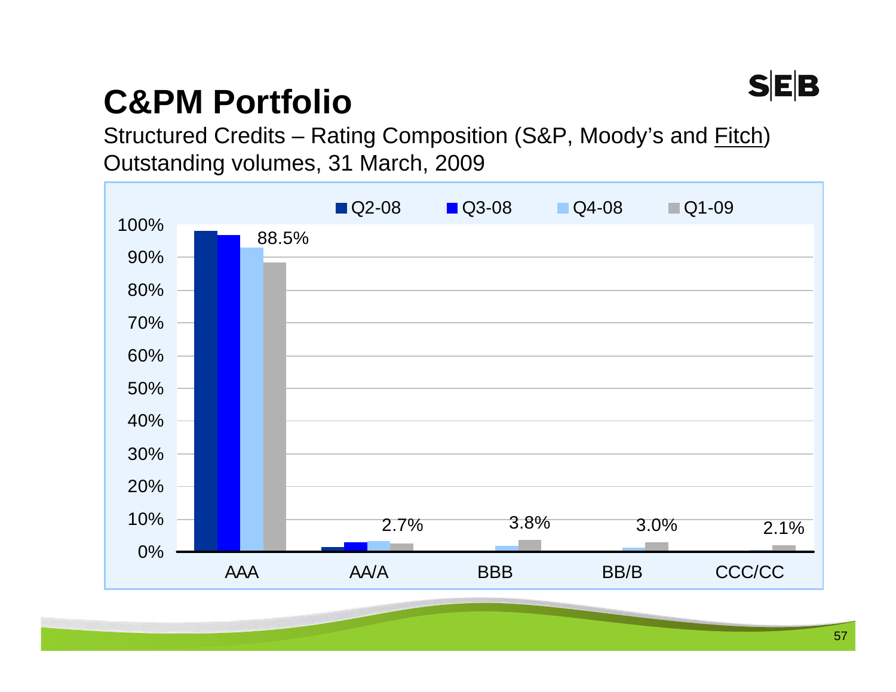# C&PM Portfolio

Structured Credits – Rating Composition (S&P, Moody's and Fitch)
Outstanding volumes, 31 March, 2009

| Rating | Q1-09 |
|---|---|
| AAA | 88.5% |
| AA/A | 2.7% |
| BBB | 3.8% |
| BB/B | 3.0% |
| CCC/CC | 2.1% |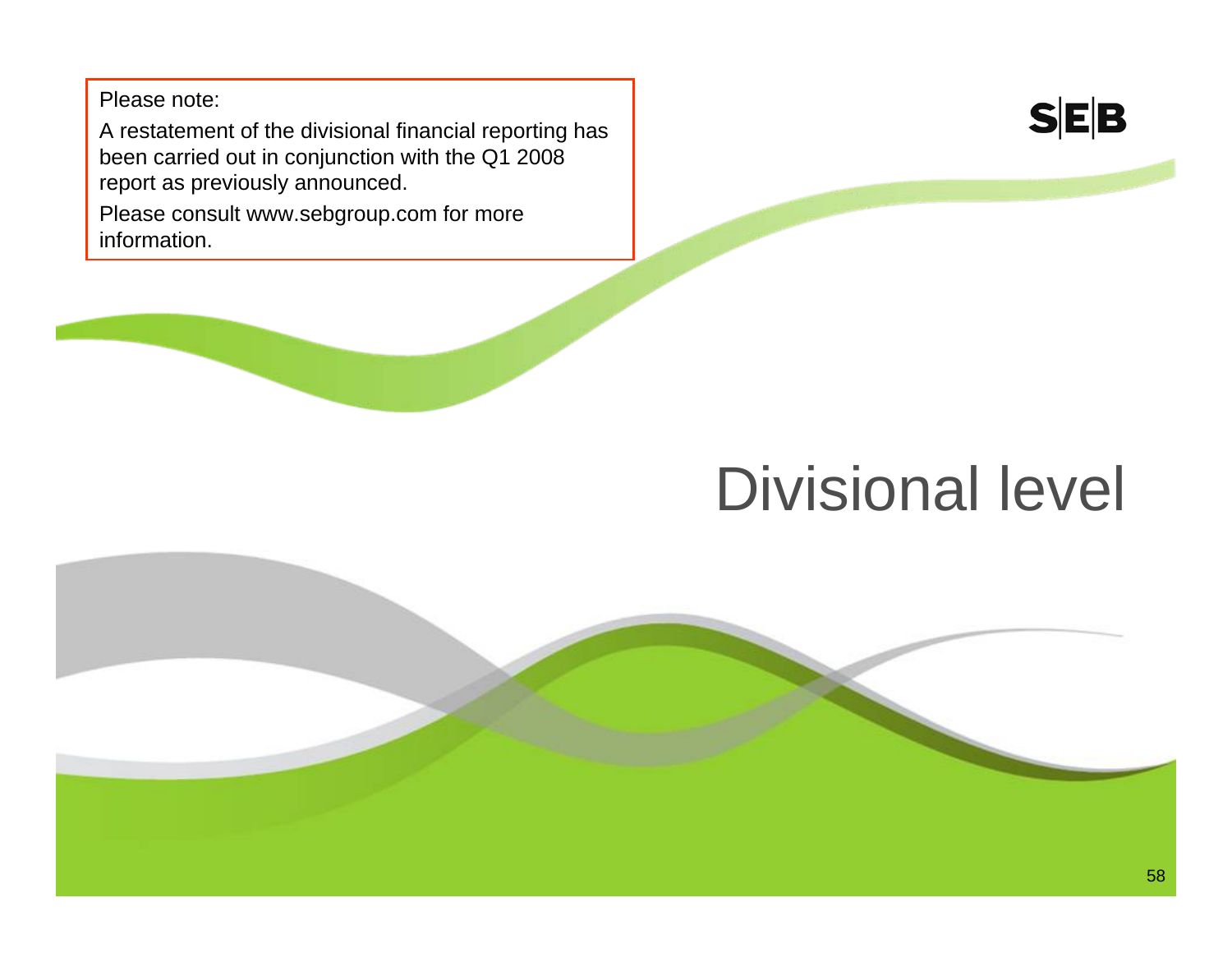Please note:

A restatement of the divisional financial reporting has been carried out in conjunction with the Q1 2008 report as previously announced.

Please consult www.sebgroup.com for more information.

SEB

# Divisional level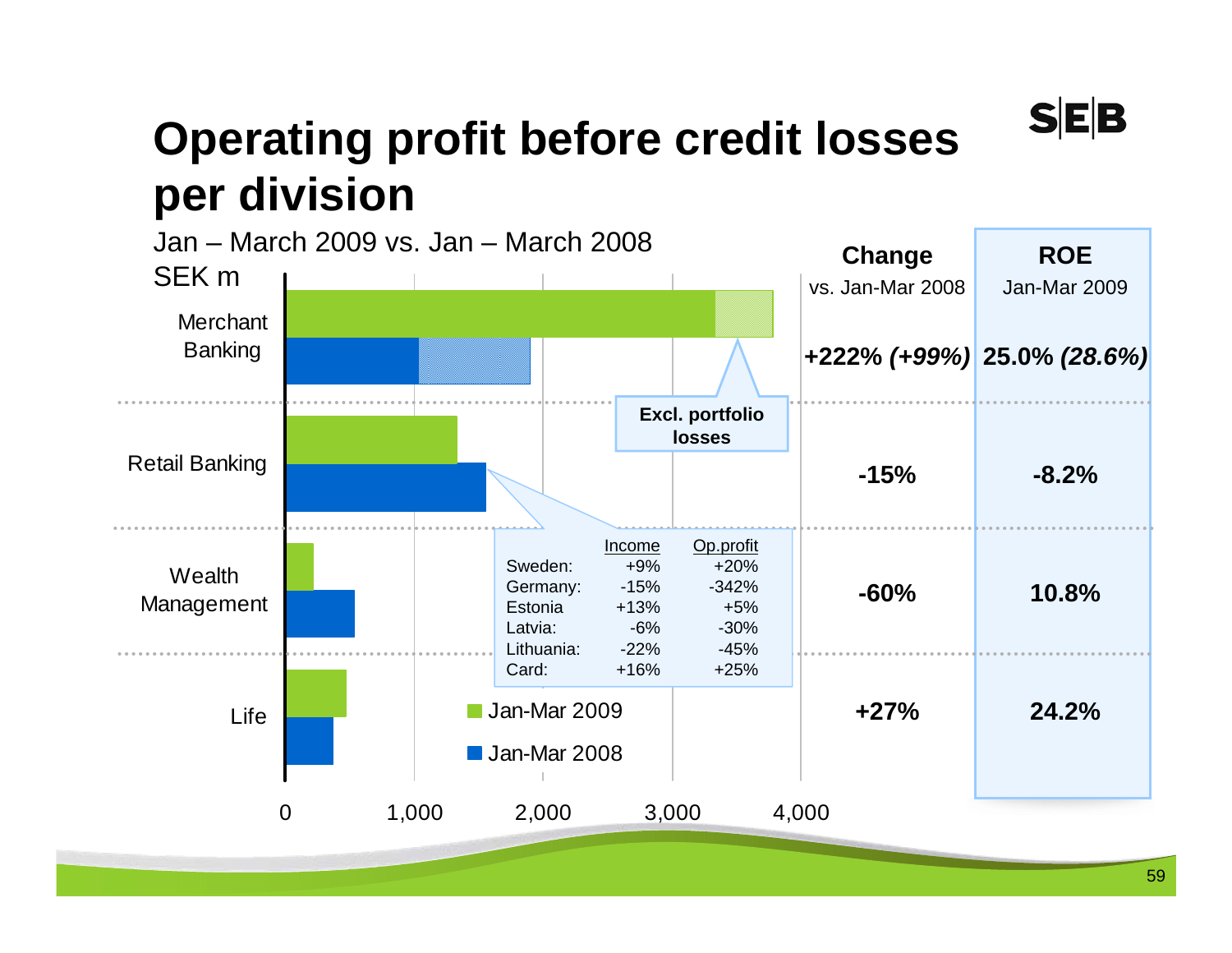# Operating profit before credit losses per division

Jan – March 2009 vs. Jan – March 2008

SEK m

| Division | Change vs. Jan-Mar 2008 | ROE Jan-Mar 2009 |
|---|---|---|
| Merchant Banking | **+222% *(+99%)*** | **25.0% *(28.6%)*** |
| Retail Banking | **-15%** | **-8.2%** |
| Wealth Management | **-60%** | **10.8%** |
| Life | **+27%** | **24.2%** |

Excl. portfolio losses

| | Income | Op.profit |
|---|---|---|
| Sweden: | +9% | +20% |
| Germany: | -15% | -342% |
| Estonia | +13% | +5% |
| Latvia: | -6% | -30% |
| Lithuania: | -22% | -45% |
| Card: | +16% | +25% |

Jan-Mar 2009

Jan-Mar 2008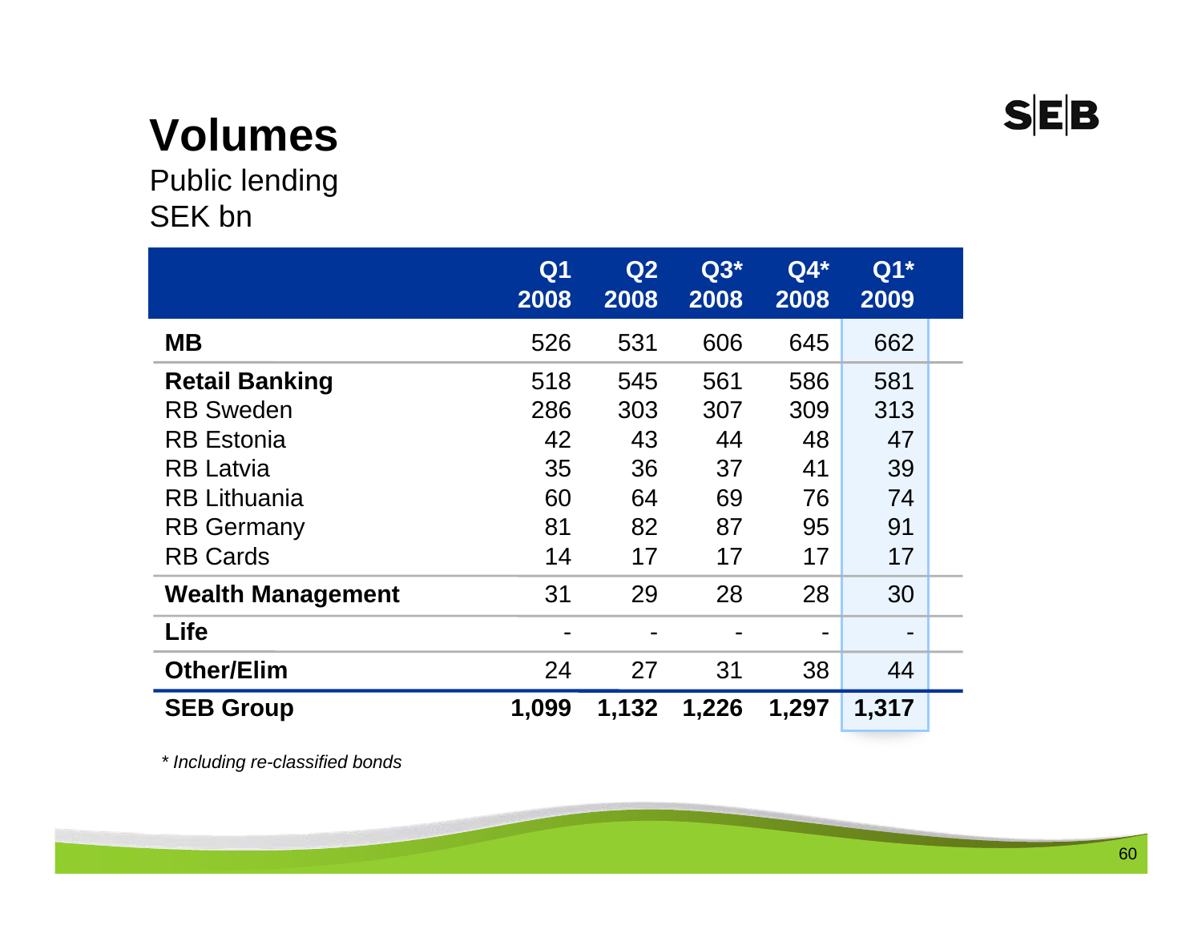# Volumes

Public lending
SEK bn

| | Q1 2008 | Q2 2008 | Q3* 2008 | Q4* 2008 | Q1* 2009 |
|---|---|---|---|---|---|
| **MB** | 526 | 531 | 606 | 645 | 662 |
| **Retail Banking** | 518 | 545 | 561 | 586 | 581 |
| RB Sweden | 286 | 303 | 307 | 309 | 313 |
| RB Estonia | 42 | 43 | 44 | 48 | 47 |
| RB Latvia | 35 | 36 | 37 | 41 | 39 |
| RB Lithuania | 60 | 64 | 69 | 76 | 74 |
| RB Germany | 81 | 82 | 87 | 95 | 91 |
| RB Cards | 14 | 17 | 17 | 17 | 17 |
| **Wealth Management** | 31 | 29 | 28 | 28 | 30 |
| **Life** | - | - | - | - | - |
| **Other/Elim** | 24 | 27 | 31 | 38 | 44 |
| **SEB Group** | **1,099** | **1,132** | **1,226** | **1,297** | **1,317** |

*\* Including re-classified bonds*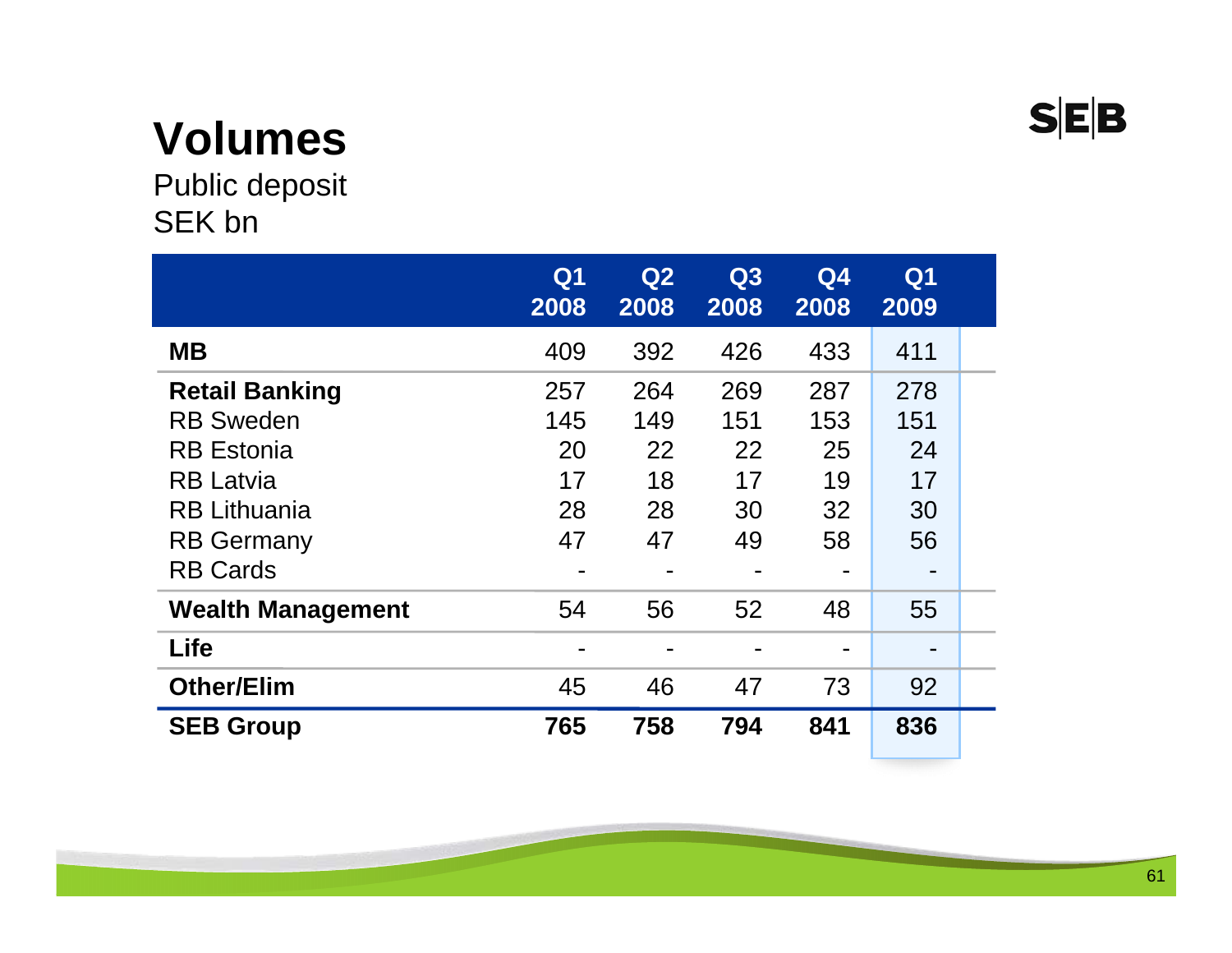# Volumes

Public deposit
SEK bn

| | Q1 2008 | Q2 2008 | Q3 2008 | Q4 2008 | Q1 2009 |
|---|---|---|---|---|---|
| **MB** | 409 | 392 | 426 | 433 | 411 |
| **Retail Banking** | 257 | 264 | 269 | 287 | 278 |
| RB Sweden | 145 | 149 | 151 | 153 | 151 |
| RB Estonia | 20 | 22 | 22 | 25 | 24 |
| RB Latvia | 17 | 18 | 17 | 19 | 17 |
| RB Lithuania | 28 | 28 | 30 | 32 | 30 |
| RB Germany | 47 | 47 | 49 | 58 | 56 |
| RB Cards | - | - | - | - | - |
| **Wealth Management** | 54 | 56 | 52 | 48 | 55 |
| **Life** | - | - | - | - | - |
| **Other/Elim** | 45 | 46 | 47 | 73 | 92 |
| **SEB Group** | **765** | **758** | **794** | **841** | **836** |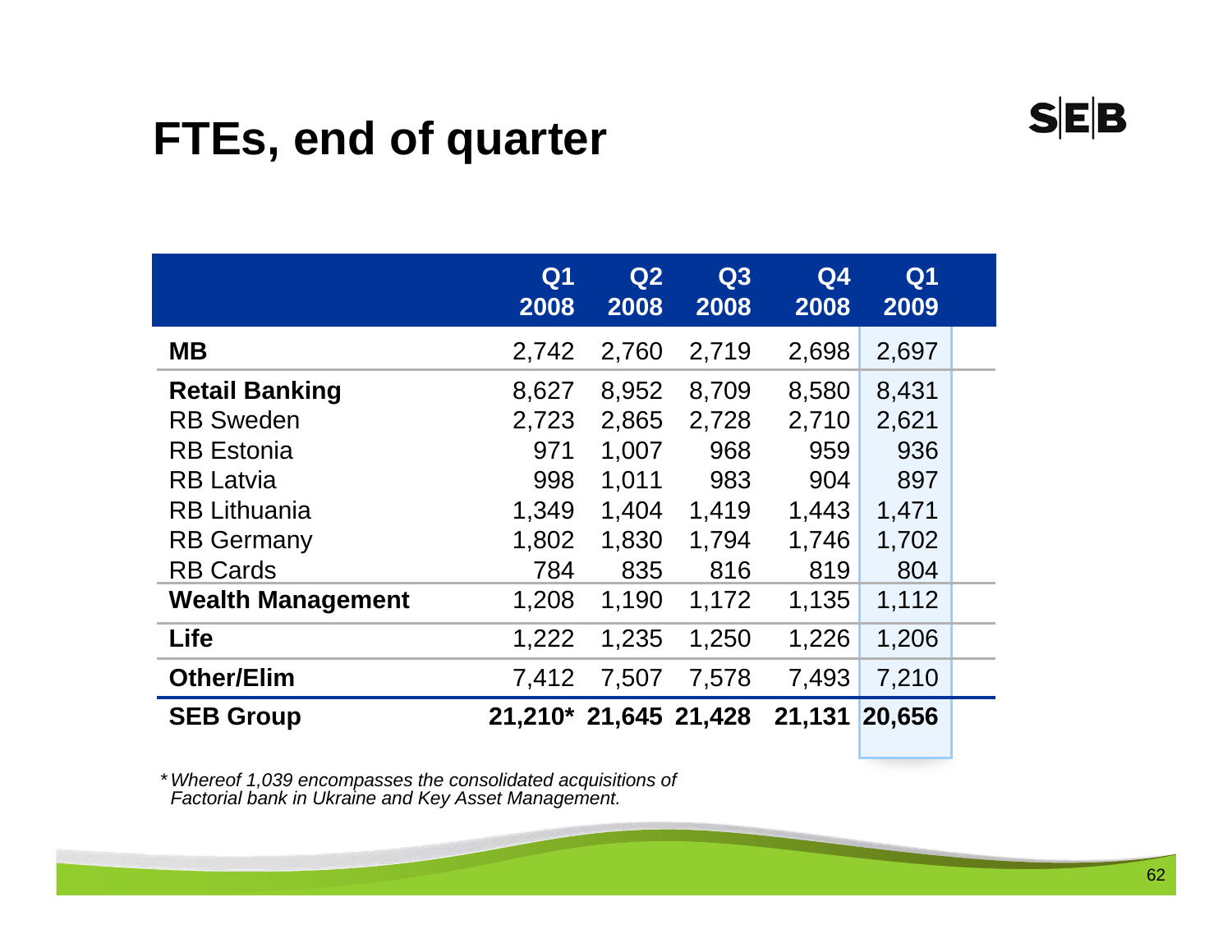# FTEs, end of quarter

| | Q1 2008 | Q2 2008 | Q3 2008 | Q4 2008 | Q1 2009 |
|---|---|---|---|---|---|
| **MB** | 2,742 | 2,760 | 2,719 | 2,698 | 2,697 |
| **Retail Banking** | 8,627 | 8,952 | 8,709 | 8,580 | 8,431 |
| RB Sweden | 2,723 | 2,865 | 2,728 | 2,710 | 2,621 |
| RB Estonia | 971 | 1,007 | 968 | 959 | 936 |
| RB Latvia | 998 | 1,011 | 983 | 904 | 897 |
| RB Lithuania | 1,349 | 1,404 | 1,419 | 1,443 | 1,471 |
| RB Germany | 1,802 | 1,830 | 1,794 | 1,746 | 1,702 |
| RB Cards | 784 | 835 | 816 | 819 | 804 |
| **Wealth Management** | 1,208 | 1,190 | 1,172 | 1,135 | 1,112 |
| **Life** | 1,222 | 1,235 | 1,250 | 1,226 | 1,206 |
| **Other/Elim** | 7,412 | 7,507 | 7,578 | 7,493 | 7,210 |
| **SEB Group** | **21,210*** | **21,645** | **21,428** | **21,131** | **20,656** |

*\* Whereof 1,039 encompasses the consolidated acquisitions of Factorial bank in Ukraine and Key Asset Management.*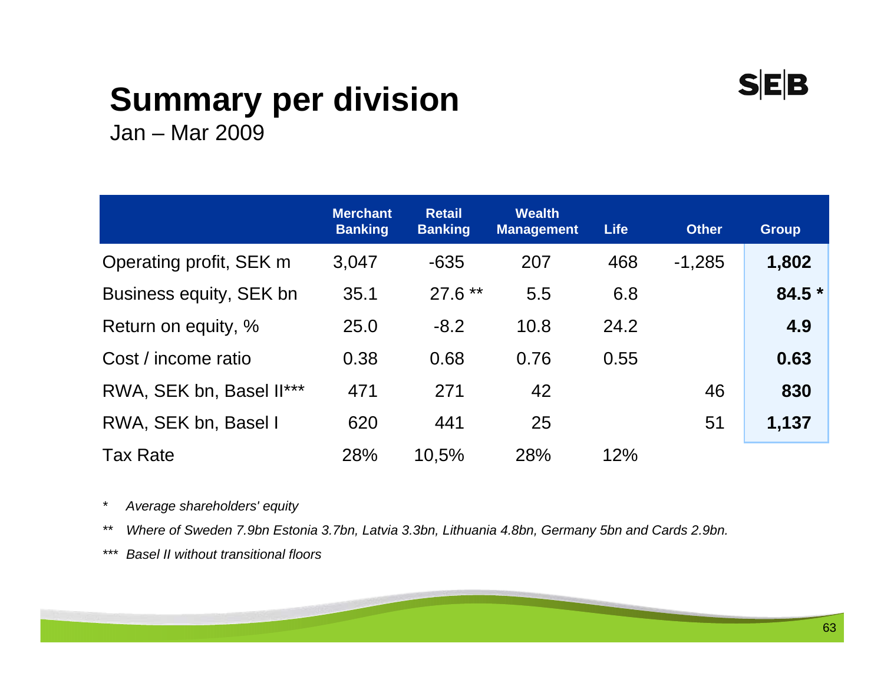# Summary per division

Jan – Mar 2009

| | Merchant Banking | Retail Banking | Wealth Management | Life | Other | Group |
|---|---|---|---|---|---|---|
| Operating profit, SEK m | 3,047 | -635 | 207 | 468 | -1,285 | **1,802** |
| Business equity, SEK bn | 35.1 | 27.6 ** | 5.5 | 6.8 | | **84.5 *** |
| Return on equity, % | 25.0 | -8.2 | 10.8 | 24.2 | | **4.9** |
| Cost / income ratio | 0.38 | 0.68 | 0.76 | 0.55 | | **0.63** |
| RWA, SEK bn, Basel II*** | 471 | 271 | 42 | | 46 | **830** |
| RWA, SEK bn, Basel I | 620 | 441 | 25 | | 51 | **1,137** |
| Tax Rate | 28% | 10,5% | 28% | 12% | | |

\* *Average shareholders' equity*

\*\* *Where of Sweden 7.9bn Estonia 3.7bn, Latvia 3.3bn, Lithuania 4.8bn, Germany 5bn and Cards 2.9bn.*

\*\*\* *Basel II without transitional floors*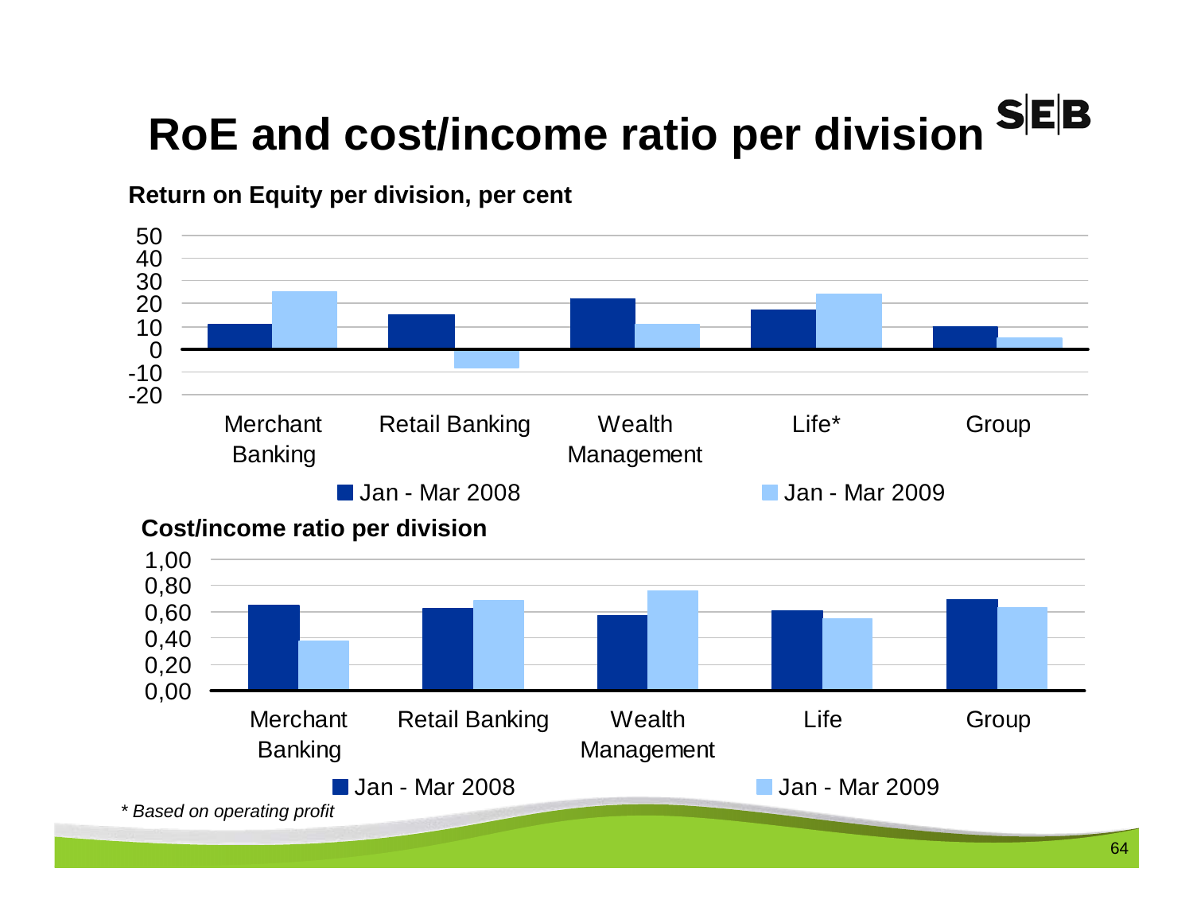# RoE and cost/income ratio per division

**Return on Equity per division, per cent**

50
40
30
20
10
0
-10
-20

Merchant Banking | Retail Banking | Wealth Management | Life* | Group

■ Jan - Mar 2008 ■ Jan - Mar 2009

**Cost/income ratio per division**

1,00
0,80
0,60
0,40
0,20
0,00

Merchant Banking | Retail Banking | Wealth Management | Life | Group

■ Jan - Mar 2008 ■ Jan - Mar 2009

*\* Based on operating profit*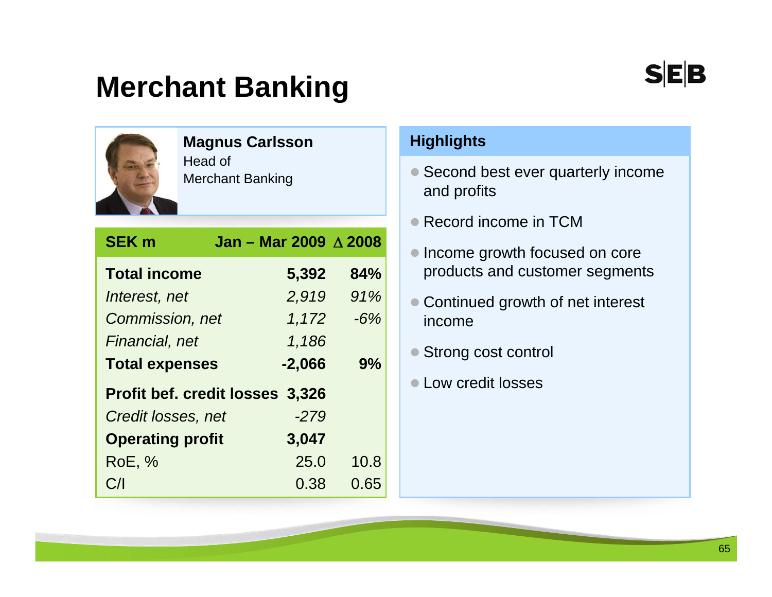# Merchant Banking

**Magnus Carlsson**
Head of
Merchant Banking

| SEK m | Jan – Mar 2009 | Δ 2008 |
|---|---|---|
| **Total income** | **5,392** | **84%** |
| *Interest, net* | *2,919* | *91%* |
| *Commission, net* | *1,172* | *-6%* |
| *Financial, net* | *1,186* | |
| **Total expenses** | **-2,066** | **9%** |
| **Profit bef. credit losses** | **3,326** | |
| *Credit losses, net* | *-279* | |
| **Operating profit** | **3,047** | |
| RoE, % | 25.0 | 10.8 |
| C/I | 0.38 | 0.65 |

## Highlights

- Second best ever quarterly income and profits
- Record income in TCM
- Income growth focused on core products and customer segments
- Continued growth of net interest income
- Strong cost control
- Low credit losses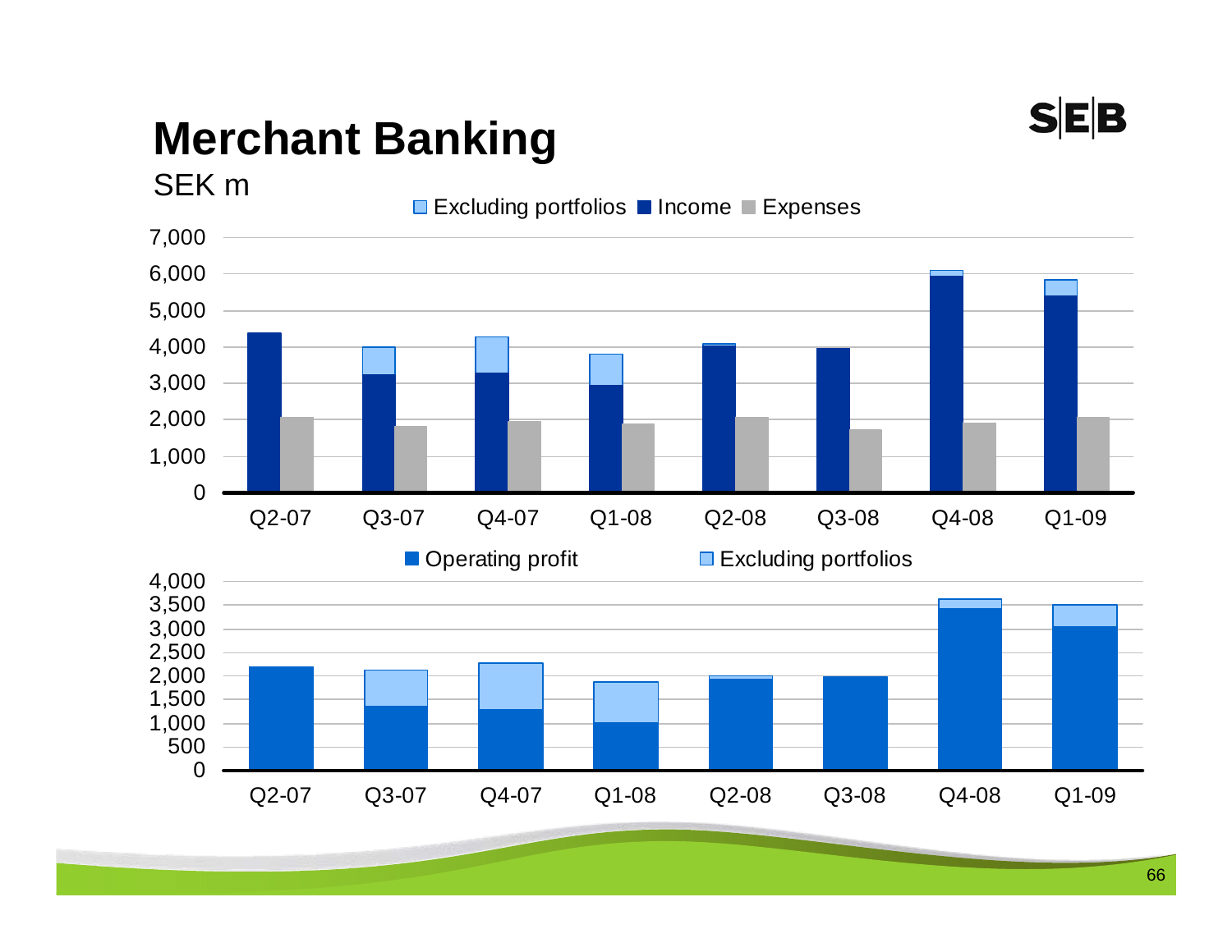# Merchant Banking

SEK m

Excluding portfolios ■ Income ■ Expenses

7,000
6,000
5,000
4,000
3,000
2,000
1,000
0

Q2-07 Q3-07 Q4-07 Q1-08 Q2-08 Q3-08 Q4-08 Q1-09

■ Operating profit ■ Excluding portfolios

4,000
3,500
3,000
2,500
2,000
1,500
1,000
500
0

Q2-07 Q3-07 Q4-07 Q1-08 Q2-08 Q3-08 Q4-08 Q1-09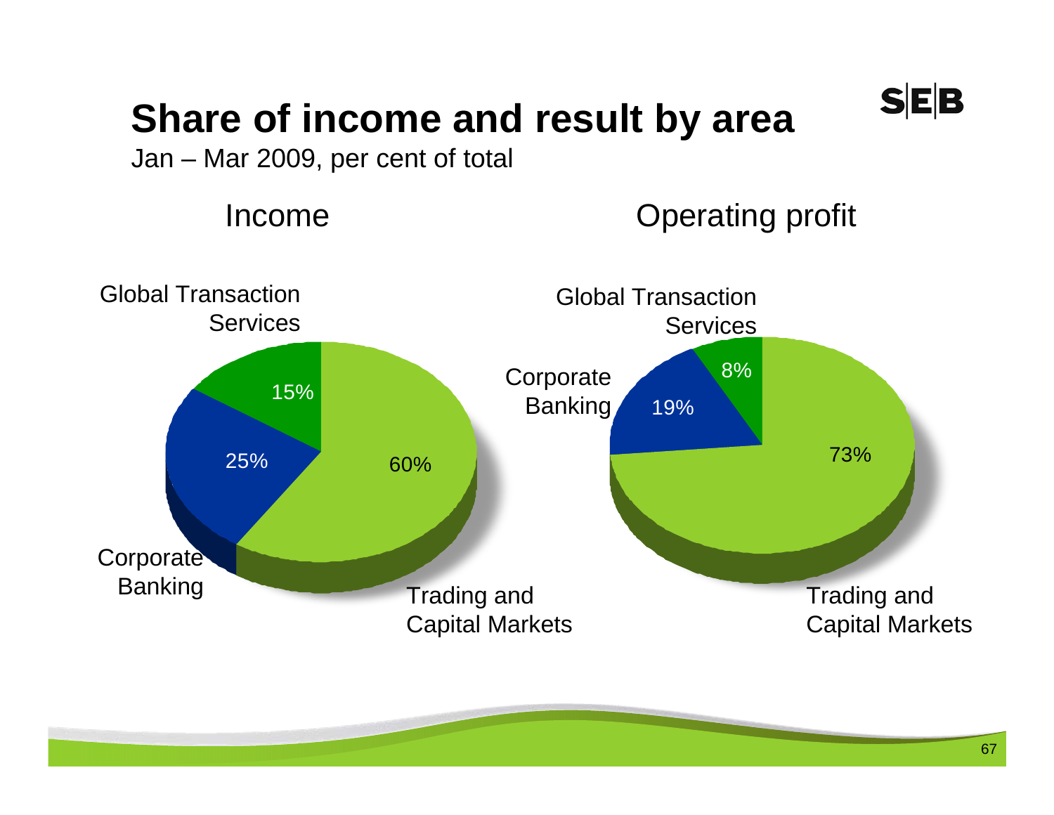# Share of income and result by area

Jan – Mar 2009, per cent of total

## Income

| Area | Share |
| --- | --- |
| Trading and Capital Markets | 60% |
| Corporate Banking | 25% |
| Global Transaction Services | 15% |

## Operating profit

| Area | Share |
| --- | --- |
| Trading and Capital Markets | 73% |
| Corporate Banking | 19% |
| Global Transaction Services | 8% |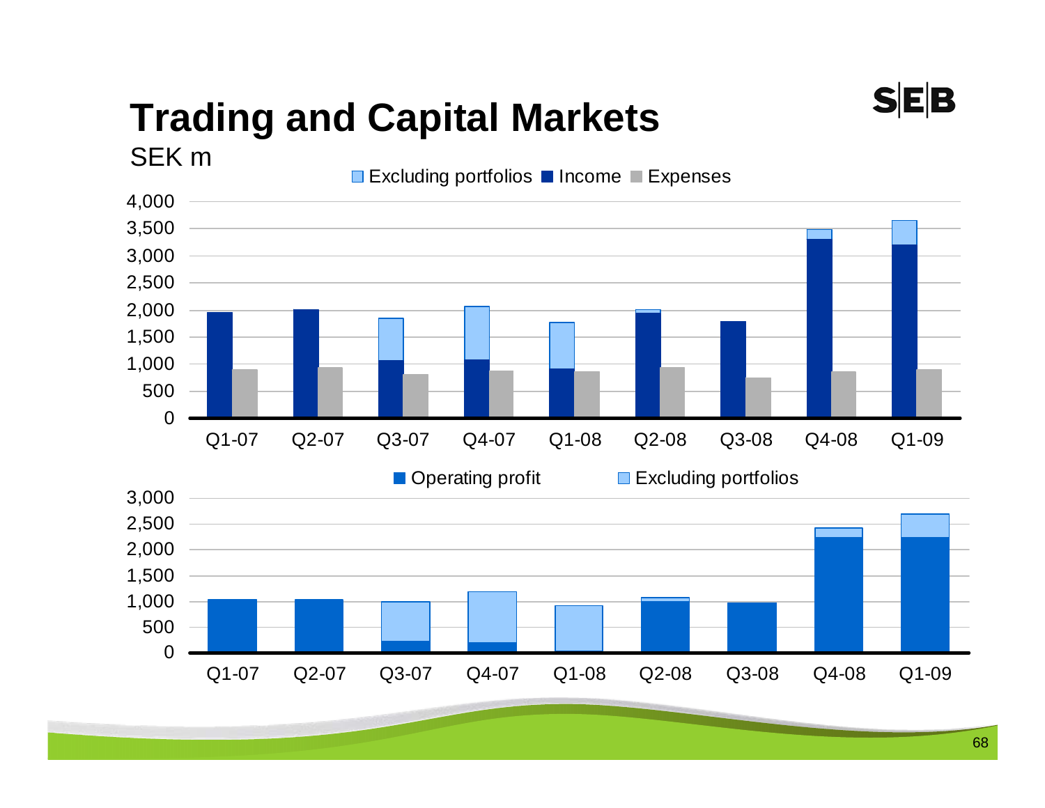# Trading and Capital Markets

SEK m

Excluding portfolios | Income | Expenses

Q1-07 | Q2-07 | Q3-07 | Q4-07 | Q1-08 | Q2-08 | Q3-08 | Q4-08 | Q1-09

Operating profit | Excluding portfolios

Q1-07 | Q2-07 | Q3-07 | Q4-07 | Q1-08 | Q2-08 | Q3-08 | Q4-08 | Q1-09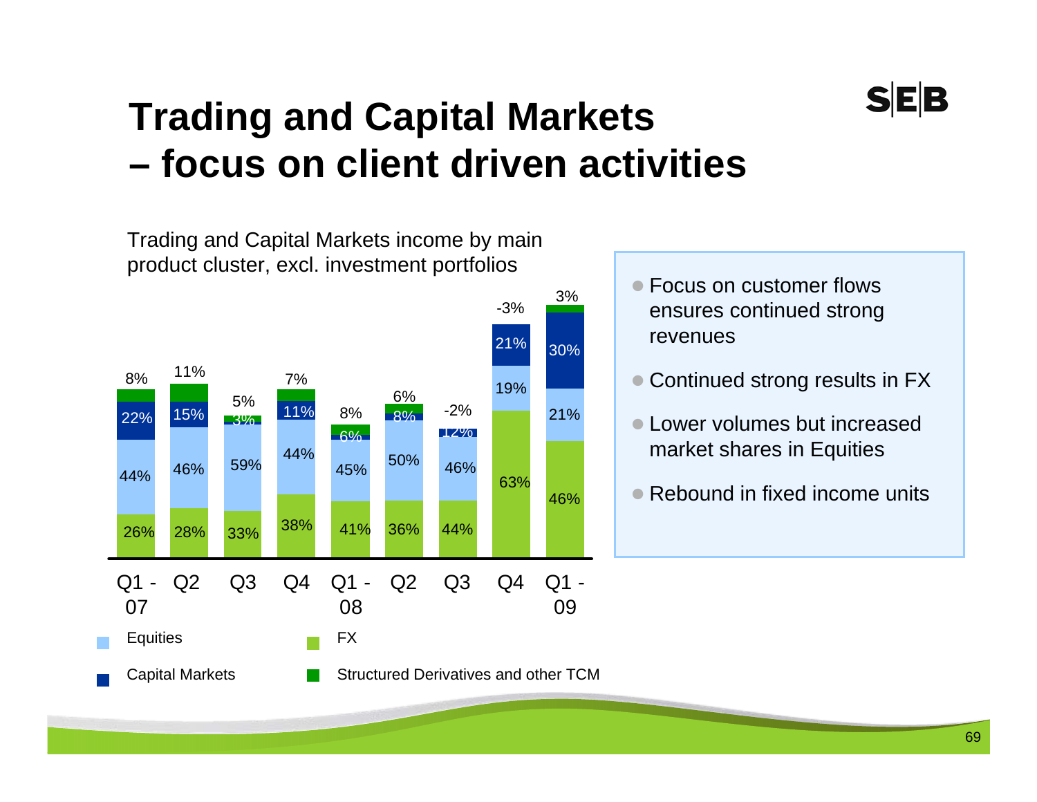# Trading and Capital Markets – focus on client driven activities

Trading and Capital Markets income by main product cluster, excl. investment portfolios

| | Q1 - 07 | Q2 | Q3 | Q4 | Q1 - 08 | Q2 | Q3 | Q4 | Q1 - 09 |
|---|---|---|---|---|---|---|---|---|---|
| Structured Derivatives and other TCM | 8% | 11% | 5% | 7% | 8% | 6% | -2% | -3% | 3% |
| Capital Markets | 22% | 15% | 3% | 11% | 6% | 8% | 12% | 21% | 30% |
| Equities | 44% | 46% | 59% | 44% | 45% | 50% | 46% | 19% | 21% |
| FX | 26% | 28% | 33% | 38% | 41% | 36% | 44% | 63% | 46% |

- Focus on customer flows ensures continued strong revenues
- Continued strong results in FX
- Lower volumes but increased market shares in Equities
- Rebound in fixed income units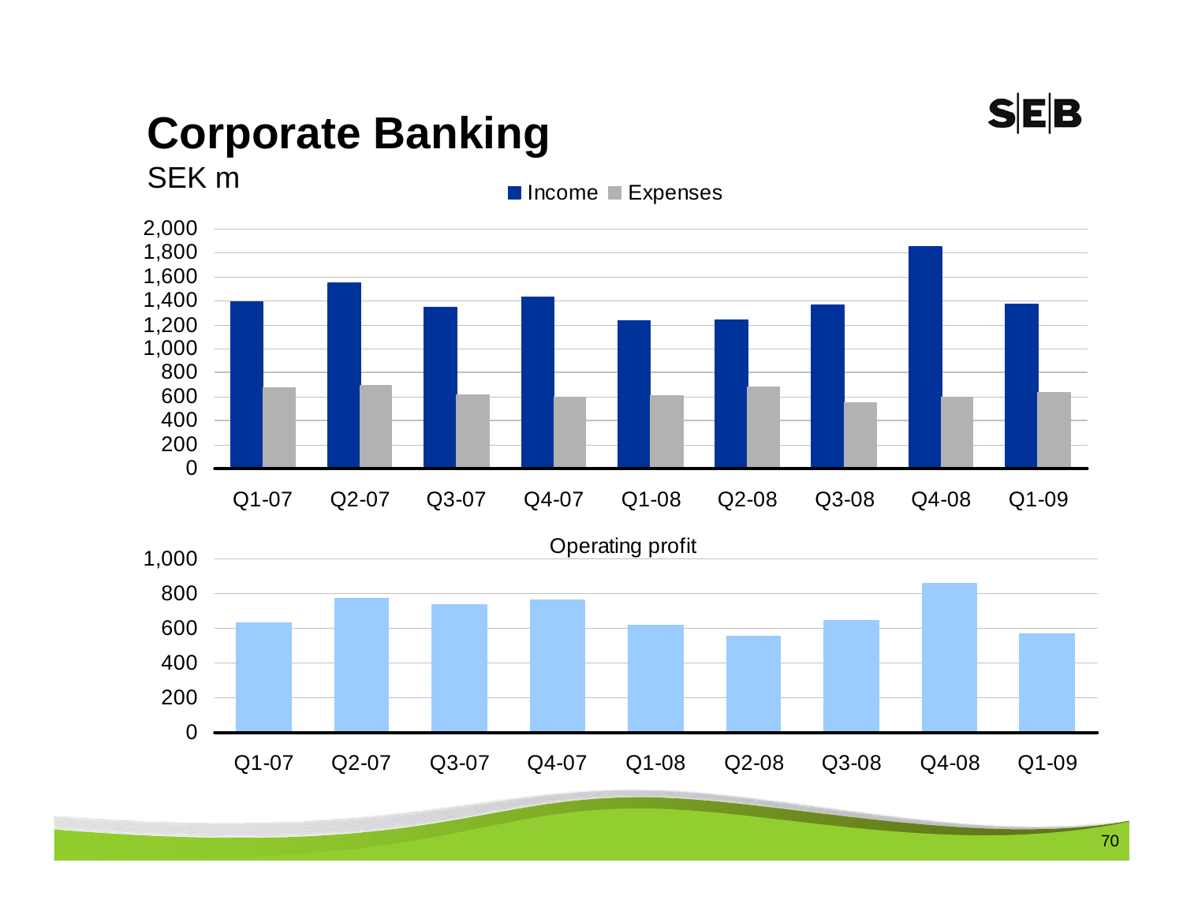# Corporate Banking

SEK m

■ Income ■ Expenses

| | Q1-07 | Q2-07 | Q3-07 | Q4-07 | Q1-08 | Q2-08 | Q3-08 | Q4-08 | Q1-09 |
|---|---|---|---|---|---|---|---|---|---|

Operating profit

| | Q1-07 | Q2-07 | Q3-07 | Q4-07 | Q1-08 | Q2-08 | Q3-08 | Q4-08 | Q1-09 |
|---|---|---|---|---|---|---|---|---|---|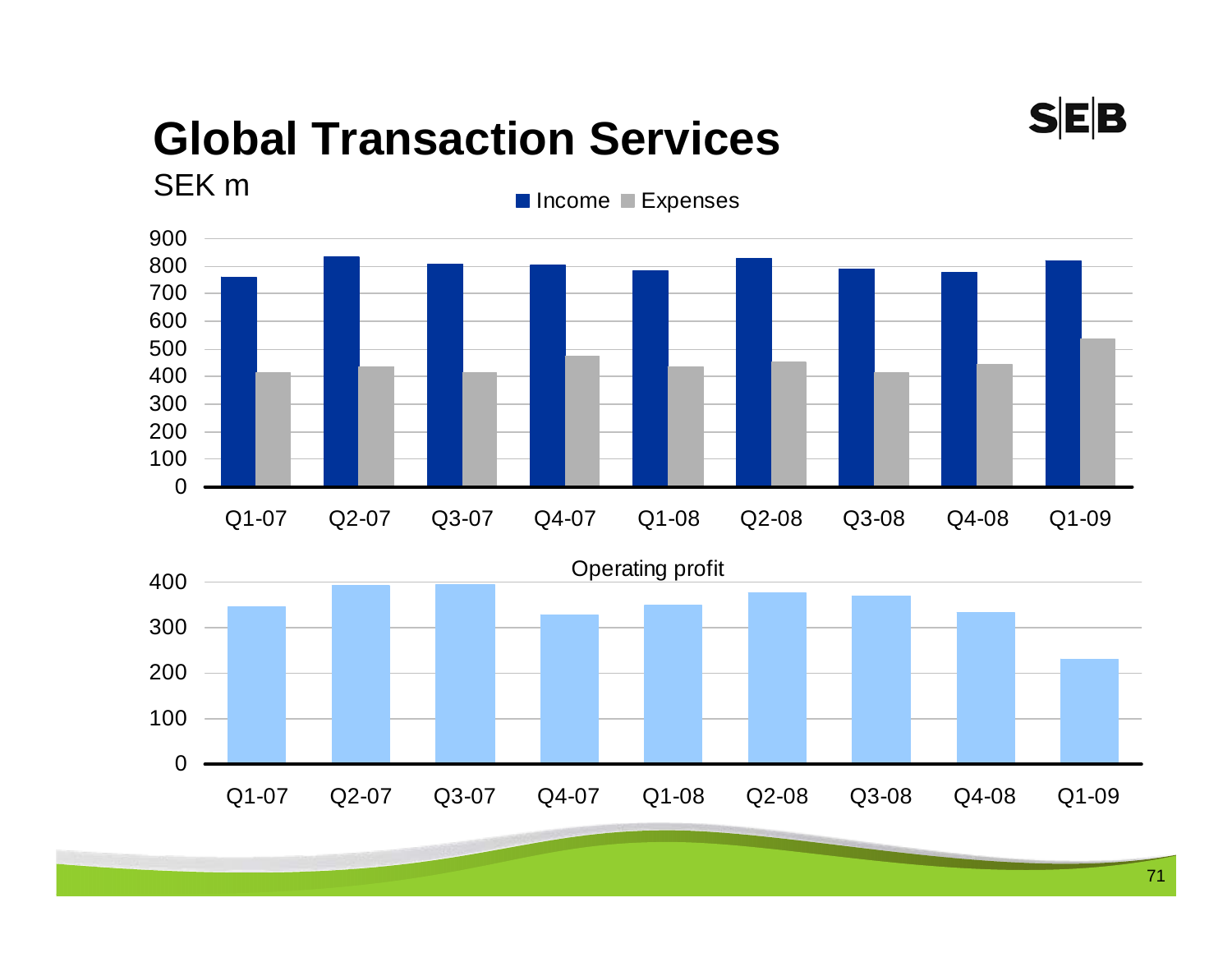# Global Transaction Services

SEK m

Income / Expenses

| | Q1-07 | Q2-07 | Q3-07 | Q4-07 | Q1-08 | Q2-08 | Q3-08 | Q4-08 | Q1-09 |
|---|---|---|---|---|---|---|---|---|---|
| Income | ~760 | ~835 | ~810 | ~805 | ~785 | ~830 | ~790 | ~780 | ~820 |
| Expenses | ~415 | ~435 | ~415 | ~475 | ~435 | ~455 | ~415 | ~445 | ~535 |

Operating profit

| | Q1-07 | Q2-07 | Q3-07 | Q4-07 | Q1-08 | Q2-08 | Q3-08 | Q4-08 | Q1-09 |
|---|---|---|---|---|---|---|---|---|---|
| Operating profit | ~345 | ~395 | ~395 | ~330 | ~350 | ~375 | ~370 | ~335 | ~230 |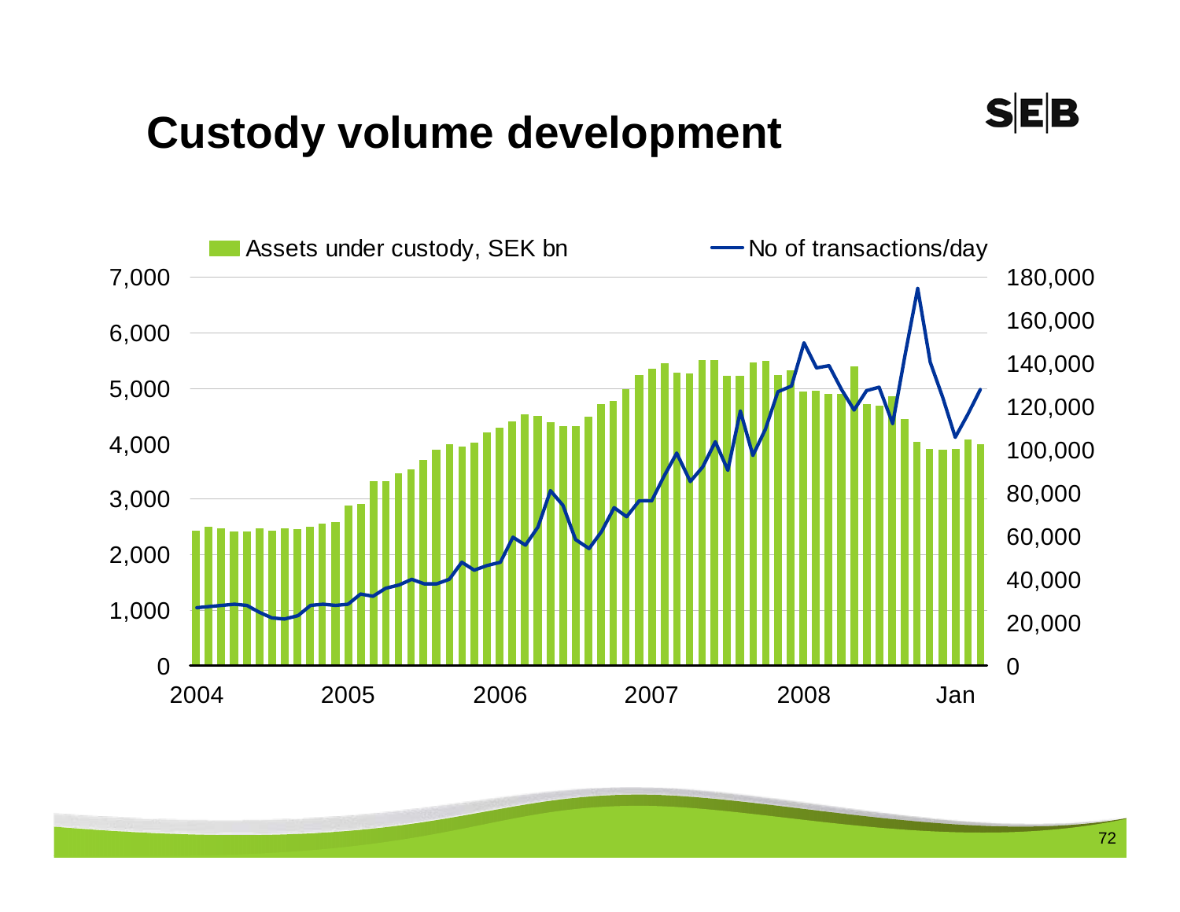# Custody volume development

Assets under custody, SEK bn — No of transactions/day

Left axis: 0; 1,000; 2,000; 3,000; 4,000; 5,000; 6,000; 7,000

Right axis: 0; 20,000; 40,000; 60,000; 80,000; 100,000; 120,000; 140,000; 160,000; 180,000

X-axis: 2004, 2005, 2006, 2007, 2008, Jan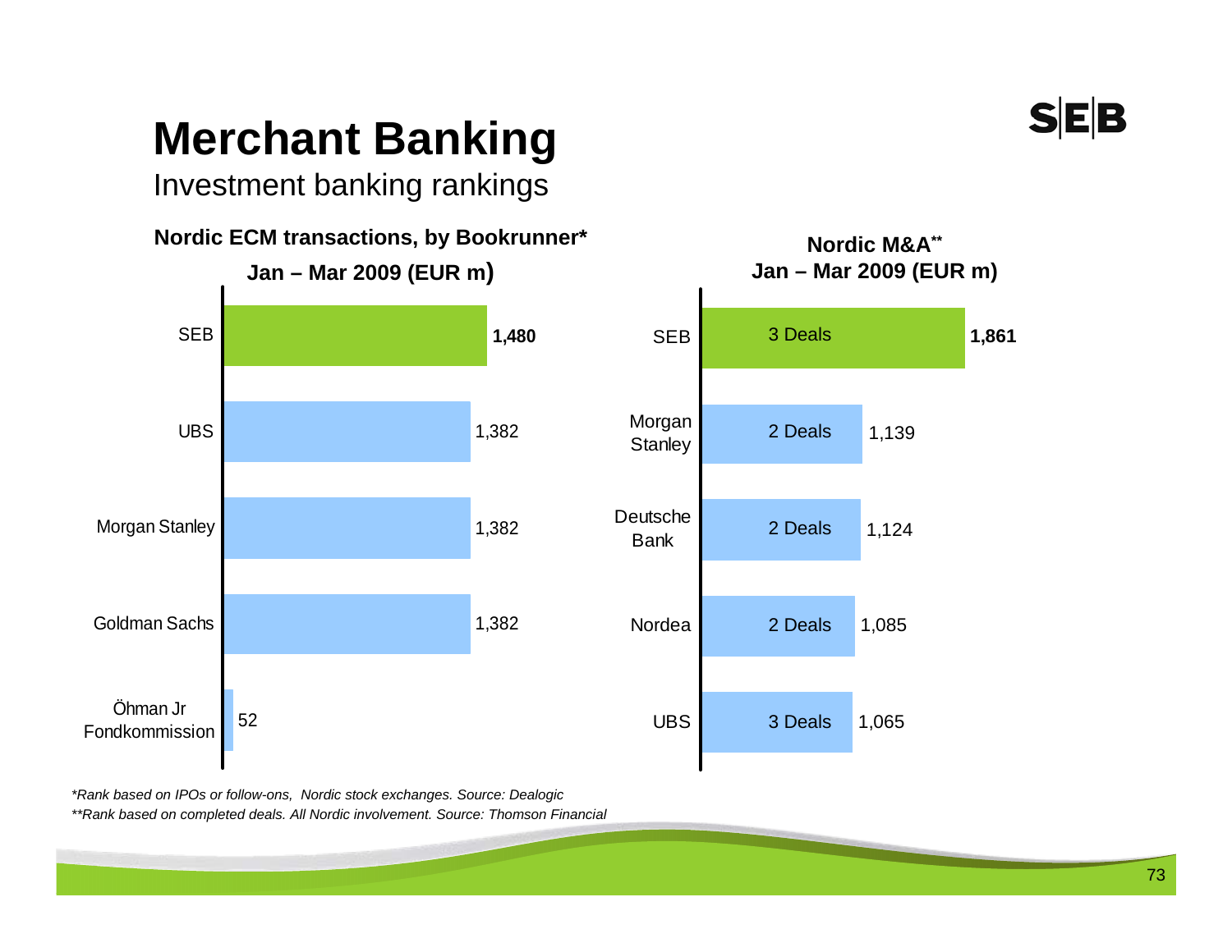# Merchant Banking

Investment banking rankings

**Nordic ECM transactions, by Bookrunner***

**Jan – Mar 2009 (EUR m)**

| Bookrunner | EUR m |
|---|---|
| SEB | **1,480** |
| UBS | 1,382 |
| Morgan Stanley | 1,382 |
| Goldman Sachs | 1,382 |
| Öhman Jr Fondkommission | 52 |

**Nordic M&A****

**Jan – Mar 2009 (EUR m)**

| Advisor | Deals | EUR m |
|---|---|---|
| SEB | 3 Deals | **1,861** |
| Morgan Stanley | 2 Deals | 1,139 |
| Deutsche Bank | 2 Deals | 1,124 |
| Nordea | 2 Deals | 1,085 |
| UBS | 3 Deals | 1,065 |

*\*Rank based on IPOs or follow-ons, Nordic stock exchanges. Source: Dealogic*

*\*\*Rank based on completed deals. All Nordic involvement. Source: Thomson Financial*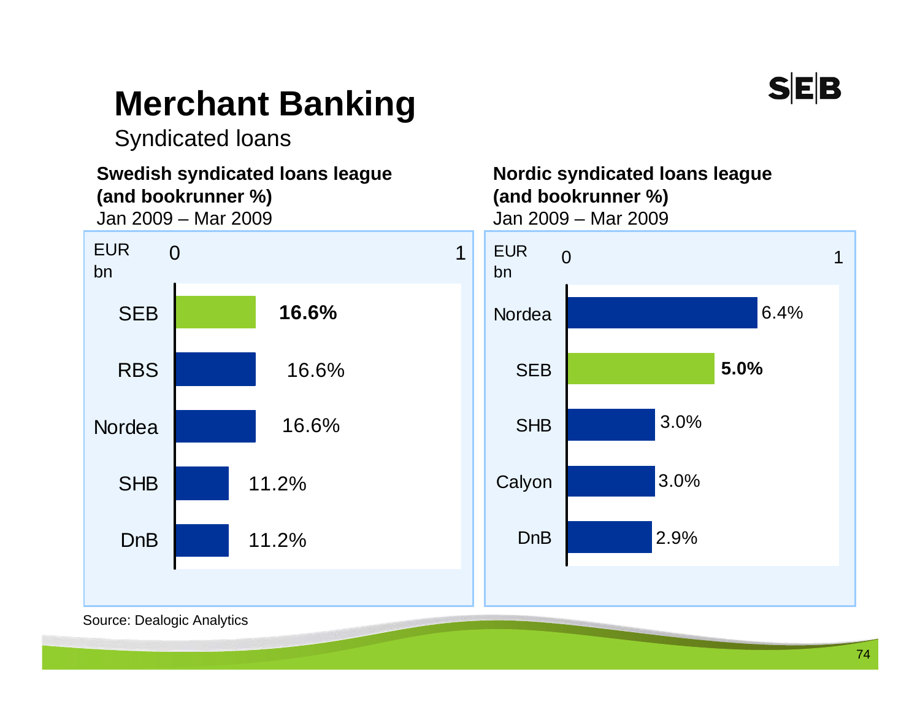# Merchant Banking

Syndicated loans

**Swedish syndicated loans league (and bookrunner %)**
Jan 2009 – Mar 2009

| EUR bn | Bookrunner % |
|---|---|
| SEB | **16.6%** |
| RBS | 16.6% |
| Nordea | 16.6% |
| SHB | 11.2% |
| DnB | 11.2% |

**Nordic syndicated loans league (and bookrunner %)**
Jan 2009 – Mar 2009

| EUR bn | Bookrunner % |
|---|---|
| Nordea | 6.4% |
| SEB | **5.0%** |
| SHB | 3.0% |
| Calyon | 3.0% |
| DnB | 2.9% |

Source: Dealogic Analytics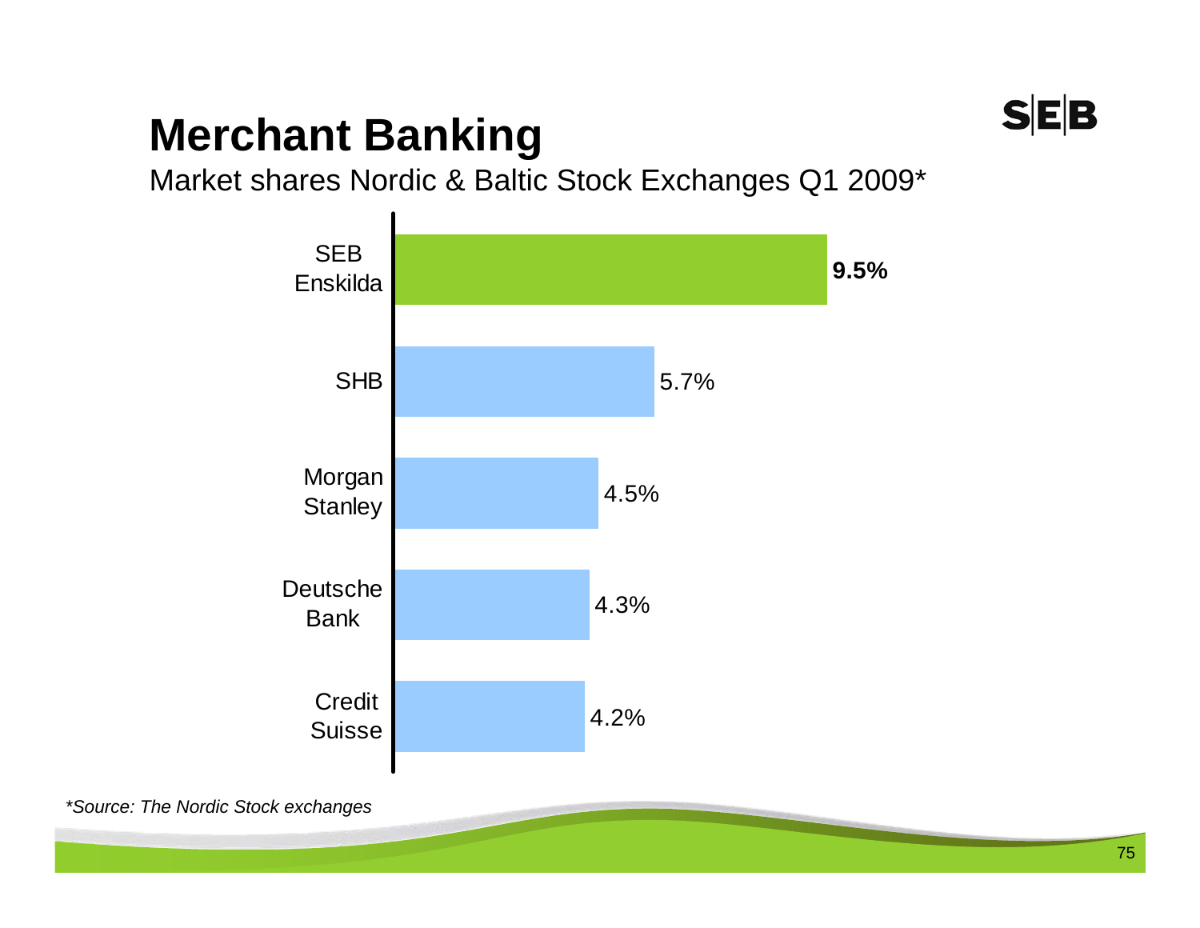# Merchant Banking

Market shares Nordic & Baltic Stock Exchanges Q1 2009*

| Bank | Market share |
|---|---|
| SEB Enskilda | **9.5%** |
| SHB | 5.7% |
| Morgan Stanley | 4.5% |
| Deutsche Bank | 4.3% |
| Credit Suisse | 4.2% |

*\*Source: The Nordic Stock exchanges*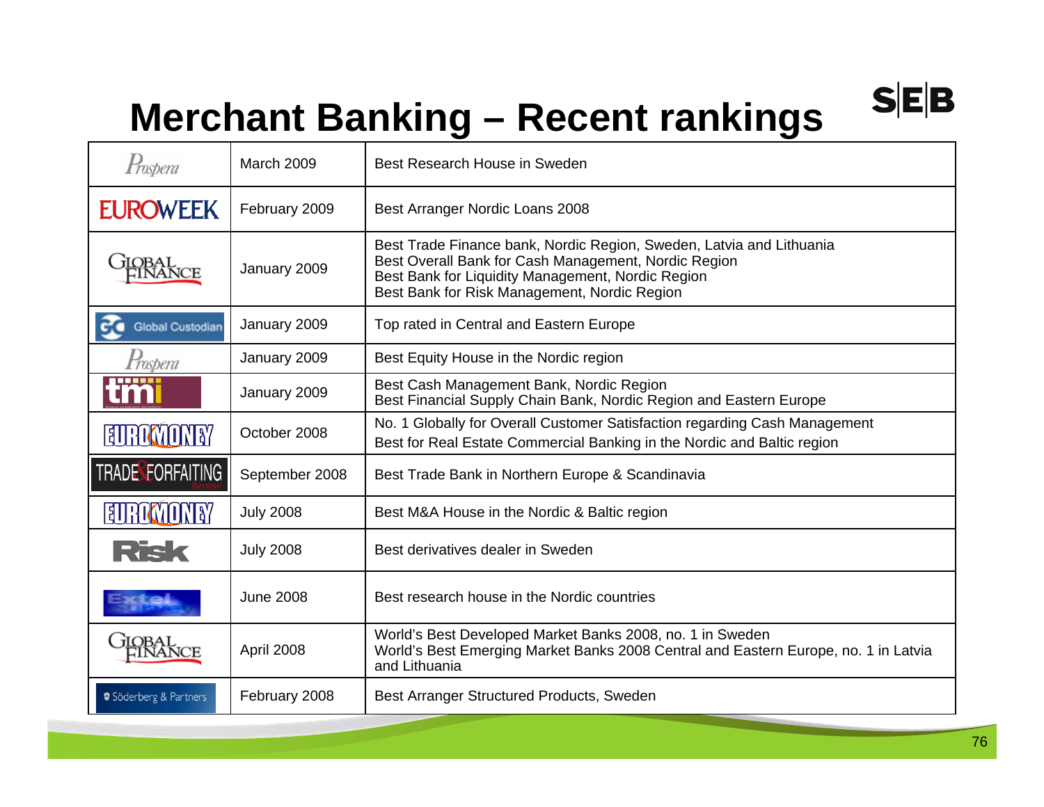# Merchant Banking – Recent rankings

| Source | Date | Ranking |
|---|---|---|
| Prospera | March 2009 | Best Research House in Sweden |
| EUROWEEK | February 2009 | Best Arranger Nordic Loans 2008 |
| Global Finance | January 2009 | Best Trade Finance bank, Nordic Region, Sweden, Latvia and Lithuania<br>Best Overall Bank for Cash Management, Nordic Region<br>Best Bank for Liquidity Management, Nordic Region<br>Best Bank for Risk Management, Nordic Region |
| Global Custodian | January 2009 | Top rated in Central and Eastern Europe |
| Prospera | January 2009 | Best Equity House in the Nordic region |
| tmi | January 2009 | Best Cash Management Bank, Nordic Region<br>Best Financial Supply Chain Bank, Nordic Region and Eastern Europe |
| EUROMONEY | October 2008 | No. 1 Globally for Overall Customer Satisfaction regarding Cash Management<br>Best for Real Estate Commercial Banking in the Nordic and Baltic region |
| Trade & Forfaiting Review | September 2008 | Best Trade Bank in Northern Europe & Scandinavia |
| EUROMONEY | July 2008 | Best M&A House in the Nordic & Baltic region |
| Risk | July 2008 | Best derivatives dealer in Sweden |
| Extel Survey | June 2008 | Best research house in the Nordic countries |
| Global Finance | April 2008 | World's Best Developed Market Banks 2008, no. 1 in Sweden<br>World's Best Emerging Market Banks 2008 Central and Eastern Europe, no. 1 in Latvia and Lithuania |
| Söderberg & Partners | February 2008 | Best Arranger Structured Products, Sweden |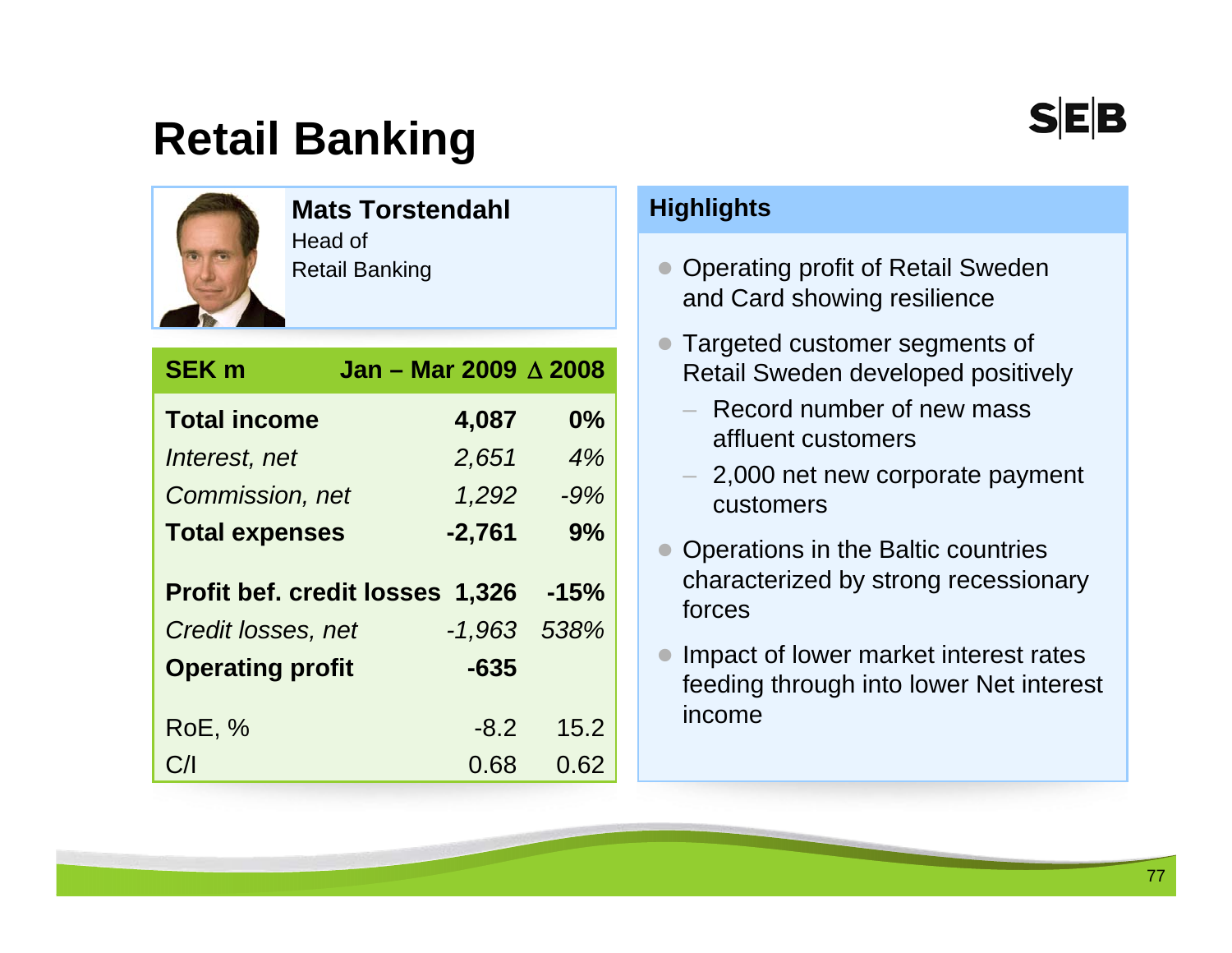# Retail Banking

**Mats Torstendahl**
Head of
Retail Banking

| SEK m | Jan – Mar 2009 | Δ 2008 |
|---|---|---|
| **Total income** | **4,087** | **0%** |
| *Interest, net* | *2,651* | *4%* |
| *Commission, net* | *1,292* | *-9%* |
| **Total expenses** | **-2,761** | **9%** |
| **Profit bef. credit losses** | **1,326** | **-15%** |
| *Credit losses, net* | *-1,963* | *538%* |
| **Operating profit** | **-635** | |
| RoE, % | -8.2 | 15.2 |
| C/I | 0.68 | 0.62 |

## Highlights

- Operating profit of Retail Sweden and Card showing resilience
- Targeted customer segments of Retail Sweden developed positively
  - Record number of new mass affluent customers
  - 2,000 net new corporate payment customers
- Operations in the Baltic countries characterized by strong recessionary forces
- Impact of lower market interest rates feeding through into lower Net interest income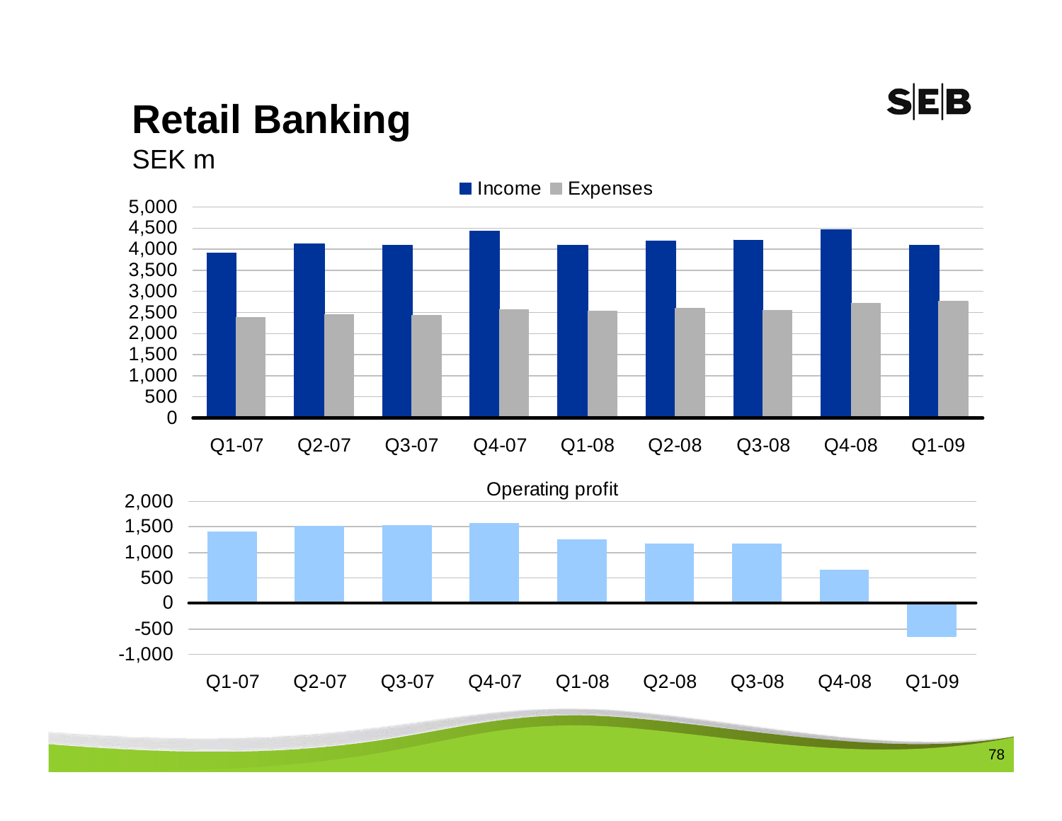# Retail Banking

SEK m

Income Expenses

5,000
4,500
4,000
3,500
3,000
2,500
2,000
1,500
1,000
500
0

Q1-07 Q2-07 Q3-07 Q4-07 Q1-08 Q2-08 Q3-08 Q4-08 Q1-09

Operating profit

2,000
1,500
1,000
500
0
-500
-1,000

Q1-07 Q2-07 Q3-07 Q4-07 Q1-08 Q2-08 Q3-08 Q4-08 Q1-09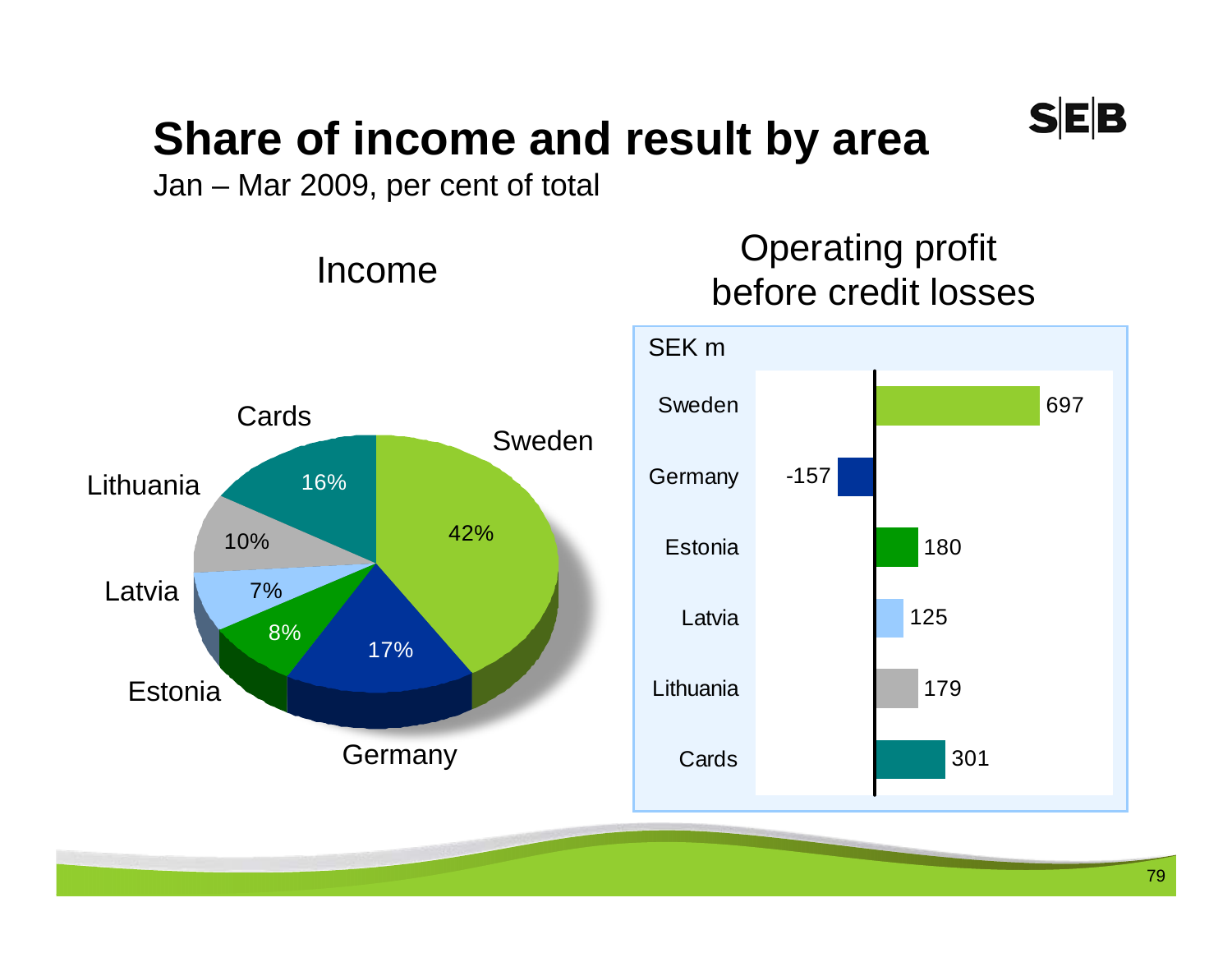# Share of income and result by area

Jan – Mar 2009, per cent of total

## Income

| Area | Share |
|---|---|
| Sweden | 42% |
| Germany | 17% |
| Estonia | 8% |
| Latvia | 7% |
| Lithuania | 10% |
| Cards | 16% |

## Operating profit before credit losses

SEK m

| Area | SEK m |
|---|---|
| Sweden | 697 |
| Germany | -157 |
| Estonia | 180 |
| Latvia | 125 |
| Lithuania | 179 |
| Cards | 301 |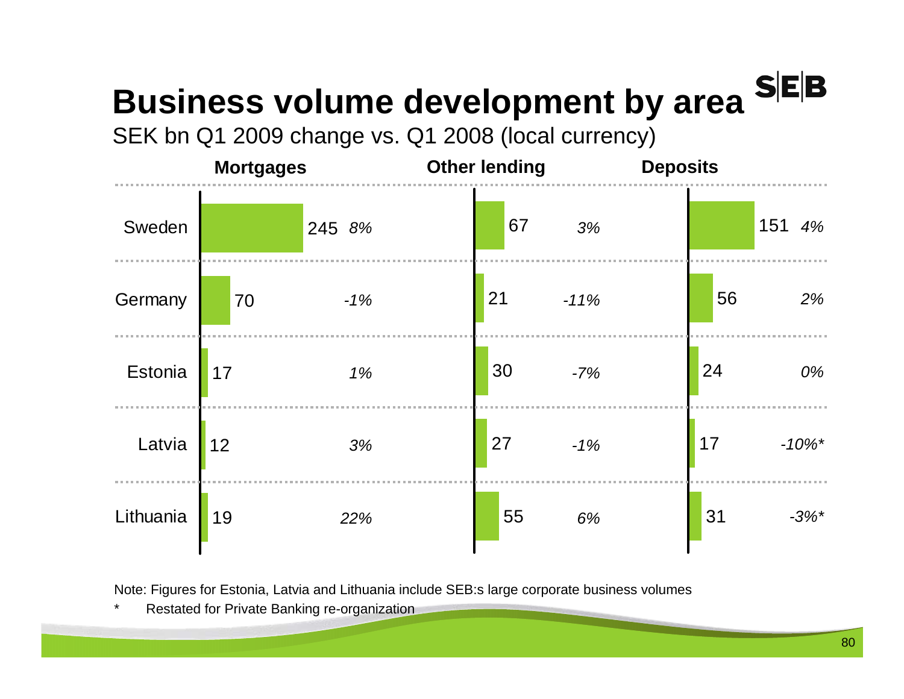# Business volume development by area

SEK bn Q1 2009 change vs. Q1 2008 (local currency)

| | Mortgages | | Other lending | | Deposits | |
|---|---|---|---|---|---|---|
| Sweden | 245 | *8%* | 67 | *3%* | 151 | *4%* |
| Germany | 70 | *-1%* | 21 | *-11%* | 56 | *2%* |
| Estonia | 17 | *1%* | 30 | *-7%* | 24 | *0%* |
| Latvia | 12 | *3%* | 27 | *-1%* | 17 | *-10%** |
| Lithuania | 19 | *22%* | 55 | *6%* | 31 | *-3%** |

Note: Figures for Estonia, Latvia and Lithuania include SEB:s large corporate business volumes

\* Restated for Private Banking re-organization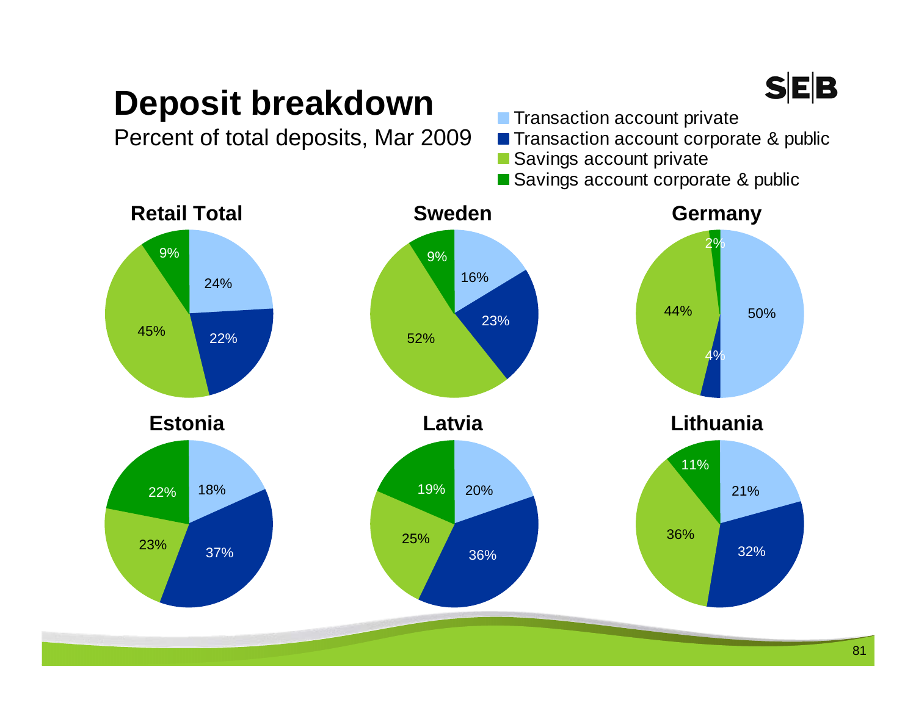# Deposit breakdown

Percent of total deposits, Mar 2009

- Transaction account private
- Transaction account corporate & public
- Savings account private
- Savings account corporate & public

| | Transaction account private | Transaction account corporate & public | Savings account private | Savings account corporate & public |
|---|---|---|---|---|
| Retail Total | 24% | 22% | 45% | 9% |
| Sweden | 16% | 23% | 52% | 9% |
| Germany | 50% | 4% | 44% | 2% |
| Estonia | 18% | 37% | 23% | 22% |
| Latvia | 20% | 36% | 25% | 19% |
| Lithuania | 21% | 32% | 36% | 11% |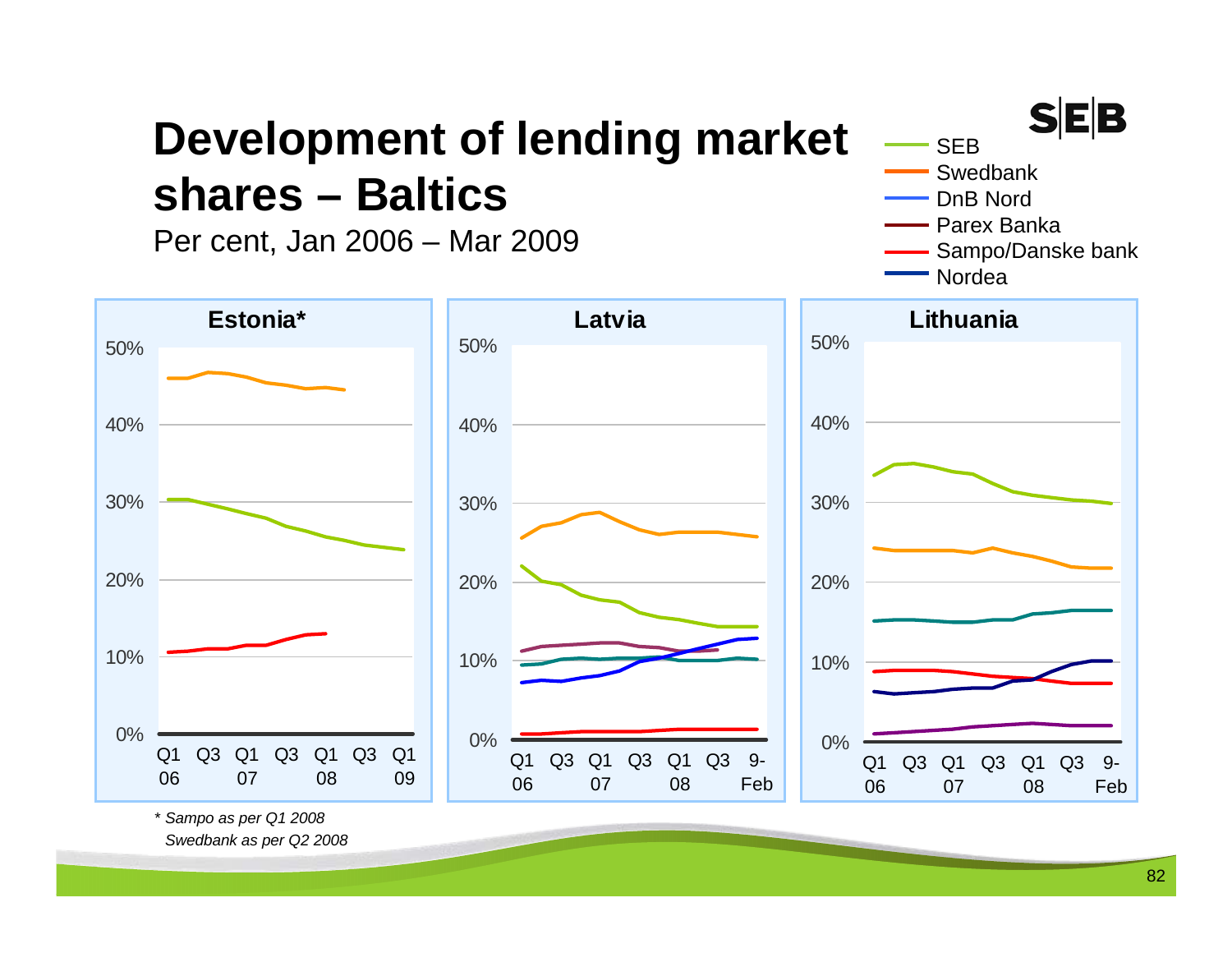# Development of lending market shares – Baltics

Per cent, Jan 2006 – Mar 2009

SEB
Swedbank
DnB Nord
Parex Banka
Sampo/Danske bank
Nordea

**Estonia***

**Latvia**

**Lithuania**

*\* Sampo as per Q1 2008*
*Swedbank as per Q2 2008*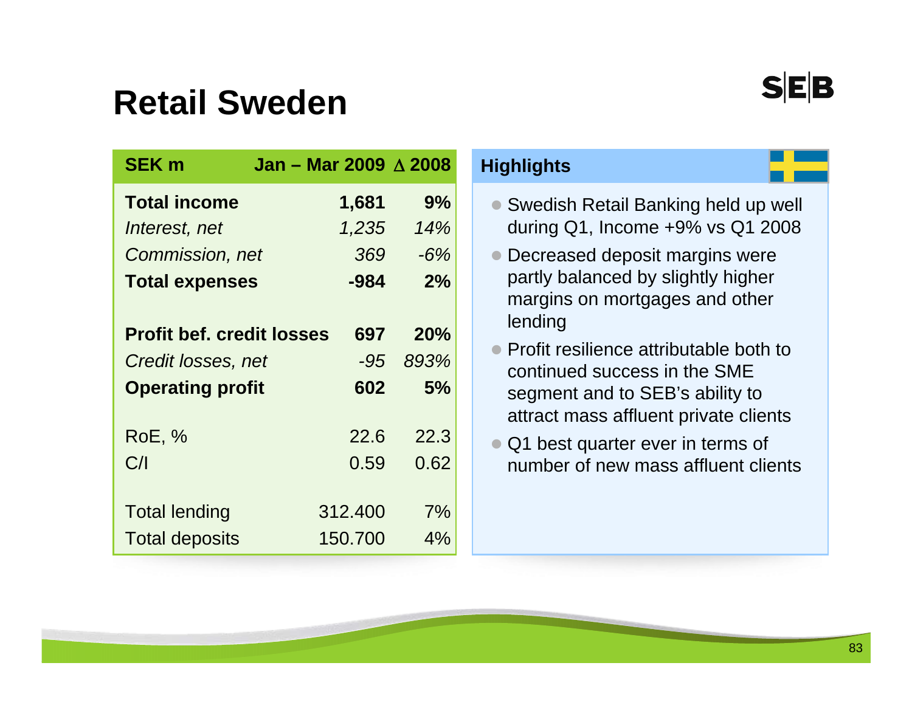# Retail Sweden

| SEK m | Jan – Mar 2009 | Δ 2008 |
|---|---|---|
| **Total income** | **1,681** | **9%** |
| *Interest, net* | *1,235* | *14%* |
| *Commission, net* | *369* | *-6%* |
| **Total expenses** | **-984** | **2%** |
| | | |
| **Profit bef. credit losses** | **697** | **20%** |
| *Credit losses, net* | *-95* | *893%* |
| **Operating profit** | **602** | **5%** |
| | | |
| RoE, % | 22.6 | 22.3 |
| C/I | 0.59 | 0.62 |
| | | |
| Total lending | 312.400 | 7% |
| Total deposits | 150.700 | 4% |

## Highlights

- Swedish Retail Banking held up well during Q1, Income +9% vs Q1 2008
- Decreased deposit margins were partly balanced by slightly higher margins on mortgages and other lending
- Profit resilience attributable both to continued success in the SME segment and to SEB's ability to attract mass affluent private clients
- Q1 best quarter ever in terms of number of new mass affluent clients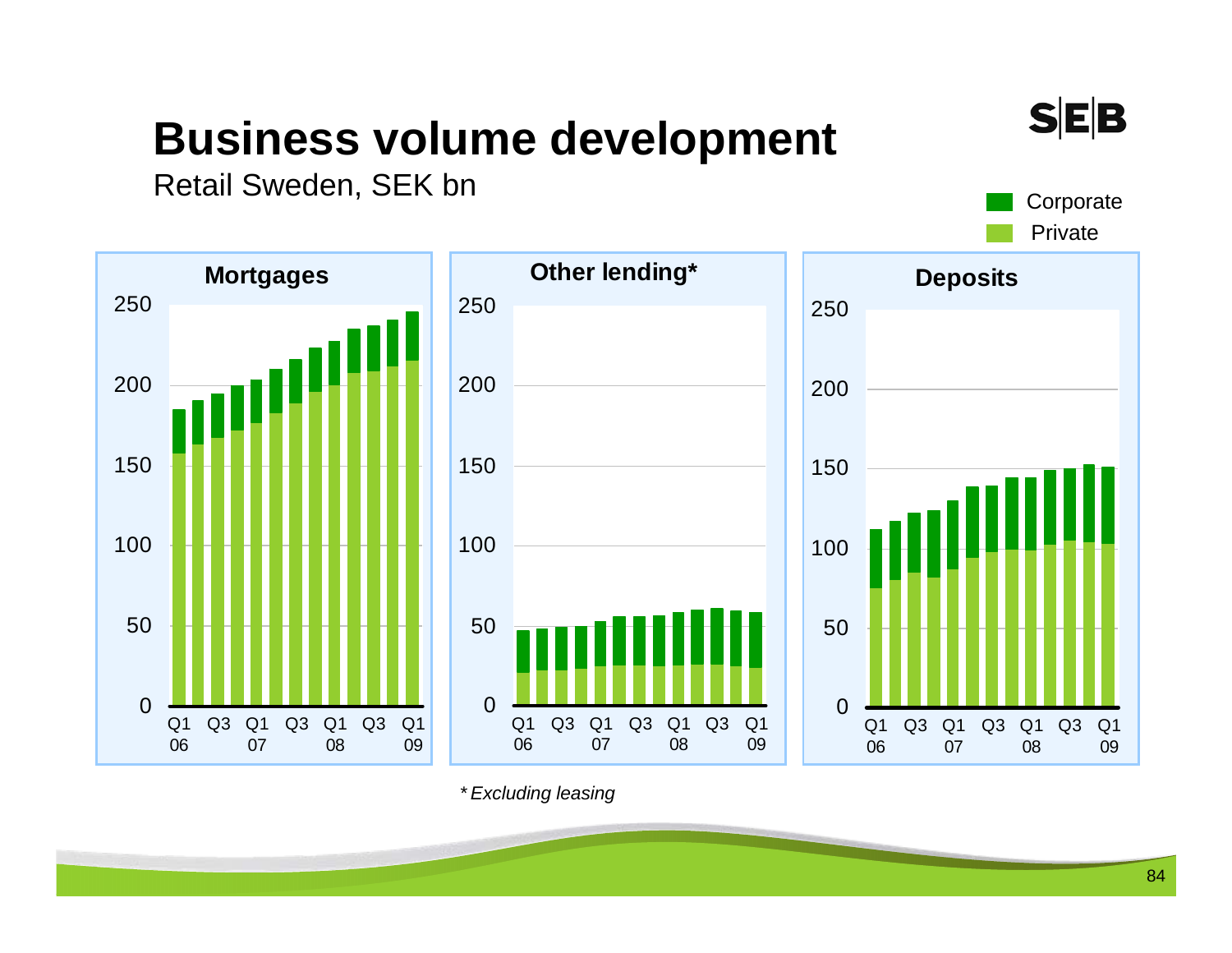# Business volume development

Retail Sweden, SEK bn

Corporate
Private

**Mortgages**

250
200
150
100
50
0

Q1 06 Q3 Q1 07 Q3 Q1 08 Q3 Q1 09

**Other lending***

250
200
150
100
50
0

Q1 06 Q3 Q1 07 Q3 Q1 08 Q3 Q1 09

**Deposits**

250
200
150
100
50
0

Q1 06 Q3 Q1 07 Q3 Q1 08 Q3 Q1 09

*\* Excluding leasing*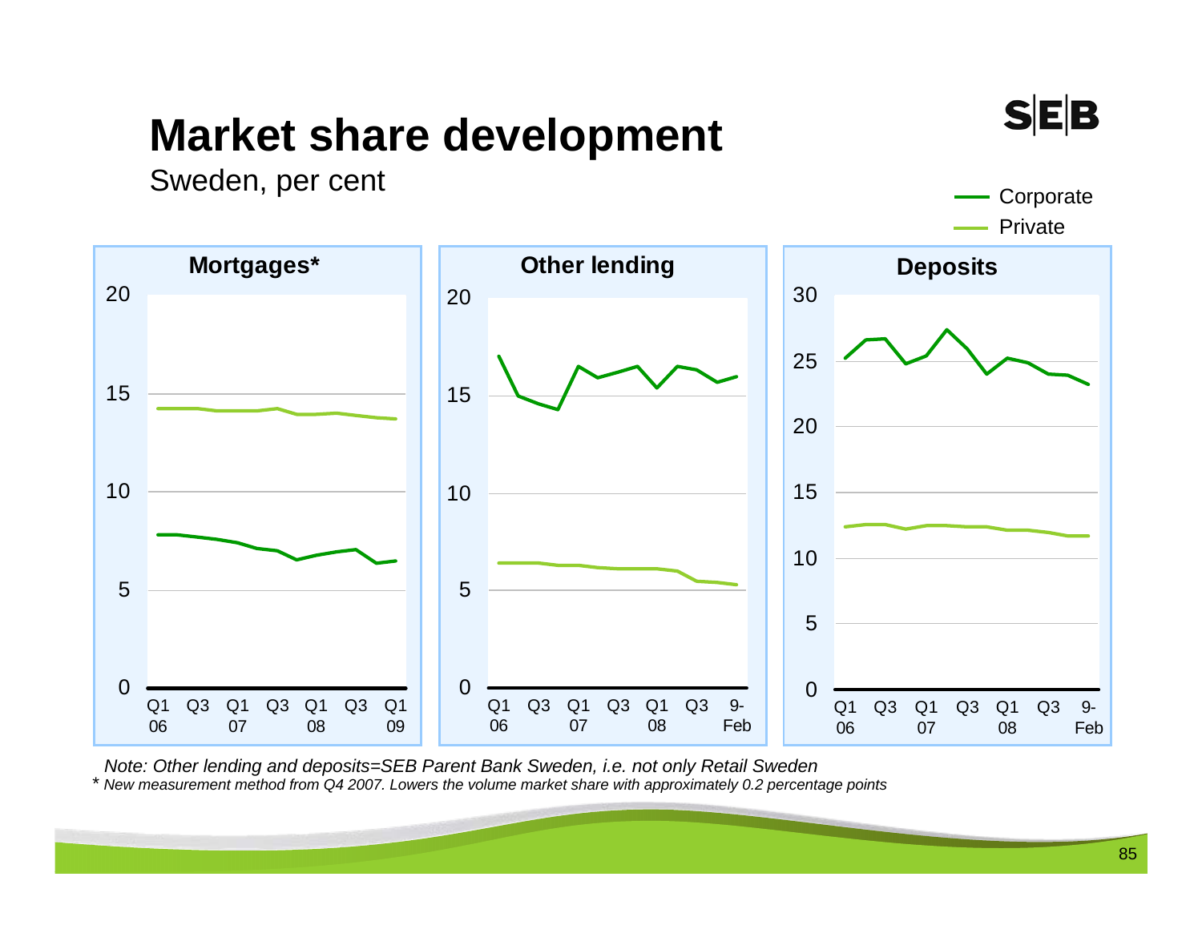# Market share development

Sweden, per cent

Corporate
Private

**Mortgages***

20
15
10
5
0

Q1 06 | Q3 | Q1 07 | Q3 | Q1 08 | Q3 | Q1 09

**Other lending**

20
15
10
5
0

Q1 06 | Q3 | Q1 07 | Q3 | Q1 08 | Q3 | 9-Feb

**Deposits**

30
25
20
15
10
5
0

Q1 06 | Q3 | Q1 07 | Q3 | Q1 08 | Q3 | 9-Feb

*Note: Other lending and deposits=SEB Parent Bank Sweden, i.e. not only Retail Sweden*

\* *New measurement method from Q4 2007. Lowers the volume market share with approximately 0.2 percentage points*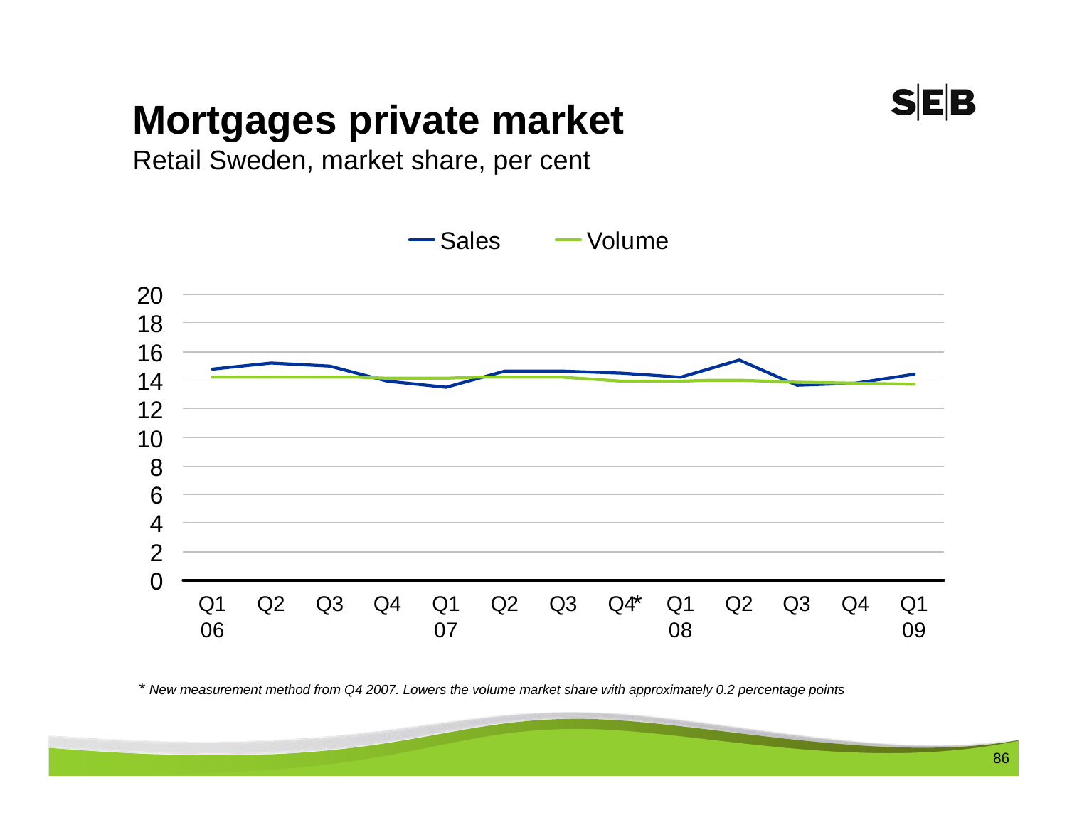# Mortgages private market

Retail Sweden, market share, per cent

Sales — Volume

| | Q1 06 | Q2 | Q3 | Q4 | Q1 07 | Q2 | Q3 | Q4* | Q1 08 | Q2 | Q3 | Q4 | Q1 09 |
|---|---|---|---|---|---|---|---|---|---|---|---|---|---|

*\* New measurement method from Q4 2007. Lowers the volume market share with approximately 0.2 percentage points*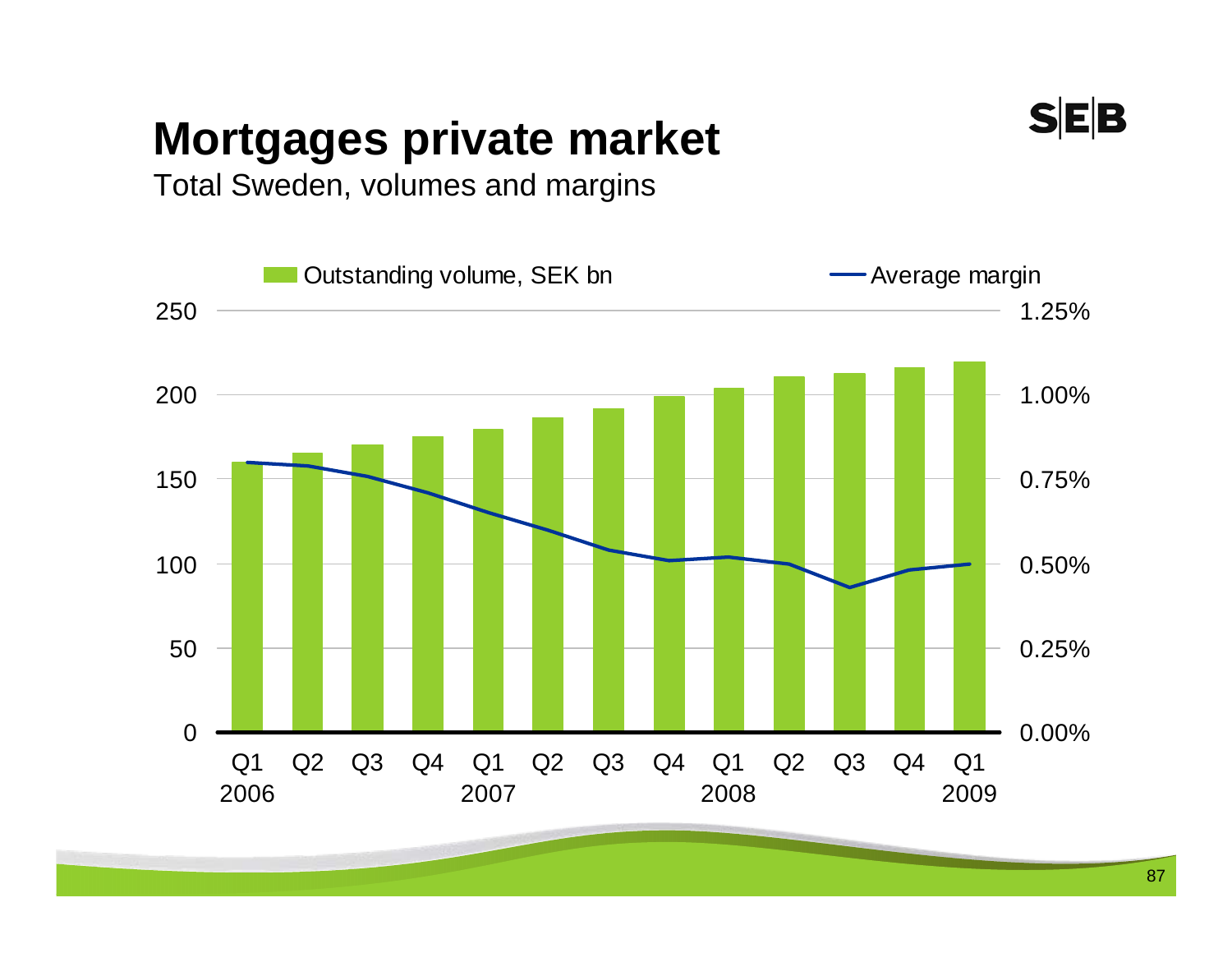# Mortgages private market

Total Sweden, volumes and margins

Outstanding volume, SEK bn — Average margin

250 — 1.25%
200 — 1.00%
150 — 0.75%
100 — 0.50%
50 — 0.25%
0 — 0.00%

Q1 2006 | Q2 | Q3 | Q4 | Q1 2007 | Q2 | Q3 | Q4 | Q1 2008 | Q2 | Q3 | Q4 | Q1 2009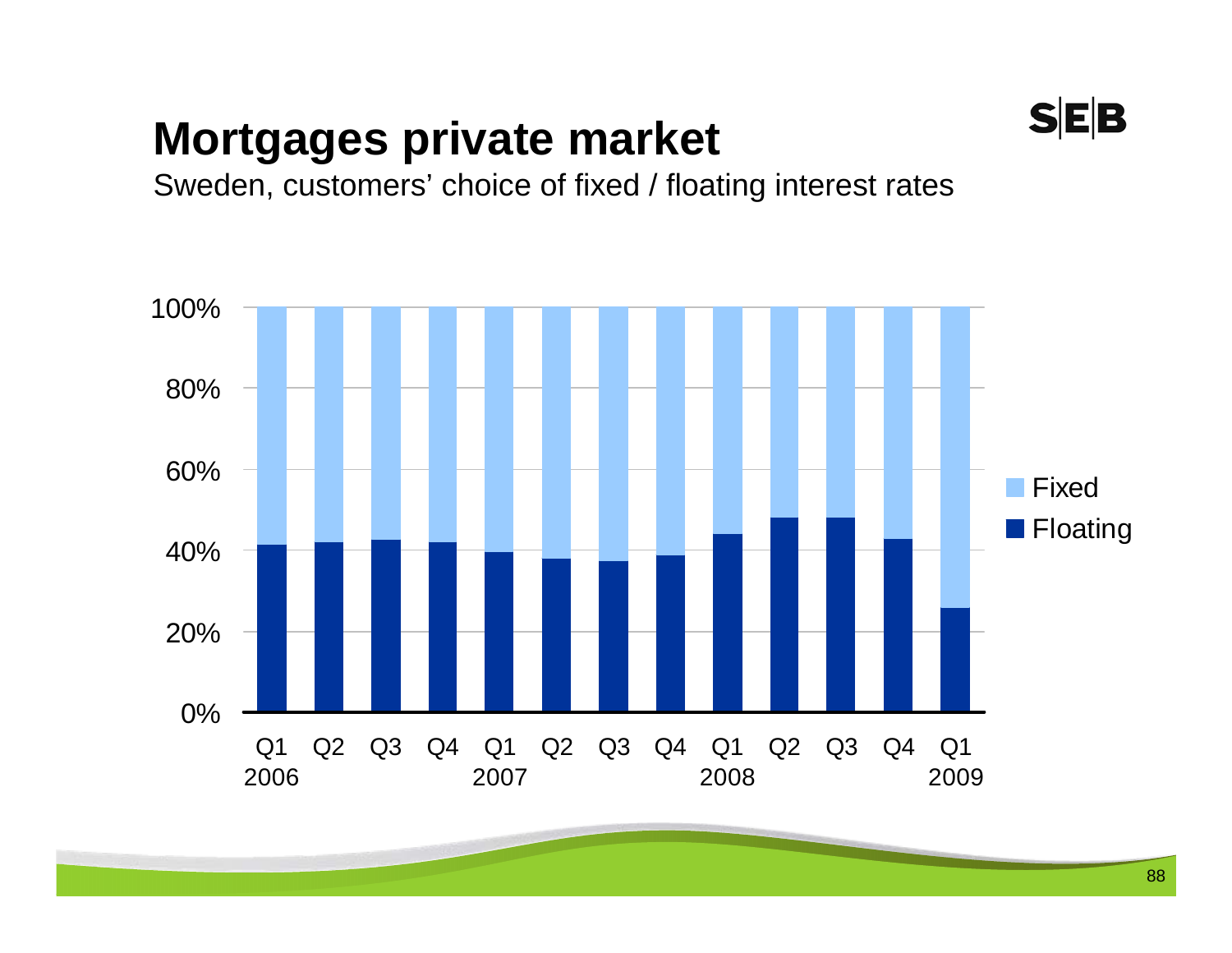# Mortgages private market

Sweden, customers' choice of fixed / floating interest rates

100%
80%
60%
40%
20%
0%

Q1 2006 Q2 Q3 Q4 Q1 2007 Q2 Q3 Q4 Q1 2008 Q2 Q3 Q4 Q1 2009

Fixed
Floating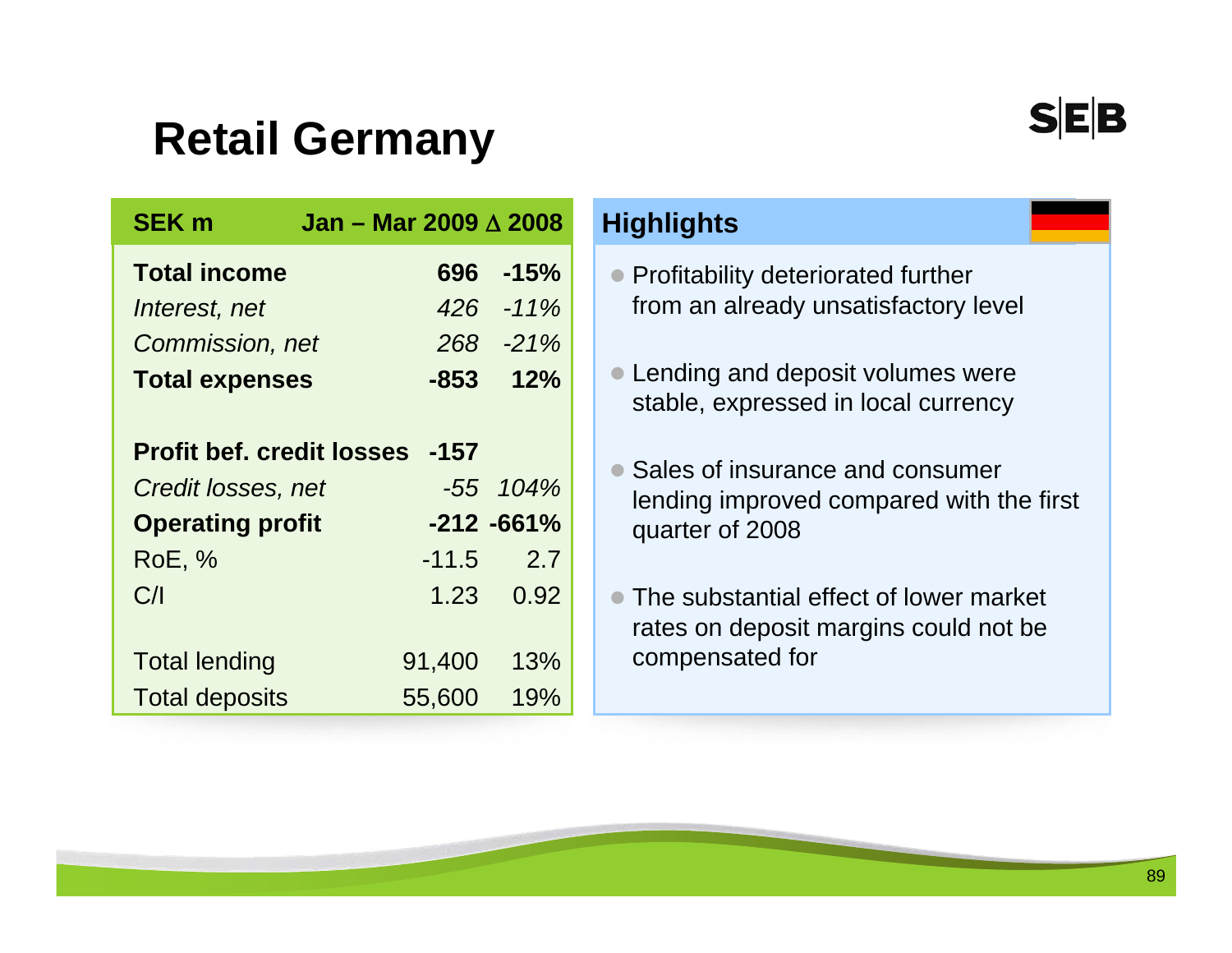# Retail Germany

| SEK m | Jan – Mar 2009 | Δ 2008 |
|---|---|---|
| **Total income** | **696** | **-15%** |
| *Interest, net* | *426* | *-11%* |
| *Commission, net* | *268* | *-21%* |
| **Total expenses** | **-853** | **12%** |
| | | |
| **Profit bef. credit losses** | **-157** | |
| *Credit losses, net* | *-55* | *104%* |
| **Operating profit** | **-212** | **-661%** |
| RoE, % | -11.5 | 2.7 |
| C/I | 1.23 | 0.92 |
| | | |
| Total lending | 91,400 | 13% |
| Total deposits | 55,600 | 19% |

## Highlights

- Profitability deteriorated further from an already unsatisfactory level
- Lending and deposit volumes were stable, expressed in local currency
- Sales of insurance and consumer lending improved compared with the first quarter of 2008
- The substantial effect of lower market rates on deposit margins could not be compensated for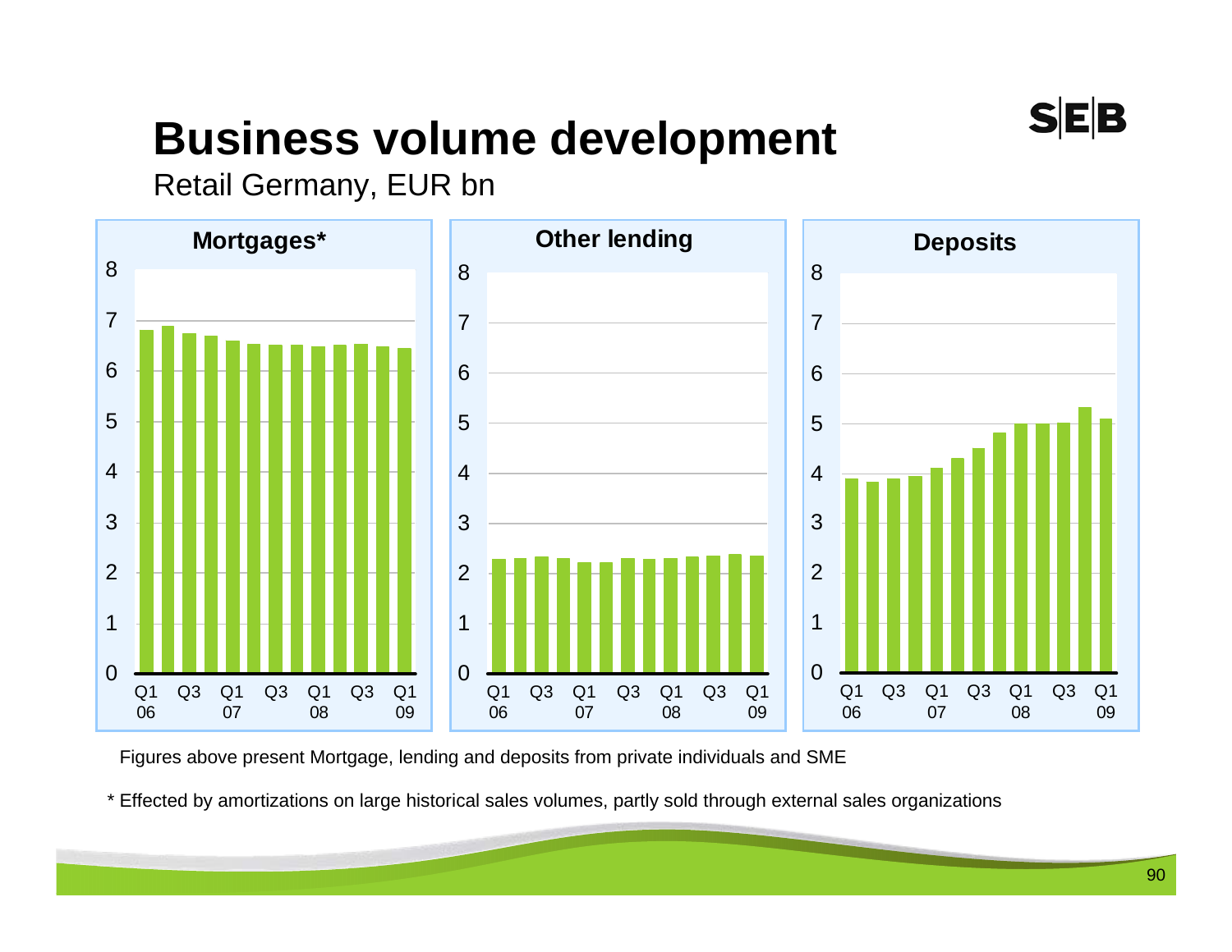# Business volume development

Retail Germany, EUR bn

**Mortgages***

**Other lending**

**Deposits**

Figures above present Mortgage, lending and deposits from private individuals and SME

* Effected by amortizations on large historical sales volumes, partly sold through external sales organizations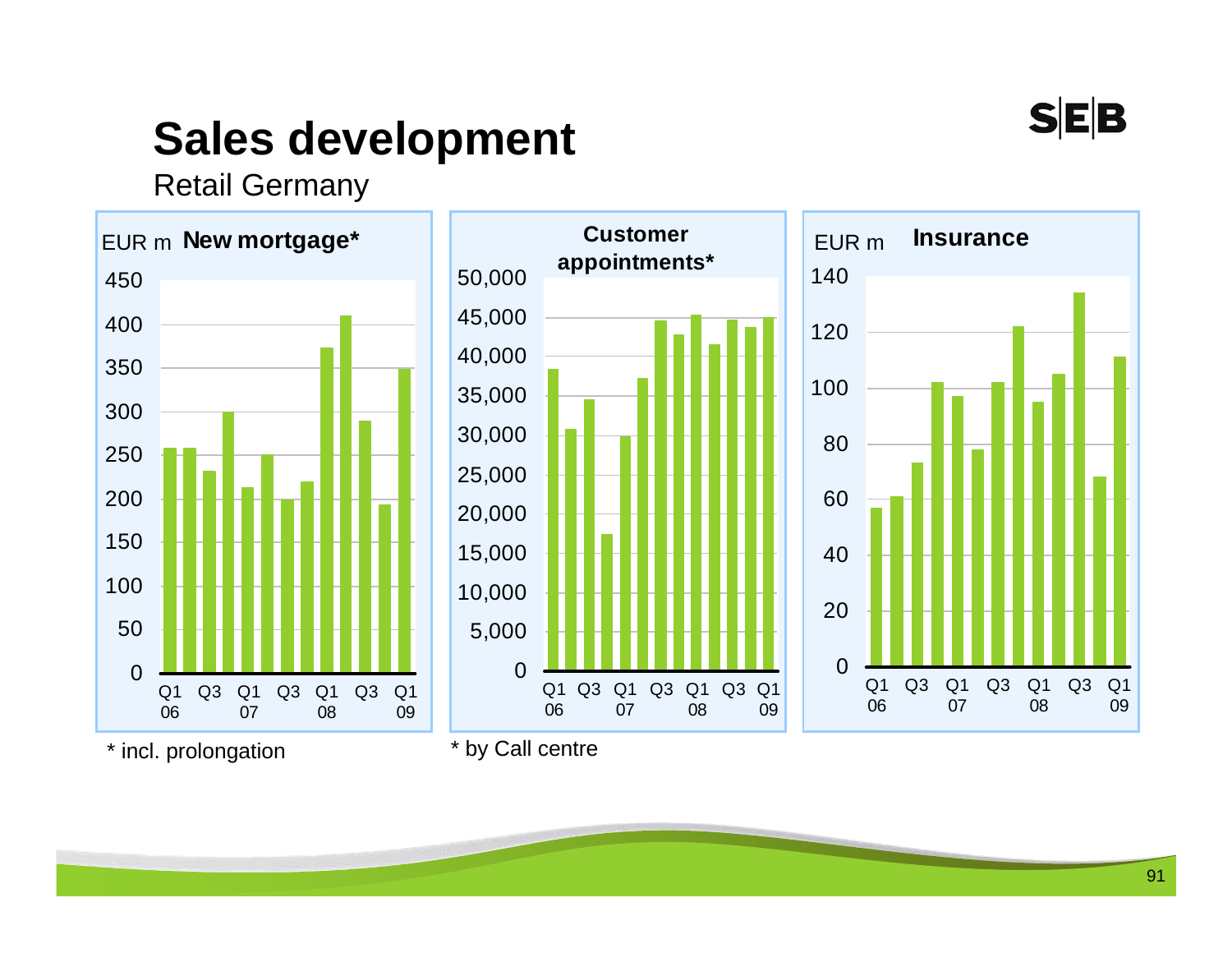# Sales development

Retail Germany

EUR m **New mortgage***

Q1 06, Q3, Q1 07, Q3, Q1 08, Q3, Q1 09

* incl. prolongation

**Customer appointments***

Q1 06, Q3, Q1 07, Q3, Q1 08, Q3, Q1 09

* by Call centre

EUR m **Insurance**

Q1 06, Q3, Q1 07, Q3, Q1 08, Q3, Q1 09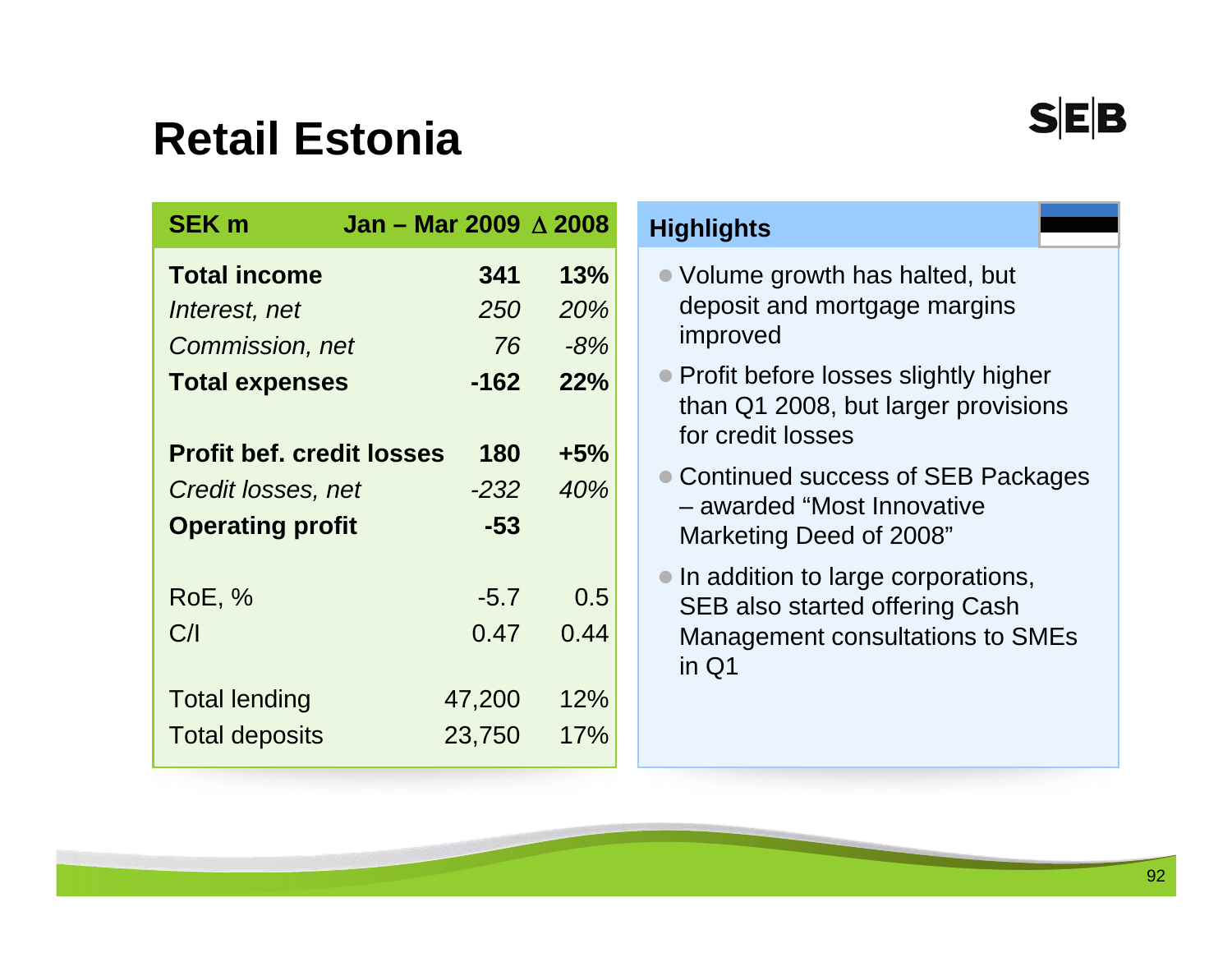# Retail Estonia

| SEK m | Jan – Mar 2009 | Δ 2008 |
|---|---|---|
| **Total income** | **341** | **13%** |
| *Interest, net* | *250* | *20%* |
| *Commission, net* | *76* | *-8%* |
| **Total expenses** | **-162** | **22%** |
| | | |
| **Profit bef. credit losses** | **180** | **+5%** |
| *Credit losses, net* | *-232* | *40%* |
| **Operating profit** | **-53** | |
| | | |
| RoE, % | -5.7 | 0.5 |
| C/I | 0.47 | 0.44 |
| | | |
| Total lending | 47,200 | 12% |
| Total deposits | 23,750 | 17% |

## Highlights

- Volume growth has halted, but deposit and mortgage margins improved
- Profit before losses slightly higher than Q1 2008, but larger provisions for credit losses
- Continued success of SEB Packages – awarded "Most Innovative Marketing Deed of 2008"
- In addition to large corporations, SEB also started offering Cash Management consultations to SMEs in Q1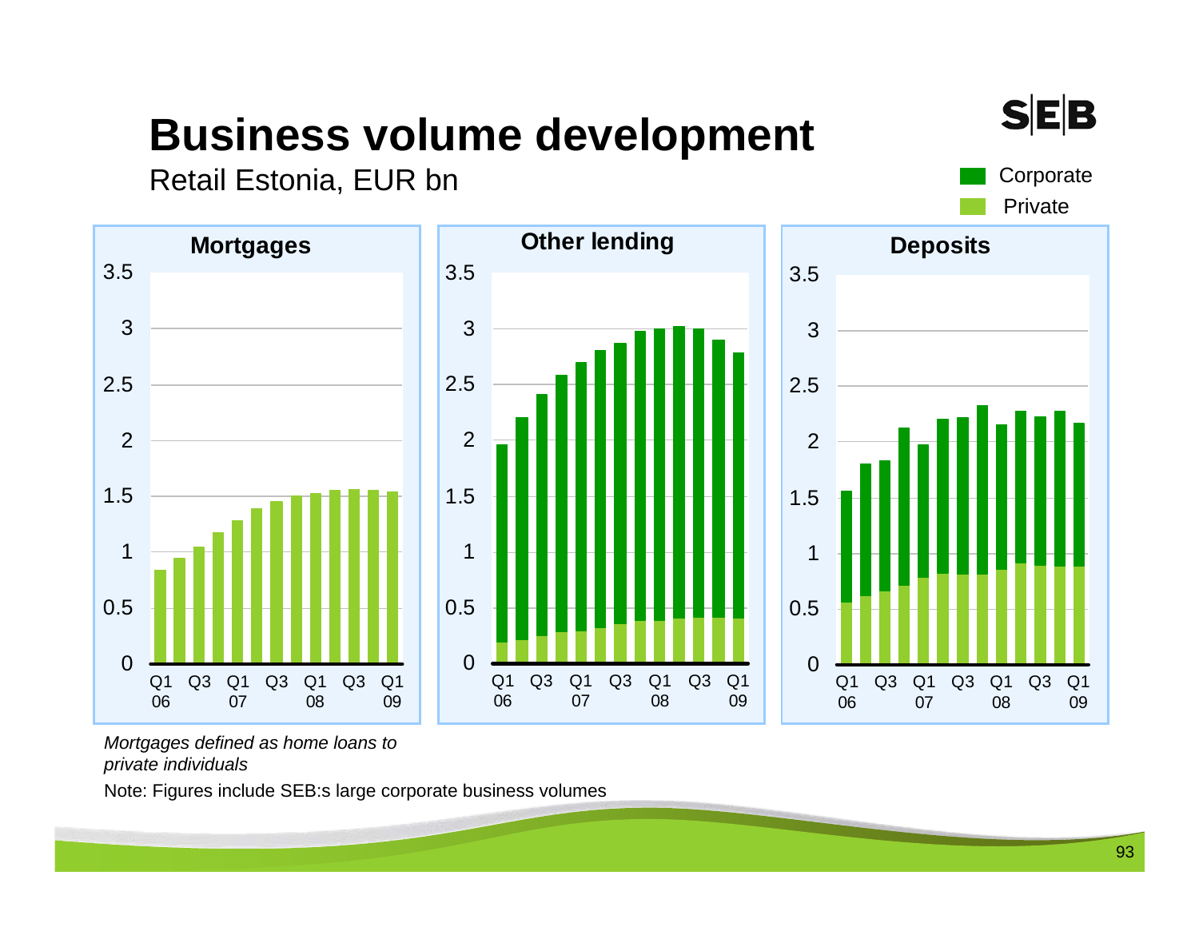# Business volume development

Retail Estonia, EUR bn

Corporate
Private

**Mortgages**

**Other lending**

**Deposits**

*Mortgages defined as home loans to private individuals*

Note: Figures include SEB:s large corporate business volumes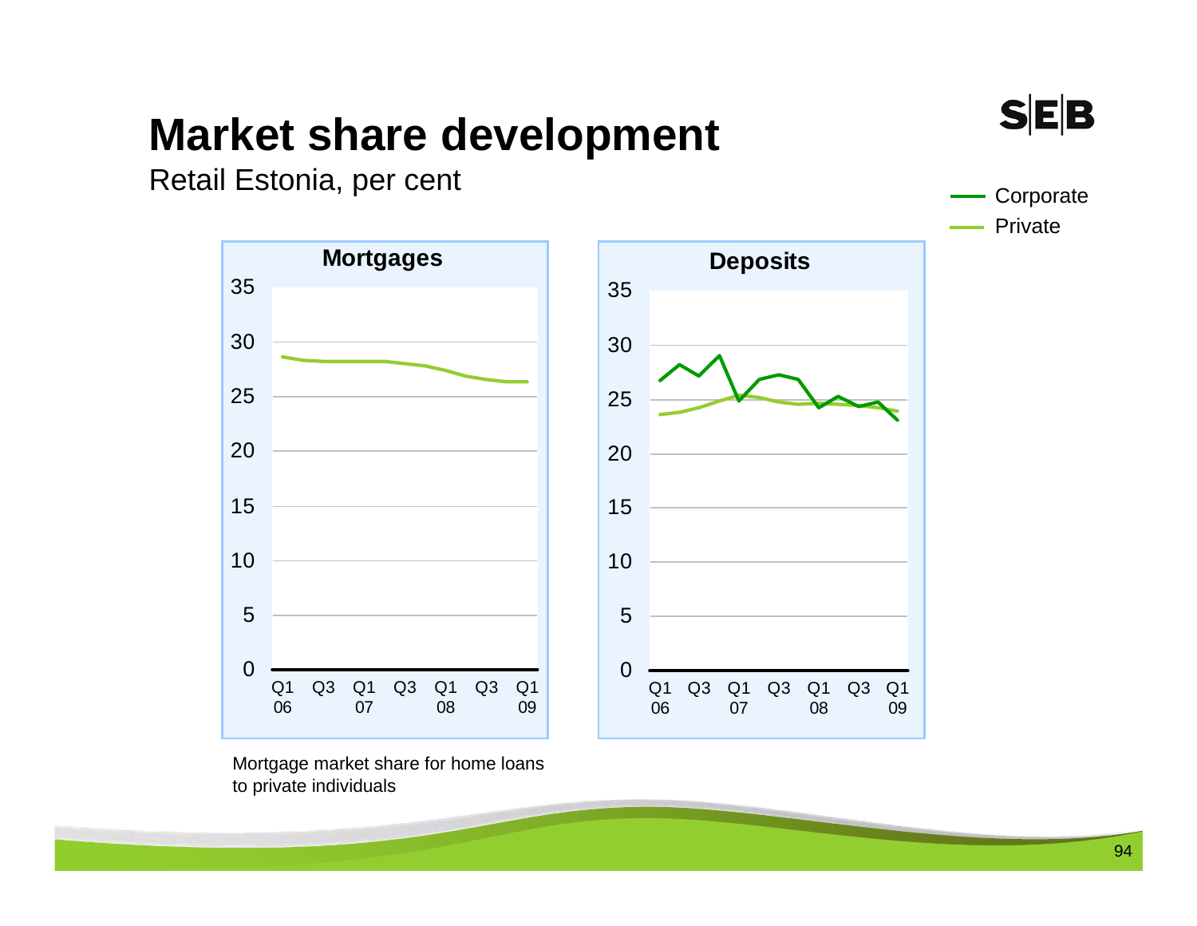# Market share development

Retail Estonia, per cent

Corporate
Private

**Mortgages**

35
30
25
20
15
10
5
0

Q1 06 | Q3 | Q1 07 | Q3 | Q1 08 | Q3 | Q1 09

**Deposits**

35
30
25
20
15
10
5
0

Q1 06 | Q3 | Q1 07 | Q3 | Q1 08 | Q3 | Q1 09

Mortgage market share for home loans to private individuals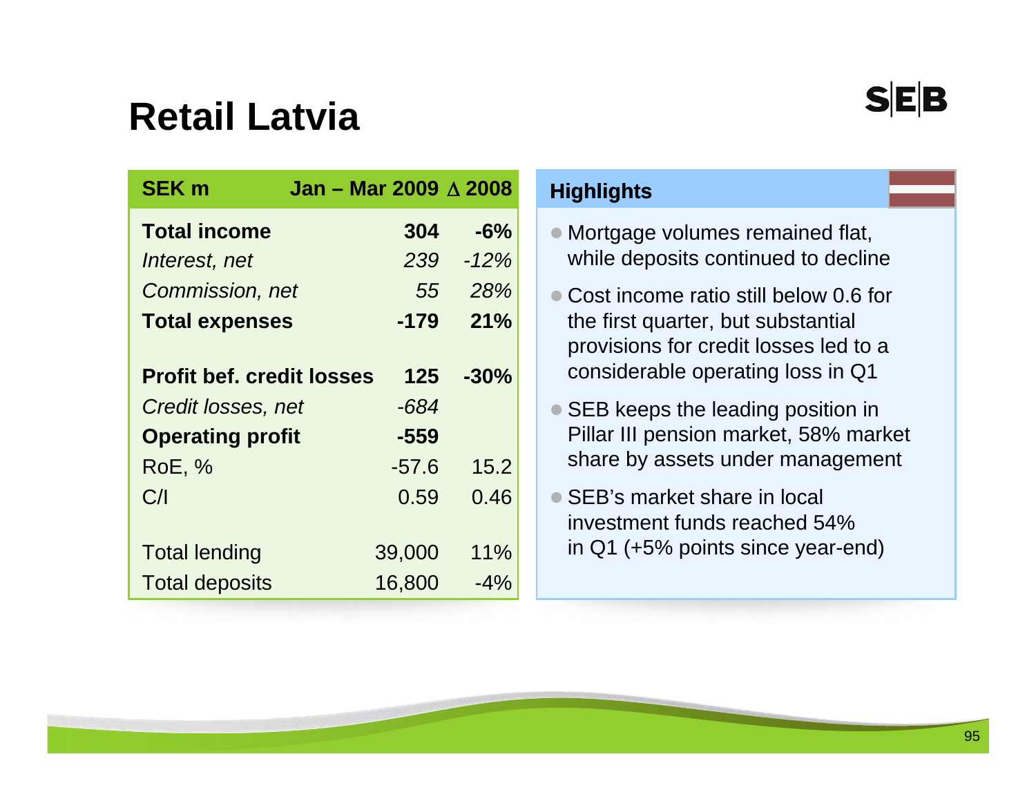# Retail Latvia

| SEK m | Jan – Mar 2009 | Δ 2008 |
|---|---|---|
| **Total income** | **304** | **-6%** |
| *Interest, net* | *239* | *-12%* |
| *Commission, net* | *55* | *28%* |
| **Total expenses** | **-179** | **21%** |
| | | |
| **Profit bef. credit losses** | **125** | **-30%** |
| *Credit losses, net* | *-684* | |
| **Operating profit** | **-559** | |
| RoE, % | -57.6 | 15.2 |
| C/I | 0.59 | 0.46 |
| | | |
| Total lending | 39,000 | 11% |
| Total deposits | 16,800 | -4% |

## Highlights

- Mortgage volumes remained flat, while deposits continued to decline
- Cost income ratio still below 0.6 for the first quarter, but substantial provisions for credit losses led to a considerable operating loss in Q1
- SEB keeps the leading position in Pillar III pension market, 58% market share by assets under management
- SEB's market share in local investment funds reached 54% in Q1 (+5% points since year-end)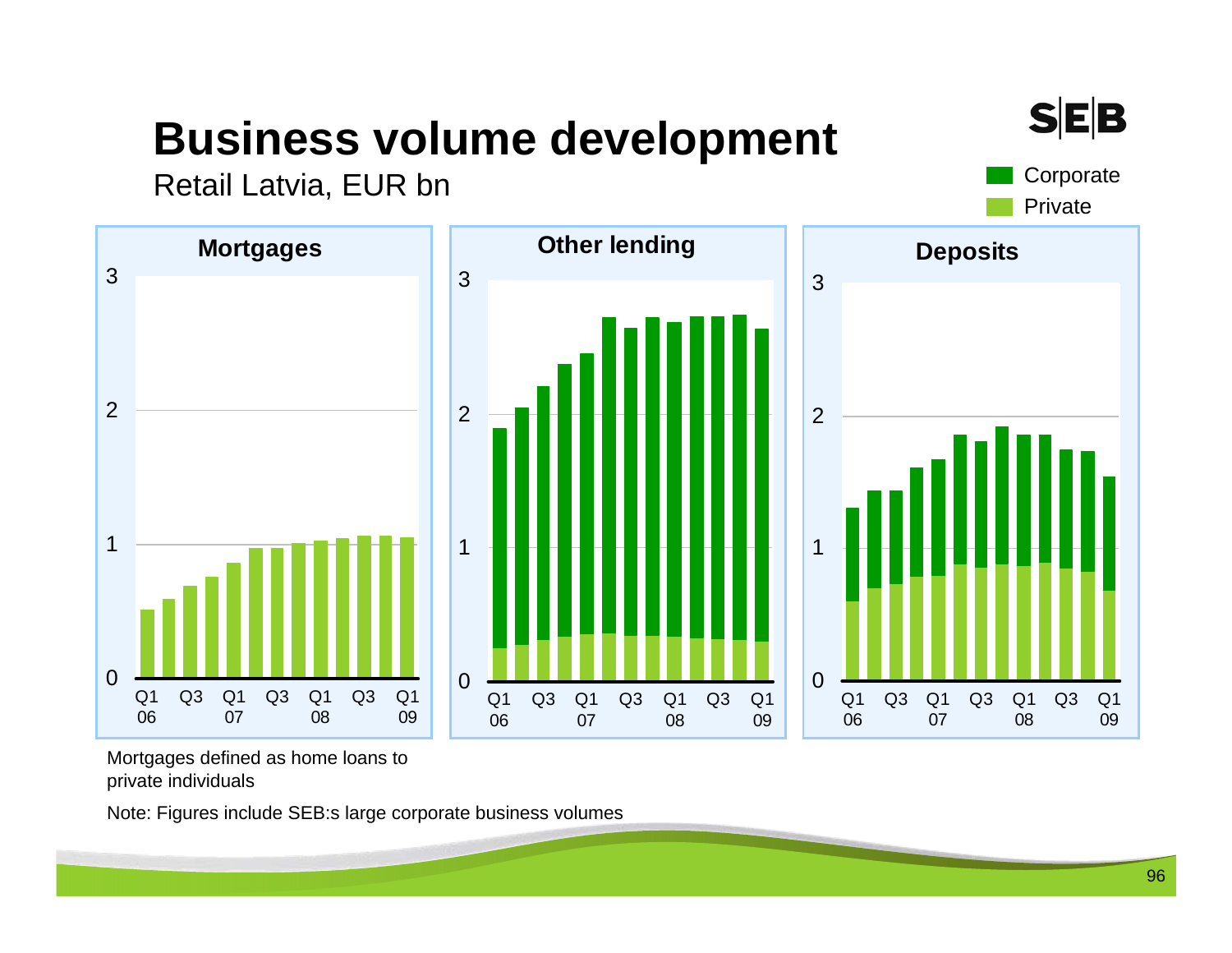# Business volume development

Retail Latvia, EUR bn

Corporate
Private

**Mortgages**

3
2
1
0

Q1 06 | Q3 | Q1 07 | Q3 | Q1 08 | Q3 | Q1 09

**Other lending**

3
2
1
0

Q1 06 | Q3 | Q1 07 | Q3 | Q1 08 | Q3 | Q1 09

**Deposits**

3
2
1
0

Q1 06 | Q3 | Q1 07 | Q3 | Q1 08 | Q3 | Q1 09

Mortgages defined as home loans to private individuals

Note: Figures include SEB:s large corporate business volumes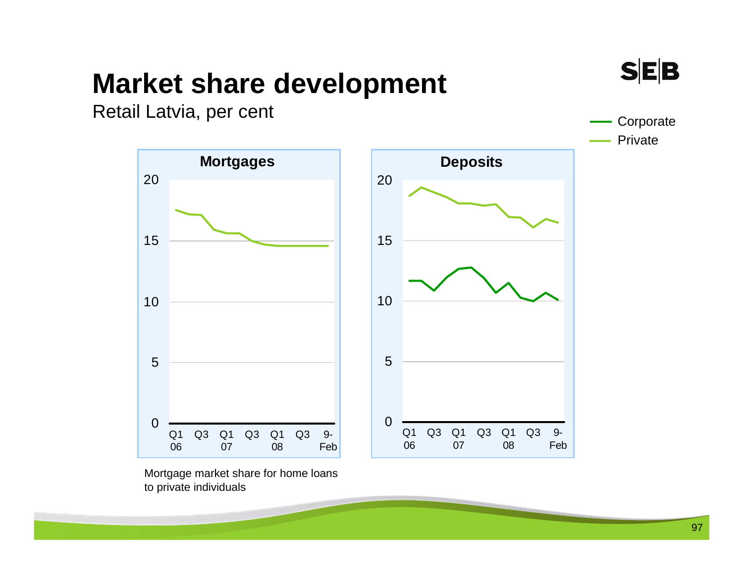# Market share development

Retail Latvia, per cent

Corporate
Private

**Mortgages**

20
15
10
5
0

Q1 06 Q3 Q1 07 Q3 Q1 08 Q3 9-Feb

**Deposits**

20
15
10
5
0

Q1 06 Q3 Q1 07 Q3 Q1 08 Q3 9-Feb

Mortgage market share for home loans to private individuals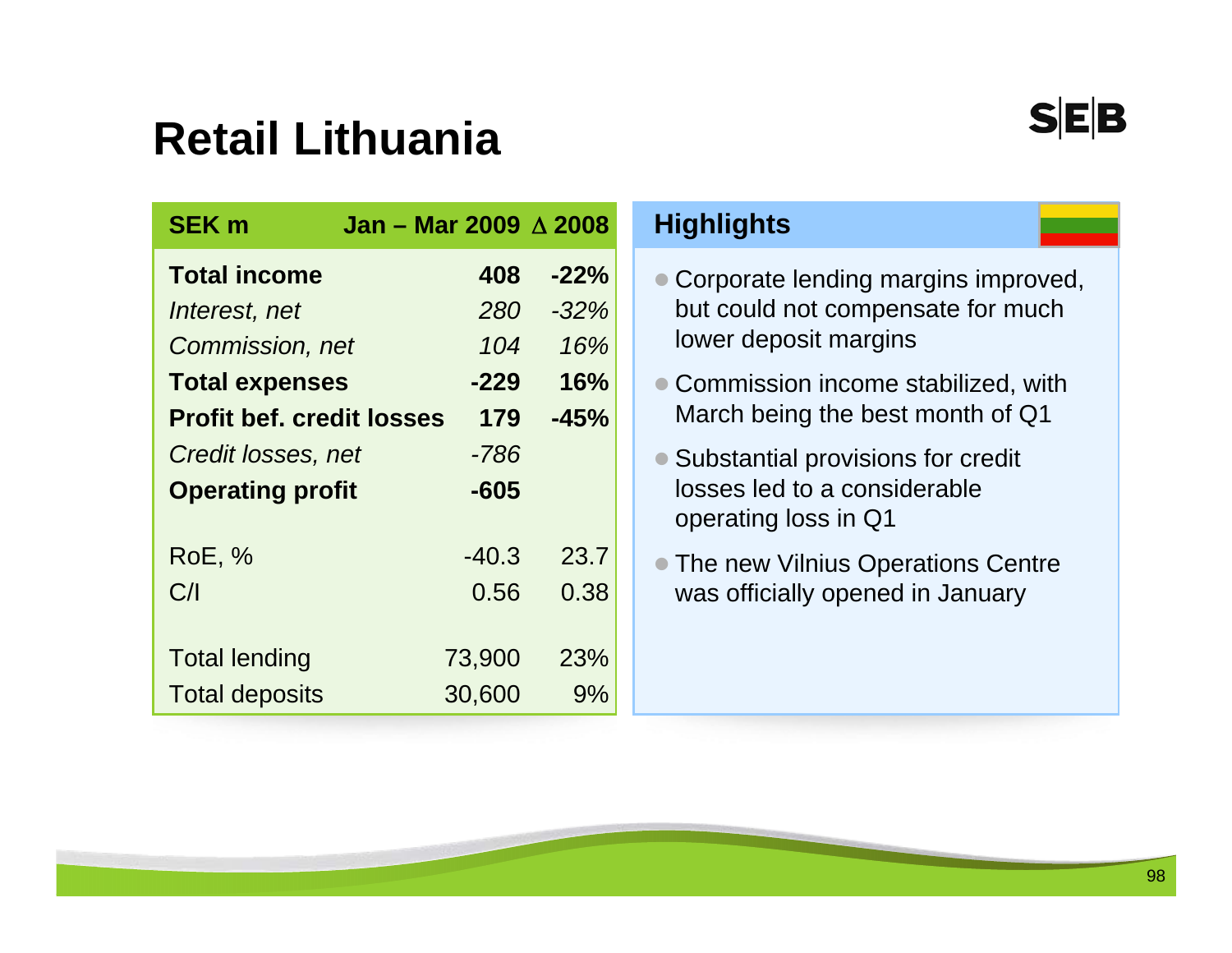# Retail Lithuania

| SEK m | Jan – Mar 2009 | Δ 2008 |
|---|---|---|
| **Total income** | **408** | **-22%** |
| *Interest, net* | *280* | *-32%* |
| *Commission, net* | *104* | *16%* |
| **Total expenses** | **-229** | **16%** |
| **Profit bef. credit losses** | **179** | **-45%** |
| *Credit losses, net* | *-786* | |
| **Operating profit** | **-605** | |
| | | |
| RoE, % | -40.3 | 23.7 |
| C/I | 0.56 | 0.38 |
| | | |
| Total lending | 73,900 | 23% |
| Total deposits | 30,600 | 9% |

## Highlights

- Corporate lending margins improved, but could not compensate for much lower deposit margins
- Commission income stabilized, with March being the best month of Q1
- Substantial provisions for credit losses led to a considerable operating loss in Q1
- The new Vilnius Operations Centre was officially opened in January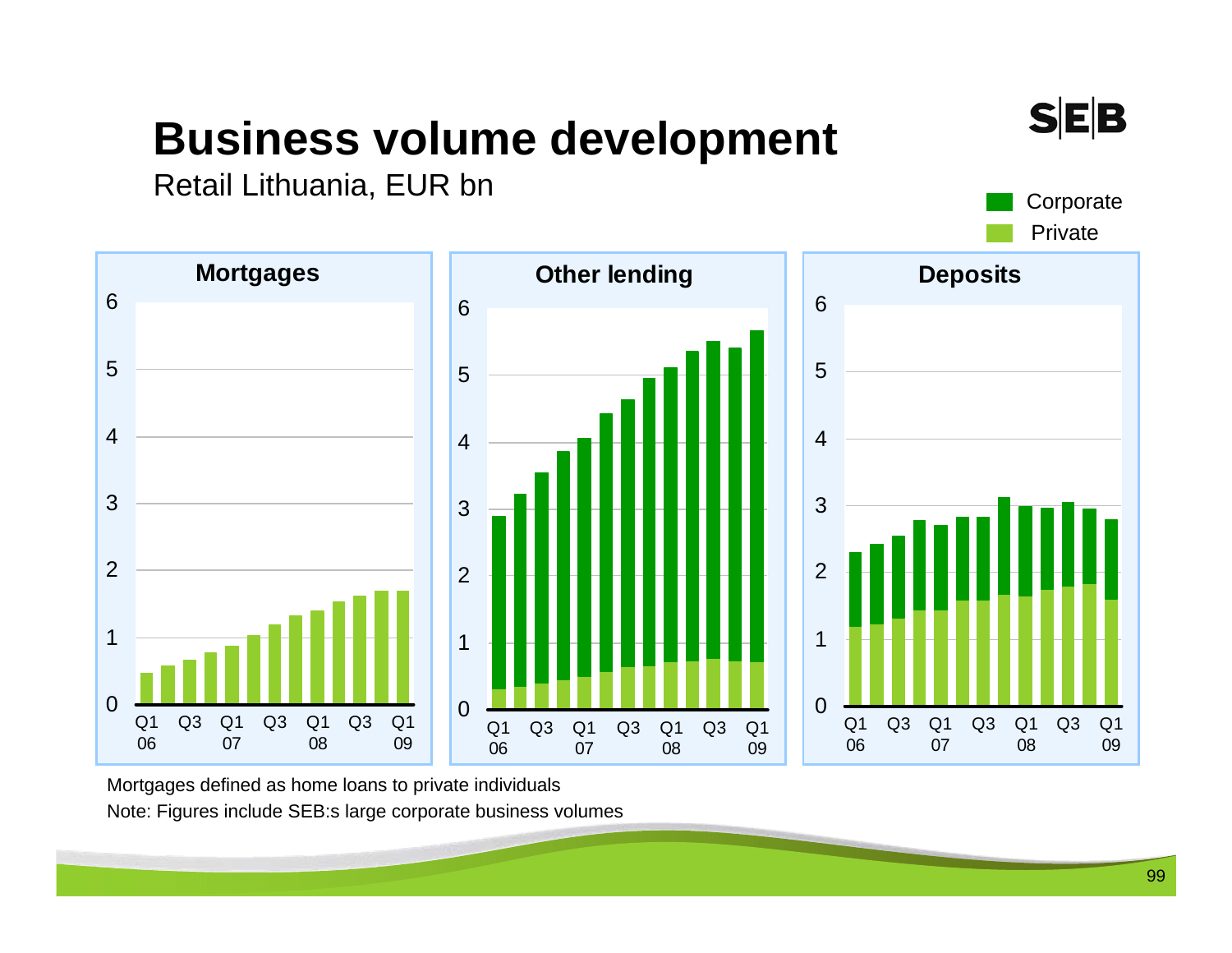# Business volume development

Retail Lithuania, EUR bn

Corporate
Private

**Mortgages**

**Other lending**

**Deposits**

Mortgages defined as home loans to private individuals

Note: Figures include SEB:s large corporate business volumes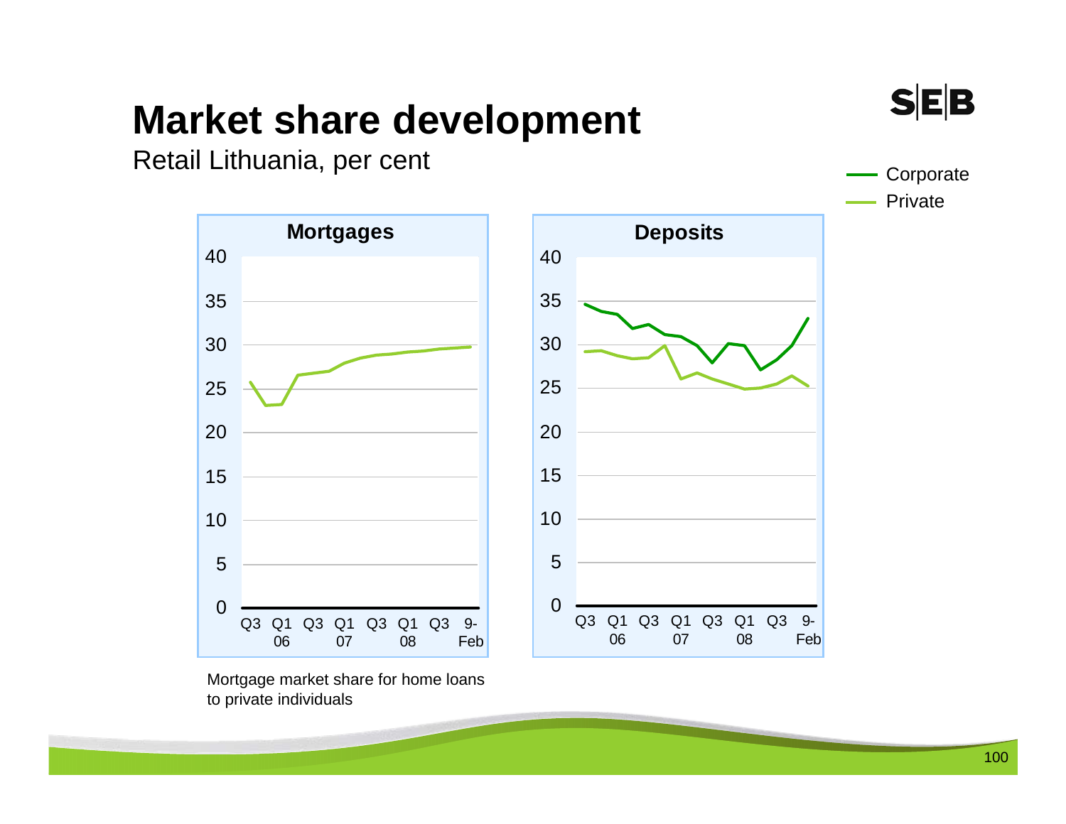# Market share development

Retail Lithuania, per cent

Corporate
Private

**Mortgages**

**Deposits**

Mortgage market share for home loans to private individuals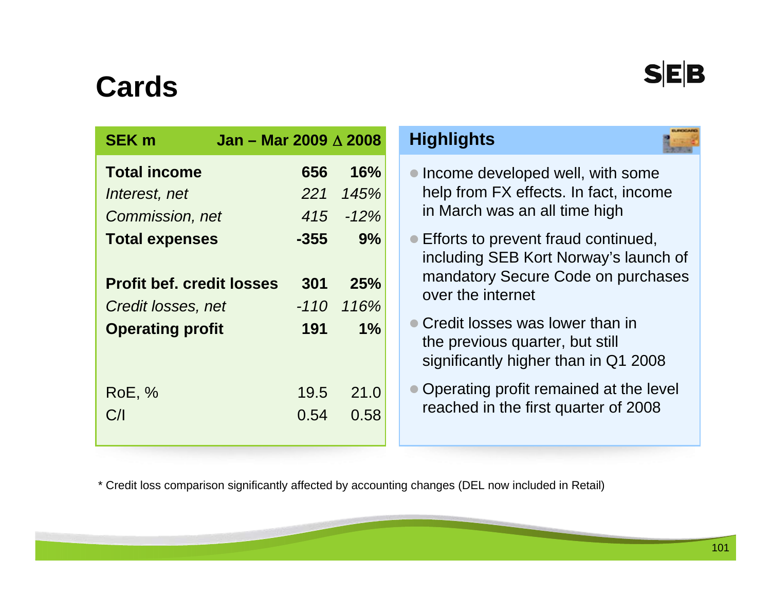# Cards

| SEK m | Jan – Mar 2009 | Δ 2008 |
|---|---|---|
| **Total income** | **656** | **16%** |
| *Interest, net* | *221* | *145%* |
| *Commission, net* | *415* | *-12%* |
| **Total expenses** | **-355** | **9%** |
| | | |
| **Profit bef. credit losses** | **301** | **25%** |
| *Credit losses, net* | *-110* | *116%* |
| **Operating profit** | **191** | **1%** |
| | | |
| RoE, % | 19.5 | 21.0 |
| C/I | 0.54 | 0.58 |

## Highlights

- Income developed well, with some help from FX effects. In fact, income in March was an all time high
- Efforts to prevent fraud continued, including SEB Kort Norway's launch of mandatory Secure Code on purchases over the internet
- Credit losses was lower than in the previous quarter, but still significantly higher than in Q1 2008
- Operating profit remained at the level reached in the first quarter of 2008

* Credit loss comparison significantly affected by accounting changes (DEL now included in Retail)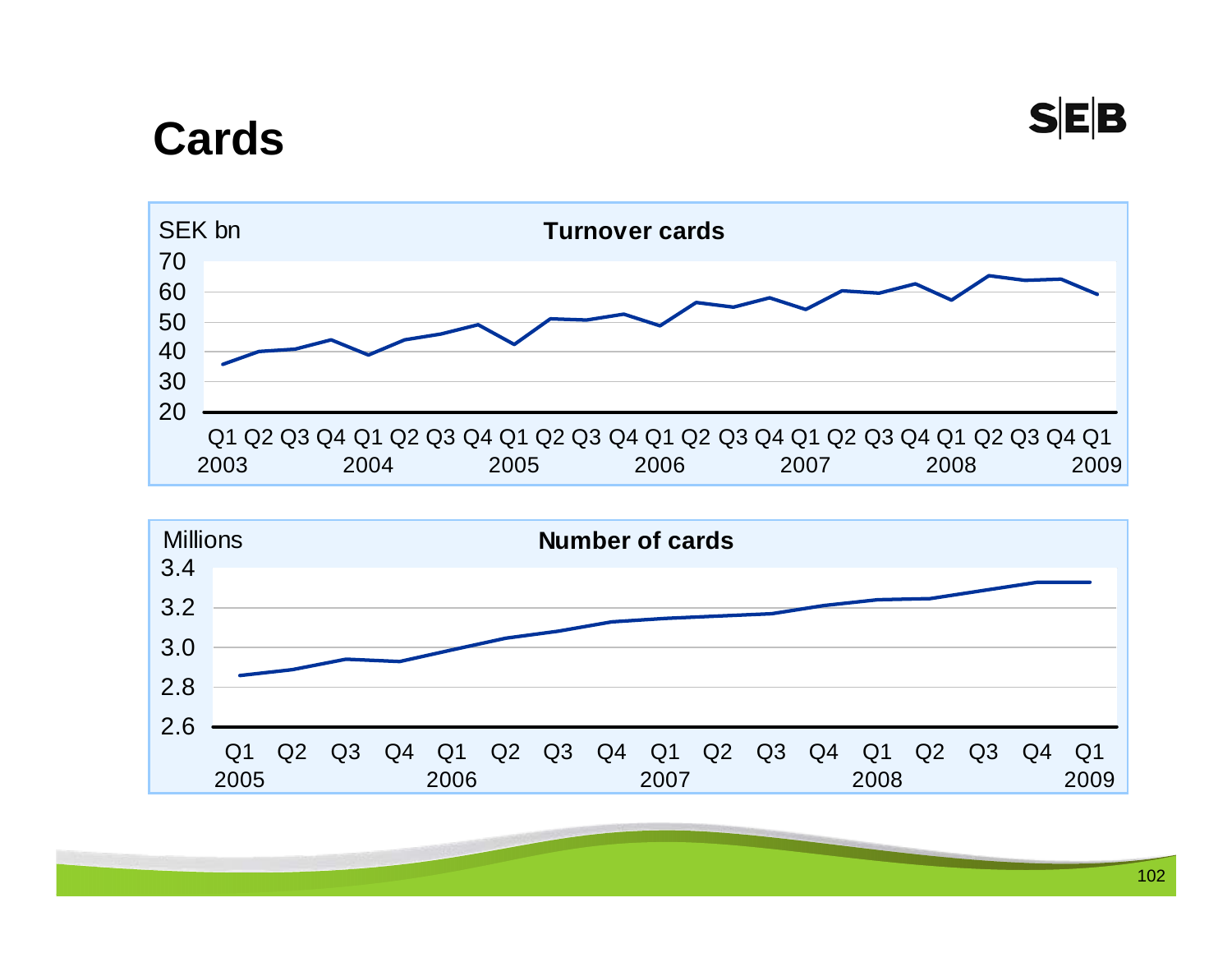# Cards

**Turnover cards**

SEK bn

70
60
50
40
30
20

Q1 Q2 Q3 Q4 Q1 Q2 Q3 Q4 Q1 Q2 Q3 Q4 Q1 Q2 Q3 Q4 Q1 Q2 Q3 Q4 Q1 Q2 Q3 Q4 Q1
2003 2004 2005 2006 2007 2008 2009

**Number of cards**

Millions

3.4
3.2
3.0
2.8
2.6

Q1 Q2 Q3 Q4 Q1 Q2 Q3 Q4 Q1 Q2 Q3 Q4 Q1 Q2 Q3 Q4 Q1
2005 2006 2007 2008 2009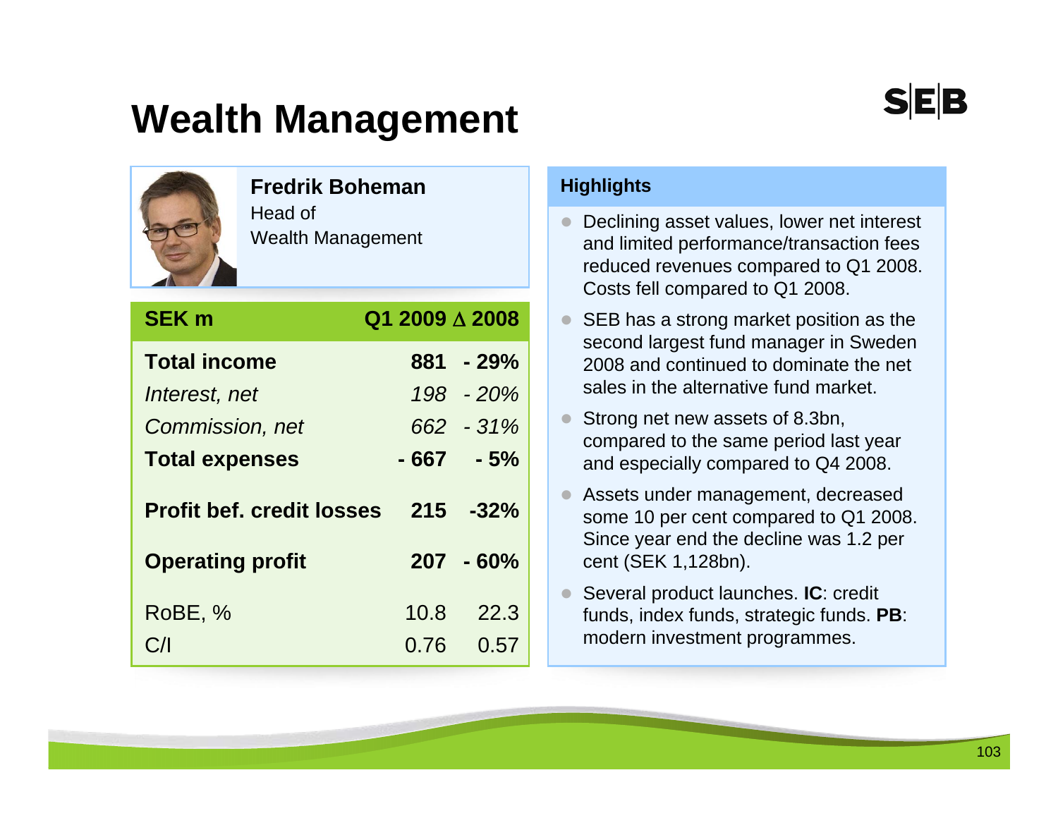# Wealth Management

**Fredrik Boheman**
Head of
Wealth Management

| SEK m | Q1 2009 | Δ 2008 |
|---|---|---|
| **Total income** | **881** | **- 29%** |
| *Interest, net* | *198* | *- 20%* |
| *Commission, net* | *662* | *- 31%* |
| **Total expenses** | **- 667** | **- 5%** |
| **Profit bef. credit losses** | **215** | **-32%** |
| **Operating profit** | **207** | **- 60%** |
| RoBE, % | 10.8 | 22.3 |
| C/I | 0.76 | 0.57 |

## Highlights

- Declining asset values, lower net interest and limited performance/transaction fees reduced revenues compared to Q1 2008. Costs fell compared to Q1 2008.
- SEB has a strong market position as the second largest fund manager in Sweden 2008 and continued to dominate the net sales in the alternative fund market.
- Strong net new assets of 8.3bn, compared to the same period last year and especially compared to Q4 2008.
- Assets under management, decreased some 10 per cent compared to Q1 2008. Since year end the decline was 1.2 per cent (SEK 1,128bn).
- Several product launches. **IC**: credit funds, index funds, strategic funds. **PB**: modern investment programmes.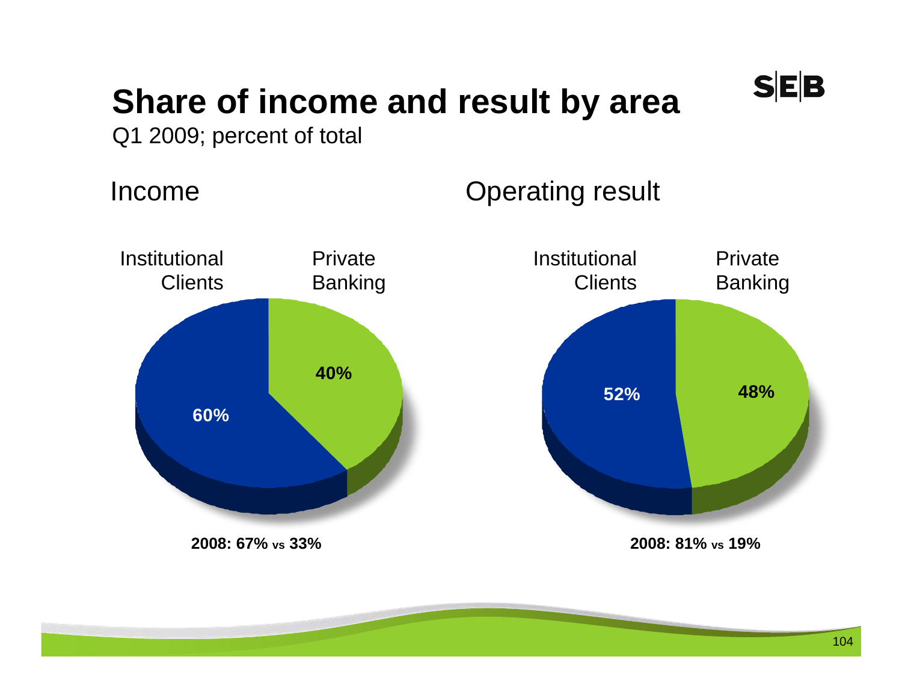# Share of income and result by area

Q1 2009; percent of total

## Income

| Area | Share |
|---|---|
| Institutional Clients | 60% |
| Private Banking | 40% |

**2008: 67% vs 33%**

## Operating result

| Area | Share |
|---|---|
| Institutional Clients | 52% |
| Private Banking | 48% |

**2008: 81% vs 19%**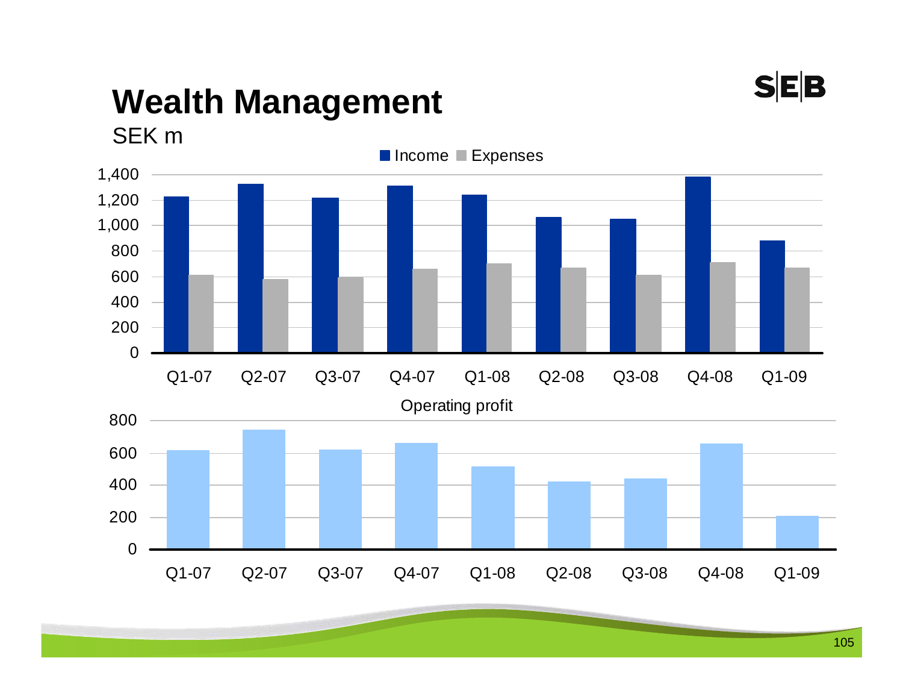# Wealth Management

SEK m

Income ■ Expenses

1,400
1,200
1,000
800
600
400
200
0

Q1-07 Q2-07 Q3-07 Q4-07 Q1-08 Q2-08 Q3-08 Q4-08 Q1-09

Operating profit

800
600
400
200
0

Q1-07 Q2-07 Q3-07 Q4-07 Q1-08 Q2-08 Q3-08 Q4-08 Q1-09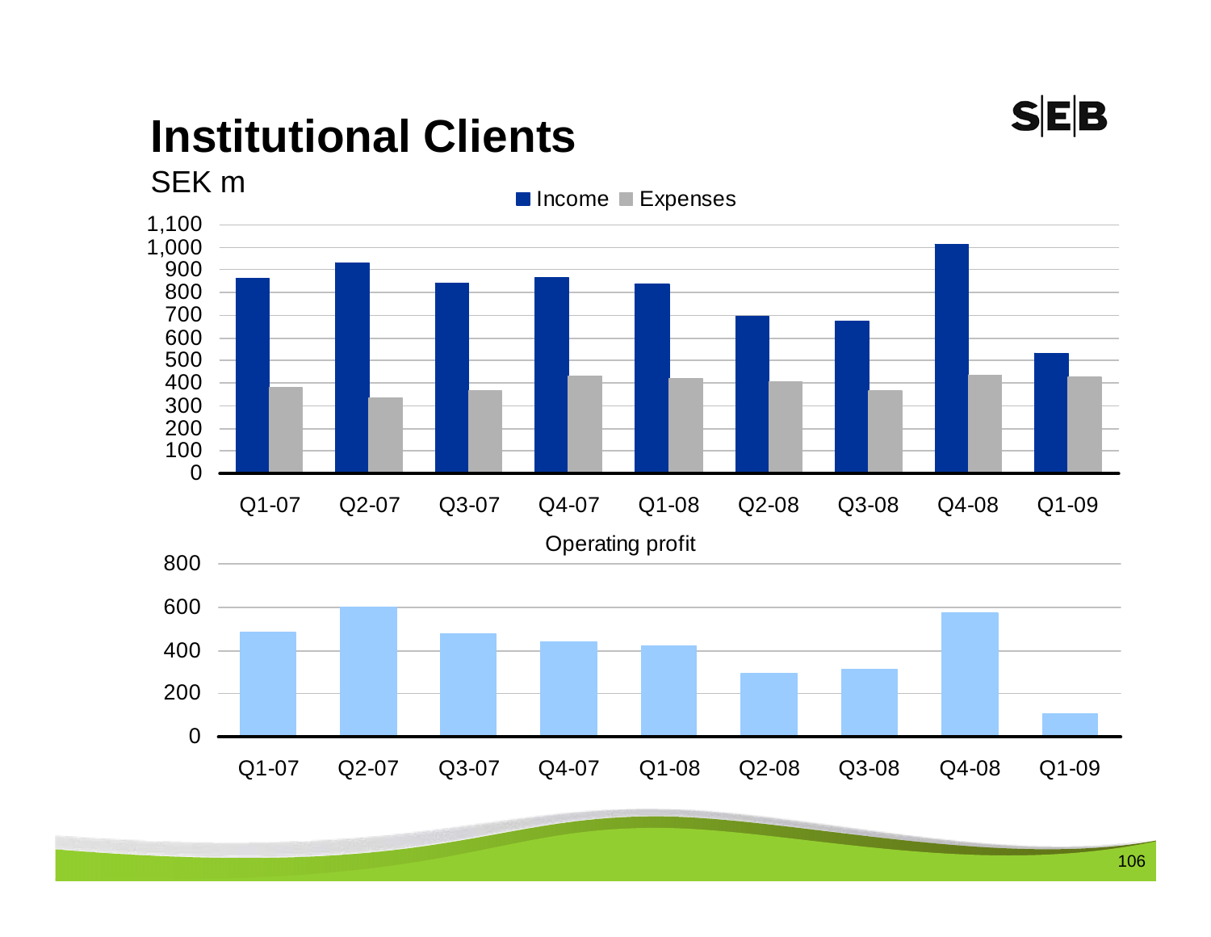# Institutional Clients

SEK m

Income / Expenses

| | Q1-07 | Q2-07 | Q3-07 | Q4-07 | Q1-08 | Q2-08 | Q3-08 | Q4-08 | Q1-09 |
|---|---|---|---|---|---|---|---|---|---|
| Income | 862 | 930 | 842 | 866 | 838 | 697 | 676 | 1,014 | 532 |
| Expenses | 381 | 336 | 367 | 430 | 420 | 406 | 367 | 435 | 427 |

Operating profit

| Q1-07 | Q2-07 | Q3-07 | Q4-07 | Q1-08 | Q2-08 | Q3-08 | Q4-08 | Q1-09 |
|---|---|---|---|---|---|---|---|---|
| 485 | 600 | 477 | 440 | 422 | 293 | 312 | 574 | 105 |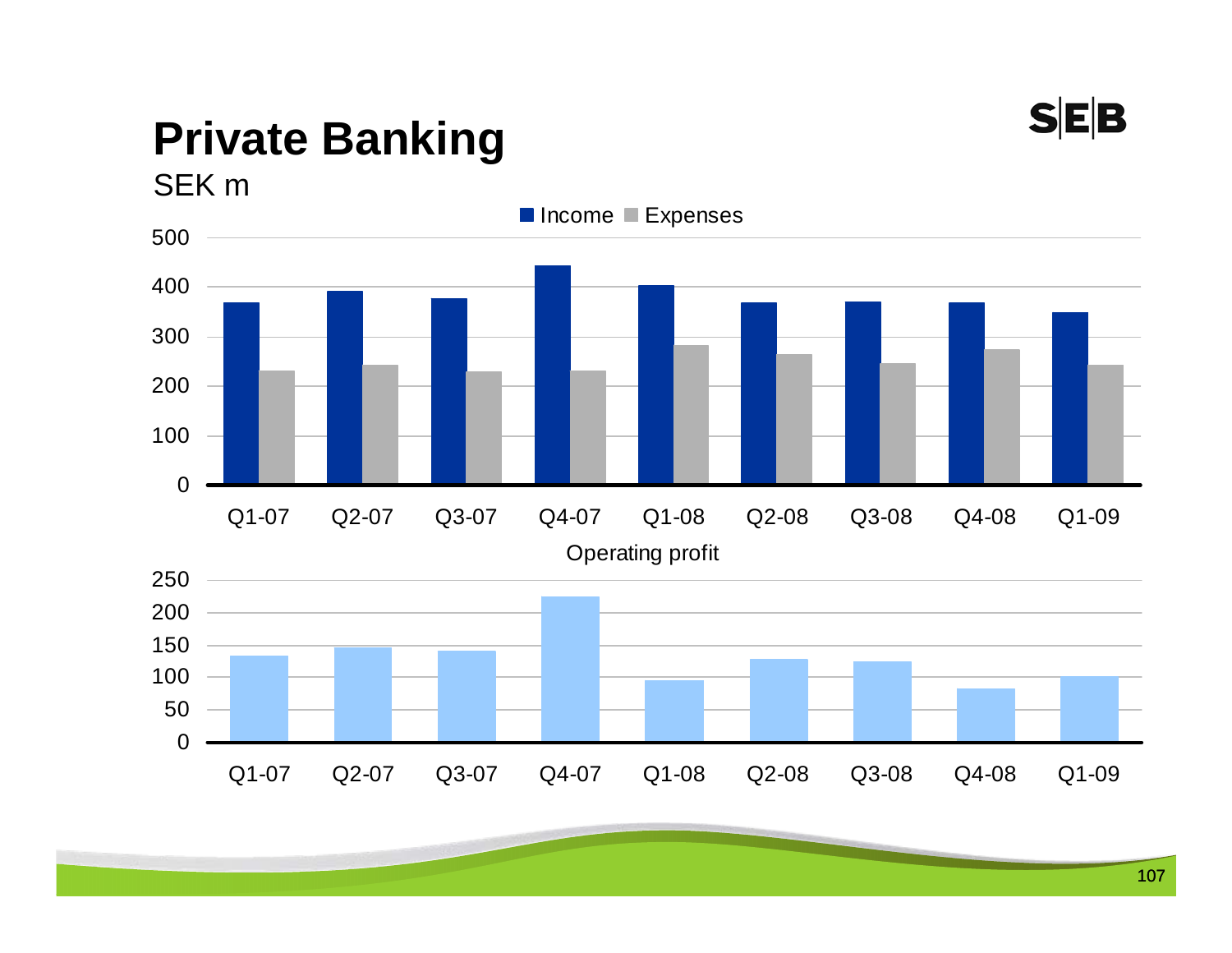# Private Banking

SEK m

Income ■ Expenses

500
400
300
200
100
0

Q1-07 Q2-07 Q3-07 Q4-07 Q1-08 Q2-08 Q3-08 Q4-08 Q1-09

Operating profit

250
200
150
100
50
0

Q1-07 Q2-07 Q3-07 Q4-07 Q1-08 Q2-08 Q3-08 Q4-08 Q1-09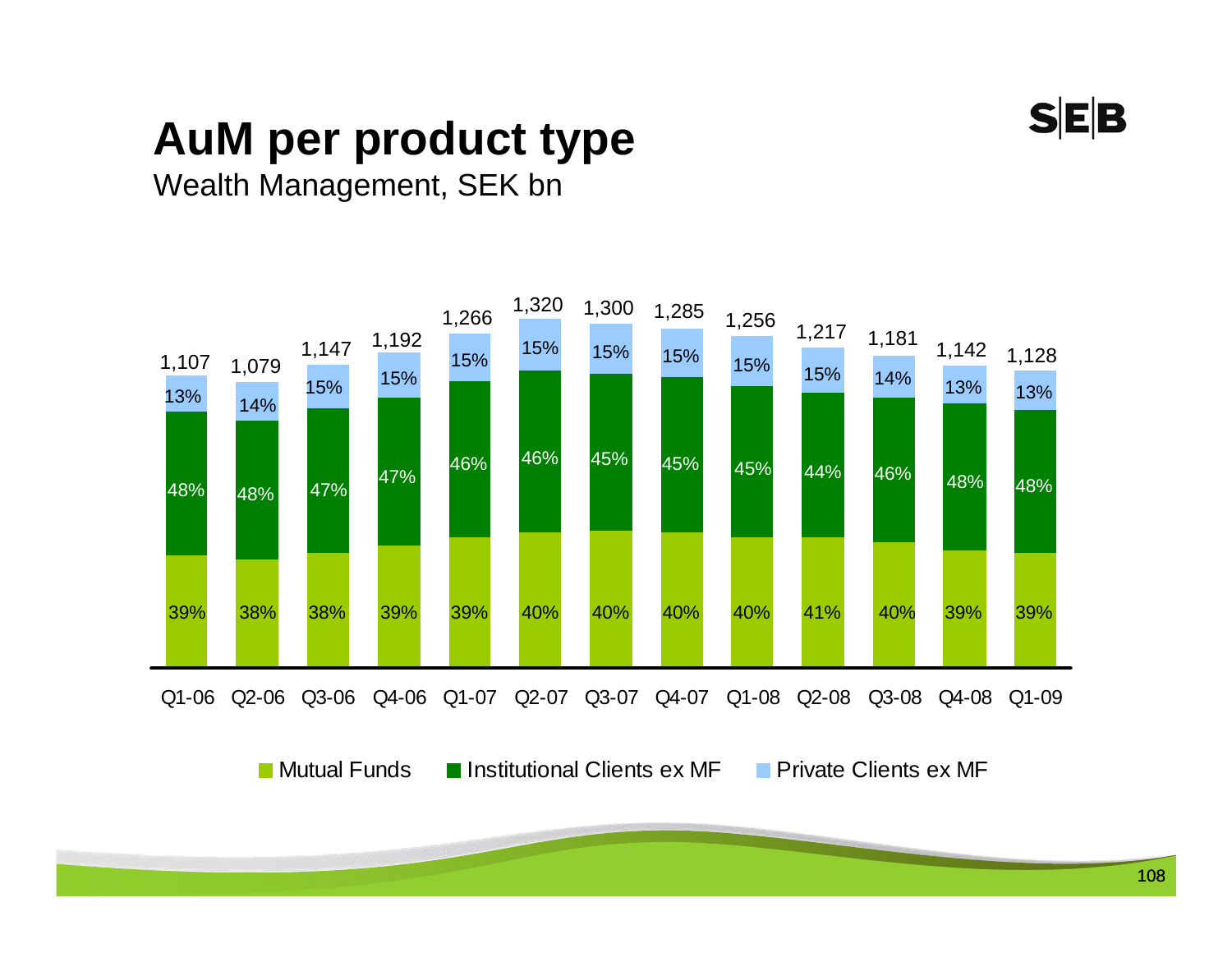# AuM per product type

Wealth Management, SEK bn

| | Q1-06 | Q2-06 | Q3-06 | Q4-06 | Q1-07 | Q2-07 | Q3-07 | Q4-07 | Q1-08 | Q2-08 | Q3-08 | Q4-08 | Q1-09 |
|---|---|---|---|---|---|---|---|---|---|---|---|---|---|
| Total | 1,107 | 1,079 | 1,147 | 1,192 | 1,266 | 1,320 | 1,300 | 1,285 | 1,256 | 1,217 | 1,181 | 1,142 | 1,128 |
| Private Clients ex MF | 13% | 14% | 15% | 15% | 15% | 15% | 15% | 15% | 15% | 15% | 14% | 13% | 13% |
| Institutional Clients ex MF | 48% | 48% | 47% | 47% | 46% | 46% | 45% | 45% | 45% | 44% | 46% | 48% | 48% |
| Mutual Funds | 39% | 38% | 38% | 39% | 39% | 40% | 40% | 40% | 40% | 41% | 40% | 39% | 39% |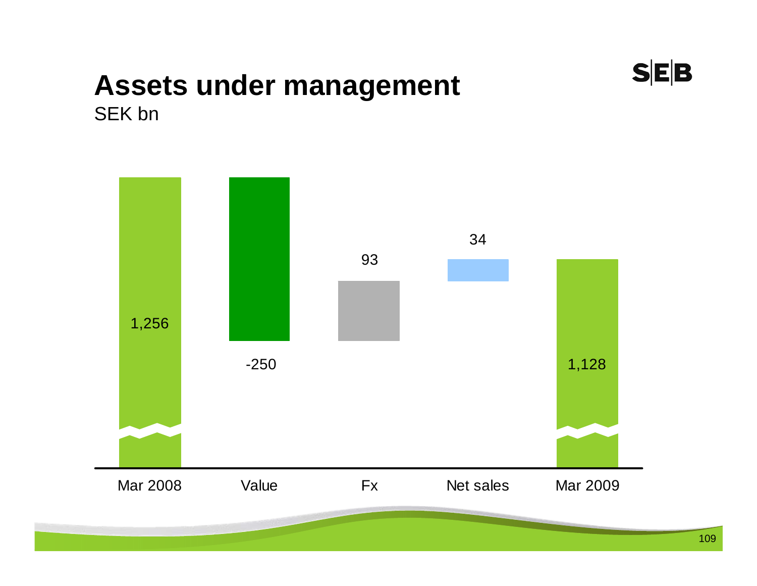# Assets under management

SEK bn

| Mar 2008 | Value | Fx | Net sales | Mar 2009 |
|---|---|---|---|---|
| 1,256 | -250 | 93 | 34 | 1,128 |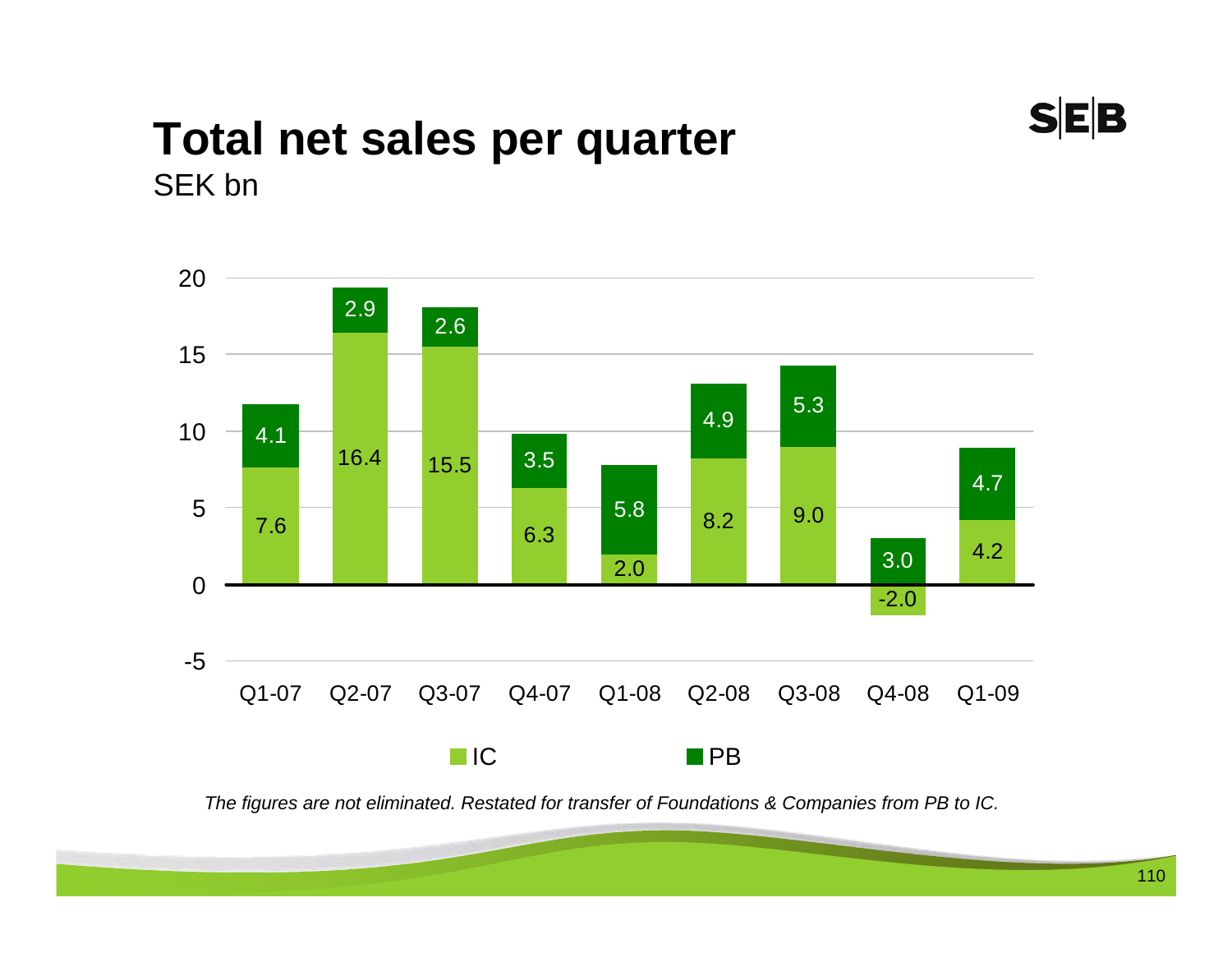# Total net sales per quarter

SEK bn

| Quarter | IC | PB |
|---|---|---|
| Q1-07 | 7.6 | 4.1 |
| Q2-07 | 16.4 | 2.9 |
| Q3-07 | 15.5 | 2.6 |
| Q4-07 | 6.3 | 3.5 |
| Q1-08 | 2.0 | 5.8 |
| Q2-08 | 8.2 | 4.9 |
| Q3-08 | 9.0 | 5.3 |
| Q4-08 | -2.0 | 3.0 |
| Q1-09 | 4.2 | 4.7 |

*The figures are not eliminated. Restated for transfer of Foundations & Companies from PB to IC.*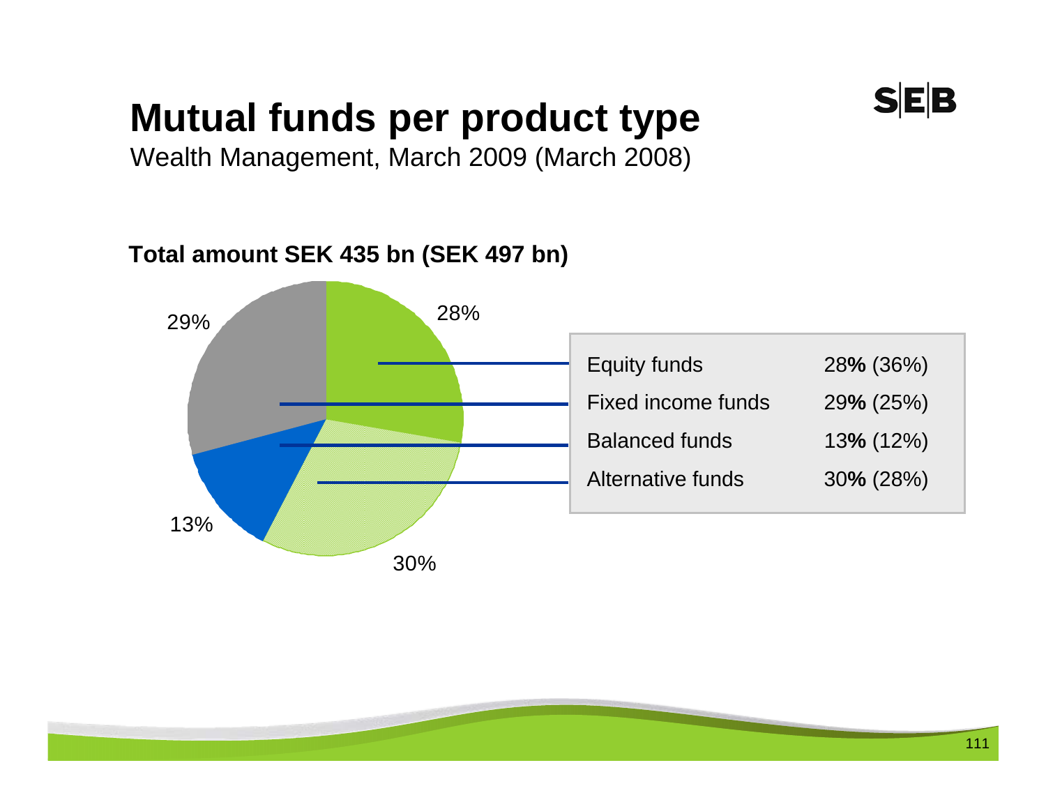# Mutual funds per product type

Wealth Management, March 2009 (March 2008)

**Total amount SEK 435 bn (SEK 497 bn)**

| | |
|---|---|
| Equity funds | 28**%** (36%) |
| Fixed income funds | 29**%** (25%) |
| Balanced funds | 13**%** (12%) |
| Alternative funds | 30**%** (28%) |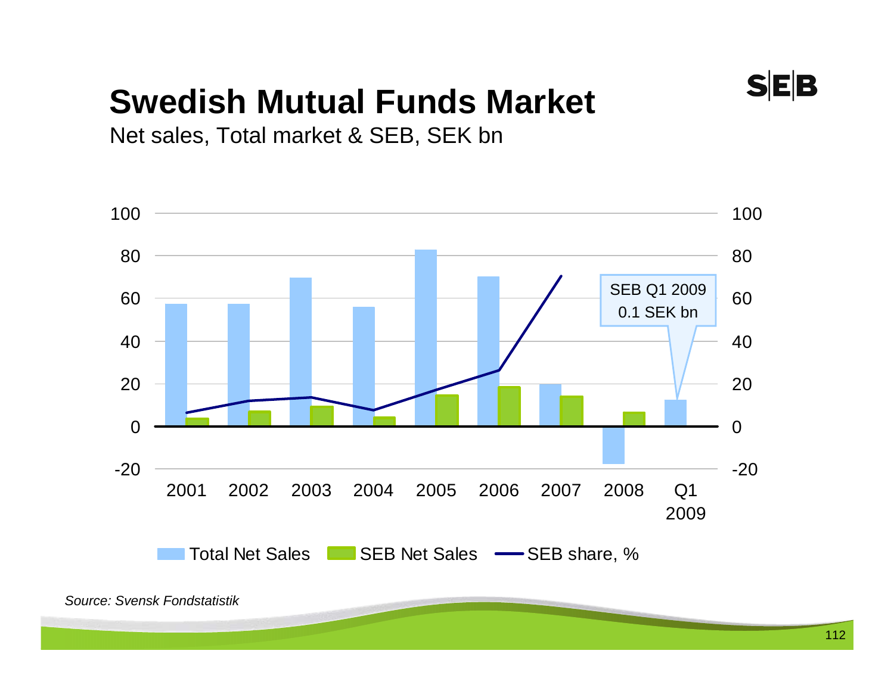# Swedish Mutual Funds Market

Net sales, Total market & SEB, SEK bn

SEB Q1 2009
0.1 SEK bn

Total Net Sales | SEB Net Sales | SEB share, %

*Source: Svensk Fondstatistik*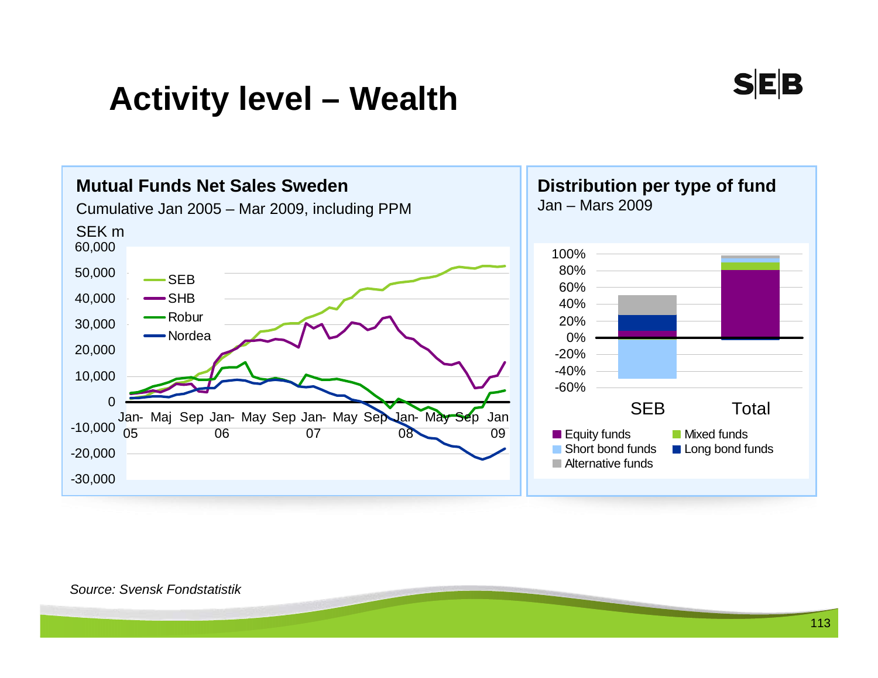# Activity level – Wealth

## Mutual Funds Net Sales Sweden

Cumulative Jan 2005 – Mar 2009, including PPM

SEK m

Legend: SEB, SHB, Robur, Nordea

Y-axis: 60,000; 50,000; 40,000; 30,000; 20,000; 10,000; 0; -10,000; -20,000; -30,000

X-axis: Jan-05, Maj, Sep, Jan-06, May, Sep, Jan-07, May, Sep, Jan-08, May, Sep, Jan 09

## Distribution per type of fund

Jan – Mars 2009

Y-axis: 100%; 80%; 60%; 40%; 20%; 0%; -20%; -40%; -60%

X-axis: SEB, Total

Legend: Equity funds, Mixed funds, Short bond funds, Long bond funds, Alternative funds

*Source: Svensk Fondstatistik*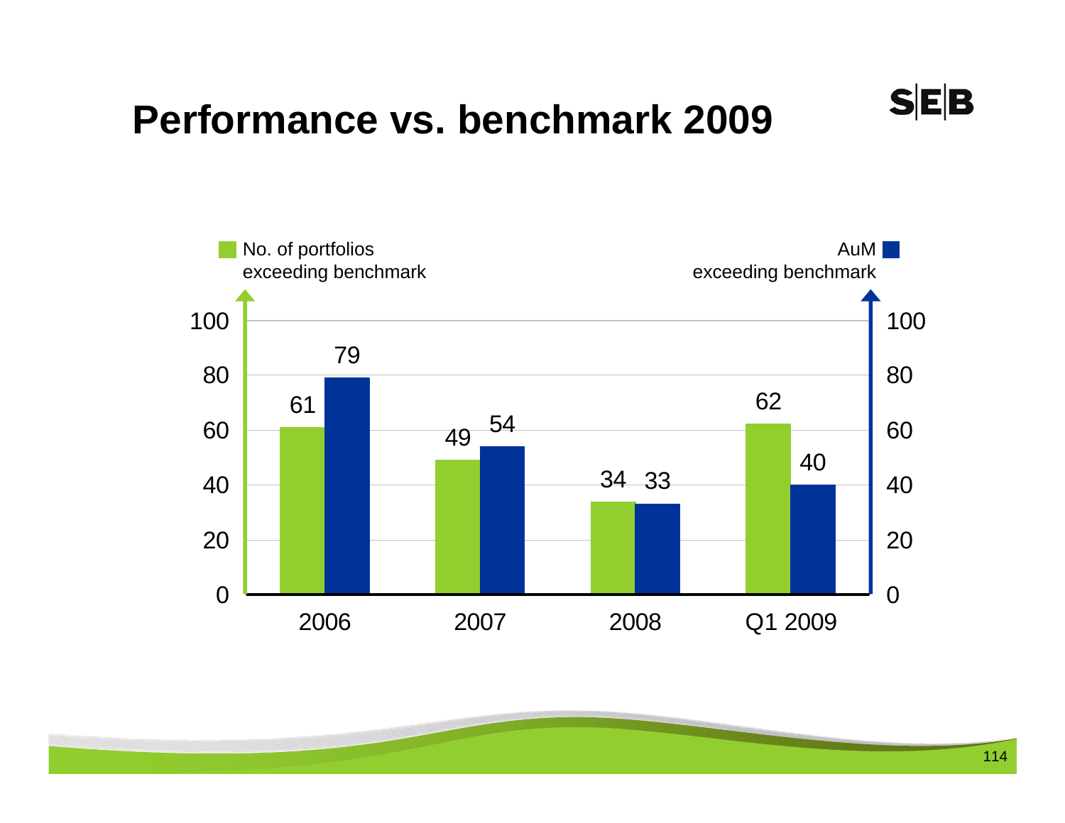# Performance vs. benchmark 2009

| | No. of portfolios exceeding benchmark | AuM exceeding benchmark |
|---|---|---|
| 2006 | 61 | 79 |
| 2007 | 49 | 54 |
| 2008 | 34 | 33 |
| Q1 2009 | 62 | 40 |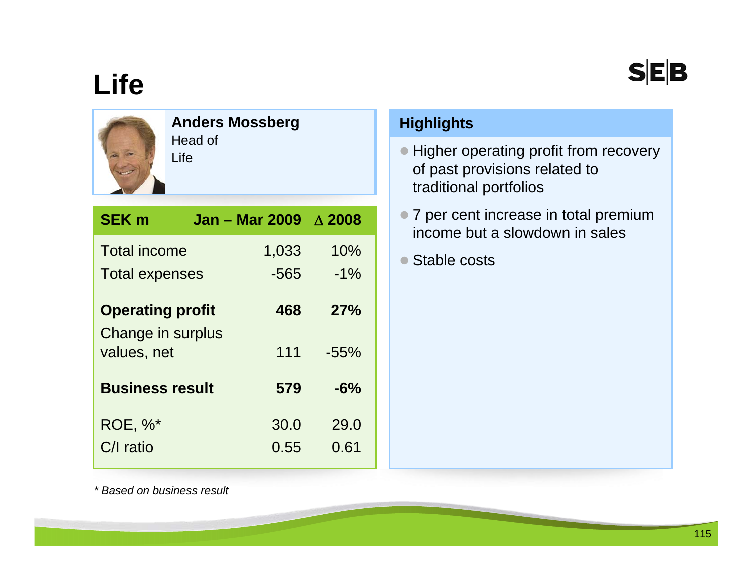# Life

**Anders Mossberg**
Head of
Life

| SEK m | Jan – Mar 2009 | Δ 2008 |
|---|---|---|
| Total income | 1,033 | 10% |
| Total expenses | -565 | -1% |
| **Operating profit** | **468** | **27%** |
| Change in surplus values, net | 111 | -55% |
| **Business result** | **579** | **-6%** |
| ROE, %* | 30.0 | 29.0 |
| C/I ratio | 0.55 | 0.61 |

*\* Based on business result*

## Highlights

- Higher operating profit from recovery of past provisions related to traditional portfolios
- 7 per cent increase in total premium income but a slowdown in sales
- Stable costs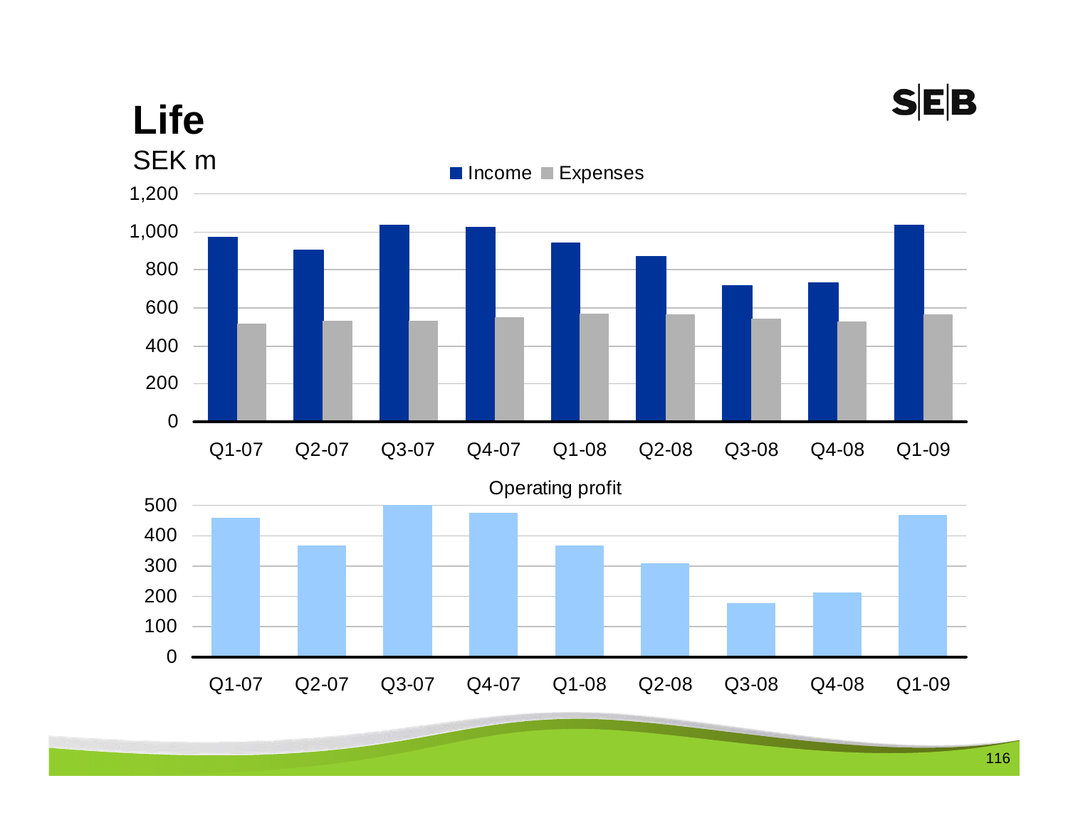# Life

SEK m

Income ■ Expenses

Q1-07 Q2-07 Q3-07 Q4-07 Q1-08 Q2-08 Q3-08 Q4-08 Q1-09

Operating profit

Q1-07 Q2-07 Q3-07 Q4-07 Q1-08 Q2-08 Q3-08 Q4-08 Q1-09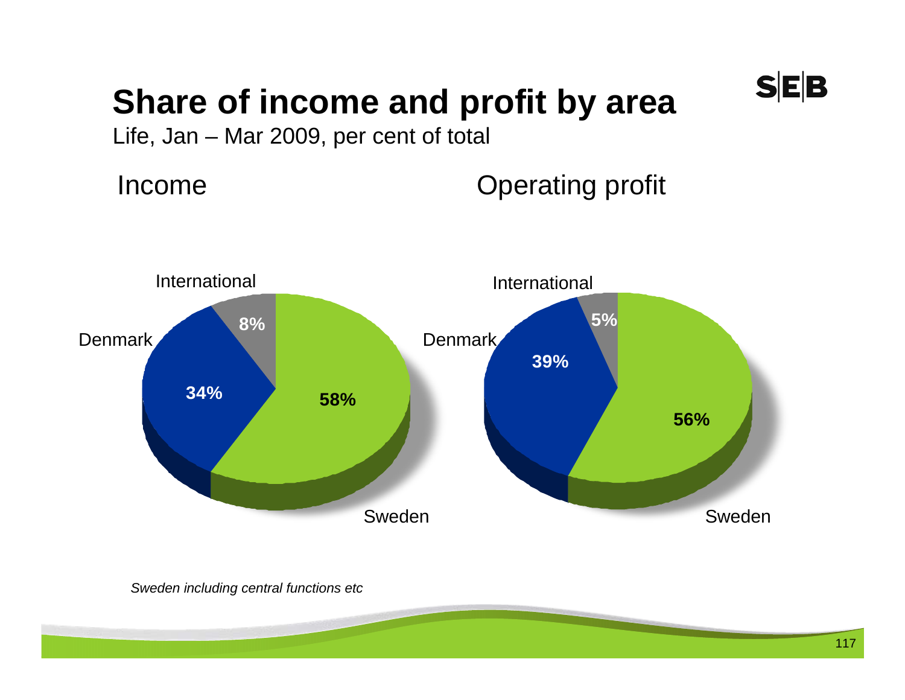# Share of income and profit by area

Life, Jan – Mar 2009, per cent of total

## Income

| Area | Share |
|---|---|
| Sweden | 58% |
| Denmark | 34% |
| International | 8% |

## Operating profit

| Area | Share |
|---|---|
| Sweden | 56% |
| Denmark | 39% |
| International | 5% |

*Sweden including central functions etc*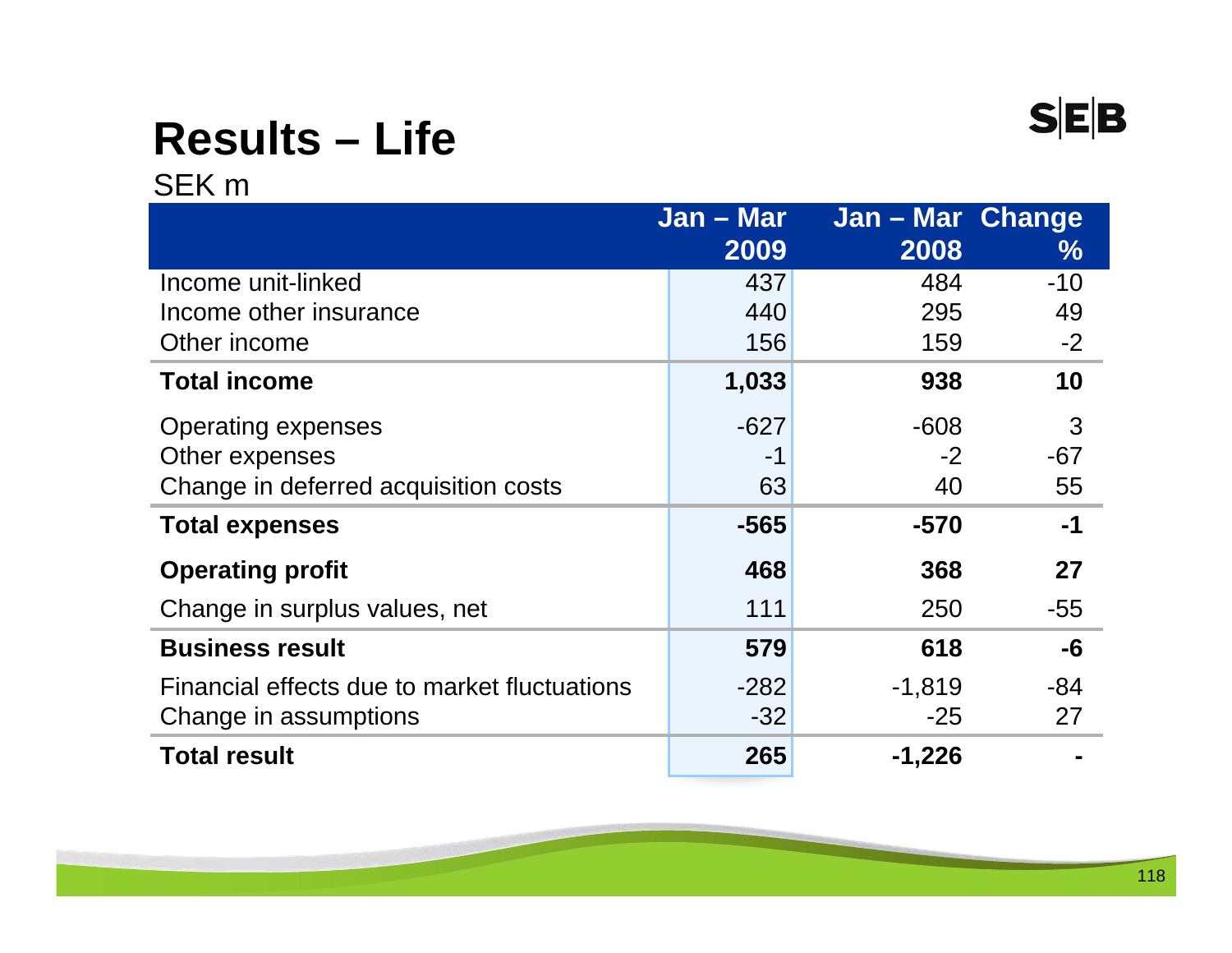# Results – Life

SEK m

| | Jan – Mar 2009 | Jan – Mar 2008 | Change % |
|---|---|---|---|
| Income unit-linked | 437 | 484 | -10 |
| Income other insurance | 440 | 295 | 49 |
| Other income | 156 | 159 | -2 |
| **Total income** | **1,033** | **938** | **10** |
| Operating expenses | -627 | -608 | 3 |
| Other expenses | -1 | -2 | -67 |
| Change in deferred acquisition costs | 63 | 40 | 55 |
| **Total expenses** | **-565** | **-570** | **-1** |
| **Operating profit** | **468** | **368** | **27** |
| Change in surplus values, net | 111 | 250 | -55 |
| **Business result** | **579** | **618** | **-6** |
| Financial effects due to market fluctuations | -282 | -1,819 | -84 |
| Change in assumptions | -32 | -25 | 27 |
| **Total result** | **265** | **-1,226** | **-** |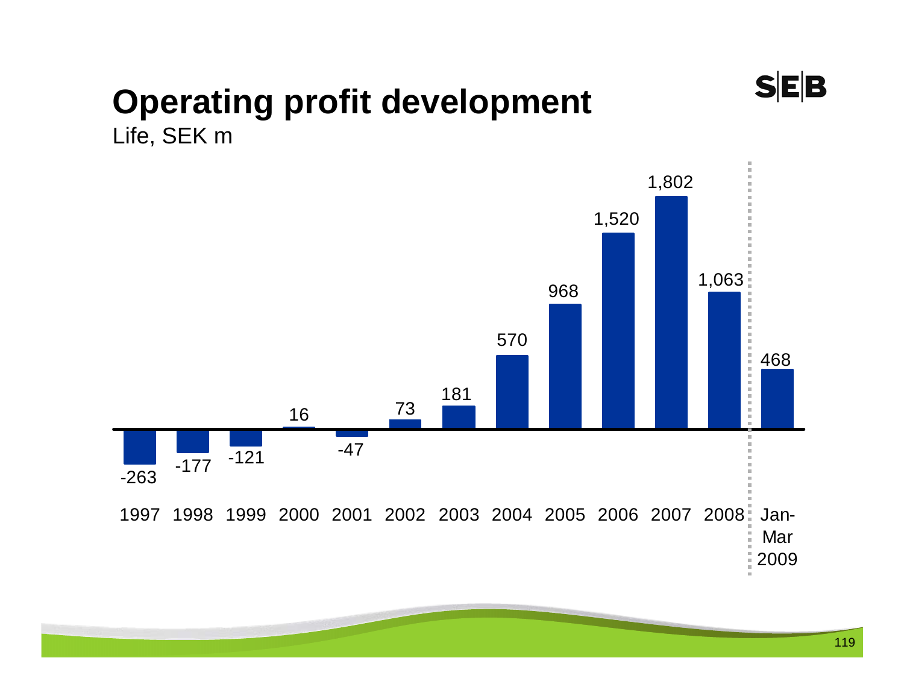# Operating profit development

Life, SEK m

| Period | Operating profit (SEK m) |
|---|---|
| 1997 | -263 |
| 1998 | -177 |
| 1999 | -121 |
| 2000 | 16 |
| 2001 | -47 |
| 2002 | 73 |
| 2003 | 181 |
| 2004 | 570 |
| 2005 | 968 |
| 2006 | 1,520 |
| 2007 | 1,802 |
| 2008 | 1,063 |
| Jan-Mar 2009 | 468 |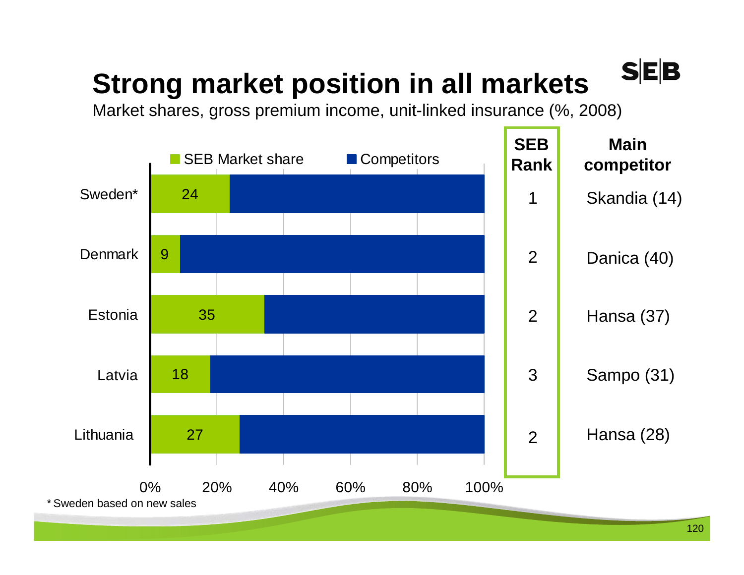# Strong market position in all markets

Market shares, gross premium income, unit-linked insurance (%, 2008)

| Country | SEB Market share | SEB Rank | Main competitor |
|---|---|---|---|
| Sweden* | 24 | 1 | Skandia (14) |
| Denmark | 9 | 2 | Danica (40) |
| Estonia | 35 | 2 | Hansa (37) |
| Latvia | 18 | 3 | Sampo (31) |
| Lithuania | 27 | 2 | Hansa (28) |

* Sweden based on new sales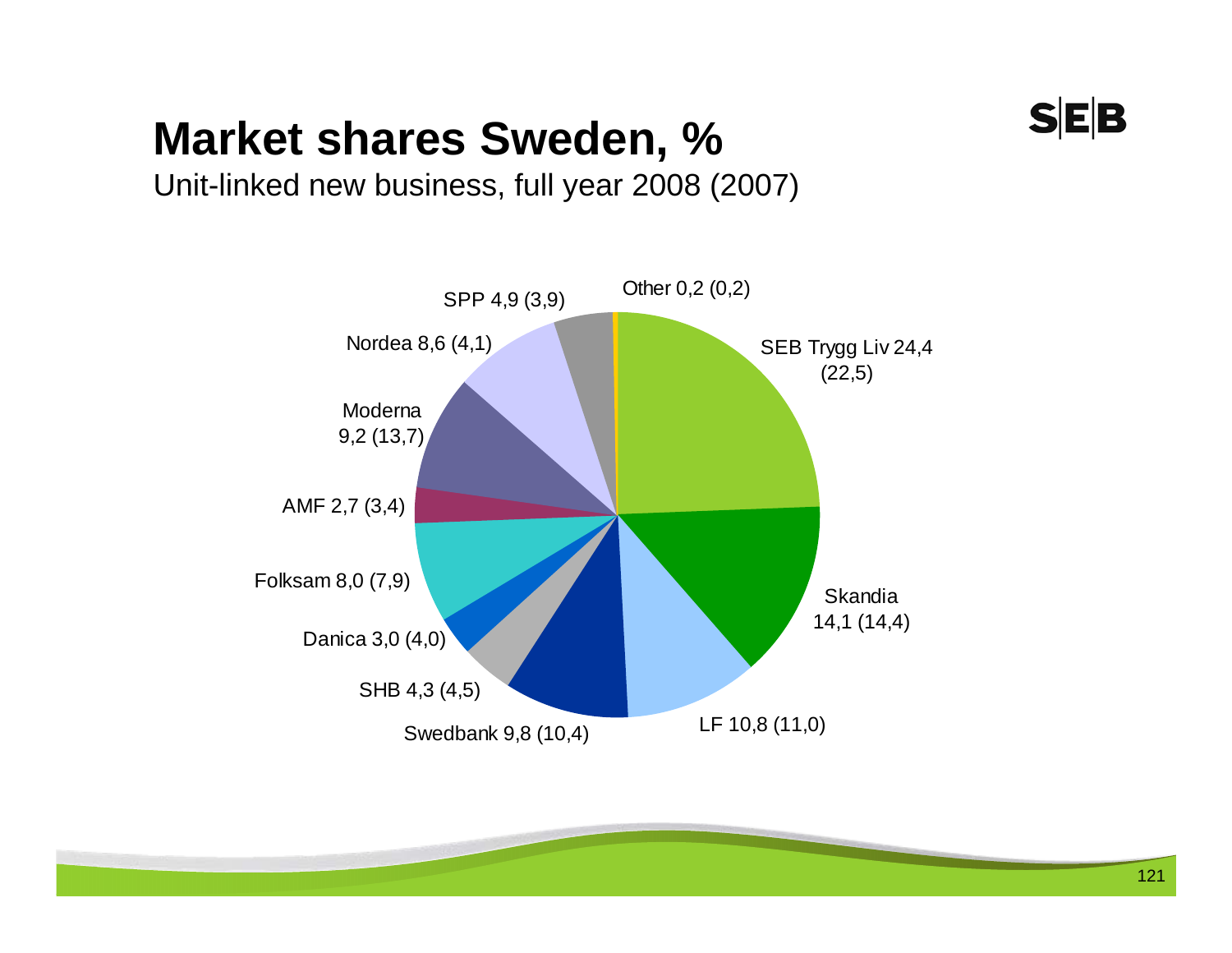# Market shares Sweden, %

Unit-linked new business, full year 2008 (2007)

SEB Trygg Liv 24,4 (22,5)

Skandia 14,1 (14,4)

LF 10,8 (11,0)

Swedbank 9,8 (10,4)

SHB 4,3 (4,5)

Danica 3,0 (4,0)

Folksam 8,0 (7,9)

AMF 2,7 (3,4)

Moderna 9,2 (13,7)

Nordea 8,6 (4,1)

SPP 4,9 (3,9)

Other 0,2 (0,2)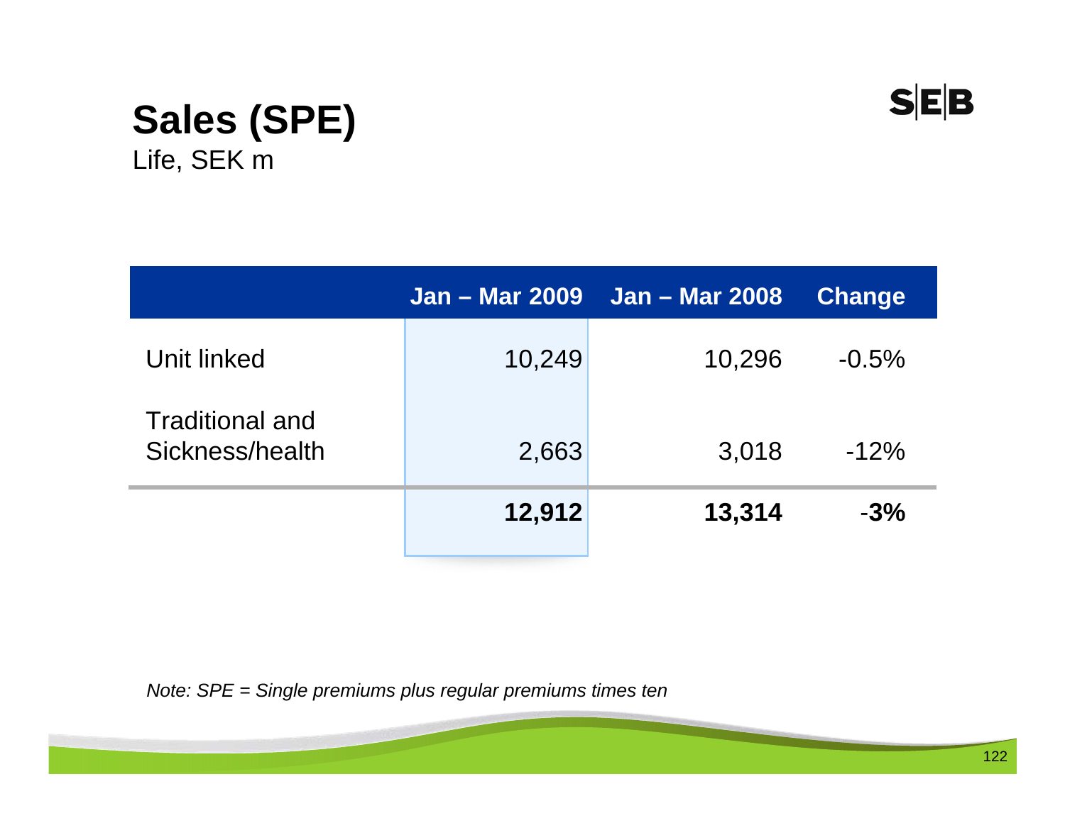# Sales (SPE)

Life, SEK m

| | Jan – Mar 2009 | Jan – Mar 2008 | Change |
|---|---|---|---|
| Unit linked | 10,249 | 10,296 | -0.5% |
| Traditional and Sickness/health | 2,663 | 3,018 | -12% |
| | **12,912** | **13,314** | **-3%** |

*Note: SPE = Single premiums plus regular premiums times ten*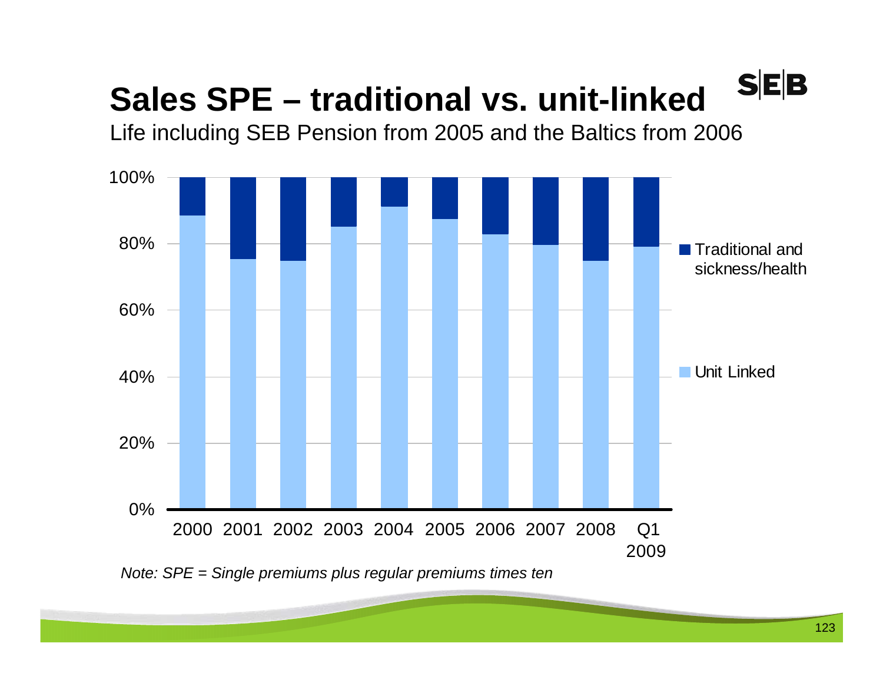# Sales SPE – traditional vs. unit-linked

Life including SEB Pension from 2005 and the Baltics from 2006

*Note: SPE = Single premiums plus regular premiums times ten*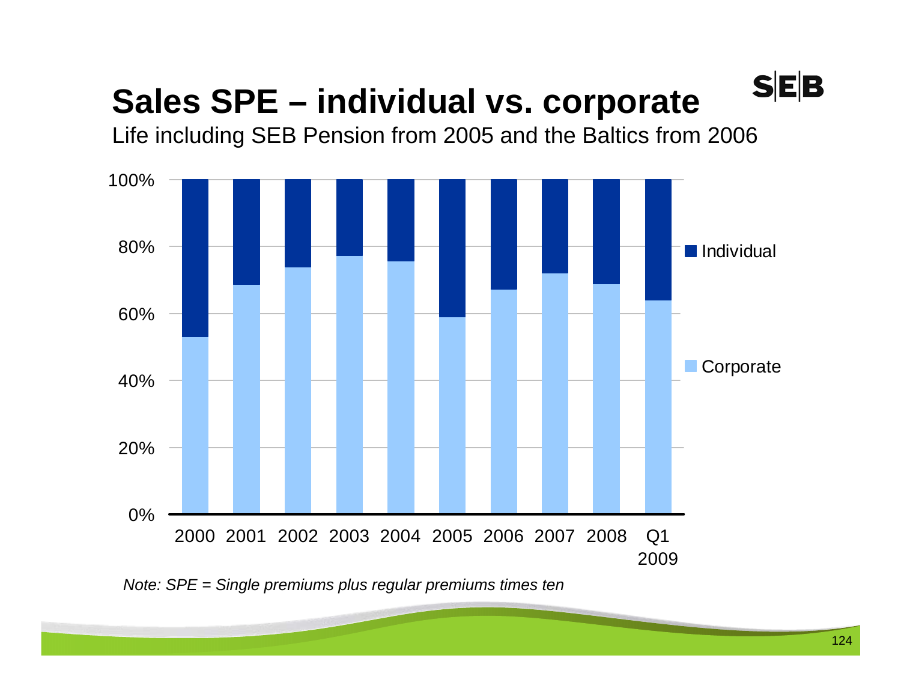# Sales SPE – individual vs. corporate

Life including SEB Pension from 2005 and the Baltics from 2006

| | 2000 | 2001 | 2002 | 2003 | 2004 | 2005 | 2006 | 2007 | 2008 | Q1 2009 |
|---|---|---|---|---|---|---|---|---|---|---|
| Individual | ~47% | ~31% | ~26% | ~23% | ~24% | ~41% | ~33% | ~28% | ~31% | ~36% |
| Corporate | ~53% | ~69% | ~74% | ~77% | ~76% | ~59% | ~67% | ~72% | ~69% | ~64% |

*Note: SPE = Single premiums plus regular premiums times ten*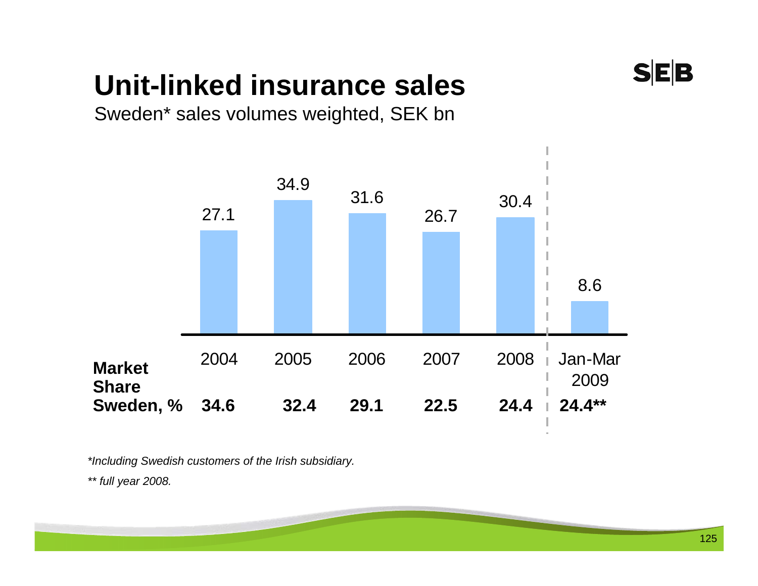# Unit-linked insurance sales

Sweden* sales volumes weighted, SEK bn

| | 2004 | 2005 | 2006 | 2007 | 2008 | Jan-Mar 2009 |
|---|---|---|---|---|---|---|
| Sales volumes weighted, SEK bn | 27.1 | 34.9 | 31.6 | 26.7 | 30.4 | 8.6 |
| **Market Share Sweden, %** | **34.6** | **32.4** | **29.1** | **22.5** | **24.4** | **24.4**** |

*\*Including Swedish customers of the Irish subsidiary.*

*\*\* full year 2008.*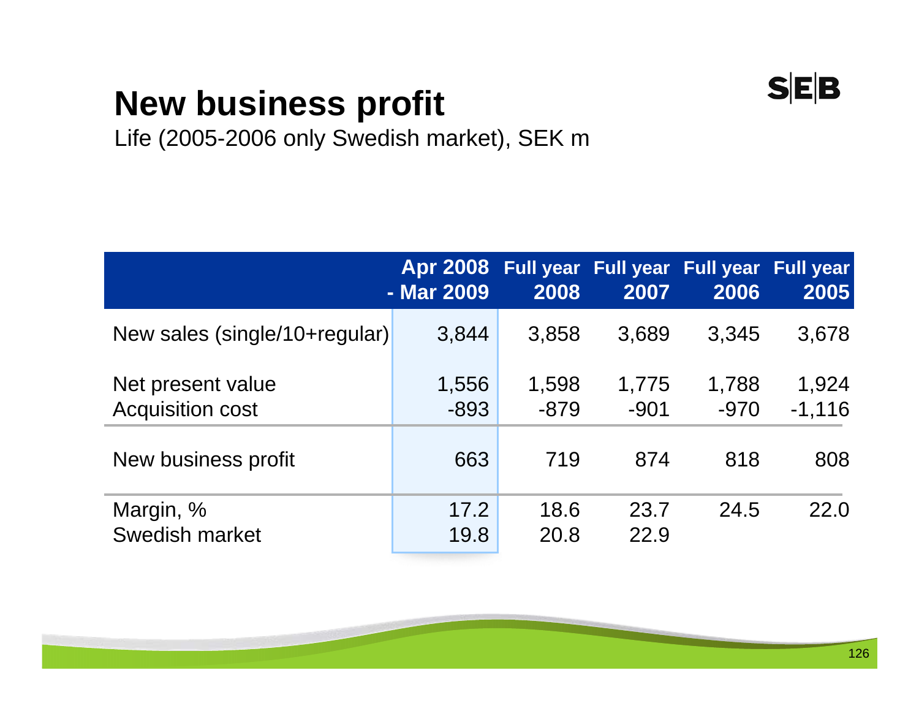# New business profit

Life (2005-2006 only Swedish market), SEK m

| | Apr 2008 - Mar 2009 | Full year 2008 | Full year 2007 | Full year 2006 | Full year 2005 |
|---|---|---|---|---|---|
| New sales (single/10+regular) | 3,844 | 3,858 | 3,689 | 3,345 | 3,678 |
| Net present value | 1,556 | 1,598 | 1,775 | 1,788 | 1,924 |
| Acquisition cost | -893 | -879 | -901 | -970 | -1,116 |
| New business profit | 663 | 719 | 874 | 818 | 808 |
| Margin, % | 17.2 | 18.6 | 23.7 | 24.5 | 22.0 |
| Swedish market | 19.8 | 20.8 | 22.9 | | |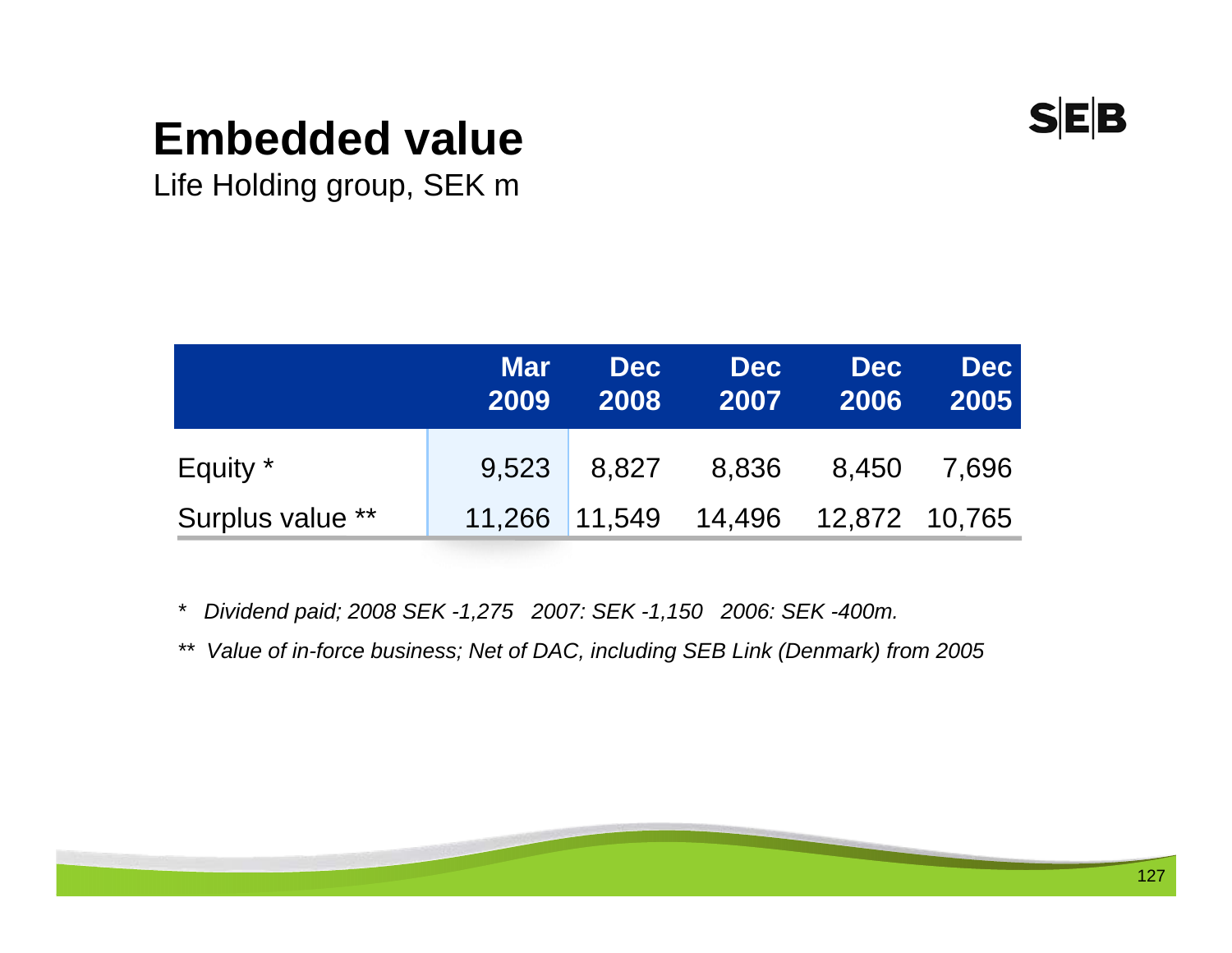# Embedded value

Life Holding group, SEK m

| | Mar 2009 | Dec 2008 | Dec 2007 | Dec 2006 | Dec 2005 |
|---|---|---|---|---|---|
| Equity * | 9,523 | 8,827 | 8,836 | 8,450 | 7,696 |
| Surplus value ** | 11,266 | 11,549 | 14,496 | 12,872 | 10,765 |

*\* Dividend paid; 2008 SEK -1,275   2007: SEK -1,150   2006: SEK -400m.*

*\*\* Value of in-force business; Net of DAC, including SEB Link (Denmark) from 2005*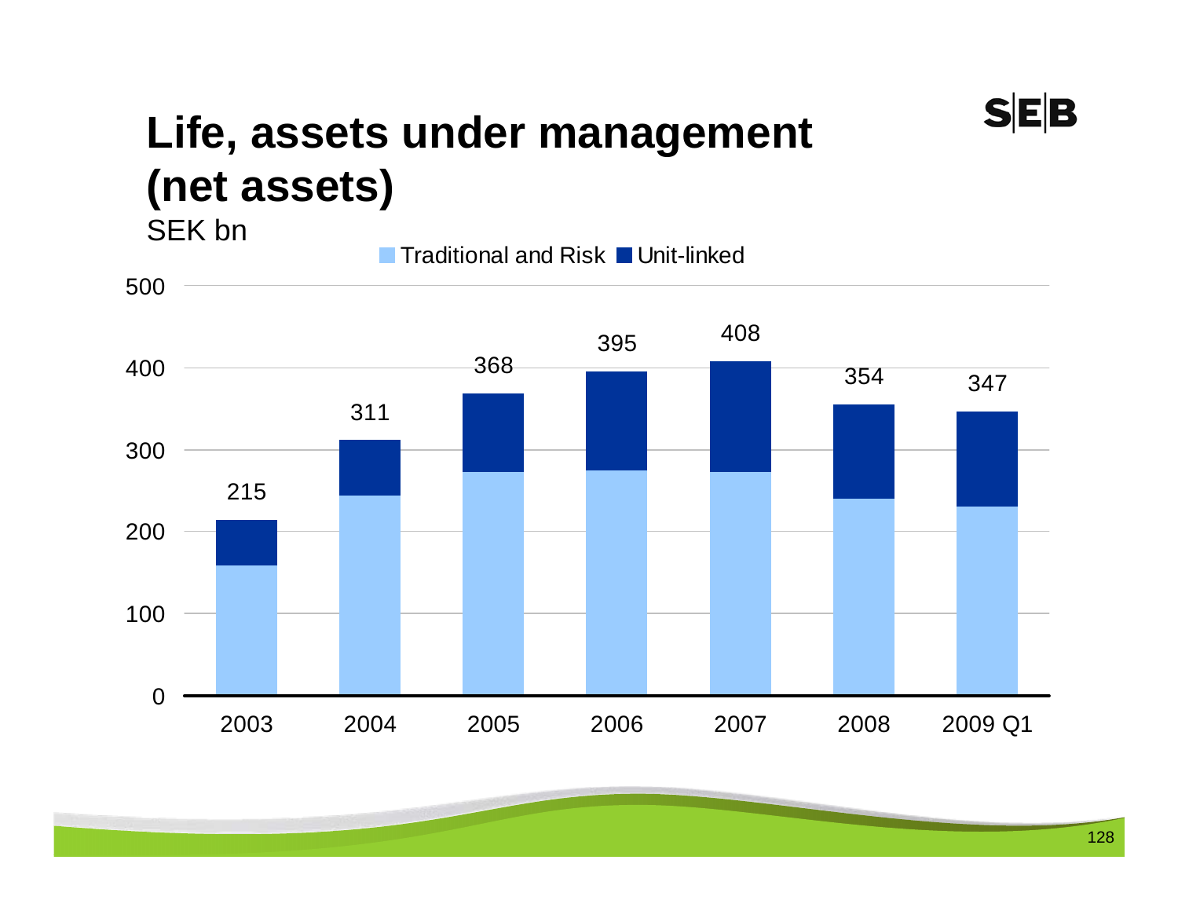# Life, assets under management (net assets)

SEK bn

Traditional and Risk | Unit-linked

| | 2003 | 2004 | 2005 | 2006 | 2007 | 2008 | 2009 Q1 |
|---|---|---|---|---|---|---|---|
| Total | 215 | 311 | 368 | 395 | 408 | 354 | 347 |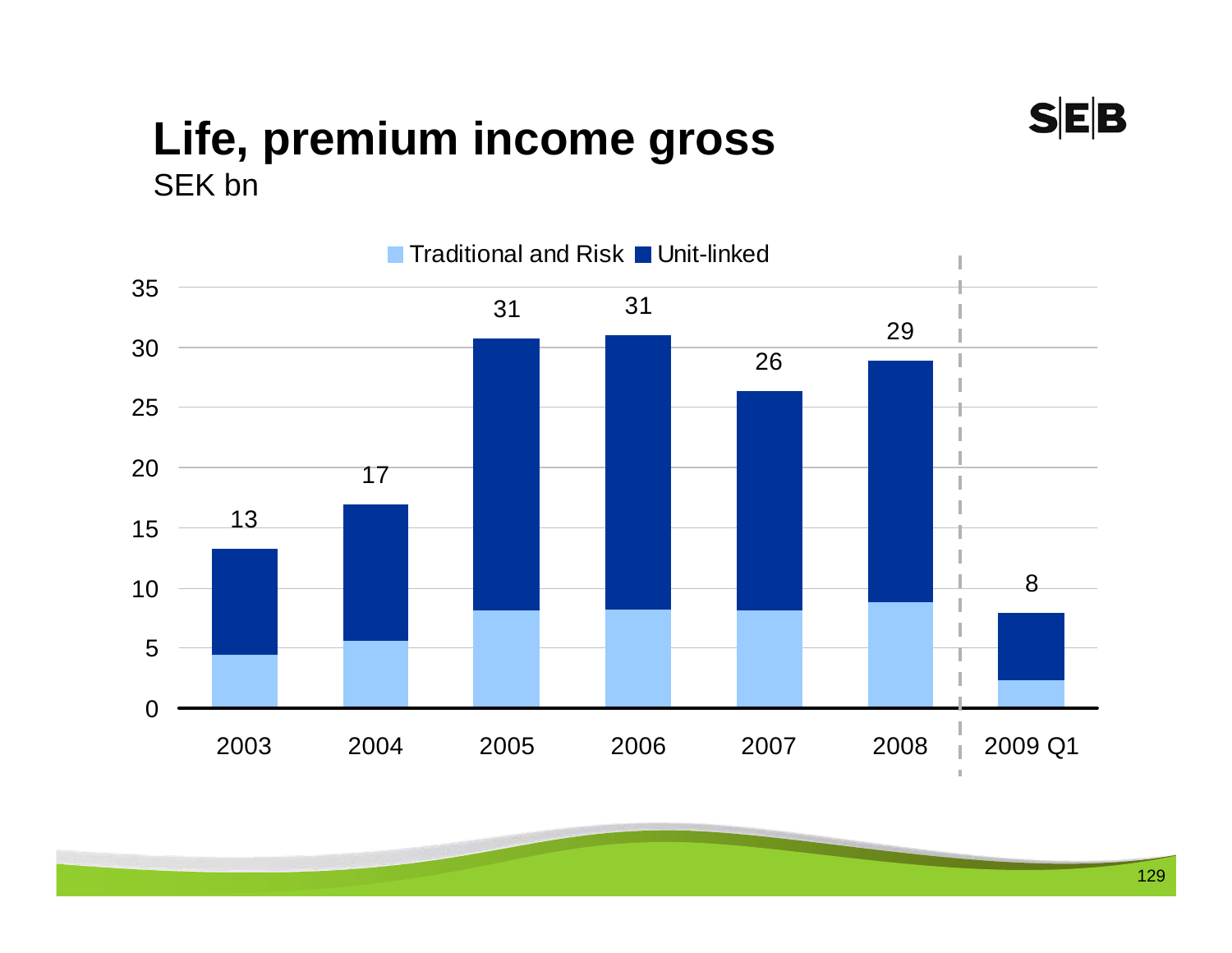# Life, premium income gross

SEK bn

| | 2003 | 2004 | 2005 | 2006 | 2007 | 2008 | 2009 Q1 |
|---|---|---|---|---|---|---|---|
| Total (Traditional and Risk + Unit-linked) | 13 | 17 | 31 | 31 | 26 | 29 | 8 |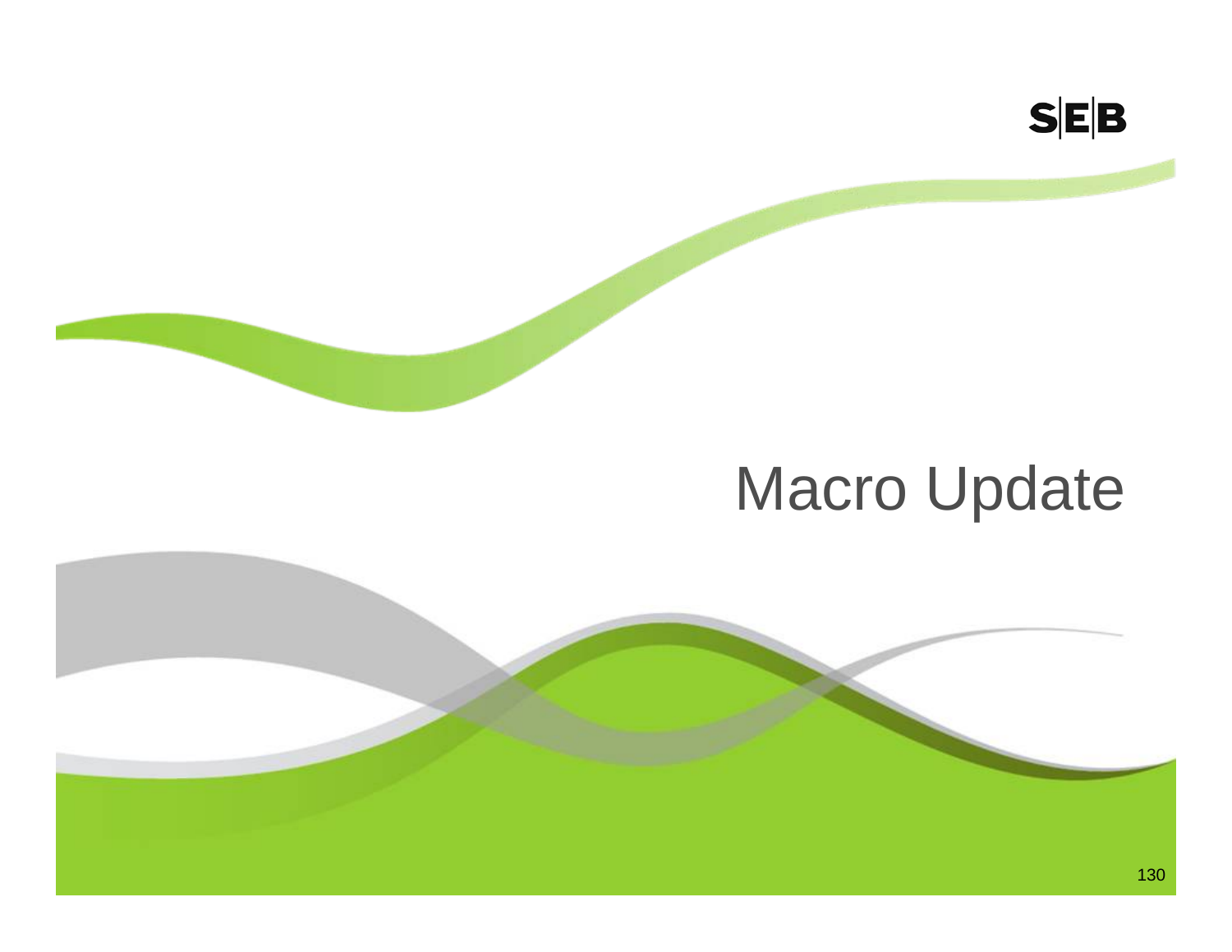# Macro Update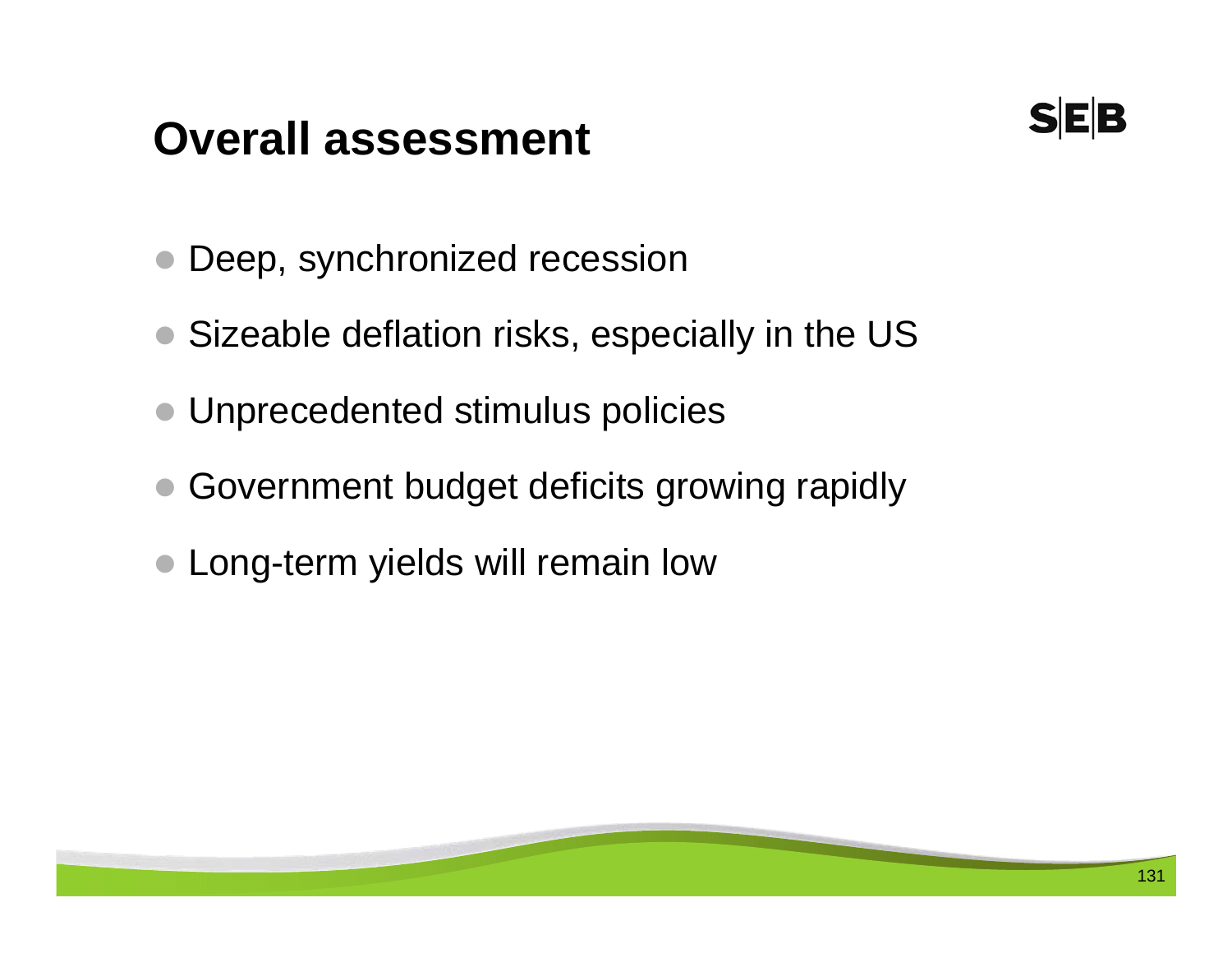# Overall assessment

- Deep, synchronized recession
- Sizeable deflation risks, especially in the US
- Unprecedented stimulus policies
- Government budget deficits growing rapidly
- Long-term yields will remain low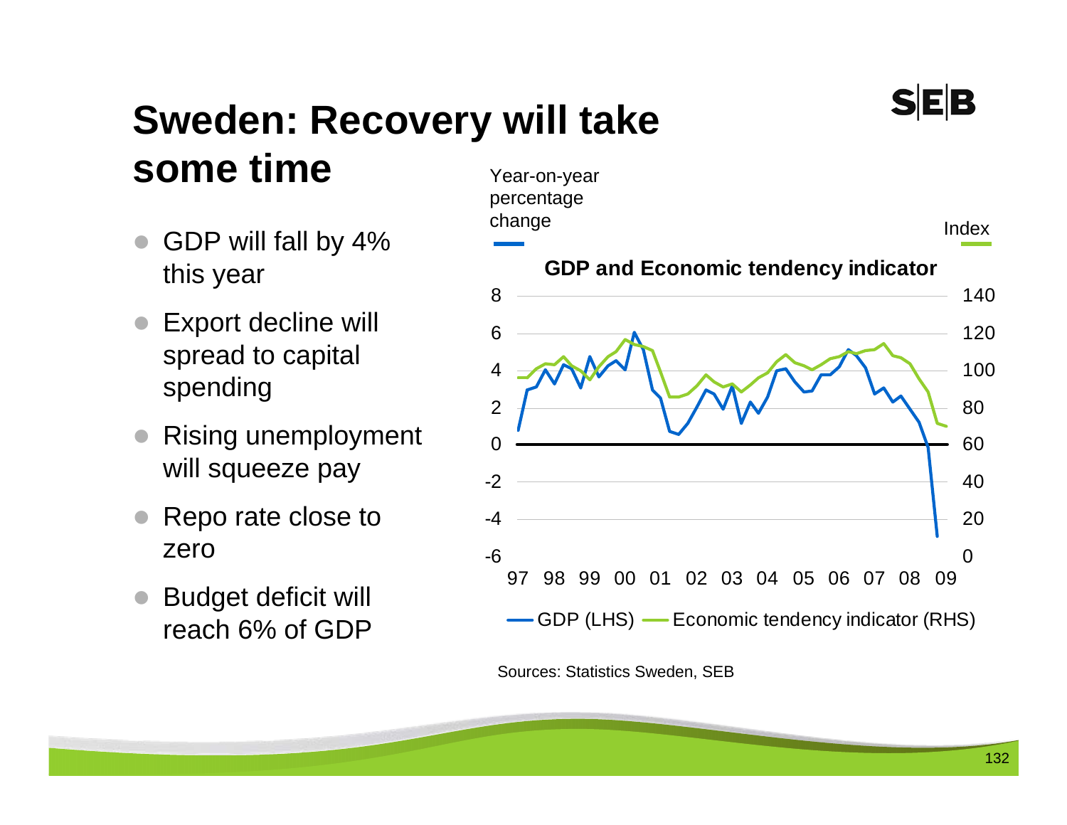# Sweden: Recovery will take some time

- GDP will fall by 4% this year
- Export decline will spread to capital spending
- Rising unemployment will squeeze pay
- Repo rate close to zero
- Budget deficit will reach 6% of GDP

**GDP and Economic tendency indicator**

Year-on-year percentage change (LHS) — Index (RHS)

GDP (LHS) — Economic tendency indicator (RHS)

Sources: Statistics Sweden, SEB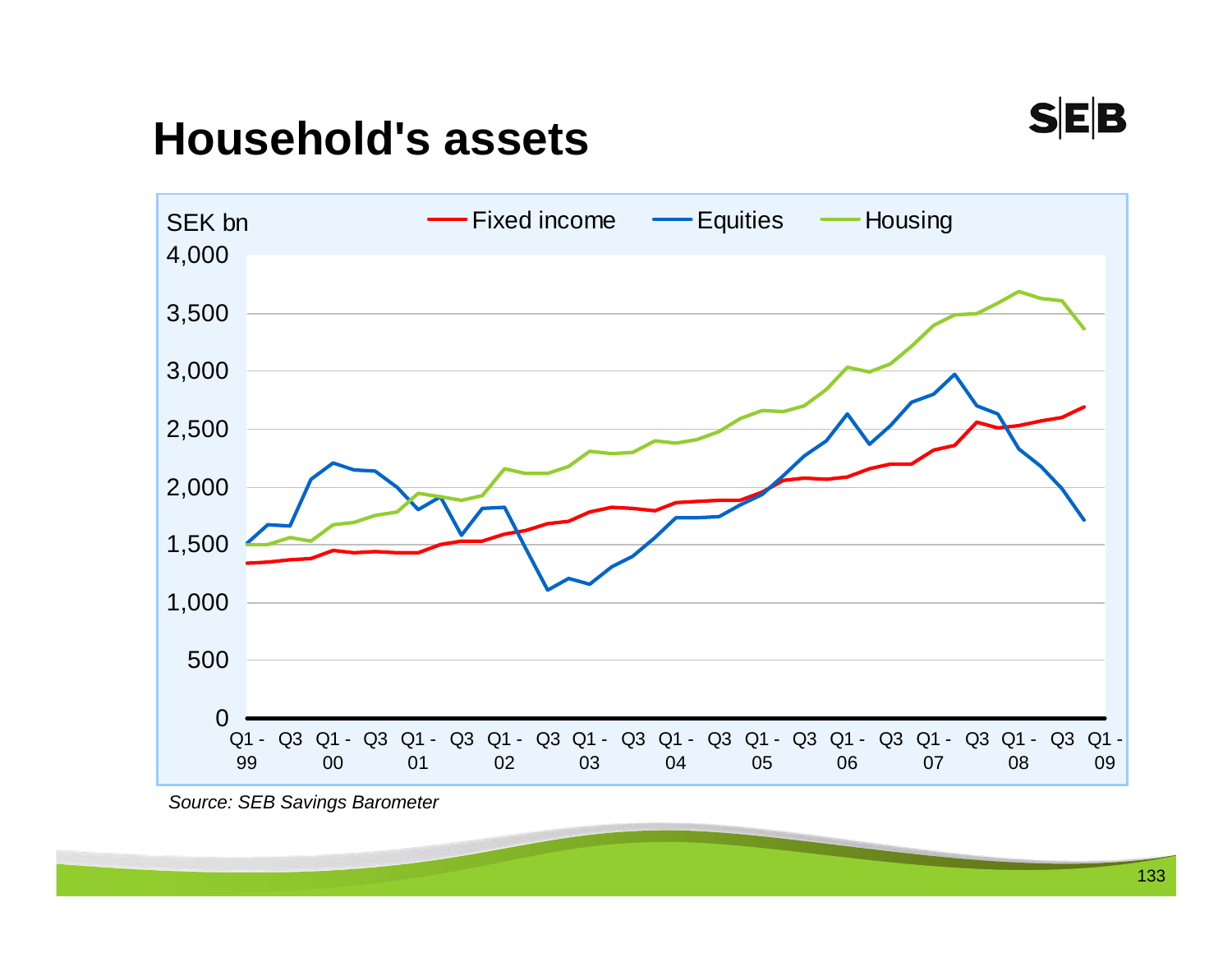# Household's assets

SEK bn

Fixed income — Equities — Housing

*Source: SEB Savings Barometer*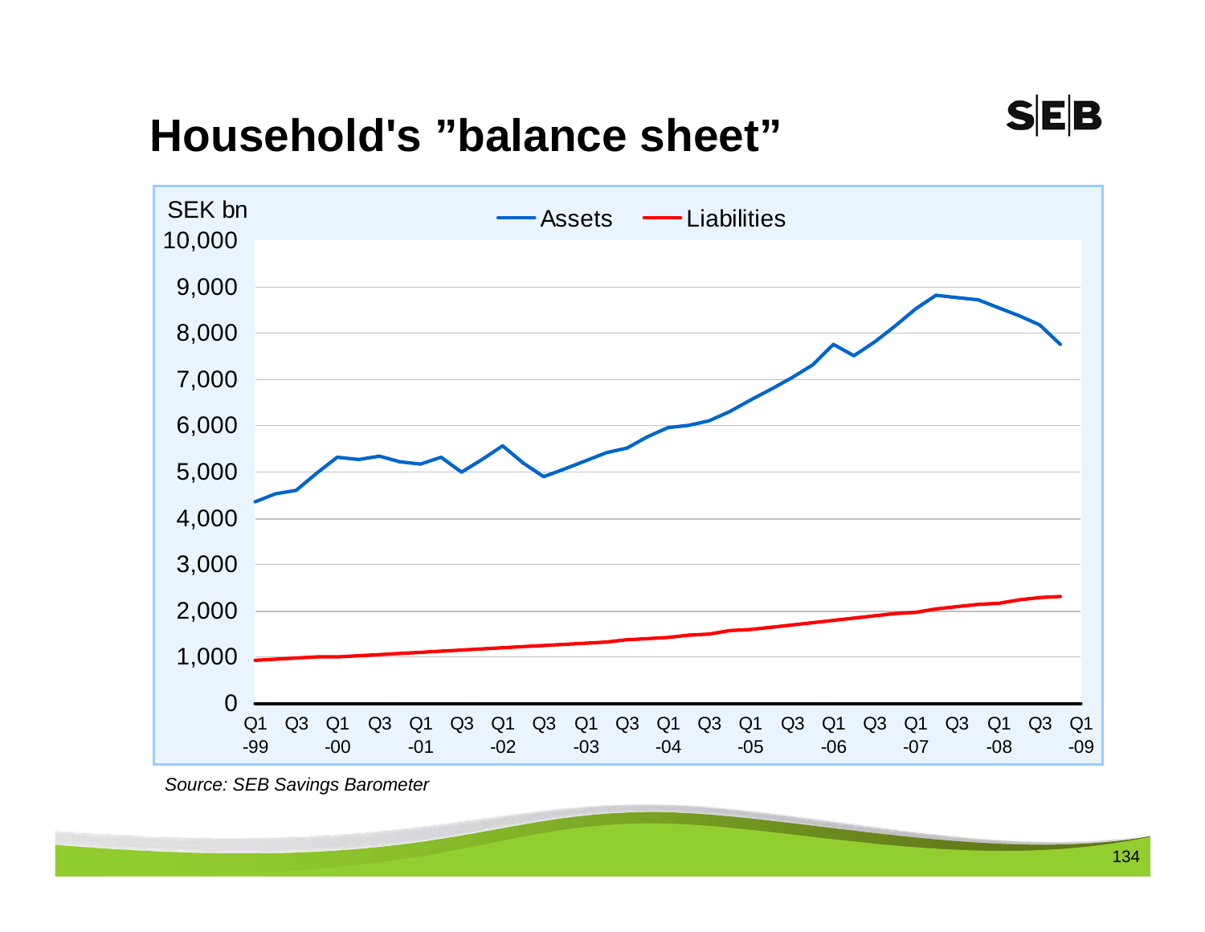# Household's "balance sheet"

SEK bn

Assets — Liabilities

10,000
9,000
8,000
7,000
6,000
5,000
4,000
3,000
2,000
1,000
0

Q1 -99, Q3, Q1 -00, Q3, Q1 -01, Q3, Q1 -02, Q3, Q1 -03, Q3, Q1 -04, Q3, Q1 -05, Q3, Q1 -06, Q3, Q1 -07, Q3, Q1 -08, Q3, Q1 -09

*Source: SEB Savings Barometer*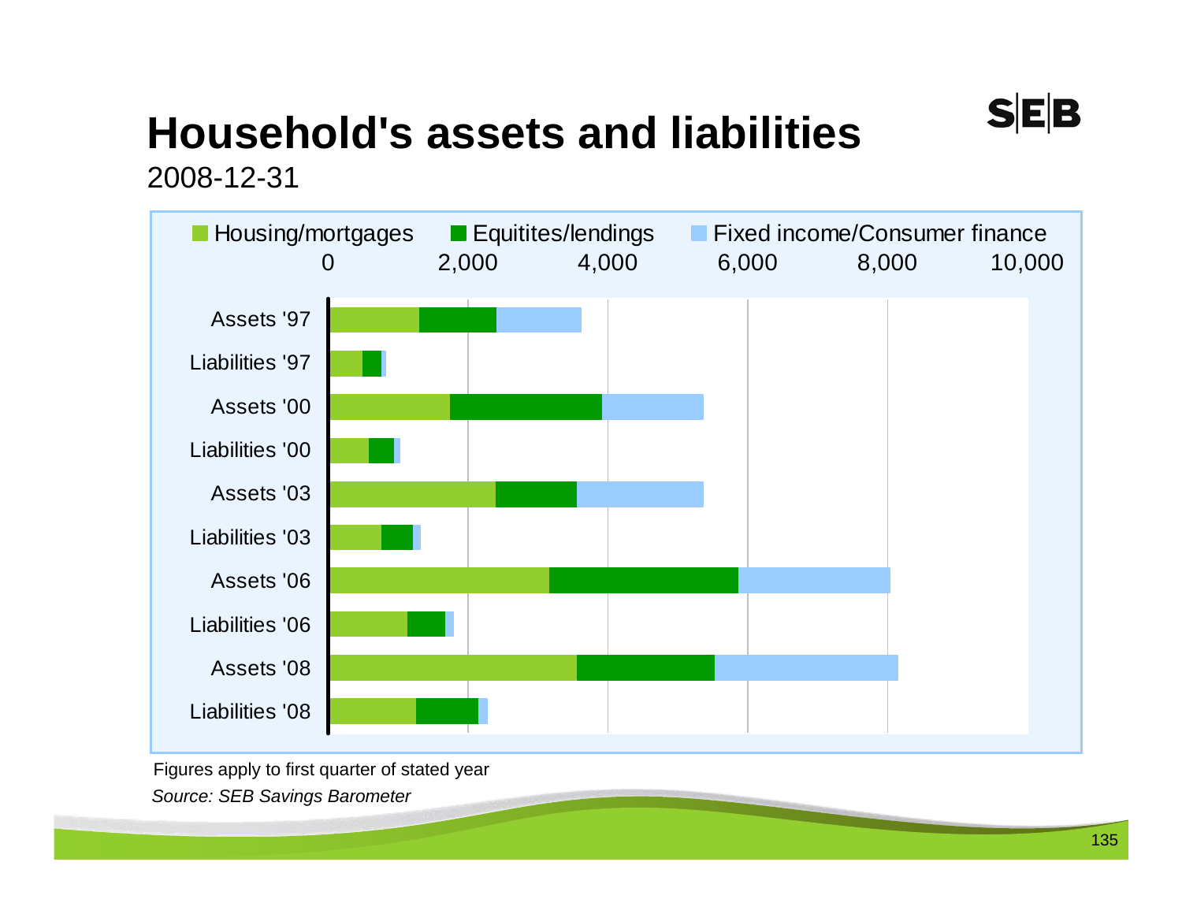# Household's assets and liabilities

2008-12-31

Housing/mortgages | Equitites/lendings | Fixed income/Consumer finance

0 | 2,000 | 4,000 | 6,000 | 8,000 | 10,000

Assets '97

Liabilities '97

Assets '00

Liabilities '00

Assets '03

Liabilities '03

Assets '06

Liabilities '06

Assets '08

Liabilities '08

Figures apply to first quarter of stated year

*Source: SEB Savings Barometer*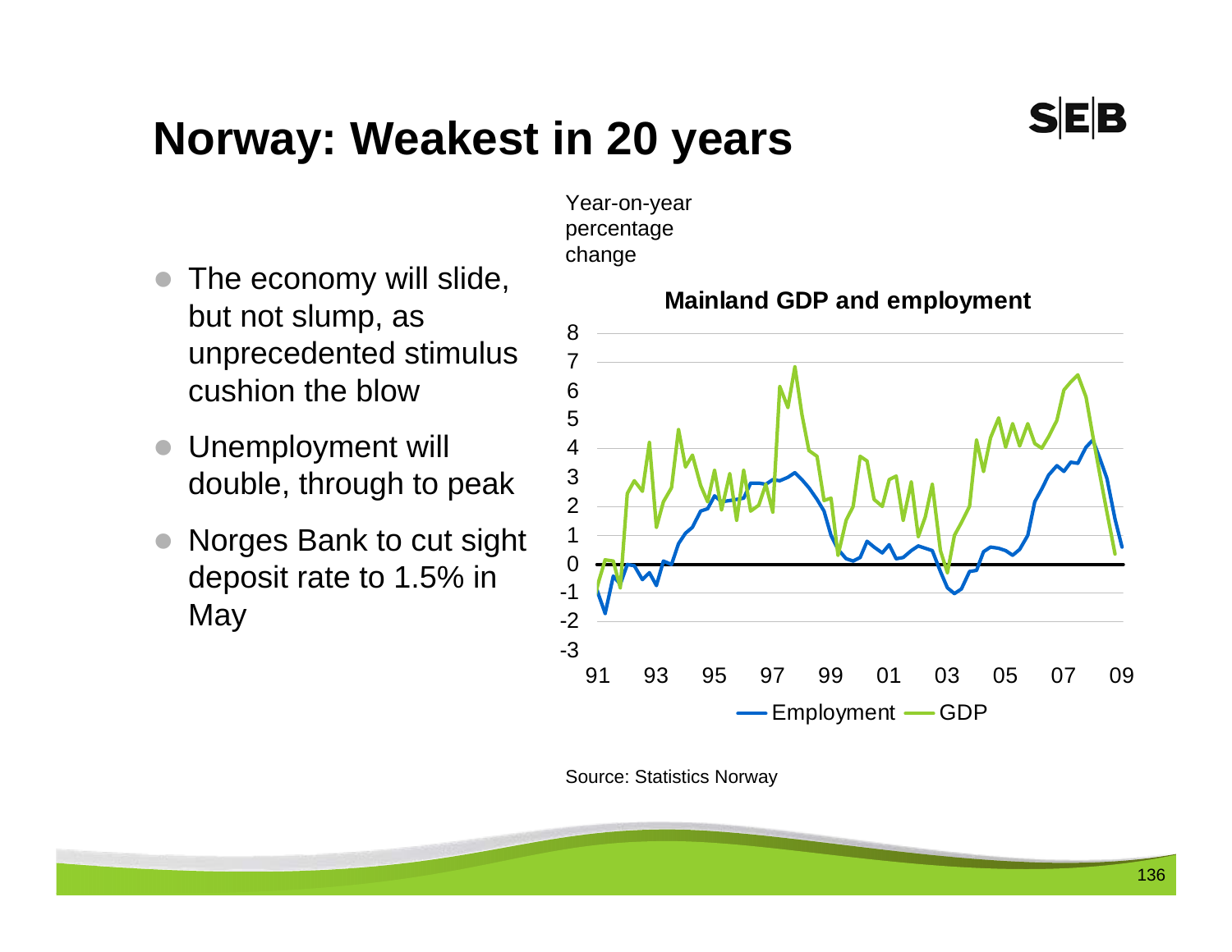# Norway: Weakest in 20 years

- The economy will slide, but not slump, as unprecedented stimulus cushion the blow
- Unemployment will double, through to peak
- Norges Bank to cut sight deposit rate to 1.5% in May

Year-on-year percentage change

**Mainland GDP and employment**

Source: Statistics Norway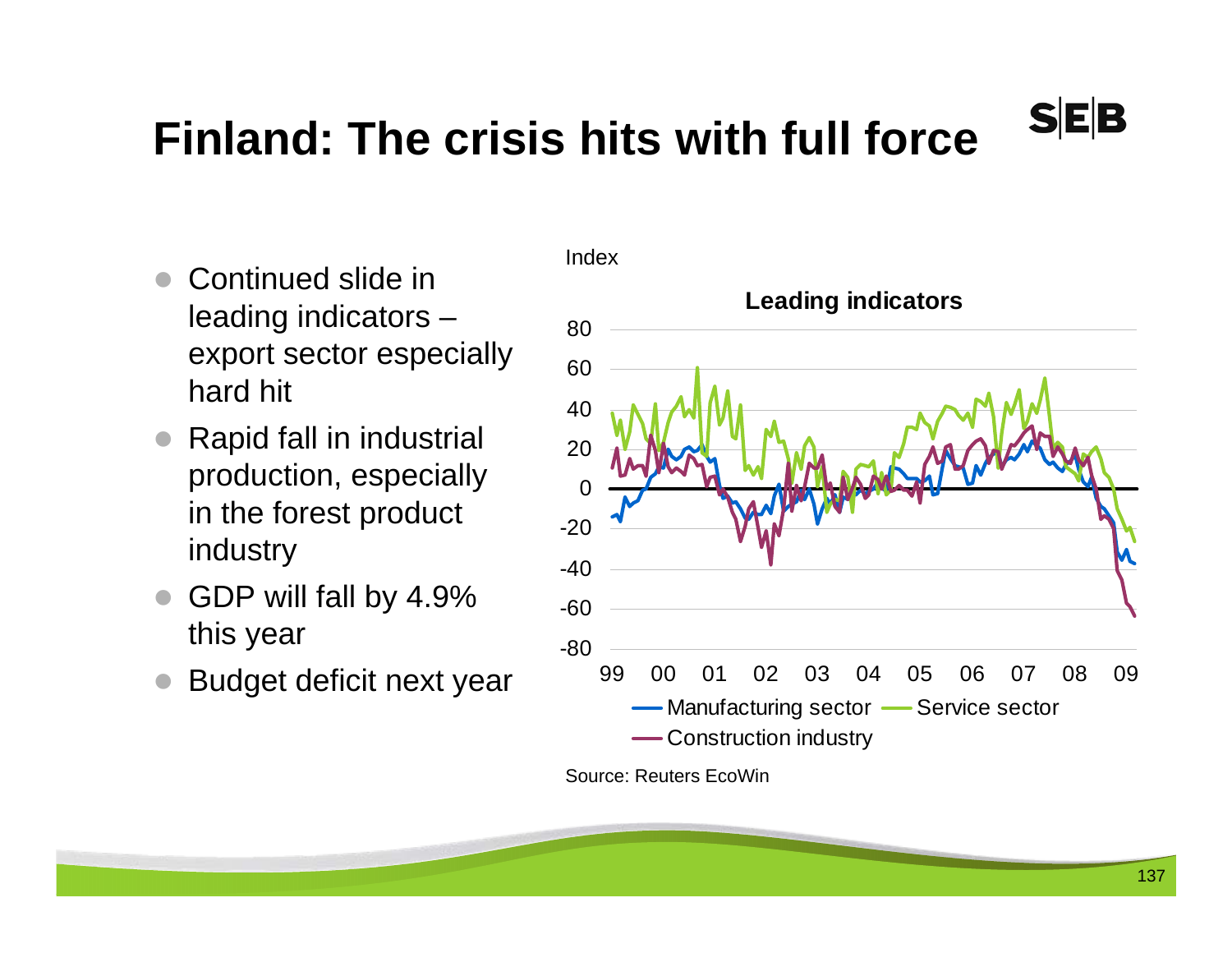# Finland: The crisis hits with full force

- Continued slide in leading indicators – export sector especially hard hit
- Rapid fall in industrial production, especially in the forest product industry
- GDP will fall by 4.9% this year
- Budget deficit next year

Index

**Leading indicators**

Manufacturing sector — Service sector — Construction industry

Source: Reuters EcoWin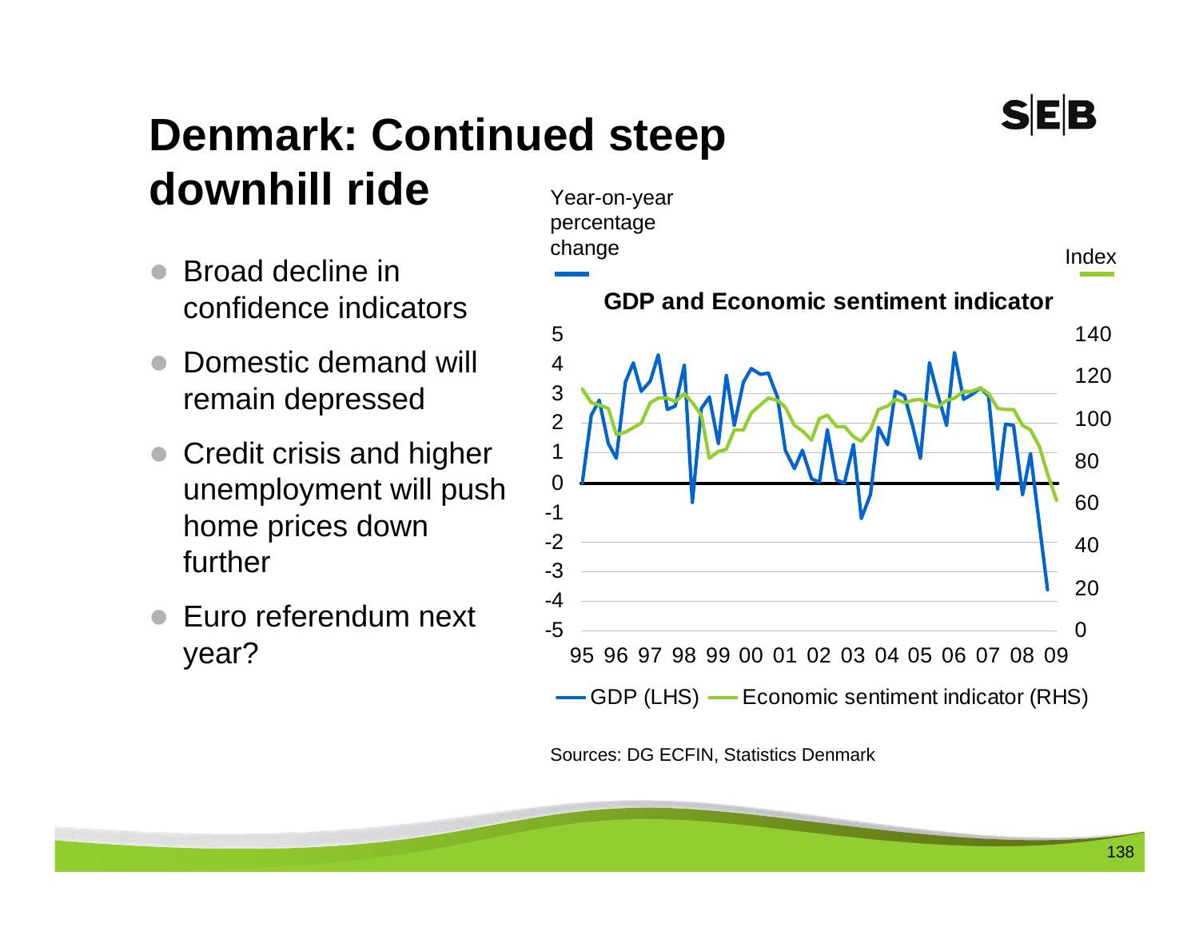# Denmark: Continued steep downhill ride

- Broad decline in confidence indicators
- Domestic demand will remain depressed
- Credit crisis and higher unemployment will push home prices down further
- Euro referendum next year?

Year-on-year percentage change

Index

**GDP and Economic sentiment indicator**

GDP (LHS) — Economic sentiment indicator (RHS)

Sources: DG ECFIN, Statistics Denmark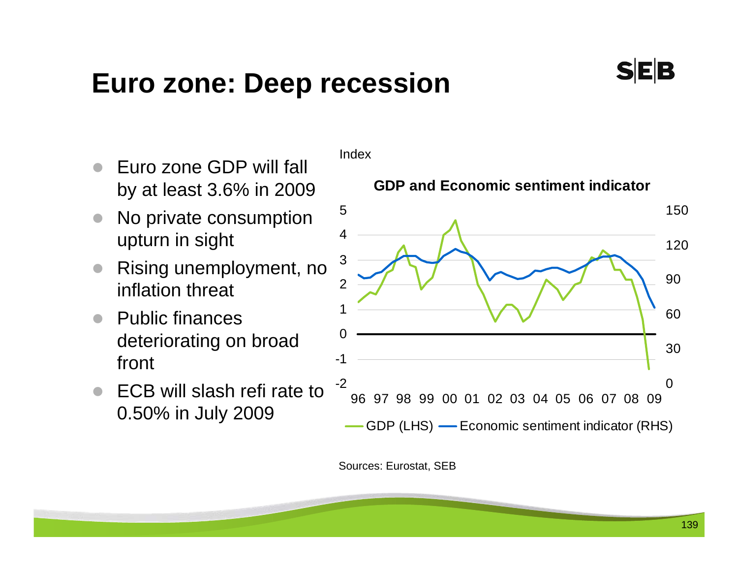# Euro zone: Deep recession

- Euro zone GDP will fall by at least 3.6% in 2009
- No private consumption upturn in sight
- Rising unemployment, no inflation threat
- Public finances deteriorating on broad front
- ECB will slash refi rate to 0.50% in July 2009

Index

**GDP and Economic sentiment indicator**

GDP (LHS) — Economic sentiment indicator (RHS)

Sources: Eurostat, SEB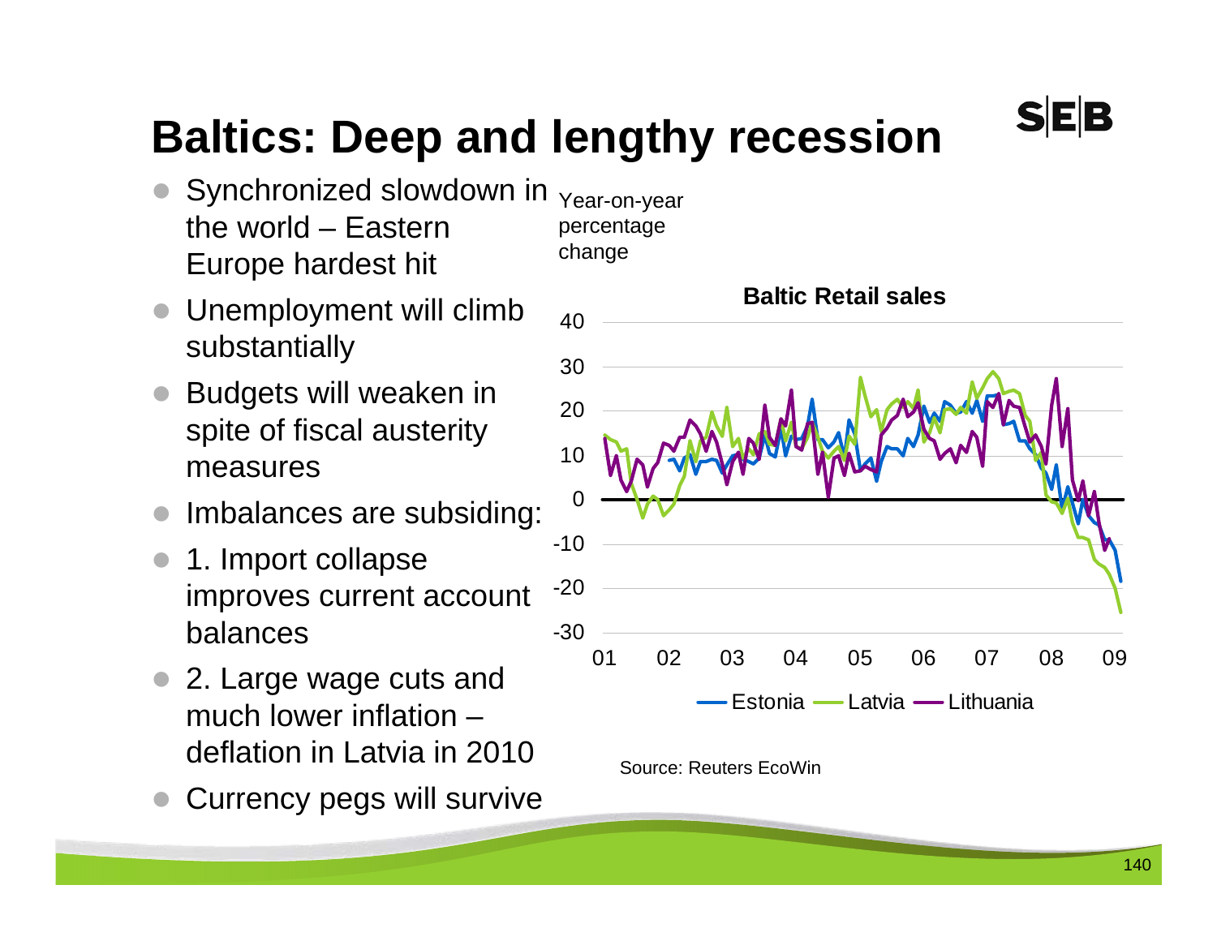# Baltics: Deep and lengthy recession

- Synchronized slowdown in the world – Eastern Europe hardest hit
- Unemployment will climb substantially
- Budgets will weaken in spite of fiscal austerity measures
- Imbalances are subsiding:
- 1. Import collapse improves current account balances
- 2. Large wage cuts and much lower inflation – deflation in Latvia in 2010
- Currency pegs will survive

Year-on-year percentage change

**Baltic Retail sales**

Estonia, Latvia, Lithuania

Source: Reuters EcoWin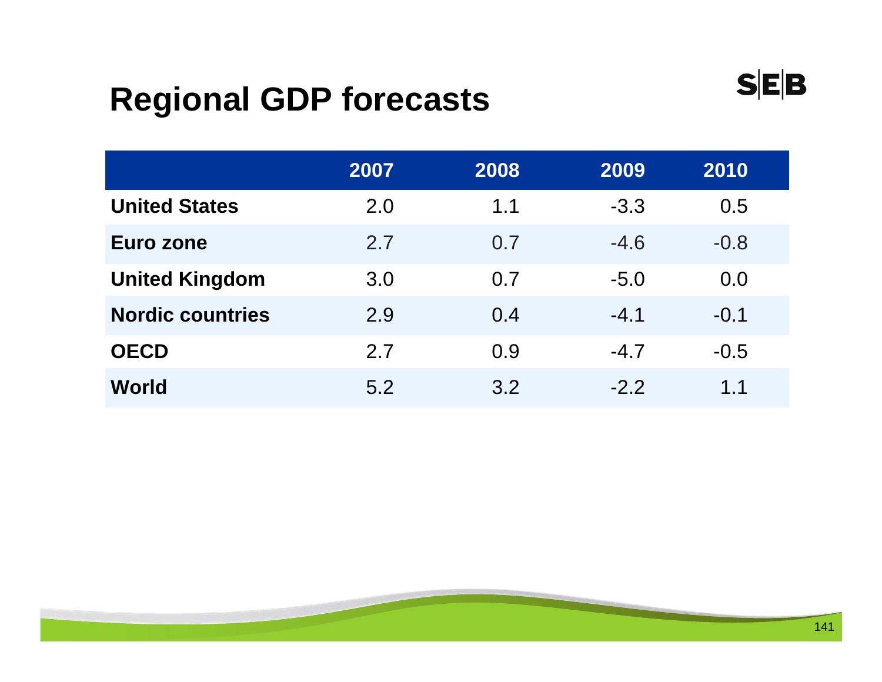# Regional GDP forecasts

| | 2007 | 2008 | 2009 | 2010 |
|---|---|---|---|---|
| **United States** | 2.0 | 1.1 | -3.3 | 0.5 |
| **Euro zone** | 2.7 | 0.7 | -4.6 | -0.8 |
| **United Kingdom** | 3.0 | 0.7 | -5.0 | 0.0 |
| **Nordic countries** | 2.9 | 0.4 | -4.1 | -0.1 |
| **OECD** | 2.7 | 0.9 | -4.7 | -0.5 |
| **World** | 5.2 | 3.2 | -2.2 | 1.1 |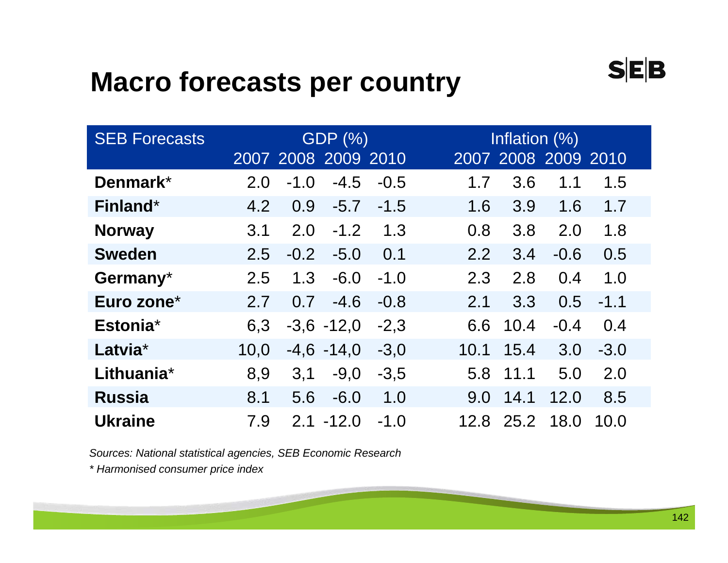# Macro forecasts per country

| SEB Forecasts | GDP (%) | | | | Inflation (%) | | | |
|---|---|---|---|---|---|---|---|---|
| | 2007 | 2008 | 2009 | 2010 | 2007 | 2008 | 2009 | 2010 |
| **Denmark*** | 2.0 | -1.0 | -4.5 | -0.5 | 1.7 | 3.6 | 1.1 | 1.5 |
| **Finland*** | 4.2 | 0.9 | -5.7 | -1.5 | 1.6 | 3.9 | 1.6 | 1.7 |
| **Norway** | 3.1 | 2.0 | -1.2 | 1.3 | 0.8 | 3.8 | 2.0 | 1.8 |
| **Sweden** | 2.5 | -0.2 | -5.0 | 0.1 | 2.2 | 3.4 | -0.6 | 0.5 |
| **Germany*** | 2.5 | 1.3 | -6.0 | -1.0 | 2.3 | 2.8 | 0.4 | 1.0 |
| **Euro zone*** | 2.7 | 0.7 | -4.6 | -0.8 | 2.1 | 3.3 | 0.5 | -1.1 |
| **Estonia*** | 6,3 | -3,6 | -12,0 | -2,3 | 6.6 | 10.4 | -0.4 | 0.4 |
| **Latvia*** | 10,0 | -4,6 | -14,0 | -3,0 | 10.1 | 15.4 | 3.0 | -3.0 |
| **Lithuania*** | 8,9 | 3,1 | -9,0 | -3,5 | 5.8 | 11.1 | 5.0 | 2.0 |
| **Russia** | 8.1 | 5.6 | -6.0 | 1.0 | 9.0 | 14.1 | 12.0 | 8.5 |
| **Ukraine** | 7.9 | 2.1 | -12.0 | -1.0 | 12.8 | 25.2 | 18.0 | 10.0 |

*Sources: National statistical agencies, SEB Economic Research*

*\* Harmonised consumer price index*